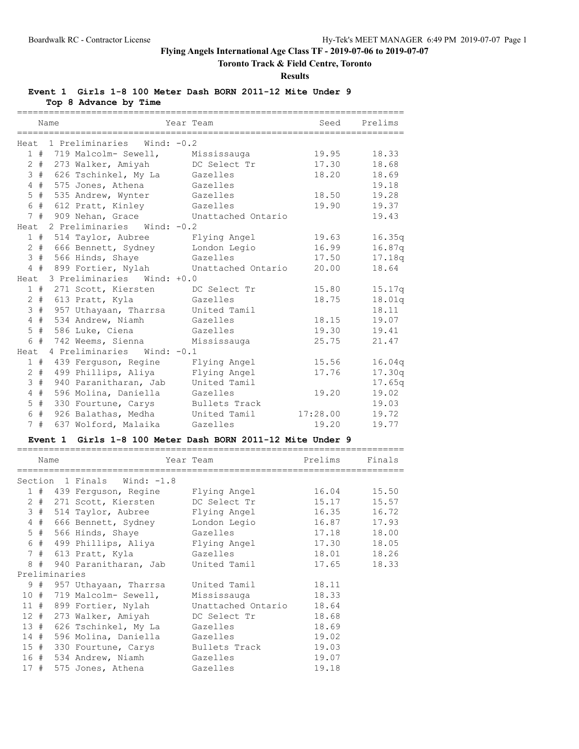# Flying Angels International Age Class TF - 2019-07-06 to 2019-07-07

**Toronto Track & Field Centre, Toronto**

**Results**

## Event 1 Girls 1-8 100 Meter Dash BORN 2011-12 Mite Under 9

**Top 8 Advance by Time**

| | Name | Year Team | Seed | Prelims |
|---|---|---|---|---|
| **Heat 1 Preliminaries Wind: -0.2** | | | | |
| 1 # | 719 Malcolm- Sewell, | Mississauga | 19.95 | 18.33 |
| 2 # | 273 Walker, Amiyah | DC Select Tr | 17.30 | 18.68 |
| 3 # | 626 Tschinkel, My La | Gazelles | 18.20 | 18.69 |
| 4 # | 575 Jones, Athena | Gazelles | | 19.18 |
| 5 # | 535 Andrew, Wynter | Gazelles | 18.50 | 19.28 |
| 6 # | 612 Pratt, Kinley | Gazelles | 19.90 | 19.37 |
| 7 # | 909 Nehan, Grace | Unattached Ontario | | 19.43 |
| **Heat 2 Preliminaries Wind: -0.2** | | | | |
| 1 # | 514 Taylor, Aubree | Flying Angel | 19.63 | 16.35q |
| 2 # | 666 Bennett, Sydney | London Legio | 16.99 | 16.87q |
| 3 # | 566 Hinds, Shaye | Gazelles | 17.50 | 17.18q |
| 4 # | 899 Fortier, Nylah | Unattached Ontario | 20.00 | 18.64 |
| **Heat 3 Preliminaries Wind: +0.0** | | | | |
| 1 # | 271 Scott, Kiersten | DC Select Tr | 15.80 | 15.17q |
| 2 # | 613 Pratt, Kyla | Gazelles | 18.75 | 18.01q |
| 3 # | 957 Uthayaan, Tharrsa | United Tamil | | 18.11 |
| 4 # | 534 Andrew, Niamh | Gazelles | 18.15 | 19.07 |
| 5 # | 586 Luke, Ciena | Gazelles | 19.30 | 19.41 |
| 6 # | 742 Weems, Sienna | Mississauga | 25.75 | 21.47 |
| **Heat 4 Preliminaries Wind: -0.1** | | | | |
| 1 # | 439 Ferguson, Regine | Flying Angel | 15.56 | 16.04q |
| 2 # | 499 Phillips, Aliya | Flying Angel | 17.76 | 17.30q |
| 3 # | 940 Paranitharan, Jab | United Tamil | | 17.65q |
| 4 # | 596 Molina, Daniella | Gazelles | 19.20 | 19.02 |
| 5 # | 330 Fourtune, Carys | Bullets Track | | 19.03 |
| 6 # | 926 Balathas, Medha | United Tamil | 17:28.00 | 19.72 |
| 7 # | 637 Wolford, Malaika | Gazelles | 19.20 | 19.77 |

## Event 1 Girls 1-8 100 Meter Dash BORN 2011-12 Mite Under 9

| | Name | Year Team | Prelims | Finals |
|---|---|---|---|---|
| **Section 1 Finals Wind: -1.8** | | | | |
| 1 # | 439 Ferguson, Regine | Flying Angel | 16.04 | 15.50 |
| 2 # | 271 Scott, Kiersten | DC Select Tr | 15.17 | 15.57 |
| 3 # | 514 Taylor, Aubree | Flying Angel | 16.35 | 16.72 |
| 4 # | 666 Bennett, Sydney | London Legio | 16.87 | 17.93 |
| 5 # | 566 Hinds, Shaye | Gazelles | 17.18 | 18.00 |
| 6 # | 499 Phillips, Aliya | Flying Angel | 17.30 | 18.05 |
| 7 # | 613 Pratt, Kyla | Gazelles | 18.01 | 18.26 |
| 8 # | 940 Paranitharan, Jab | United Tamil | 17.65 | 18.33 |
| **Preliminaries** | | | | |
| 9 # | 957 Uthayaan, Tharrsa | United Tamil | 18.11 | |
| 10 # | 719 Malcolm- Sewell, | Mississauga | 18.33 | |
| 11 # | 899 Fortier, Nylah | Unattached Ontario | 18.64 | |
| 12 # | 273 Walker, Amiyah | DC Select Tr | 18.68 | |
| 13 # | 626 Tschinkel, My La | Gazelles | 18.69 | |
| 14 # | 596 Molina, Daniella | Gazelles | 19.02 | |
| 15 # | 330 Fourtune, Carys | Bullets Track | 19.03 | |
| 16 # | 534 Andrew, Niamh | Gazelles | 19.07 | |
| 17 # | 575 Jones, Athena | Gazelles | 19.18 | |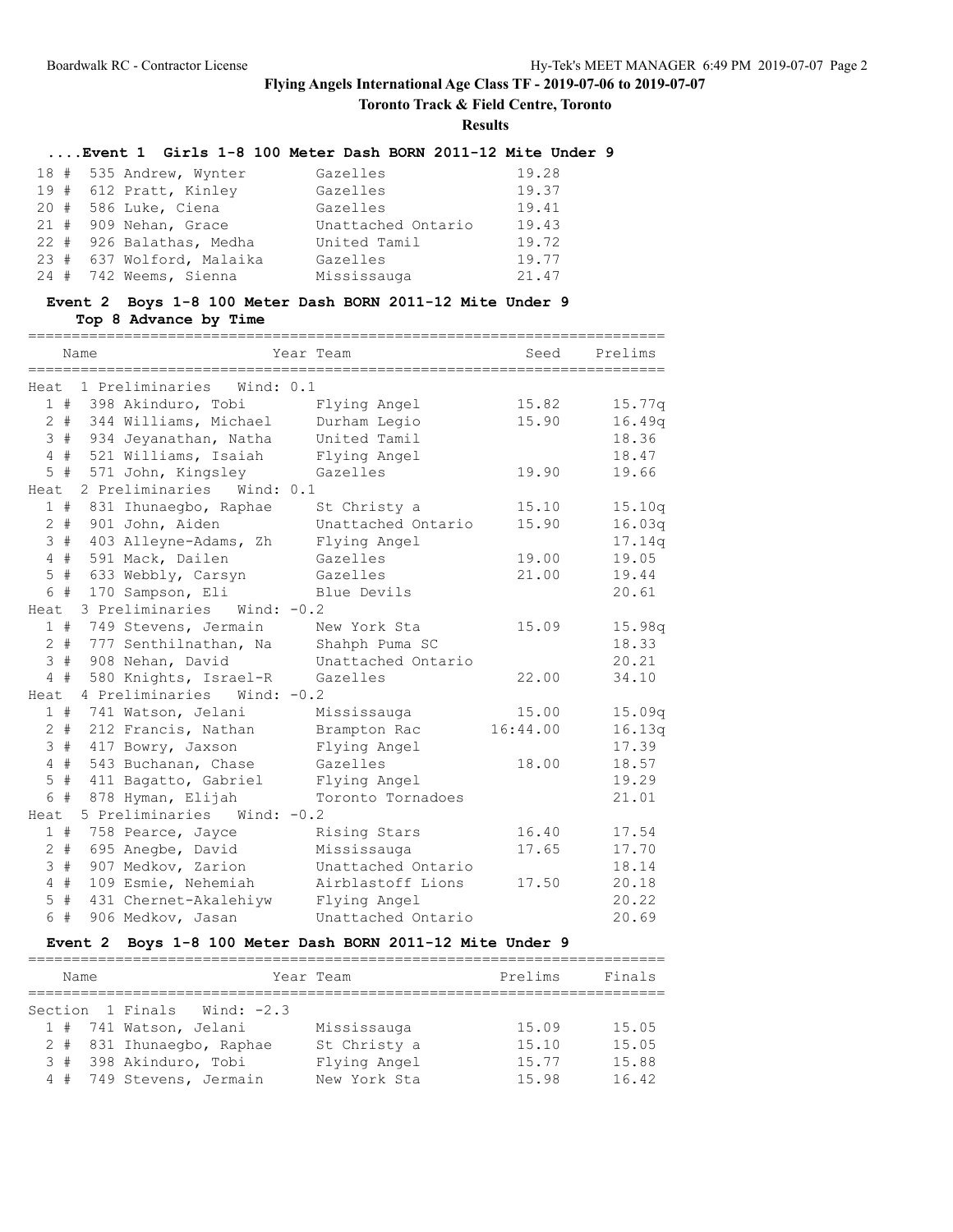# Flying Angels International Age Class TF - 2019-07-06 to 2019-07-07

## Toronto Track & Field Centre, Toronto

## Results

### ....Event 1 Girls 1-8 100 Meter Dash BORN 2011-12 Mite Under 9

| Place | Name | Team | Mark |
|---|---|---|---|
| 18 # | 535 Andrew, Wynter | Gazelles | 19.28 |
| 19 # | 612 Pratt, Kinley | Gazelles | 19.37 |
| 20 # | 586 Luke, Ciena | Gazelles | 19.41 |
| 21 # | 909 Nehan, Grace | Unattached Ontario | 19.43 |
| 22 # | 926 Balathas, Medha | United Tamil | 19.72 |
| 23 # | 637 Wolford, Malaika | Gazelles | 19.77 |
| 24 # | 742 Weems, Sienna | Mississauga | 21.47 |

### Event 2 Boys 1-8 100 Meter Dash BORN 2011-12 Mite Under 9

**Top 8 Advance by Time**

| Place | Name | Year Team | Seed | Prelims |
|---|---|---|---|---|
| **Heat 1 Preliminaries Wind: 0.1** | | | | |
| 1 # | 398 Akinduro, Tobi | Flying Angel | 15.82 | 15.77q |
| 2 # | 344 Williams, Michael | Durham Legio | 15.90 | 16.49q |
| 3 # | 934 Jeyanathan, Natha | United Tamil | | 18.36 |
| 4 # | 521 Williams, Isaiah | Flying Angel | | 18.47 |
| 5 # | 571 John, Kingsley | Gazelles | 19.90 | 19.66 |
| **Heat 2 Preliminaries Wind: 0.1** | | | | |
| 1 # | 831 Ihunaegbo, Raphae | St Christy a | 15.10 | 15.10q |
| 2 # | 901 John, Aiden | Unattached Ontario | 15.90 | 16.03q |
| 3 # | 403 Alleyne-Adams, Zh | Flying Angel | | 17.14q |
| 4 # | 591 Mack, Dailen | Gazelles | 19.00 | 19.05 |
| 5 # | 633 Webbly, Carsyn | Gazelles | 21.00 | 19.44 |
| 6 # | 170 Sampson, Eli | Blue Devils | | 20.61 |
| **Heat 3 Preliminaries Wind: -0.2** | | | | |
| 1 # | 749 Stevens, Jermain | New York Sta | 15.09 | 15.98q |
| 2 # | 777 Senthilnathan, Na | Shahph Puma SC | | 18.33 |
| 3 # | 908 Nehan, David | Unattached Ontario | | 20.21 |
| 4 # | 580 Knights, Israel-R | Gazelles | 22.00 | 34.10 |
| **Heat 4 Preliminaries Wind: -0.2** | | | | |
| 1 # | 741 Watson, Jelani | Mississauga | 15.00 | 15.09q |
| 2 # | 212 Francis, Nathan | Brampton Rac | 16:44.00 | 16.13q |
| 3 # | 417 Bowry, Jaxson | Flying Angel | | 17.39 |
| 4 # | 543 Buchanan, Chase | Gazelles | 18.00 | 18.57 |
| 5 # | 411 Bagatto, Gabriel | Flying Angel | | 19.29 |
| 6 # | 878 Hyman, Elijah | Toronto Tornadoes | | 21.01 |
| **Heat 5 Preliminaries Wind: -0.2** | | | | |
| 1 # | 758 Pearce, Jayce | Rising Stars | 16.40 | 17.54 |
| 2 # | 695 Anegbe, David | Mississauga | 17.65 | 17.70 |
| 3 # | 907 Medkov, Zarion | Unattached Ontario | | 18.14 |
| 4 # | 109 Esmie, Nehemiah | Airblastoff Lions | 17.50 | 20.18 |
| 5 # | 431 Chernet-Akalehiyw | Flying Angel | | 20.22 |
| 6 # | 906 Medkov, Jasan | Unattached Ontario | | 20.69 |

### Event 2 Boys 1-8 100 Meter Dash BORN 2011-12 Mite Under 9

| Place | Name | Year Team | Prelims | Finals |
|---|---|---|---|---|
| **Section 1 Finals Wind: -2.3** | | | | |
| 1 # | 741 Watson, Jelani | Mississauga | 15.09 | 15.05 |
| 2 # | 831 Ihunaegbo, Raphae | St Christy a | 15.10 | 15.05 |
| 3 # | 398 Akinduro, Tobi | Flying Angel | 15.77 | 15.88 |
| 4 # | 749 Stevens, Jermain | New York Sta | 15.98 | 16.42 |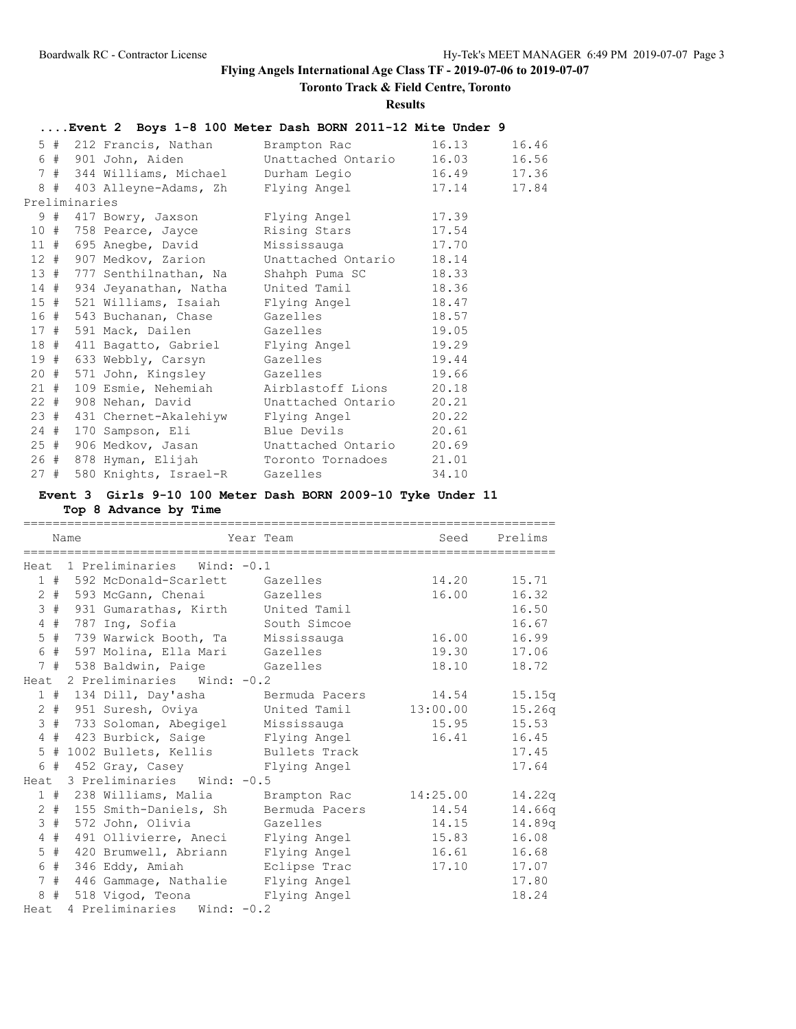## Flying Angels International Age Class TF - 2019-07-06 to 2019-07-07

**Toronto Track & Field Centre, Toronto**

**Results**

### ....Event 2 Boys 1-8 100 Meter Dash BORN 2011-12 Mite Under 9

| Place | # | Name | Team | Seed | Finals |
|---|---|---|---|---|---|
| 5 | # 212 | Francis, Nathan | Brampton Rac | 16.13 | 16.46 |
| 6 | # 901 | John, Aiden | Unattached Ontario | 16.03 | 16.56 |
| 7 | # 344 | Williams, Michael | Durham Legio | 16.49 | 17.36 |
| 8 | # 403 | Alleyne-Adams, Zh | Flying Angel | 17.14 | 17.84 |

Preliminaries

| Place | # | Name | Team | Prelims |
|---|---|---|---|---|
| 9 | # 417 | Bowry, Jaxson | Flying Angel | 17.39 |
| 10 | # 758 | Pearce, Jayce | Rising Stars | 17.54 |
| 11 | # 695 | Anegbe, David | Mississauga | 17.70 |
| 12 | # 907 | Medkov, Zarion | Unattached Ontario | 18.14 |
| 13 | # 777 | Senthilnathan, Na | Shahph Puma SC | 18.33 |
| 14 | # 934 | Jeyanathan, Natha | United Tamil | 18.36 |
| 15 | # 521 | Williams, Isaiah | Flying Angel | 18.47 |
| 16 | # 543 | Buchanan, Chase | Gazelles | 18.57 |
| 17 | # 591 | Mack, Dailen | Gazelles | 19.05 |
| 18 | # 411 | Bagatto, Gabriel | Flying Angel | 19.29 |
| 19 | # 633 | Webbly, Carsyn | Gazelles | 19.44 |
| 20 | # 571 | John, Kingsley | Gazelles | 19.66 |
| 21 | # 109 | Esmie, Nehemiah | Airblastoff Lions | 20.18 |
| 22 | # 908 | Nehan, David | Unattached Ontario | 20.21 |
| 23 | # 431 | Chernet-Akalehiyw | Flying Angel | 20.22 |
| 24 | # 170 | Sampson, Eli | Blue Devils | 20.61 |
| 25 | # 906 | Medkov, Jasan | Unattached Ontario | 20.69 |
| 26 | # 878 | Hyman, Elijah | Toronto Tornadoes | 21.01 |
| 27 | # 580 | Knights, Israel-R | Gazelles | 34.10 |

### Event 3 Girls 9-10 100 Meter Dash BORN 2009-10 Tyke Under 11

**Top 8 Advance by Time**

| Place | # | Name | Year Team | Seed | Prelims |
|---|---|---|---|---|---|
| **Heat 1 Preliminaries Wind: -0.1** | | | | | |
| 1 | # 592 | McDonald-Scarlett | Gazelles | 14.20 | 15.71 |
| 2 | # 593 | McGann, Chenai | Gazelles | 16.00 | 16.32 |
| 3 | # 931 | Gumarathas, Kirth | United Tamil | | 16.50 |
| 4 | # 787 | Ing, Sofia | South Simcoe | | 16.67 |
| 5 | # 739 | Warwick Booth, Ta | Mississauga | 16.00 | 16.99 |
| 6 | # 597 | Molina, Ella Mari | Gazelles | 19.30 | 17.06 |
| 7 | # 538 | Baldwin, Paige | Gazelles | 18.10 | 18.72 |
| **Heat 2 Preliminaries Wind: -0.2** | | | | | |
| 1 | # 134 | Dill, Day'asha | Bermuda Pacers | 14.54 | 15.15q |
| 2 | # 951 | Suresh, Oviya | United Tamil | 13:00.00 | 15.26q |
| 3 | # 733 | Soloman, Abegigel | Mississauga | 15.95 | 15.53 |
| 4 | # 423 | Burbick, Saige | Flying Angel | 16.41 | 16.45 |
| 5 | # 1002 | Bullets, Kellis | Bullets Track | | 17.45 |
| 6 | # 452 | Gray, Casey | Flying Angel | | 17.64 |
| **Heat 3 Preliminaries Wind: -0.5** | | | | | |
| 1 | # 238 | Williams, Malia | Brampton Rac | 14:25.00 | 14.22q |
| 2 | # 155 | Smith-Daniels, Sh | Bermuda Pacers | 14.54 | 14.66q |
| 3 | # 572 | John, Olivia | Gazelles | 14.15 | 14.89q |
| 4 | # 491 | Ollivierre, Aneci | Flying Angel | 15.83 | 16.08 |
| 5 | # 420 | Brumwell, Abriann | Flying Angel | 16.61 | 16.68 |
| 6 | # 346 | Eddy, Amiah | Eclipse Trac | 17.10 | 17.07 |
| 7 | # 446 | Gammage, Nathalie | Flying Angel | | 17.80 |
| 8 | # 518 | Vigod, Teona | Flying Angel | | 18.24 |
| **Heat 4 Preliminaries Wind: -0.2** | | | | | |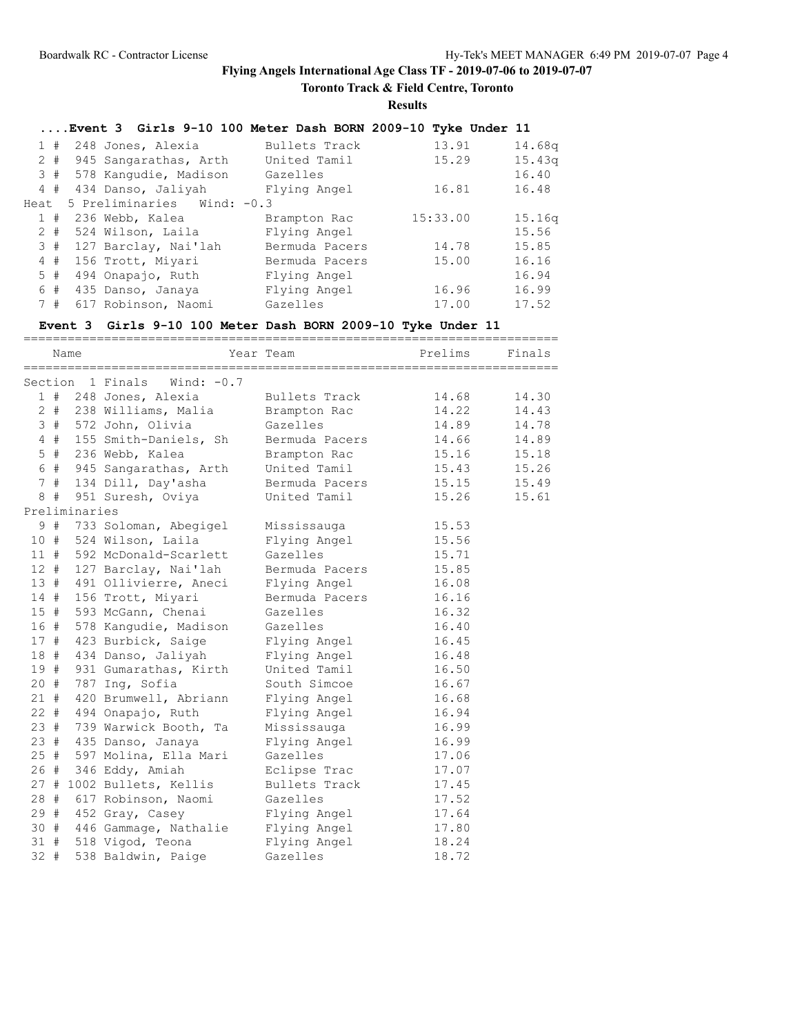Flying Angels International Age Class TF - 2019-07-06 to 2019-07-07

Toronto Track & Field Centre, Toronto

**Results**

### ....Event 3 Girls 9-10 100 Meter Dash BORN 2009-10 Tyke Under 11

| | | Name | Team | Seed | Prelims |
|---|---|---|---|---|---|
| 1 # | 248 | Jones, Alexia | Bullets Track | 13.91 | 14.68q |
| 2 # | 945 | Sangarathas, Arth | United Tamil | 15.29 | 15.43q |
| 3 # | 578 | Kangudie, Madison | Gazelles | | 16.40 |
| 4 # | 434 | Danso, Jaliyah | Flying Angel | 16.81 | 16.48 |

Heat 5 Preliminaries Wind: -0.3

| | | Name | Team | Seed | Prelims |
|---|---|---|---|---|---|
| 1 # | 236 | Webb, Kalea | Brampton Rac | 15:33.00 | 15.16q |
| 2 # | 524 | Wilson, Laila | Flying Angel | | 15.56 |
| 3 # | 127 | Barclay, Nai'lah | Bermuda Pacers | 14.78 | 15.85 |
| 4 # | 156 | Trott, Miyari | Bermuda Pacers | 15.00 | 16.16 |
| 5 # | 494 | Onapajo, Ruth | Flying Angel | | 16.94 |
| 6 # | 435 | Danso, Janaya | Flying Angel | 16.96 | 16.99 |
| 7 # | 617 | Robinson, Naomi | Gazelles | 17.00 | 17.52 |

### Event 3 Girls 9-10 100 Meter Dash BORN 2009-10 Tyke Under 11

Section 1 Finals Wind: -0.7

| | | Name | Year Team | Prelims | Finals |
|---|---|---|---|---|---|
| 1 # | 248 | Jones, Alexia | Bullets Track | 14.68 | 14.30 |
| 2 # | 238 | Williams, Malia | Brampton Rac | 14.22 | 14.43 |
| 3 # | 572 | John, Olivia | Gazelles | 14.89 | 14.78 |
| 4 # | 155 | Smith-Daniels, Sh | Bermuda Pacers | 14.66 | 14.89 |
| 5 # | 236 | Webb, Kalea | Brampton Rac | 15.16 | 15.18 |
| 6 # | 945 | Sangarathas, Arth | United Tamil | 15.43 | 15.26 |
| 7 # | 134 | Dill, Day'asha | Bermuda Pacers | 15.15 | 15.49 |
| 8 # | 951 | Suresh, Oviya | United Tamil | 15.26 | 15.61 |

Preliminaries

| | | Name | Year Team | Prelims |
|---|---|---|---|---|
| 9 # | 733 | Soloman, Abegigel | Mississauga | 15.53 |
| 10 # | 524 | Wilson, Laila | Flying Angel | 15.56 |
| 11 # | 592 | McDonald-Scarlett | Gazelles | 15.71 |
| 12 # | 127 | Barclay, Nai'lah | Bermuda Pacers | 15.85 |
| 13 # | 491 | Ollivierre, Aneci | Flying Angel | 16.08 |
| 14 # | 156 | Trott, Miyari | Bermuda Pacers | 16.16 |
| 15 # | 593 | McGann, Chenai | Gazelles | 16.32 |
| 16 # | 578 | Kangudie, Madison | Gazelles | 16.40 |
| 17 # | 423 | Burbick, Saige | Flying Angel | 16.45 |
| 18 # | 434 | Danso, Jaliyah | Flying Angel | 16.48 |
| 19 # | 931 | Gumarathas, Kirth | United Tamil | 16.50 |
| 20 # | 787 | Ing, Sofia | South Simcoe | 16.67 |
| 21 # | 420 | Brumwell, Abriann | Flying Angel | 16.68 |
| 22 # | 494 | Onapajo, Ruth | Flying Angel | 16.94 |
| 23 # | 739 | Warwick Booth, Ta | Mississauga | 16.99 |
| 23 # | 435 | Danso, Janaya | Flying Angel | 16.99 |
| 25 # | 597 | Molina, Ella Mari | Gazelles | 17.06 |
| 26 # | 346 | Eddy, Amiah | Eclipse Trac | 17.07 |
| 27 # | 1002 | Bullets, Kellis | Bullets Track | 17.45 |
| 28 # | 617 | Robinson, Naomi | Gazelles | 17.52 |
| 29 # | 452 | Gray, Casey | Flying Angel | 17.64 |
| 30 # | 446 | Gammage, Nathalie | Flying Angel | 17.80 |
| 31 # | 518 | Vigod, Teona | Flying Angel | 18.24 |
| 32 # | 538 | Baldwin, Paige | Gazelles | 18.72 |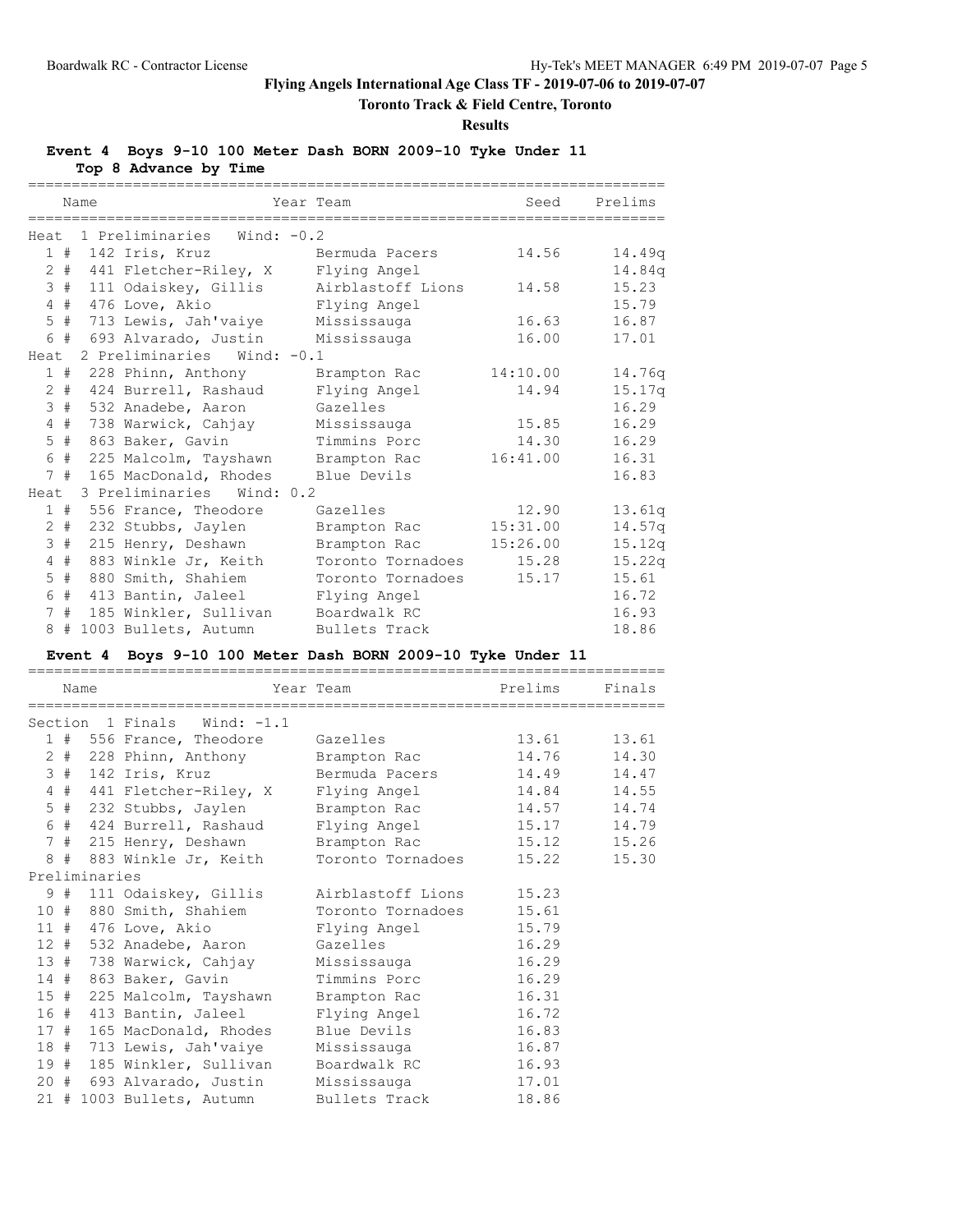# Flying Angels International Age Class TF - 2019-07-06 to 2019-07-07

## Toronto Track & Field Centre, Toronto

### Results

**Event 4 Boys 9-10 100 Meter Dash BORN 2009-10 Tyke Under 11**

**Top 8 Advance by Time**

| Place | Name | Year | Team | Seed | Prelims |
|---|---|---|---|---|---|
| **Heat 1 Preliminaries Wind: -0.2** | | | | | |
| 1 # | 142 Iris, Kruz | | Bermuda Pacers | 14.56 | 14.49q |
| 2 # | 441 Fletcher-Riley, X | | Flying Angel | | 14.84q |
| 3 # | 111 Odaiskey, Gillis | | Airblastoff Lions | 14.58 | 15.23 |
| 4 # | 476 Love, Akio | | Flying Angel | | 15.79 |
| 5 # | 713 Lewis, Jah'vaiye | | Mississauga | 16.63 | 16.87 |
| 6 # | 693 Alvarado, Justin | | Mississauga | 16.00 | 17.01 |
| **Heat 2 Preliminaries Wind: -0.1** | | | | | |
| 1 # | 228 Phinn, Anthony | | Brampton Rac | 14:10.00 | 14.76q |
| 2 # | 424 Burrell, Rashaud | | Flying Angel | 14.94 | 15.17q |
| 3 # | 532 Anadebe, Aaron | | Gazelles | | 16.29 |
| 4 # | 738 Warwick, Cahjay | | Mississauga | 15.85 | 16.29 |
| 5 # | 863 Baker, Gavin | | Timmins Porc | 14.30 | 16.29 |
| 6 # | 225 Malcolm, Tayshawn | | Brampton Rac | 16:41.00 | 16.31 |
| 7 # | 165 MacDonald, Rhodes | | Blue Devils | | 16.83 |
| **Heat 3 Preliminaries Wind: 0.2** | | | | | |
| 1 # | 556 France, Theodore | | Gazelles | 12.90 | 13.61q |
| 2 # | 232 Stubbs, Jaylen | | Brampton Rac | 15:31.00 | 14.57q |
| 3 # | 215 Henry, Deshawn | | Brampton Rac | 15:26.00 | 15.12q |
| 4 # | 883 Winkle Jr, Keith | | Toronto Tornadoes | 15.28 | 15.22q |
| 5 # | 880 Smith, Shahiem | | Toronto Tornadoes | 15.17 | 15.61 |
| 6 # | 413 Bantin, Jaleel | | Flying Angel | | 16.72 |
| 7 # | 185 Winkler, Sullivan | | Boardwalk RC | | 16.93 |
| 8 # | 1003 Bullets, Autumn | | Bullets Track | | 18.86 |

**Event 4 Boys 9-10 100 Meter Dash BORN 2009-10 Tyke Under 11**

| Place | Name | Year | Team | Prelims | Finals |
|---|---|---|---|---|---|
| **Section 1 Finals Wind: -1.1** | | | | | |
| 1 # | 556 France, Theodore | | Gazelles | 13.61 | 13.61 |
| 2 # | 228 Phinn, Anthony | | Brampton Rac | 14.76 | 14.30 |
| 3 # | 142 Iris, Kruz | | Bermuda Pacers | 14.49 | 14.47 |
| 4 # | 441 Fletcher-Riley, X | | Flying Angel | 14.84 | 14.55 |
| 5 # | 232 Stubbs, Jaylen | | Brampton Rac | 14.57 | 14.74 |
| 6 # | 424 Burrell, Rashaud | | Flying Angel | 15.17 | 14.79 |
| 7 # | 215 Henry, Deshawn | | Brampton Rac | 15.12 | 15.26 |
| 8 # | 883 Winkle Jr, Keith | | Toronto Tornadoes | 15.22 | 15.30 |
| **Preliminaries** | | | | | |
| 9 # | 111 Odaiskey, Gillis | | Airblastoff Lions | 15.23 | |
| 10 # | 880 Smith, Shahiem | | Toronto Tornadoes | 15.61 | |
| 11 # | 476 Love, Akio | | Flying Angel | 15.79 | |
| 12 # | 532 Anadebe, Aaron | | Gazelles | 16.29 | |
| 13 # | 738 Warwick, Cahjay | | Mississauga | 16.29 | |
| 14 # | 863 Baker, Gavin | | Timmins Porc | 16.29 | |
| 15 # | 225 Malcolm, Tayshawn | | Brampton Rac | 16.31 | |
| 16 # | 413 Bantin, Jaleel | | Flying Angel | 16.72 | |
| 17 # | 165 MacDonald, Rhodes | | Blue Devils | 16.83 | |
| 18 # | 713 Lewis, Jah'vaiye | | Mississauga | 16.87 | |
| 19 # | 185 Winkler, Sullivan | | Boardwalk RC | 16.93 | |
| 20 # | 693 Alvarado, Justin | | Mississauga | 17.01 | |
| 21 # | 1003 Bullets, Autumn | | Bullets Track | 18.86 | |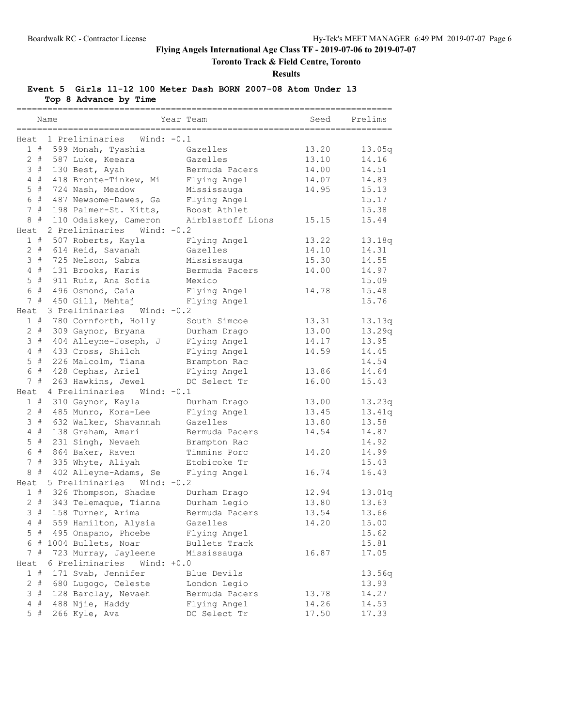**Flying Angels International Age Class TF - 2019-07-06 to 2019-07-07**

**Toronto Track & Field Centre, Toronto**

**Results**

### Event 5 Girls 11-12 100 Meter Dash BORN 2007-08 Atom Under 13

**Top 8 Advance by Time**

| Place | Name | Year | Team | Seed | Prelims |
|---|---|---|---|---|---|
| **Heat 1 Preliminaries Wind: -0.1** | | | | | |
| 1 # | 599 Monah, Tyashia | | Gazelles | 13.20 | 13.05q |
| 2 # | 587 Luke, Keeara | | Gazelles | 13.10 | 14.16 |
| 3 # | 130 Best, Ayah | | Bermuda Pacers | 14.00 | 14.51 |
| 4 # | 418 Bronte-Tinkew, Mi | | Flying Angel | 14.07 | 14.83 |
| 5 # | 724 Nash, Meadow | | Mississauga | 14.95 | 15.13 |
| 6 # | 487 Newsome-Dawes, Ga | | Flying Angel | | 15.17 |
| 7 # | 198 Palmer-St. Kitts, | | Boost Athlet | | 15.38 |
| 8 # | 110 Odaiskey, Cameron | | Airblastoff Lions | 15.15 | 15.44 |
| **Heat 2 Preliminaries Wind: -0.2** | | | | | |
| 1 # | 507 Roberts, Kayla | | Flying Angel | 13.22 | 13.18q |
| 2 # | 614 Reid, Savanah | | Gazelles | 14.10 | 14.31 |
| 3 # | 725 Nelson, Sabra | | Mississauga | 15.30 | 14.55 |
| 4 # | 131 Brooks, Karis | | Bermuda Pacers | 14.00 | 14.97 |
| 5 # | 911 Ruiz, Ana Sofia | | Mexico | | 15.09 |
| 6 # | 496 Osmond, Caia | | Flying Angel | 14.78 | 15.48 |
| 7 # | 450 Gill, Mehtaj | | Flying Angel | | 15.76 |
| **Heat 3 Preliminaries Wind: -0.2** | | | | | |
| 1 # | 780 Cornforth, Holly | | South Simcoe | 13.31 | 13.13q |
| 2 # | 309 Gaynor, Bryana | | Durham Drago | 13.00 | 13.29q |
| 3 # | 404 Alleyne-Joseph, J | | Flying Angel | 14.17 | 13.95 |
| 4 # | 433 Cross, Shiloh | | Flying Angel | 14.59 | 14.45 |
| 5 # | 226 Malcolm, Tiana | | Brampton Rac | | 14.54 |
| 6 # | 428 Cephas, Ariel | | Flying Angel | 13.86 | 14.64 |
| 7 # | 263 Hawkins, Jewel | | DC Select Tr | 16.00 | 15.43 |
| **Heat 4 Preliminaries Wind: -0.1** | | | | | |
| 1 # | 310 Gaynor, Kayla | | Durham Drago | 13.00 | 13.23q |
| 2 # | 485 Munro, Kora-Lee | | Flying Angel | 13.45 | 13.41q |
| 3 # | 632 Walker, Shavannah | | Gazelles | 13.80 | 13.58 |
| 4 # | 138 Graham, Amari | | Bermuda Pacers | 14.54 | 14.87 |
| 5 # | 231 Singh, Nevaeh | | Brampton Rac | | 14.92 |
| 6 # | 864 Baker, Raven | | Timmins Porc | 14.20 | 14.99 |
| 7 # | 335 Whyte, Aliyah | | Etobicoke Tr | | 15.43 |
| 8 # | 402 Alleyne-Adams, Se | | Flying Angel | 16.74 | 16.43 |
| **Heat 5 Preliminaries Wind: -0.2** | | | | | |
| 1 # | 326 Thompson, Shadae | | Durham Drago | 12.94 | 13.01q |
| 2 # | 343 Telemaque, Tianna | | Durham Legio | 13.80 | 13.63 |
| 3 # | 158 Turner, Arima | | Bermuda Pacers | 13.54 | 13.66 |
| 4 # | 559 Hamilton, Alysia | | Gazelles | 14.20 | 15.00 |
| 5 # | 495 Onapano, Phoebe | | Flying Angel | | 15.62 |
| 6 # | 1004 Bullets, Noar | | Bullets Track | | 15.81 |
| 7 # | 723 Murray, Jayleene | | Mississauga | 16.87 | 17.05 |
| **Heat 6 Preliminaries Wind: +0.0** | | | | | |
| 1 # | 171 Svab, Jennifer | | Blue Devils | | 13.56q |
| 2 # | 680 Lugogo, Celeste | | London Legio | | 13.93 |
| 3 # | 128 Barclay, Nevaeh | | Bermuda Pacers | 13.78 | 14.27 |
| 4 # | 488 Njie, Haddy | | Flying Angel | 14.26 | 14.53 |
| 5 # | 266 Kyle, Ava | | DC Select Tr | 17.50 | 17.33 |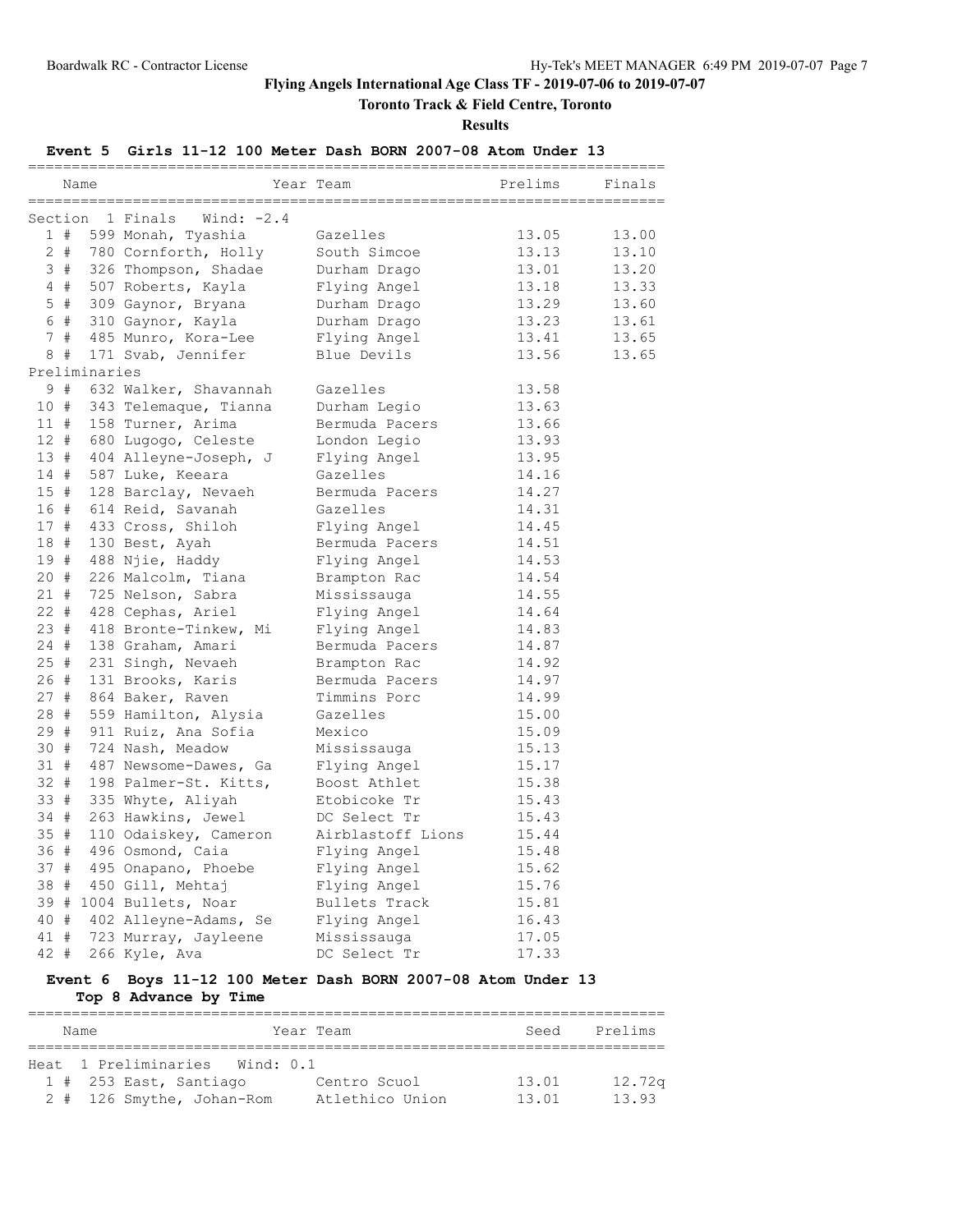# Flying Angels International Age Class TF - 2019-07-06 to 2019-07-07

## Toronto Track & Field Centre, Toronto

### Results

**Event 5 Girls 11-12 100 Meter Dash BORN 2007-08 Atom Under 13**

| | Name | Year | Team | Prelims | Finals |
|---|---|---|---|---|---|
| **Section 1 Finals Wind: -2.4** | | | | | |
| 1 # | 599 Monah, Tyashia | | Gazelles | 13.05 | 13.00 |
| 2 # | 780 Cornforth, Holly | | South Simcoe | 13.13 | 13.10 |
| 3 # | 326 Thompson, Shadae | | Durham Drago | 13.01 | 13.20 |
| 4 # | 507 Roberts, Kayla | | Flying Angel | 13.18 | 13.33 |
| 5 # | 309 Gaynor, Bryana | | Durham Drago | 13.29 | 13.60 |
| 6 # | 310 Gaynor, Kayla | | Durham Drago | 13.23 | 13.61 |
| 7 # | 485 Munro, Kora-Lee | | Flying Angel | 13.41 | 13.65 |
| 8 # | 171 Svab, Jennifer | | Blue Devils | 13.56 | 13.65 |
| **Preliminaries** | | | | | |
| 9 # | 632 Walker, Shavannah | | Gazelles | 13.58 | |
| 10 # | 343 Telemaque, Tianna | | Durham Legio | 13.63 | |
| 11 # | 158 Turner, Arima | | Bermuda Pacers | 13.66 | |
| 12 # | 680 Lugogo, Celeste | | London Legio | 13.93 | |
| 13 # | 404 Alleyne-Joseph, J | | Flying Angel | 13.95 | |
| 14 # | 587 Luke, Keeara | | Gazelles | 14.16 | |
| 15 # | 128 Barclay, Nevaeh | | Bermuda Pacers | 14.27 | |
| 16 # | 614 Reid, Savanah | | Gazelles | 14.31 | |
| 17 # | 433 Cross, Shiloh | | Flying Angel | 14.45 | |
| 18 # | 130 Best, Ayah | | Bermuda Pacers | 14.51 | |
| 19 # | 488 Njie, Haddy | | Flying Angel | 14.53 | |
| 20 # | 226 Malcolm, Tiana | | Brampton Rac | 14.54 | |
| 21 # | 725 Nelson, Sabra | | Mississauga | 14.55 | |
| 22 # | 428 Cephas, Ariel | | Flying Angel | 14.64 | |
| 23 # | 418 Bronte-Tinkew, Mi | | Flying Angel | 14.83 | |
| 24 # | 138 Graham, Amari | | Bermuda Pacers | 14.87 | |
| 25 # | 231 Singh, Nevaeh | | Brampton Rac | 14.92 | |
| 26 # | 131 Brooks, Karis | | Bermuda Pacers | 14.97 | |
| 27 # | 864 Baker, Raven | | Timmins Porc | 14.99 | |
| 28 # | 559 Hamilton, Alysia | | Gazelles | 15.00 | |
| 29 # | 911 Ruiz, Ana Sofia | | Mexico | 15.09 | |
| 30 # | 724 Nash, Meadow | | Mississauga | 15.13 | |
| 31 # | 487 Newsome-Dawes, Ga | | Flying Angel | 15.17 | |
| 32 # | 198 Palmer-St. Kitts, | | Boost Athlet | 15.38 | |
| 33 # | 335 Whyte, Aliyah | | Etobicoke Tr | 15.43 | |
| 34 # | 263 Hawkins, Jewel | | DC Select Tr | 15.43 | |
| 35 # | 110 Odaiskey, Cameron | | Airblastoff Lions | 15.44 | |
| 36 # | 496 Osmond, Caia | | Flying Angel | 15.48 | |
| 37 # | 495 Onapano, Phoebe | | Flying Angel | 15.62 | |
| 38 # | 450 Gill, Mehtaj | | Flying Angel | 15.76 | |
| 39 # | 1004 Bullets, Noar | | Bullets Track | 15.81 | |
| 40 # | 402 Alleyne-Adams, Se | | Flying Angel | 16.43 | |
| 41 # | 723 Murray, Jayleene | | Mississauga | 17.05 | |
| 42 # | 266 Kyle, Ava | | DC Select Tr | 17.33 | |

**Event 6 Boys 11-12 100 Meter Dash BORN 2007-08 Atom Under 13**
**Top 8 Advance by Time**

| | Name | Year | Team | Seed | Prelims |
|---|---|---|---|---|---|
| **Heat 1 Preliminaries Wind: 0.1** | | | | | |
| 1 # | 253 East, Santiago | | Centro Scuol | 13.01 | 12.72q |
| 2 # | 126 Smythe, Johan-Rom | | Atlethico Union | 13.01 | 13.93 |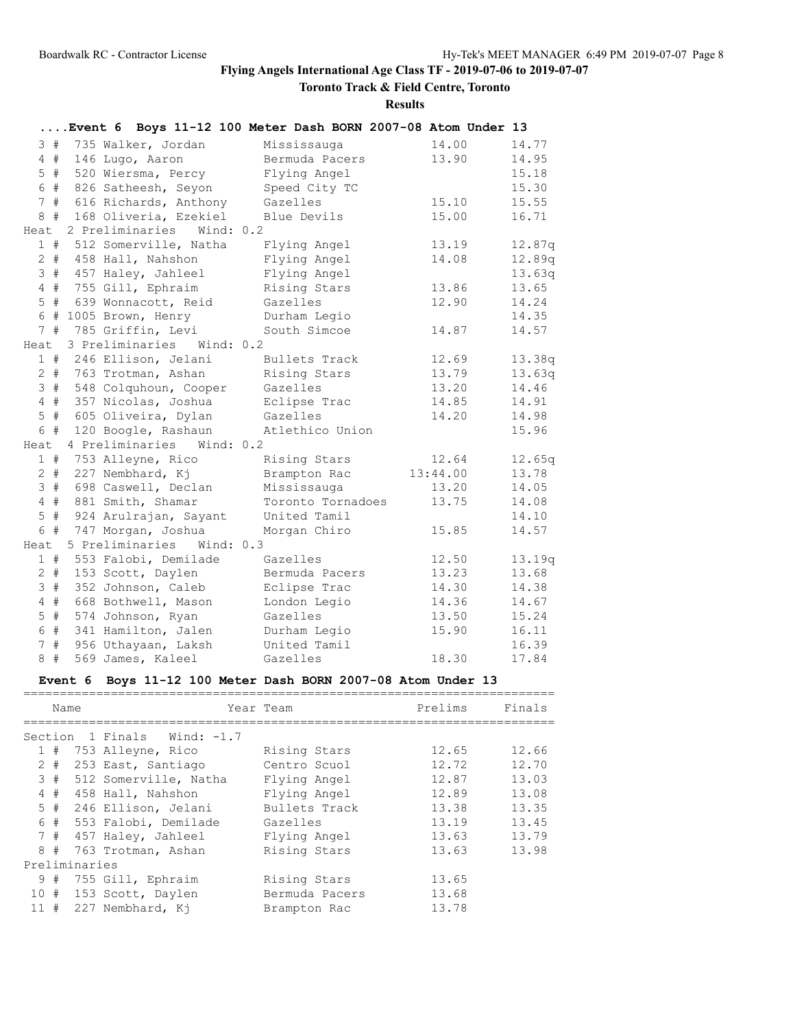**Flying Angels International Age Class TF - 2019-07-06 to 2019-07-07**

**Toronto Track & Field Centre, Toronto**

**Results**

### ....Event 6 Boys 11-12 100 Meter Dash BORN 2007-08 Atom Under 13

| Place | Name | Team | Seed | Prelims |
|---|---|---|---|---|
| 3 # | 735 Walker, Jordan | Mississauga | 14.00 | 14.77 |
| 4 # | 146 Lugo, Aaron | Bermuda Pacers | 13.90 | 14.95 |
| 5 # | 520 Wiersma, Percy | Flying Angel | | 15.18 |
| 6 # | 826 Satheesh, Seyon | Speed City TC | | 15.30 |
| 7 # | 616 Richards, Anthony | Gazelles | 15.10 | 15.55 |
| 8 # | 168 Oliveria, Ezekiel | Blue Devils | 15.00 | 16.71 |
| **Heat 2 Preliminaries Wind: 0.2** | | | | |
| 1 # | 512 Somerville, Natha | Flying Angel | 13.19 | 12.87q |
| 2 # | 458 Hall, Nahshon | Flying Angel | 14.08 | 12.89q |
| 3 # | 457 Haley, Jahleel | Flying Angel | | 13.63q |
| 4 # | 755 Gill, Ephraim | Rising Stars | 13.86 | 13.65 |
| 5 # | 639 Wonnacott, Reid | Gazelles | 12.90 | 14.24 |
| 6 # | 1005 Brown, Henry | Durham Legio | | 14.35 |
| 7 # | 785 Griffin, Levi | South Simcoe | 14.87 | 14.57 |
| **Heat 3 Preliminaries Wind: 0.2** | | | | |
| 1 # | 246 Ellison, Jelani | Bullets Track | 12.69 | 13.38q |
| 2 # | 763 Trotman, Ashan | Rising Stars | 13.79 | 13.63q |
| 3 # | 548 Colquhoun, Cooper | Gazelles | 13.20 | 14.46 |
| 4 # | 357 Nicolas, Joshua | Eclipse Trac | 14.85 | 14.91 |
| 5 # | 605 Oliveira, Dylan | Gazelles | 14.20 | 14.98 |
| 6 # | 120 Boogle, Rashaun | Atlethico Union | | 15.96 |
| **Heat 4 Preliminaries Wind: 0.2** | | | | |
| 1 # | 753 Alleyne, Rico | Rising Stars | 12.64 | 12.65q |
| 2 # | 227 Nembhard, Kj | Brampton Rac | 13:44.00 | 13.78 |
| 3 # | 698 Caswell, Declan | Mississauga | 13.20 | 14.05 |
| 4 # | 881 Smith, Shamar | Toronto Tornadoes | 13.75 | 14.08 |
| 5 # | 924 Arulrajan, Sayant | United Tamil | | 14.10 |
| 6 # | 747 Morgan, Joshua | Morgan Chiro | 15.85 | 14.57 |
| **Heat 5 Preliminaries Wind: 0.3** | | | | |
| 1 # | 553 Falobi, Demilade | Gazelles | 12.50 | 13.19q |
| 2 # | 153 Scott, Daylen | Bermuda Pacers | 13.23 | 13.68 |
| 3 # | 352 Johnson, Caleb | Eclipse Trac | 14.30 | 14.38 |
| 4 # | 668 Bothwell, Mason | London Legio | 14.36 | 14.67 |
| 5 # | 574 Johnson, Ryan | Gazelles | 13.50 | 15.24 |
| 6 # | 341 Hamilton, Jalen | Durham Legio | 15.90 | 16.11 |
| 7 # | 956 Uthayaan, Laksh | United Tamil | | 16.39 |
| 8 # | 569 James, Kaleel | Gazelles | 18.30 | 17.84 |

### Event 6 Boys 11-12 100 Meter Dash BORN 2007-08 Atom Under 13

| Place | Name | Year Team | Prelims | Finals |
|---|---|---|---|---|
| **Section 1 Finals Wind: -1.7** | | | | |
| 1 # | 753 Alleyne, Rico | Rising Stars | 12.65 | 12.66 |
| 2 # | 253 East, Santiago | Centro Scuol | 12.72 | 12.70 |
| 3 # | 512 Somerville, Natha | Flying Angel | 12.87 | 13.03 |
| 4 # | 458 Hall, Nahshon | Flying Angel | 12.89 | 13.08 |
| 5 # | 246 Ellison, Jelani | Bullets Track | 13.38 | 13.35 |
| 6 # | 553 Falobi, Demilade | Gazelles | 13.19 | 13.45 |
| 7 # | 457 Haley, Jahleel | Flying Angel | 13.63 | 13.79 |
| 8 # | 763 Trotman, Ashan | Rising Stars | 13.63 | 13.98 |
| **Preliminaries** | | | | |
| 9 # | 755 Gill, Ephraim | Rising Stars | 13.65 | |
| 10 # | 153 Scott, Daylen | Bermuda Pacers | 13.68 | |
| 11 # | 227 Nembhard, Kj | Brampton Rac | 13.78 | |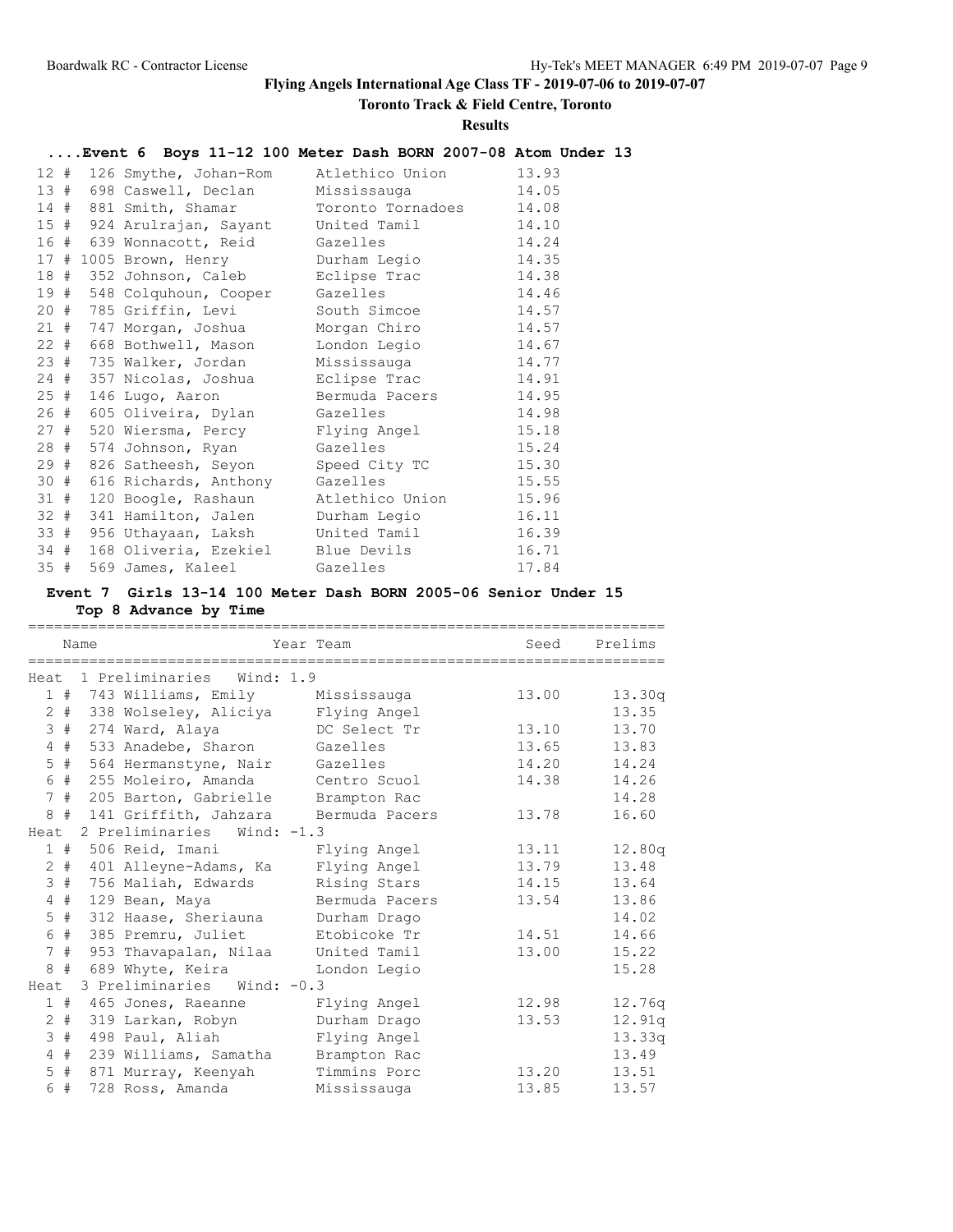# Flying Angels International Age Class TF - 2019-07-06 to 2019-07-07

## Toronto Track & Field Centre, Toronto

### Results

**....Event 6 Boys 11-12 100 Meter Dash BORN 2007-08 Atom Under 13**

| Place | # | Name | Team | Time |
|---|---|---|---|---|
| 12 | # 126 | Smythe, Johan-Rom | Atlethico Union | 13.93 |
| 13 | # 698 | Caswell, Declan | Mississauga | 14.05 |
| 14 | # 881 | Smith, Shamar | Toronto Tornadoes | 14.08 |
| 15 | # 924 | Arulrajan, Sayant | United Tamil | 14.10 |
| 16 | # 639 | Wonnacott, Reid | Gazelles | 14.24 |
| 17 | # 1005 | Brown, Henry | Durham Legio | 14.35 |
| 18 | # 352 | Johnson, Caleb | Eclipse Trac | 14.38 |
| 19 | # 548 | Colquhoun, Cooper | Gazelles | 14.46 |
| 20 | # 785 | Griffin, Levi | South Simcoe | 14.57 |
| 21 | # 747 | Morgan, Joshua | Morgan Chiro | 14.57 |
| 22 | # 668 | Bothwell, Mason | London Legio | 14.67 |
| 23 | # 735 | Walker, Jordan | Mississauga | 14.77 |
| 24 | # 357 | Nicolas, Joshua | Eclipse Trac | 14.91 |
| 25 | # 146 | Lugo, Aaron | Bermuda Pacers | 14.95 |
| 26 | # 605 | Oliveira, Dylan | Gazelles | 14.98 |
| 27 | # 520 | Wiersma, Percy | Flying Angel | 15.18 |
| 28 | # 574 | Johnson, Ryan | Gazelles | 15.24 |
| 29 | # 826 | Satheesh, Seyon | Speed City TC | 15.30 |
| 30 | # 616 | Richards, Anthony | Gazelles | 15.55 |
| 31 | # 120 | Boogle, Rashaun | Atlethico Union | 15.96 |
| 32 | # 341 | Hamilton, Jalen | Durham Legio | 16.11 |
| 33 | # 956 | Uthayaan, Laksh | United Tamil | 16.39 |
| 34 | # 168 | Oliveria, Ezekiel | Blue Devils | 16.71 |
| 35 | # 569 | James, Kaleel | Gazelles | 17.84 |

**Event 7 Girls 13-14 100 Meter Dash BORN 2005-06 Senior Under 15**

**Top 8 Advance by Time**

| Place | # | Name | Year Team | Seed | Prelims |
|---|---|---|---|---|---|
| **Heat 1 Preliminaries Wind: 1.9** | | | | | |
| 1 | # 743 | Williams, Emily | Mississauga | 13.00 | 13.30q |
| 2 | # 338 | Wolseley, Aliciya | Flying Angel | | 13.35 |
| 3 | # 274 | Ward, Alaya | DC Select Tr | 13.10 | 13.70 |
| 4 | # 533 | Anadebe, Sharon | Gazelles | 13.65 | 13.83 |
| 5 | # 564 | Hermanstyne, Nair | Gazelles | 14.20 | 14.24 |
| 6 | # 255 | Moleiro, Amanda | Centro Scuol | 14.38 | 14.26 |
| 7 | # 205 | Barton, Gabrielle | Brampton Rac | | 14.28 |
| 8 | # 141 | Griffith, Jahzara | Bermuda Pacers | 13.78 | 16.60 |
| **Heat 2 Preliminaries Wind: -1.3** | | | | | |
| 1 | # 506 | Reid, Imani | Flying Angel | 13.11 | 12.80q |
| 2 | # 401 | Alleyne-Adams, Ka | Flying Angel | 13.79 | 13.48 |
| 3 | # 756 | Maliah, Edwards | Rising Stars | 14.15 | 13.64 |
| 4 | # 129 | Bean, Maya | Bermuda Pacers | 13.54 | 13.86 |
| 5 | # 312 | Haase, Sheriauna | Durham Drago | | 14.02 |
| 6 | # 385 | Premru, Juliet | Etobicoke Tr | 14.51 | 14.66 |
| 7 | # 953 | Thavapalan, Nilaa | United Tamil | 13.00 | 15.22 |
| 8 | # 689 | Whyte, Keira | London Legio | | 15.28 |
| **Heat 3 Preliminaries Wind: -0.3** | | | | | |
| 1 | # 465 | Jones, Raeanne | Flying Angel | 12.98 | 12.76q |
| 2 | # 319 | Larkan, Robyn | Durham Drago | 13.53 | 12.91q |
| 3 | # 498 | Paul, Aliah | Flying Angel | | 13.33q |
| 4 | # 239 | Williams, Samatha | Brampton Rac | | 13.49 |
| 5 | # 871 | Murray, Keenyah | Timmins Porc | 13.20 | 13.51 |
| 6 | # 728 | Ross, Amanda | Mississauga | 13.85 | 13.57 |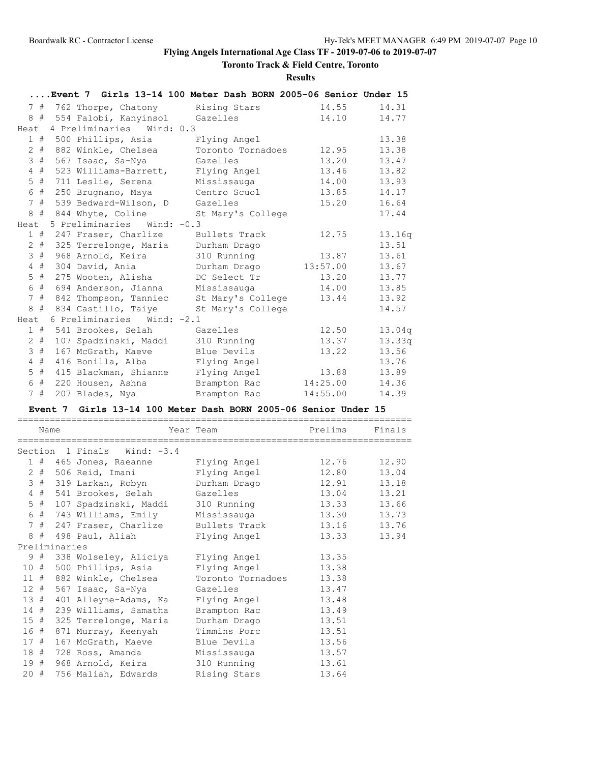Flying Angels International Age Class TF - 2019-07-06 to 2019-07-07

Toronto Track & Field Centre, Toronto

Results

## ....Event 7 Girls 13-14 100 Meter Dash BORN 2005-06 Senior Under 15

| Place | Name | Team | Seed | Prelims |
|---|---|---|---|---|
| 7 # | 762 Thorpe, Chatony | Rising Stars | 14.55 | 14.31 |
| 8 # | 554 Falobi, Kanyinsol | Gazelles | 14.10 | 14.77 |

Heat 4 Preliminaries Wind: 0.3

| Place | Name | Team | Seed | Prelims |
|---|---|---|---|---|
| 1 # | 500 Phillips, Asia | Flying Angel | | 13.38 |
| 2 # | 882 Winkle, Chelsea | Toronto Tornadoes | 12.95 | 13.38 |
| 3 # | 567 Isaac, Sa-Nya | Gazelles | 13.20 | 13.47 |
| 4 # | 523 Williams-Barrett, | Flying Angel | 13.46 | 13.82 |
| 5 # | 711 Leslie, Serena | Mississauga | 14.00 | 13.93 |
| 6 # | 250 Brugnano, Maya | Centro Scuol | 13.85 | 14.17 |
| 7 # | 539 Bedward-Wilson, D | Gazelles | 15.20 | 16.64 |
| 8 # | 844 Whyte, Coline | St Mary's College | | 17.44 |

Heat 5 Preliminaries Wind: -0.3

| Place | Name | Team | Seed | Prelims |
|---|---|---|---|---|
| 1 # | 247 Fraser, Charlize | Bullets Track | 12.75 | 13.16q |
| 2 # | 325 Terrelonge, Maria | Durham Drago | | 13.51 |
| 3 # | 968 Arnold, Keira | 310 Running | 13.87 | 13.61 |
| 4 # | 304 David, Ania | Durham Drago | 13:57.00 | 13.67 |
| 5 # | 275 Wooten, Alisha | DC Select Tr | 13.20 | 13.77 |
| 6 # | 694 Anderson, Jianna | Mississauga | 14.00 | 13.85 |
| 7 # | 842 Thompson, Tanniec | St Mary's College | 13.44 | 13.92 |
| 8 # | 834 Castillo, Taiye | St Mary's College | | 14.57 |

Heat 6 Preliminaries Wind: -2.1

| Place | Name | Team | Seed | Prelims |
|---|---|---|---|---|
| 1 # | 541 Brookes, Selah | Gazelles | 12.50 | 13.04q |
| 2 # | 107 Spadzinski, Maddi | 310 Running | 13.37 | 13.33q |
| 3 # | 167 McGrath, Maeve | Blue Devils | 13.22 | 13.56 |
| 4 # | 416 Bonilla, Alba | Flying Angel | | 13.76 |
| 5 # | 415 Blackman, Shianne | Flying Angel | 13.88 | 13.89 |
| 6 # | 220 Housen, Ashna | Brampton Rac | 14:25.00 | 14.36 |
| 7 # | 207 Blades, Nya | Brampton Rac | 14:55.00 | 14.39 |

## Event 7 Girls 13-14 100 Meter Dash BORN 2005-06 Senior Under 15

Section 1 Finals Wind: -3.4

| Place | Name | Year Team | Prelims | Finals |
|---|---|---|---|---|
| 1 # | 465 Jones, Raeanne | Flying Angel | 12.76 | 12.90 |
| 2 # | 506 Reid, Imani | Flying Angel | 12.80 | 13.04 |
| 3 # | 319 Larkan, Robyn | Durham Drago | 12.91 | 13.18 |
| 4 # | 541 Brookes, Selah | Gazelles | 13.04 | 13.21 |
| 5 # | 107 Spadzinski, Maddi | 310 Running | 13.33 | 13.66 |
| 6 # | 743 Williams, Emily | Mississauga | 13.30 | 13.73 |
| 7 # | 247 Fraser, Charlize | Bullets Track | 13.16 | 13.76 |
| 8 # | 498 Paul, Aliah | Flying Angel | 13.33 | 13.94 |

Preliminaries

| Place | Name | Year Team | Prelims |
|---|---|---|---|
| 9 # | 338 Wolseley, Aliciya | Flying Angel | 13.35 |
| 10 # | 500 Phillips, Asia | Flying Angel | 13.38 |
| 11 # | 882 Winkle, Chelsea | Toronto Tornadoes | 13.38 |
| 12 # | 567 Isaac, Sa-Nya | Gazelles | 13.47 |
| 13 # | 401 Alleyne-Adams, Ka | Flying Angel | 13.48 |
| 14 # | 239 Williams, Samatha | Brampton Rac | 13.49 |
| 15 # | 325 Terrelonge, Maria | Durham Drago | 13.51 |
| 16 # | 871 Murray, Keenyah | Timmins Porc | 13.51 |
| 17 # | 167 McGrath, Maeve | Blue Devils | 13.56 |
| 18 # | 728 Ross, Amanda | Mississauga | 13.57 |
| 19 # | 968 Arnold, Keira | 310 Running | 13.61 |
| 20 # | 756 Maliah, Edwards | Rising Stars | 13.64 |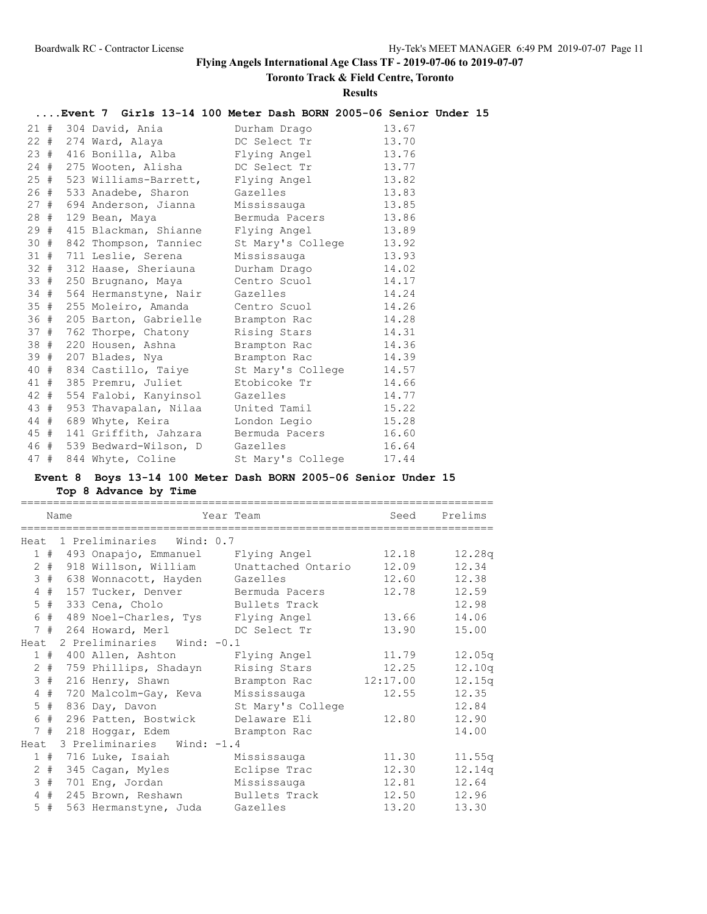**Flying Angels International Age Class TF - 2019-07-06 to 2019-07-07**

**Toronto Track & Field Centre, Toronto**

**Results**

### ....Event 7 Girls 13-14 100 Meter Dash BORN 2005-06 Senior Under 15

| Place | Name | Team | Time |
|---|---|---|---|
| 21 # | 304 David, Ania | Durham Drago | 13.67 |
| 22 # | 274 Ward, Alaya | DC Select Tr | 13.70 |
| 23 # | 416 Bonilla, Alba | Flying Angel | 13.76 |
| 24 # | 275 Wooten, Alisha | DC Select Tr | 13.77 |
| 25 # | 523 Williams-Barrett, | Flying Angel | 13.82 |
| 26 # | 533 Anadebe, Sharon | Gazelles | 13.83 |
| 27 # | 694 Anderson, Jianna | Mississauga | 13.85 |
| 28 # | 129 Bean, Maya | Bermuda Pacers | 13.86 |
| 29 # | 415 Blackman, Shianne | Flying Angel | 13.89 |
| 30 # | 842 Thompson, Tanniec | St Mary's College | 13.92 |
| 31 # | 711 Leslie, Serena | Mississauga | 13.93 |
| 32 # | 312 Haase, Sheriauna | Durham Drago | 14.02 |
| 33 # | 250 Brugnano, Maya | Centro Scuol | 14.17 |
| 34 # | 564 Hermanstyne, Nair | Gazelles | 14.24 |
| 35 # | 255 Moleiro, Amanda | Centro Scuol | 14.26 |
| 36 # | 205 Barton, Gabrielle | Brampton Rac | 14.28 |
| 37 # | 762 Thorpe, Chatony | Rising Stars | 14.31 |
| 38 # | 220 Housen, Ashna | Brampton Rac | 14.36 |
| 39 # | 207 Blades, Nya | Brampton Rac | 14.39 |
| 40 # | 834 Castillo, Taiye | St Mary's College | 14.57 |
| 41 # | 385 Premru, Juliet | Etobicoke Tr | 14.66 |
| 42 # | 554 Falobi, Kanyinsol | Gazelles | 14.77 |
| 43 # | 953 Thavapalan, Nilaa | United Tamil | 15.22 |
| 44 # | 689 Whyte, Keira | London Legio | 15.28 |
| 45 # | 141 Griffith, Jahzara | Bermuda Pacers | 16.60 |
| 46 # | 539 Bedward-Wilson, D | Gazelles | 16.64 |
| 47 # | 844 Whyte, Coline | St Mary's College | 17.44 |

### Event 8 Boys 13-14 100 Meter Dash BORN 2005-06 Senior Under 15

**Top 8 Advance by Time**

| Place | Name | Year Team | Seed | Prelims |
|---|---|---|---|---|
| **Heat 1 Preliminaries Wind: 0.7** | | | | |
| 1 # | 493 Onapajo, Emmanuel | Flying Angel | 12.18 | 12.28q |
| 2 # | 918 Willson, William | Unattached Ontario | 12.09 | 12.34 |
| 3 # | 638 Wonnacott, Hayden | Gazelles | 12.60 | 12.38 |
| 4 # | 157 Tucker, Denver | Bermuda Pacers | 12.78 | 12.59 |
| 5 # | 333 Cena, Cholo | Bullets Track | | 12.98 |
| 6 # | 489 Noel-Charles, Tys | Flying Angel | 13.66 | 14.06 |
| 7 # | 264 Howard, Merl | DC Select Tr | 13.90 | 15.00 |
| **Heat 2 Preliminaries Wind: -0.1** | | | | |
| 1 # | 400 Allen, Ashton | Flying Angel | 11.79 | 12.05q |
| 2 # | 759 Phillips, Shadayn | Rising Stars | 12.25 | 12.10q |
| 3 # | 216 Henry, Shawn | Brampton Rac | 12:17.00 | 12.15q |
| 4 # | 720 Malcolm-Gay, Keva | Mississauga | 12.55 | 12.35 |
| 5 # | 836 Day, Davon | St Mary's College | | 12.84 |
| 6 # | 296 Patten, Bostwick | Delaware Eli | 12.80 | 12.90 |
| 7 # | 218 Hoggar, Edem | Brampton Rac | | 14.00 |
| **Heat 3 Preliminaries Wind: -1.4** | | | | |
| 1 # | 716 Luke, Isaiah | Mississauga | 11.30 | 11.55q |
| 2 # | 345 Cagan, Myles | Eclipse Trac | 12.30 | 12.14q |
| 3 # | 701 Eng, Jordan | Mississauga | 12.81 | 12.64 |
| 4 # | 245 Brown, Reshawn | Bullets Track | 12.50 | 12.96 |
| 5 # | 563 Hermanstyne, Juda | Gazelles | 13.20 | 13.30 |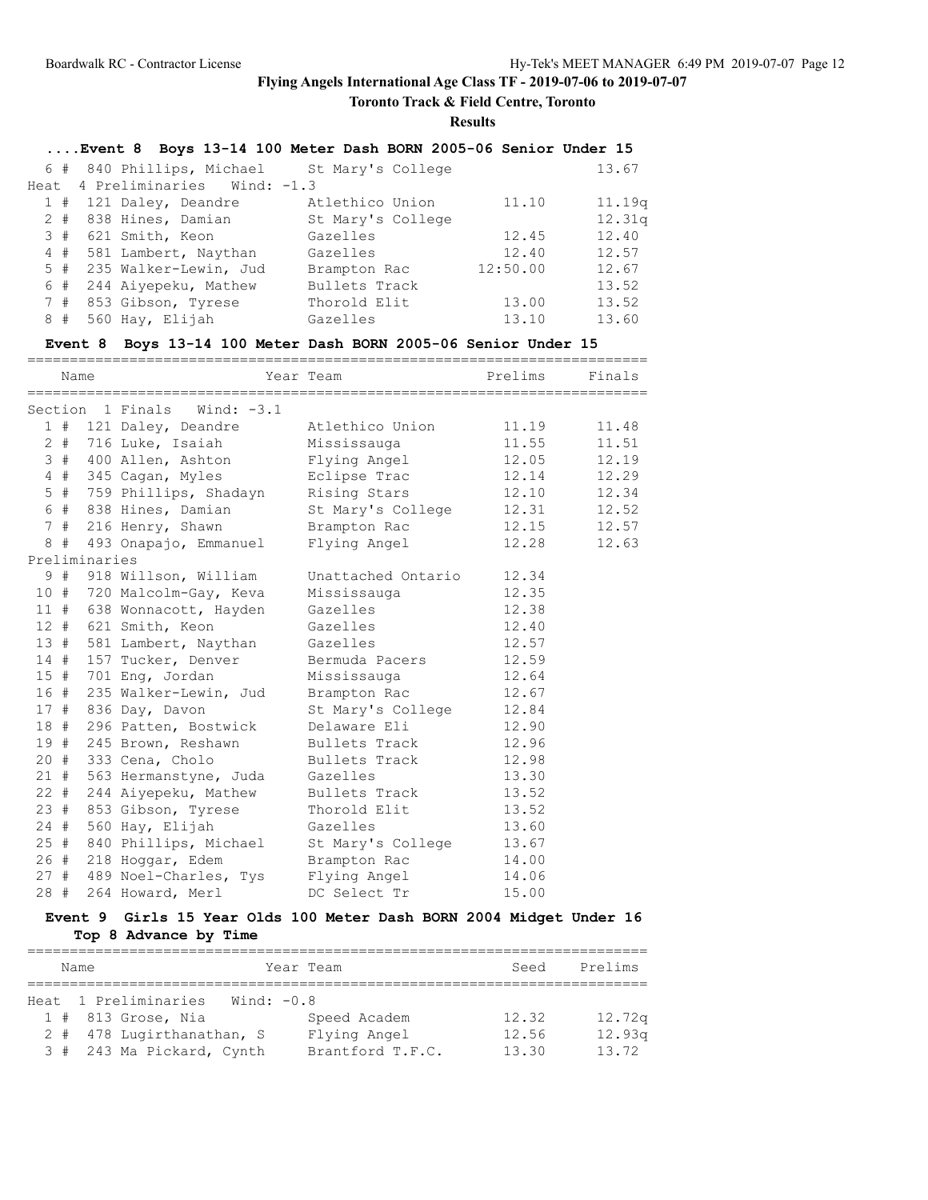**Flying Angels International Age Class TF - 2019-07-06 to 2019-07-07**

**Toronto Track & Field Centre, Toronto**

**Results**

### ....Event 8 Boys 13-14 100 Meter Dash BORN 2005-06 Senior Under 15

| Place | Name | Year Team | Seed | Prelims |
|---|---|---|---|---|
| 6 # | 840 Phillips, Michael | St Mary's College | | 13.67 |
| Heat 4 Preliminaries Wind: -1.3 | | | | |
| 1 # | 121 Daley, Deandre | Atlethico Union | 11.10 | 11.19q |
| 2 # | 838 Hines, Damian | St Mary's College | | 12.31q |
| 3 # | 621 Smith, Keon | Gazelles | 12.45 | 12.40 |
| 4 # | 581 Lambert, Naythan | Gazelles | 12.40 | 12.57 |
| 5 # | 235 Walker-Lewin, Jud | Brampton Rac | 12:50.00 | 12.67 |
| 6 # | 244 Aiyepeku, Mathew | Bullets Track | | 13.52 |
| 7 # | 853 Gibson, Tyrese | Thorold Elit | 13.00 | 13.52 |
| 8 # | 560 Hay, Elijah | Gazelles | 13.10 | 13.60 |

### Event 8 Boys 13-14 100 Meter Dash BORN 2005-06 Senior Under 15

| Place | Name | Year Team | Prelims | Finals |
|---|---|---|---|---|
| Section 1 Finals Wind: -3.1 | | | | |
| 1 # | 121 Daley, Deandre | Atlethico Union | 11.19 | 11.48 |
| 2 # | 716 Luke, Isaiah | Mississauga | 11.55 | 11.51 |
| 3 # | 400 Allen, Ashton | Flying Angel | 12.05 | 12.19 |
| 4 # | 345 Cagan, Myles | Eclipse Trac | 12.14 | 12.29 |
| 5 # | 759 Phillips, Shadayn | Rising Stars | 12.10 | 12.34 |
| 6 # | 838 Hines, Damian | St Mary's College | 12.31 | 12.52 |
| 7 # | 216 Henry, Shawn | Brampton Rac | 12.15 | 12.57 |
| 8 # | 493 Onapajo, Emmanuel | Flying Angel | 12.28 | 12.63 |
| Preliminaries | | | | |
| 9 # | 918 Willson, William | Unattached Ontario | 12.34 | |
| 10 # | 720 Malcolm-Gay, Keva | Mississauga | 12.35 | |
| 11 # | 638 Wonnacott, Hayden | Gazelles | 12.38 | |
| 12 # | 621 Smith, Keon | Gazelles | 12.40 | |
| 13 # | 581 Lambert, Naythan | Gazelles | 12.57 | |
| 14 # | 157 Tucker, Denver | Bermuda Pacers | 12.59 | |
| 15 # | 701 Eng, Jordan | Mississauga | 12.64 | |
| 16 # | 235 Walker-Lewin, Jud | Brampton Rac | 12.67 | |
| 17 # | 836 Day, Davon | St Mary's College | 12.84 | |
| 18 # | 296 Patten, Bostwick | Delaware Eli | 12.90 | |
| 19 # | 245 Brown, Reshawn | Bullets Track | 12.96 | |
| 20 # | 333 Cena, Cholo | Bullets Track | 12.98 | |
| 21 # | 563 Hermanstyne, Juda | Gazelles | 13.30 | |
| 22 # | 244 Aiyepeku, Mathew | Bullets Track | 13.52 | |
| 23 # | 853 Gibson, Tyrese | Thorold Elit | 13.52 | |
| 24 # | 560 Hay, Elijah | Gazelles | 13.60 | |
| 25 # | 840 Phillips, Michael | St Mary's College | 13.67 | |
| 26 # | 218 Hoggar, Edem | Brampton Rac | 14.00 | |
| 27 # | 489 Noel-Charles, Tys | Flying Angel | 14.06 | |
| 28 # | 264 Howard, Merl | DC Select Tr | 15.00 | |

### Event 9 Girls 15 Year Olds 100 Meter Dash BORN 2004 Midget Under 16

**Top 8 Advance by Time**

| Place | Name | Year Team | Seed | Prelims |
|---|---|---|---|---|
| Heat 1 Preliminaries Wind: -0.8 | | | | |
| 1 # | 813 Grose, Nia | Speed Academ | 12.32 | 12.72q |
| 2 # | 478 Lugirthanathan, S | Flying Angel | 12.56 | 12.93q |
| 3 # | 243 Ma Pickard, Cynth | Brantford T.F.C. | 13.30 | 13.72 |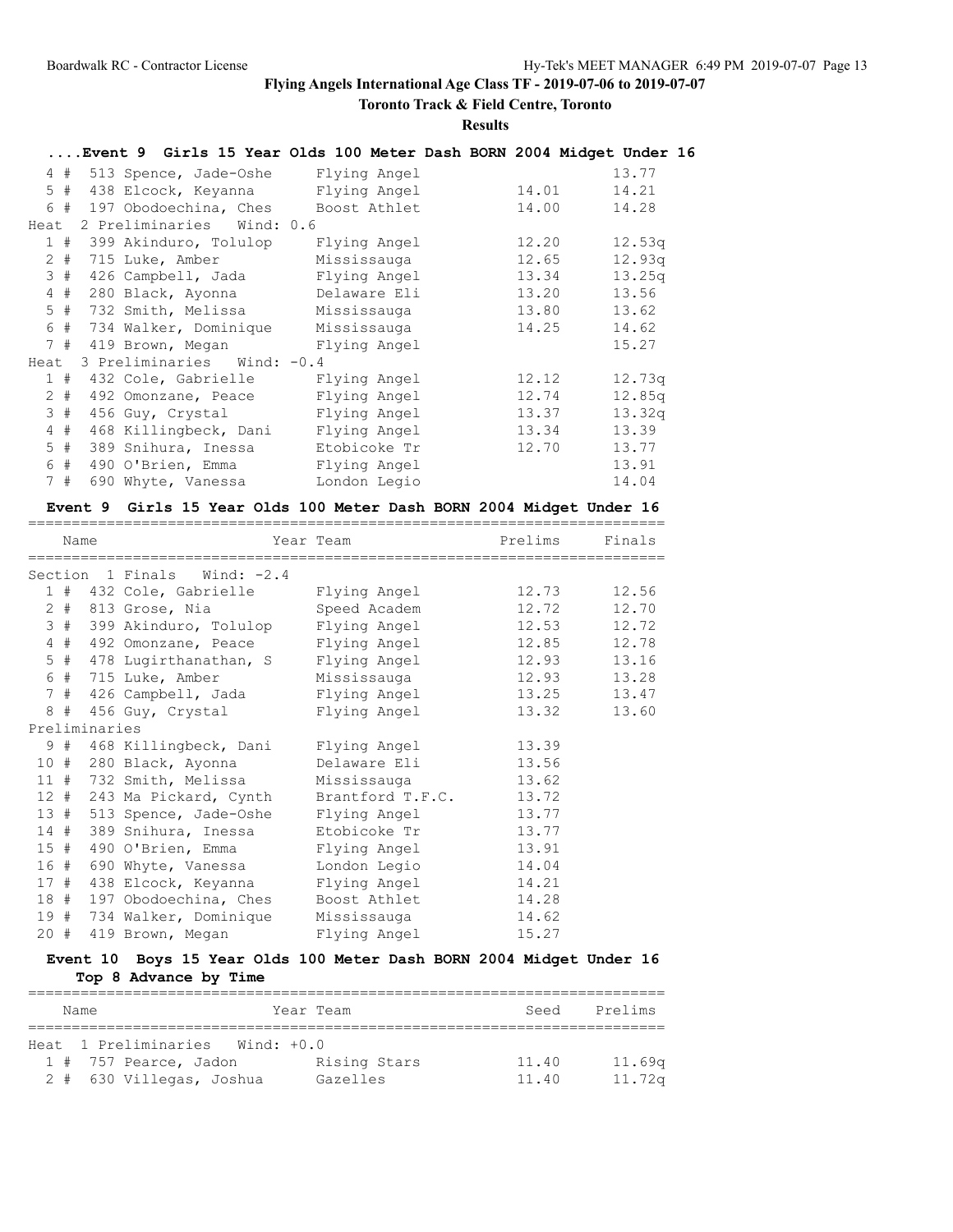**Flying Angels International Age Class TF - 2019-07-06 to 2019-07-07**

**Toronto Track & Field Centre, Toronto**

**Results**

### ....Event 9 Girls 15 Year Olds 100 Meter Dash BORN 2004 Midget Under 16

| Place | Name | Team | Seed | Prelims |
|---|---|---|---|---|
| 4 # | 513 Spence, Jade-Oshe | Flying Angel | | 13.77 |
| 5 # | 438 Elcock, Keyanna | Flying Angel | 14.01 | 14.21 |
| 6 # | 197 Obodoechina, Ches | Boost Athlet | 14.00 | 14.28 |
| **Heat 2 Preliminaries Wind: 0.6** | | | | |
| 1 # | 399 Akinduro, Tolulop | Flying Angel | 12.20 | 12.53q |
| 2 # | 715 Luke, Amber | Mississauga | 12.65 | 12.93q |
| 3 # | 426 Campbell, Jada | Flying Angel | 13.34 | 13.25q |
| 4 # | 280 Black, Ayonna | Delaware Eli | 13.20 | 13.56 |
| 5 # | 732 Smith, Melissa | Mississauga | 13.80 | 13.62 |
| 6 # | 734 Walker, Dominique | Mississauga | 14.25 | 14.62 |
| 7 # | 419 Brown, Megan | Flying Angel | | 15.27 |
| **Heat 3 Preliminaries Wind: -0.4** | | | | |
| 1 # | 432 Cole, Gabrielle | Flying Angel | 12.12 | 12.73q |
| 2 # | 492 Omonzane, Peace | Flying Angel | 12.74 | 12.85q |
| 3 # | 456 Guy, Crystal | Flying Angel | 13.37 | 13.32q |
| 4 # | 468 Killingbeck, Dani | Flying Angel | 13.34 | 13.39 |
| 5 # | 389 Snihura, Inessa | Etobicoke Tr | 12.70 | 13.77 |
| 6 # | 490 O'Brien, Emma | Flying Angel | | 13.91 |
| 7 # | 690 Whyte, Vanessa | London Legio | | 14.04 |

### Event 9 Girls 15 Year Olds 100 Meter Dash BORN 2004 Midget Under 16

| Place | Name | Year Team | Prelims | Finals |
|---|---|---|---|---|
| **Section 1 Finals Wind: -2.4** | | | | |
| 1 # | 432 Cole, Gabrielle | Flying Angel | 12.73 | 12.56 |
| 2 # | 813 Grose, Nia | Speed Academ | 12.72 | 12.70 |
| 3 # | 399 Akinduro, Tolulop | Flying Angel | 12.53 | 12.72 |
| 4 # | 492 Omonzane, Peace | Flying Angel | 12.85 | 12.78 |
| 5 # | 478 Lugirthanathan, S | Flying Angel | 12.93 | 13.16 |
| 6 # | 715 Luke, Amber | Mississauga | 12.93 | 13.28 |
| 7 # | 426 Campbell, Jada | Flying Angel | 13.25 | 13.47 |
| 8 # | 456 Guy, Crystal | Flying Angel | 13.32 | 13.60 |
| **Preliminaries** | | | | |
| 9 # | 468 Killingbeck, Dani | Flying Angel | 13.39 | |
| 10 # | 280 Black, Ayonna | Delaware Eli | 13.56 | |
| 11 # | 732 Smith, Melissa | Mississauga | 13.62 | |
| 12 # | 243 Ma Pickard, Cynth | Brantford T.F.C. | 13.72 | |
| 13 # | 513 Spence, Jade-Oshe | Flying Angel | 13.77 | |
| 14 # | 389 Snihura, Inessa | Etobicoke Tr | 13.77 | |
| 15 # | 490 O'Brien, Emma | Flying Angel | 13.91 | |
| 16 # | 690 Whyte, Vanessa | London Legio | 14.04 | |
| 17 # | 438 Elcock, Keyanna | Flying Angel | 14.21 | |
| 18 # | 197 Obodoechina, Ches | Boost Athlet | 14.28 | |
| 19 # | 734 Walker, Dominique | Mississauga | 14.62 | |
| 20 # | 419 Brown, Megan | Flying Angel | 15.27 | |

### Event 10 Boys 15 Year Olds 100 Meter Dash BORN 2004 Midget Under 16

**Top 8 Advance by Time**

| Place | Name | Year Team | Seed | Prelims |
|---|---|---|---|---|
| **Heat 1 Preliminaries Wind: +0.0** | | | | |
| 1 # | 757 Pearce, Jadon | Rising Stars | 11.40 | 11.69q |
| 2 # | 630 Villegas, Joshua | Gazelles | 11.40 | 11.72q |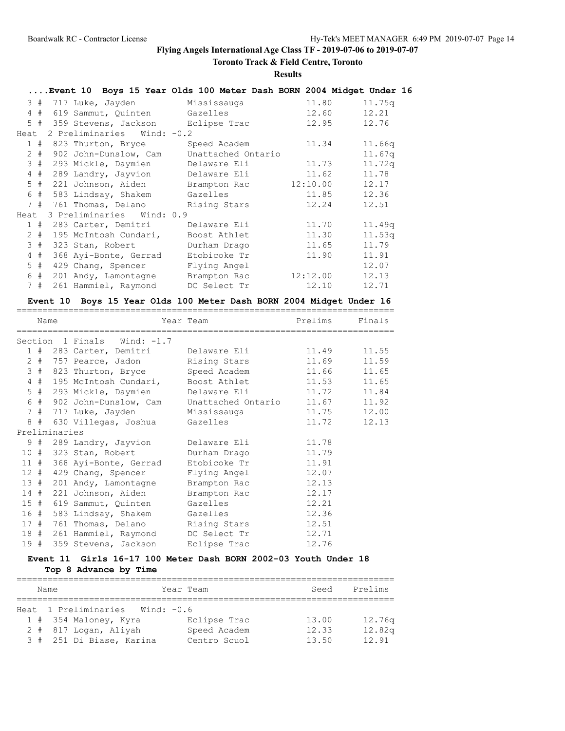**Flying Angels International Age Class TF - 2019-07-06 to 2019-07-07**

**Toronto Track & Field Centre, Toronto**

**Results**

### ....Event 10 Boys 15 Year Olds 100 Meter Dash BORN 2004 Midget Under 16

| Place | Name | Team | Seed | Prelims |
|---|---|---|---|---|
| 3 # | 717 Luke, Jayden | Mississauga | 11.80 | 11.75q |
| 4 # | 619 Sammut, Quinten | Gazelles | 12.60 | 12.21 |
| 5 # | 359 Stevens, Jackson | Eclipse Trac | 12.95 | 12.76 |
| **Heat 2 Preliminaries Wind: -0.2** | | | | |
| 1 # | 823 Thurton, Bryce | Speed Academ | 11.34 | 11.66q |
| 2 # | 902 John-Dunslow, Cam | Unattached Ontario | | 11.67q |
| 3 # | 293 Mickle, Daymien | Delaware Eli | 11.73 | 11.72q |
| 4 # | 289 Landry, Jayvion | Delaware Eli | 11.62 | 11.78 |
| 5 # | 221 Johnson, Aiden | Brampton Rac | 12:10.00 | 12.17 |
| 6 # | 583 Lindsay, Shakem | Gazelles | 11.85 | 12.36 |
| 7 # | 761 Thomas, Delano | Rising Stars | 12.24 | 12.51 |
| **Heat 3 Preliminaries Wind: 0.9** | | | | |
| 1 # | 283 Carter, Demitri | Delaware Eli | 11.70 | 11.49q |
| 2 # | 195 McIntosh Cundari, | Boost Athlet | 11.30 | 11.53q |
| 3 # | 323 Stan, Robert | Durham Drago | 11.65 | 11.79 |
| 4 # | 368 Ayi-Bonte, Gerrad | Etobicoke Tr | 11.90 | 11.91 |
| 5 # | 429 Chang, Spencer | Flying Angel | | 12.07 |
| 6 # | 201 Andy, Lamontagne | Brampton Rac | 12:12.00 | 12.13 |
| 7 # | 261 Hammiel, Raymond | DC Select Tr | 12.10 | 12.71 |

### Event 10 Boys 15 Year Olds 100 Meter Dash BORN 2004 Midget Under 16

| Place | Name | Year Team | Prelims | Finals |
|---|---|---|---|---|
| **Section 1 Finals Wind: -1.7** | | | | |
| 1 # | 283 Carter, Demitri | Delaware Eli | 11.49 | 11.55 |
| 2 # | 757 Pearce, Jadon | Rising Stars | 11.69 | 11.59 |
| 3 # | 823 Thurton, Bryce | Speed Academ | 11.66 | 11.65 |
| 4 # | 195 McIntosh Cundari, | Boost Athlet | 11.53 | 11.65 |
| 5 # | 293 Mickle, Daymien | Delaware Eli | 11.72 | 11.84 |
| 6 # | 902 John-Dunslow, Cam | Unattached Ontario | 11.67 | 11.92 |
| 7 # | 717 Luke, Jayden | Mississauga | 11.75 | 12.00 |
| 8 # | 630 Villegas, Joshua | Gazelles | 11.72 | 12.13 |
| **Preliminaries** | | | | |
| 9 # | 289 Landry, Jayvion | Delaware Eli | 11.78 | |
| 10 # | 323 Stan, Robert | Durham Drago | 11.79 | |
| 11 # | 368 Ayi-Bonte, Gerrad | Etobicoke Tr | 11.91 | |
| 12 # | 429 Chang, Spencer | Flying Angel | 12.07 | |
| 13 # | 201 Andy, Lamontagne | Brampton Rac | 12.13 | |
| 14 # | 221 Johnson, Aiden | Brampton Rac | 12.17 | |
| 15 # | 619 Sammut, Quinten | Gazelles | 12.21 | |
| 16 # | 583 Lindsay, Shakem | Gazelles | 12.36 | |
| 17 # | 761 Thomas, Delano | Rising Stars | 12.51 | |
| 18 # | 261 Hammiel, Raymond | DC Select Tr | 12.71 | |
| 19 # | 359 Stevens, Jackson | Eclipse Trac | 12.76 | |

### Event 11 Girls 16-17 100 Meter Dash BORN 2002-03 Youth Under 18

**Top 8 Advance by Time**

| Place | Name | Year Team | Seed | Prelims |
|---|---|---|---|---|
| **Heat 1 Preliminaries Wind: -0.6** | | | | |
| 1 # | 354 Maloney, Kyra | Eclipse Trac | 13.00 | 12.76q |
| 2 # | 817 Logan, Aliyah | Speed Academ | 12.33 | 12.82q |
| 3 # | 251 Di Biase, Karina | Centro Scuol | 13.50 | 12.91 |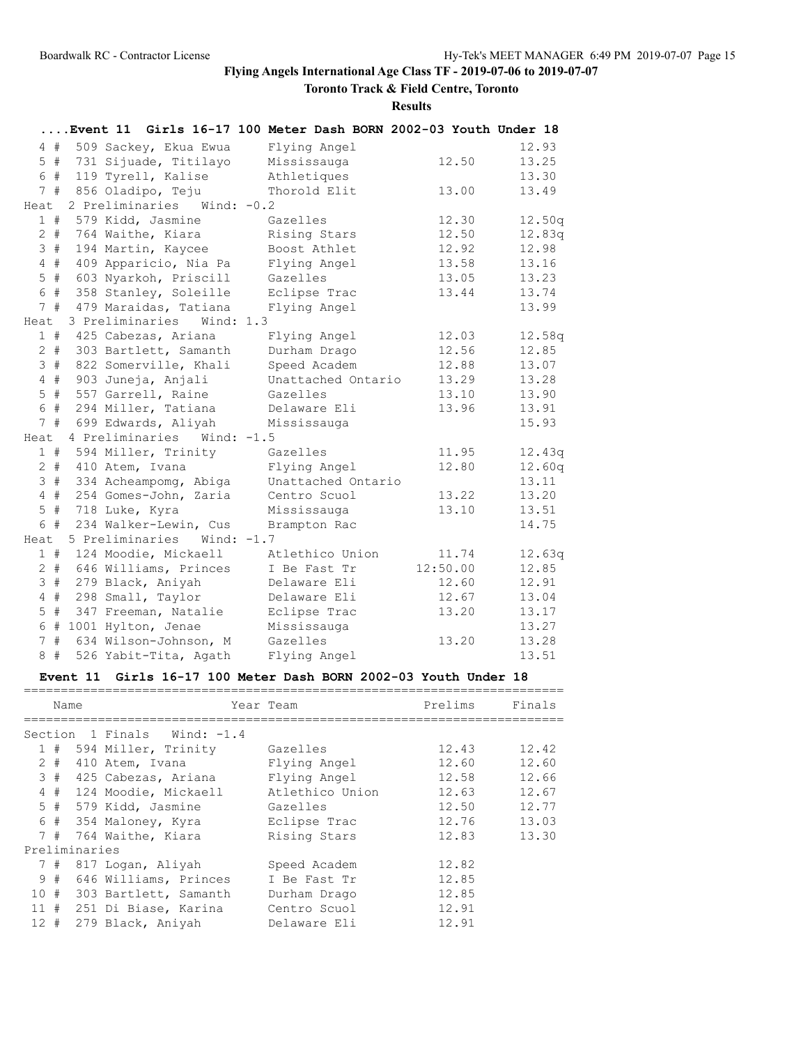**Flying Angels International Age Class TF - 2019-07-06 to 2019-07-07**

**Toronto Track & Field Centre, Toronto**

**Results**

### ....Event 11 Girls 16-17 100 Meter Dash BORN 2002-03 Youth Under 18

| Place | Name | Team | Seed | Prelims |
|---|---|---|---|---|
| 4 # | 509 Sackey, Ekua Ewua | Flying Angel | | 12.93 |
| 5 # | 731 Sijuade, Titilayo | Mississauga | 12.50 | 13.25 |
| 6 # | 119 Tyrell, Kalise | Athletiques | | 13.30 |
| 7 # | 856 Oladipo, Teju | Thorold Elit | 13.00 | 13.49 |

Heat 2 Preliminaries Wind: -0.2

| Place | Name | Team | Seed | Prelims |
|---|---|---|---|---|
| 1 # | 579 Kidd, Jasmine | Gazelles | 12.30 | 12.50q |
| 2 # | 764 Waithe, Kiara | Rising Stars | 12.50 | 12.83q |
| 3 # | 194 Martin, Kaycee | Boost Athlet | 12.92 | 12.98 |
| 4 # | 409 Apparicio, Nia Pa | Flying Angel | 13.58 | 13.16 |
| 5 # | 603 Nyarkoh, Priscill | Gazelles | 13.05 | 13.23 |
| 6 # | 358 Stanley, Soleille | Eclipse Trac | 13.44 | 13.74 |
| 7 # | 479 Maraidas, Tatiana | Flying Angel | | 13.99 |

Heat 3 Preliminaries Wind: 1.3

| Place | Name | Team | Seed | Prelims |
|---|---|---|---|---|
| 1 # | 425 Cabezas, Ariana | Flying Angel | 12.03 | 12.58q |
| 2 # | 303 Bartlett, Samanth | Durham Drago | 12.56 | 12.85 |
| 3 # | 822 Somerville, Khali | Speed Academ | 12.88 | 13.07 |
| 4 # | 903 Juneja, Anjali | Unattached Ontario | 13.29 | 13.28 |
| 5 # | 557 Garrell, Raine | Gazelles | 13.10 | 13.90 |
| 6 # | 294 Miller, Tatiana | Delaware Eli | 13.96 | 13.91 |
| 7 # | 699 Edwards, Aliyah | Mississauga | | 15.93 |

Heat 4 Preliminaries Wind: -1.5

| Place | Name | Team | Seed | Prelims |
|---|---|---|---|---|
| 1 # | 594 Miller, Trinity | Gazelles | 11.95 | 12.43q |
| 2 # | 410 Atem, Ivana | Flying Angel | 12.80 | 12.60q |
| 3 # | 334 Acheampomg, Abiga | Unattached Ontario | | 13.11 |
| 4 # | 254 Gomes-John, Zaria | Centro Scuol | 13.22 | 13.20 |
| 5 # | 718 Luke, Kyra | Mississauga | 13.10 | 13.51 |
| 6 # | 234 Walker-Lewin, Cus | Brampton Rac | | 14.75 |

Heat 5 Preliminaries Wind: -1.7

| Place | Name | Team | Seed | Prelims |
|---|---|---|---|---|
| 1 # | 124 Moodie, Mickaell | Atlethico Union | 11.74 | 12.63q |
| 2 # | 646 Williams, Princes | I Be Fast Tr | 12:50.00 | 12.85 |
| 3 # | 279 Black, Aniyah | Delaware Eli | 12.60 | 12.91 |
| 4 # | 298 Small, Taylor | Delaware Eli | 12.67 | 13.04 |
| 5 # | 347 Freeman, Natalie | Eclipse Trac | 13.20 | 13.17 |
| 6 # | 1001 Hylton, Jenae | Mississauga | | 13.27 |
| 7 # | 634 Wilson-Johnson, M | Gazelles | 13.20 | 13.28 |
| 8 # | 526 Yabit-Tita, Agath | Flying Angel | | 13.51 |

### Event 11 Girls 16-17 100 Meter Dash BORN 2002-03 Youth Under 18

Section 1 Finals Wind: -1.4

| Place | Name | Year Team | Prelims | Finals |
|---|---|---|---|---|
| 1 # | 594 Miller, Trinity | Gazelles | 12.43 | 12.42 |
| 2 # | 410 Atem, Ivana | Flying Angel | 12.60 | 12.60 |
| 3 # | 425 Cabezas, Ariana | Flying Angel | 12.58 | 12.66 |
| 4 # | 124 Moodie, Mickaell | Atlethico Union | 12.63 | 12.67 |
| 5 # | 579 Kidd, Jasmine | Gazelles | 12.50 | 12.77 |
| 6 # | 354 Maloney, Kyra | Eclipse Trac | 12.76 | 13.03 |
| 7 # | 764 Waithe, Kiara | Rising Stars | 12.83 | 13.30 |

Preliminaries

| Place | Name | Year Team | Prelims | Finals |
|---|---|---|---|---|
| 7 # | 817 Logan, Aliyah | Speed Academ | 12.82 | |
| 9 # | 646 Williams, Princes | I Be Fast Tr | 12.85 | |
| 10 # | 303 Bartlett, Samanth | Durham Drago | 12.85 | |
| 11 # | 251 Di Biase, Karina | Centro Scuol | 12.91 | |
| 12 # | 279 Black, Aniyah | Delaware Eli | 12.91 | |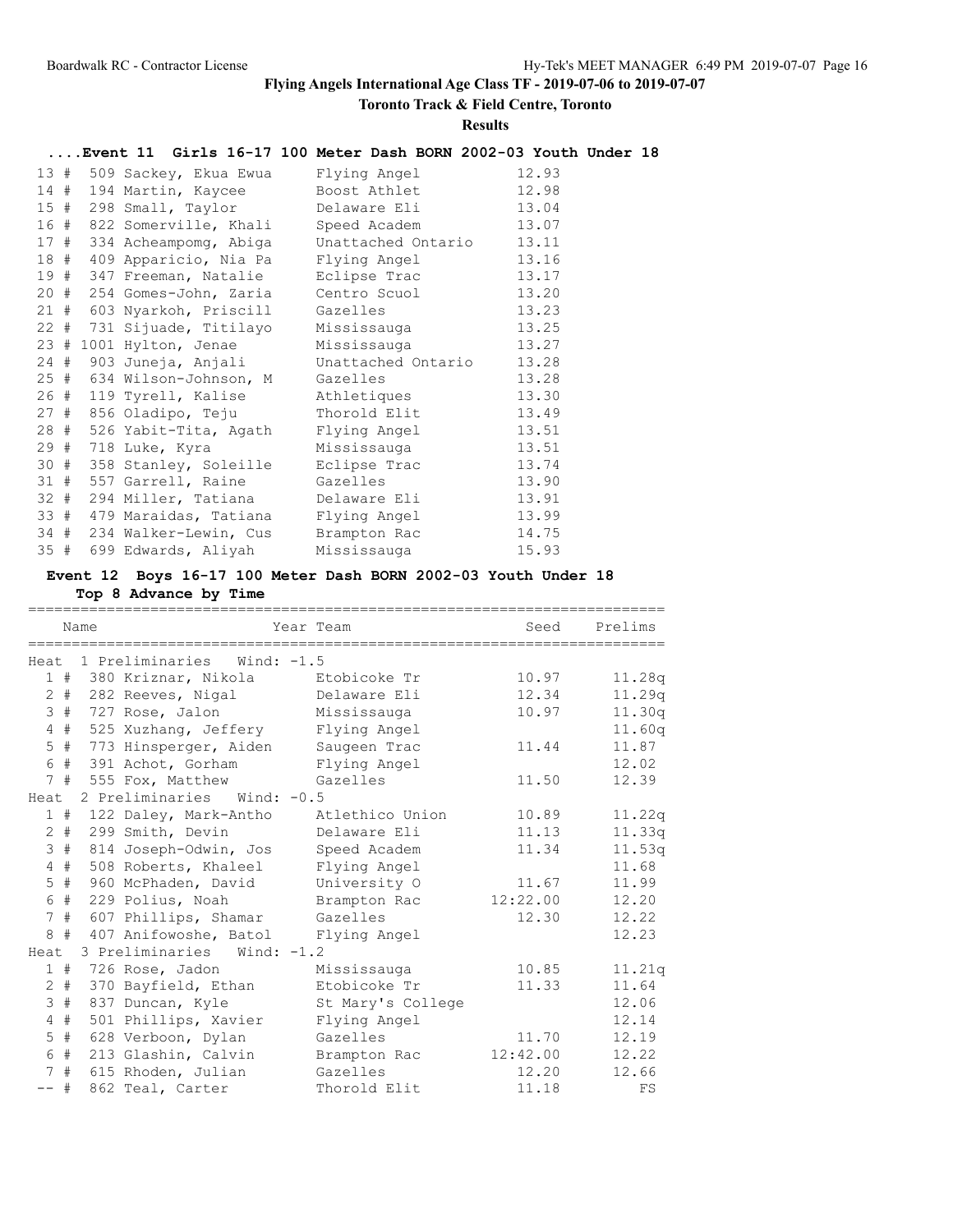# Flying Angels International Age Class TF - 2019-07-06 to 2019-07-07

**Toronto Track & Field Centre, Toronto**

**Results**

### ....Event 11 Girls 16-17 100 Meter Dash BORN 2002-03 Youth Under 18

| Place | # | Name | Team | Time |
|---|---|---|---|---|
| 13 # | 509 | Sackey, Ekua Ewua | Flying Angel | 12.93 |
| 14 # | 194 | Martin, Kaycee | Boost Athlet | 12.98 |
| 15 # | 298 | Small, Taylor | Delaware Eli | 13.04 |
| 16 # | 822 | Somerville, Khali | Speed Academ | 13.07 |
| 17 # | 334 | Acheampomg, Abiga | Unattached Ontario | 13.11 |
| 18 # | 409 | Apparicio, Nia Pa | Flying Angel | 13.16 |
| 19 # | 347 | Freeman, Natalie | Eclipse Trac | 13.17 |
| 20 # | 254 | Gomes-John, Zaria | Centro Scuol | 13.20 |
| 21 # | 603 | Nyarkoh, Priscill | Gazelles | 13.23 |
| 22 # | 731 | Sijuade, Titilayo | Mississauga | 13.25 |
| 23 # | 1001 | Hylton, Jenae | Mississauga | 13.27 |
| 24 # | 903 | Juneja, Anjali | Unattached Ontario | 13.28 |
| 25 # | 634 | Wilson-Johnson, M | Gazelles | 13.28 |
| 26 # | 119 | Tyrell, Kalise | Athletiques | 13.30 |
| 27 # | 856 | Oladipo, Teju | Thorold Elit | 13.49 |
| 28 # | 526 | Yabit-Tita, Agath | Flying Angel | 13.51 |
| 29 # | 718 | Luke, Kyra | Mississauga | 13.51 |
| 30 # | 358 | Stanley, Soleille | Eclipse Trac | 13.74 |
| 31 # | 557 | Garrell, Raine | Gazelles | 13.90 |
| 32 # | 294 | Miller, Tatiana | Delaware Eli | 13.91 |
| 33 # | 479 | Maraidas, Tatiana | Flying Angel | 13.99 |
| 34 # | 234 | Walker-Lewin, Cus | Brampton Rac | 14.75 |
| 35 # | 699 | Edwards, Aliyah | Mississauga | 15.93 |

### Event 12 Boys 16-17 100 Meter Dash BORN 2002-03 Youth Under 18

**Top 8 Advance by Time**

| Place | # | Name | Year | Team | Seed | Prelims |
|---|---|---|---|---|---|---|
| **Heat 1 Preliminaries Wind: -1.5** | | | | | | |
| 1 # | 380 | Kriznar, Nikola | | Etobicoke Tr | 10.97 | 11.28q |
| 2 # | 282 | Reeves, Nigal | | Delaware Eli | 12.34 | 11.29q |
| 3 # | 727 | Rose, Jalon | | Mississauga | 10.97 | 11.30q |
| 4 # | 525 | Xuzhang, Jeffery | | Flying Angel | | 11.60q |
| 5 # | 773 | Hinsperger, Aiden | | Saugeen Trac | 11.44 | 11.87 |
| 6 # | 391 | Achot, Gorham | | Flying Angel | | 12.02 |
| 7 # | 555 | Fox, Matthew | | Gazelles | 11.50 | 12.39 |
| **Heat 2 Preliminaries Wind: -0.5** | | | | | | |
| 1 # | 122 | Daley, Mark-Antho | | Atlethico Union | 10.89 | 11.22q |
| 2 # | 299 | Smith, Devin | | Delaware Eli | 11.13 | 11.33q |
| 3 # | 814 | Joseph-Odwin, Jos | | Speed Academ | 11.34 | 11.53q |
| 4 # | 508 | Roberts, Khaleel | | Flying Angel | | 11.68 |
| 5 # | 960 | McPhaden, David | | University O | 11.67 | 11.99 |
| 6 # | 229 | Polius, Noah | | Brampton Rac | 12:22.00 | 12.20 |
| 7 # | 607 | Phillips, Shamar | | Gazelles | 12.30 | 12.22 |
| 8 # | 407 | Anifowoshe, Batol | | Flying Angel | | 12.23 |
| **Heat 3 Preliminaries Wind: -1.2** | | | | | | |
| 1 # | 726 | Rose, Jadon | | Mississauga | 10.85 | 11.21q |
| 2 # | 370 | Bayfield, Ethan | | Etobicoke Tr | 11.33 | 11.64 |
| 3 # | 837 | Duncan, Kyle | | St Mary's College | | 12.06 |
| 4 # | 501 | Phillips, Xavier | | Flying Angel | | 12.14 |
| 5 # | 628 | Verboon, Dylan | | Gazelles | 11.70 | 12.19 |
| 6 # | 213 | Glashin, Calvin | | Brampton Rac | 12:42.00 | 12.22 |
| 7 # | 615 | Rhoden, Julian | | Gazelles | 12.20 | 12.66 |
| -- # | 862 | Teal, Carter | | Thorold Elit | 11.18 | FS |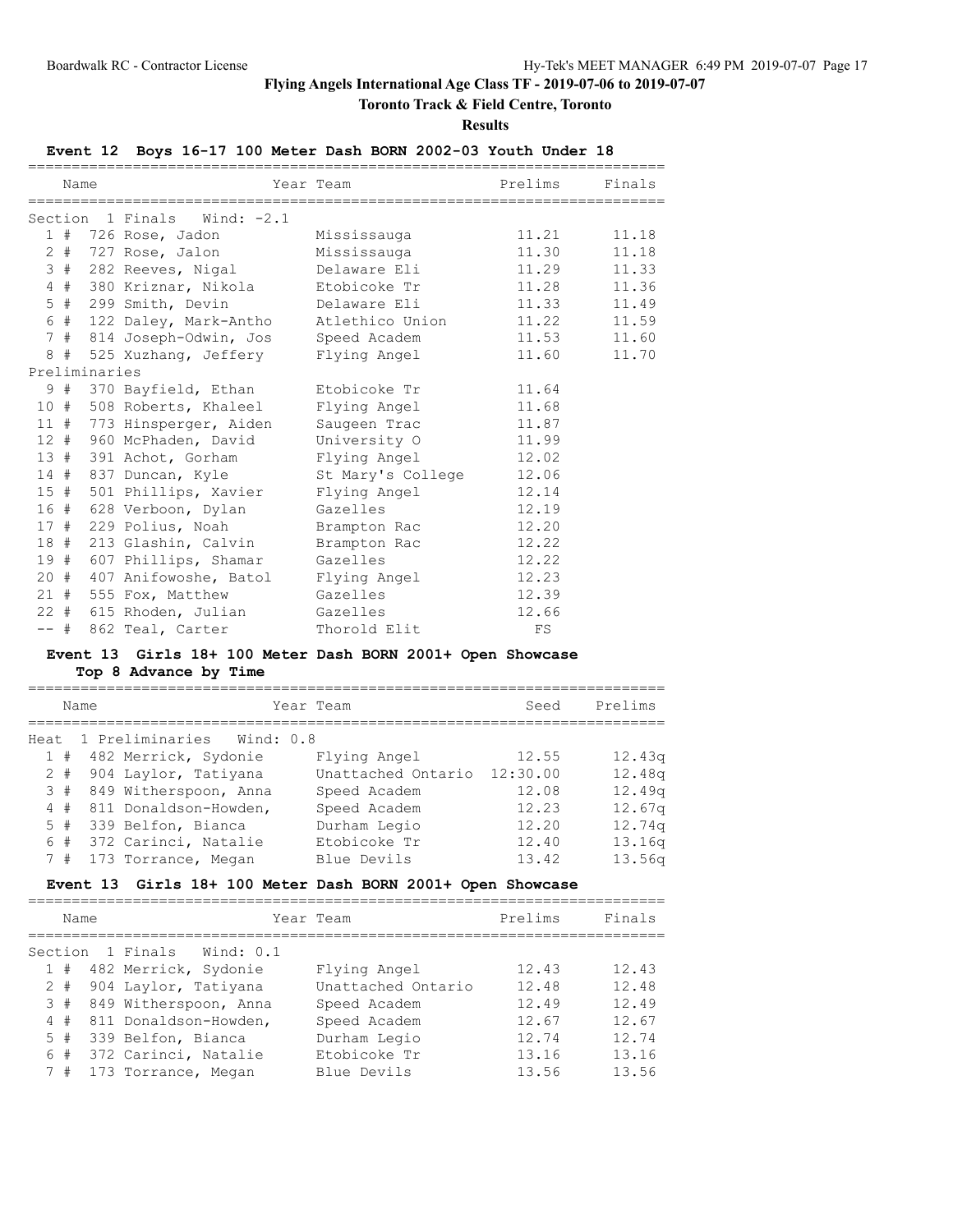# Flying Angels International Age Class TF - 2019-07-06 to 2019-07-07

**Toronto Track & Field Centre, Toronto**

**Results**

### Event 12 Boys 16-17 100 Meter Dash BORN 2002-03 Youth Under 18

| Place | Name | Year | Team | Prelims | Finals |
|---|---|---|---|---|---|
| **Section 1 Finals Wind: -2.1** | | | | | |
| 1 # | 726 Rose, Jadon | | Mississauga | 11.21 | 11.18 |
| 2 # | 727 Rose, Jalon | | Mississauga | 11.30 | 11.18 |
| 3 # | 282 Reeves, Nigal | | Delaware Eli | 11.29 | 11.33 |
| 4 # | 380 Kriznar, Nikola | | Etobicoke Tr | 11.28 | 11.36 |
| 5 # | 299 Smith, Devin | | Delaware Eli | 11.33 | 11.49 |
| 6 # | 122 Daley, Mark-Antho | | Atlethico Union | 11.22 | 11.59 |
| 7 # | 814 Joseph-Odwin, Jos | | Speed Academ | 11.53 | 11.60 |
| 8 # | 525 Xuzhang, Jeffery | | Flying Angel | 11.60 | 11.70 |
| **Preliminaries** | | | | | |
| 9 # | 370 Bayfield, Ethan | | Etobicoke Tr | 11.64 | |
| 10 # | 508 Roberts, Khaleel | | Flying Angel | 11.68 | |
| 11 # | 773 Hinsperger, Aiden | | Saugeen Trac | 11.87 | |
| 12 # | 960 McPhaden, David | | University O | 11.99 | |
| 13 # | 391 Achot, Gorham | | Flying Angel | 12.02 | |
| 14 # | 837 Duncan, Kyle | | St Mary's College | 12.06 | |
| 15 # | 501 Phillips, Xavier | | Flying Angel | 12.14 | |
| 16 # | 628 Verboon, Dylan | | Gazelles | 12.19 | |
| 17 # | 229 Polius, Noah | | Brampton Rac | 12.20 | |
| 18 # | 213 Glashin, Calvin | | Brampton Rac | 12.22 | |
| 19 # | 607 Phillips, Shamar | | Gazelles | 12.22 | |
| 20 # | 407 Anifowoshe, Batol | | Flying Angel | 12.23 | |
| 21 # | 555 Fox, Matthew | | Gazelles | 12.39 | |
| 22 # | 615 Rhoden, Julian | | Gazelles | 12.66 | |
| -- # | 862 Teal, Carter | | Thorold Elit | FS | |

### Event 13 Girls 18+ 100 Meter Dash BORN 2001+ Open Showcase

**Top 8 Advance by Time**

| Place | Name | Year | Team | Seed | Prelims |
|---|---|---|---|---|---|
| **Heat 1 Preliminaries Wind: 0.8** | | | | | |
| 1 # | 482 Merrick, Sydonie | | Flying Angel | 12.55 | 12.43q |
| 2 # | 904 Laylor, Tatiyana | | Unattached Ontario | 12:30.00 | 12.48q |
| 3 # | 849 Witherspoon, Anna | | Speed Academ | 12.08 | 12.49q |
| 4 # | 811 Donaldson-Howden, | | Speed Academ | 12.23 | 12.67q |
| 5 # | 339 Belfon, Bianca | | Durham Legio | 12.20 | 12.74q |
| 6 # | 372 Carinci, Natalie | | Etobicoke Tr | 12.40 | 13.16q |
| 7 # | 173 Torrance, Megan | | Blue Devils | 13.42 | 13.56q |

### Event 13 Girls 18+ 100 Meter Dash BORN 2001+ Open Showcase

| Place | Name | Year | Team | Prelims | Finals |
|---|---|---|---|---|---|
| **Section 1 Finals Wind: 0.1** | | | | | |
| 1 # | 482 Merrick, Sydonie | | Flying Angel | 12.43 | 12.43 |
| 2 # | 904 Laylor, Tatiyana | | Unattached Ontario | 12.48 | 12.48 |
| 3 # | 849 Witherspoon, Anna | | Speed Academ | 12.49 | 12.49 |
| 4 # | 811 Donaldson-Howden, | | Speed Academ | 12.67 | 12.67 |
| 5 # | 339 Belfon, Bianca | | Durham Legio | 12.74 | 12.74 |
| 6 # | 372 Carinci, Natalie | | Etobicoke Tr | 13.16 | 13.16 |
| 7 # | 173 Torrance, Megan | | Blue Devils | 13.56 | 13.56 |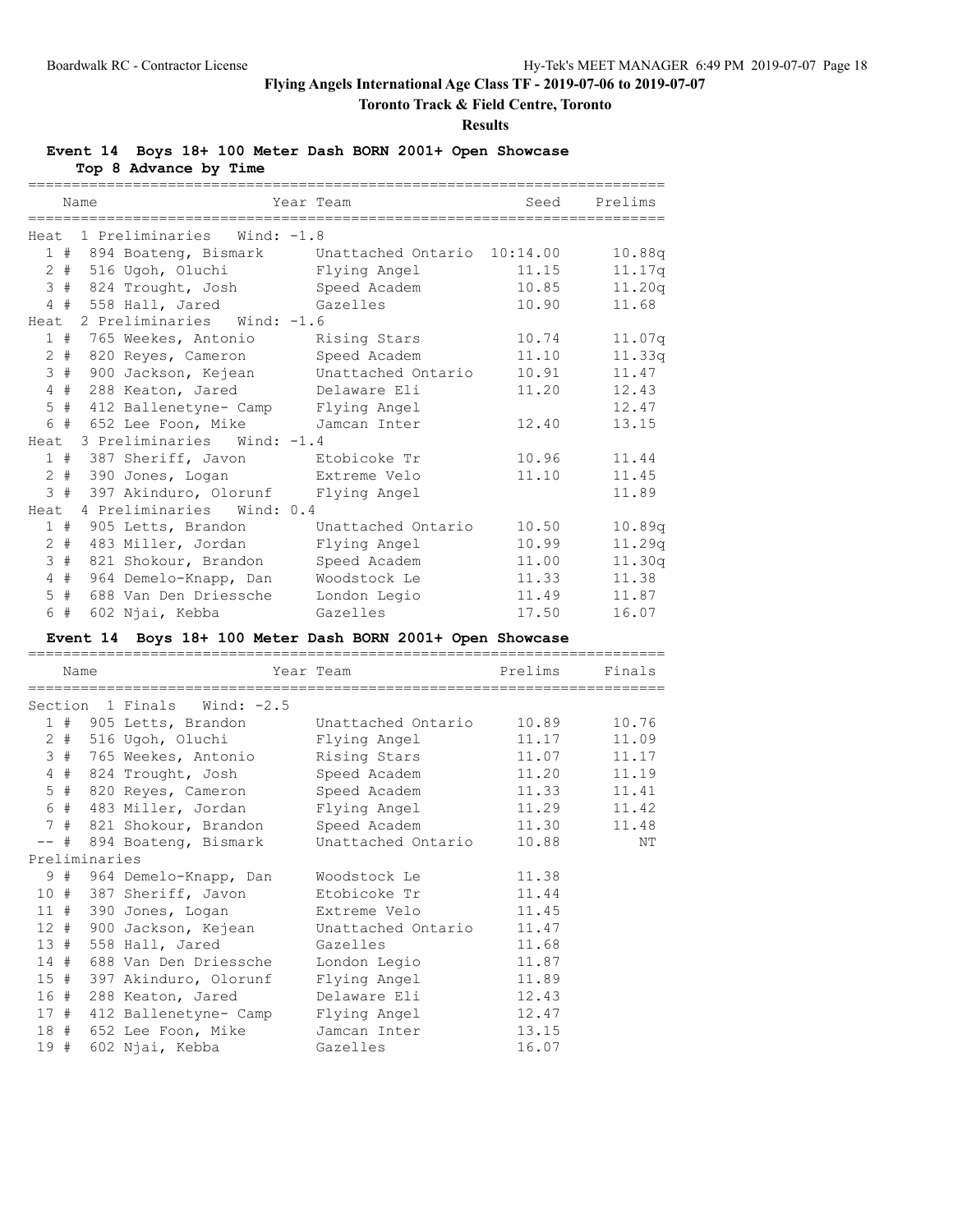**Flying Angels International Age Class TF - 2019-07-06 to 2019-07-07**

**Toronto Track & Field Centre, Toronto**

**Results**

### Event 14 Boys 18+ 100 Meter Dash BORN 2001+ Open Showcase

**Top 8 Advance by Time**

| | Name | Year | Team | Seed | Prelims |
|---|---|---|---|---|---|
| **Heat 1 Preliminaries Wind: -1.8** | | | | | |
| 1 # | 894 Boateng, Bismark | | Unattached Ontario | 10:14.00 | 10.88q |
| 2 # | 516 Ugoh, Oluchi | | Flying Angel | 11.15 | 11.17q |
| 3 # | 824 Trought, Josh | | Speed Academ | 10.85 | 11.20q |
| 4 # | 558 Hall, Jared | | Gazelles | 10.90 | 11.68 |
| **Heat 2 Preliminaries Wind: -1.6** | | | | | |
| 1 # | 765 Weekes, Antonio | | Rising Stars | 10.74 | 11.07q |
| 2 # | 820 Reyes, Cameron | | Speed Academ | 11.10 | 11.33q |
| 3 # | 900 Jackson, Kejean | | Unattached Ontario | 10.91 | 11.47 |
| 4 # | 288 Keaton, Jared | | Delaware Eli | 11.20 | 12.43 |
| 5 # | 412 Ballenetyne- Camp | | Flying Angel | | 12.47 |
| 6 # | 652 Lee Foon, Mike | | Jamcan Inter | 12.40 | 13.15 |
| **Heat 3 Preliminaries Wind: -1.4** | | | | | |
| 1 # | 387 Sheriff, Javon | | Etobicoke Tr | 10.96 | 11.44 |
| 2 # | 390 Jones, Logan | | Extreme Velo | 11.10 | 11.45 |
| 3 # | 397 Akinduro, Olorunf | | Flying Angel | | 11.89 |
| **Heat 4 Preliminaries Wind: 0.4** | | | | | |
| 1 # | 905 Letts, Brandon | | Unattached Ontario | 10.50 | 10.89q |
| 2 # | 483 Miller, Jordan | | Flying Angel | 10.99 | 11.29q |
| 3 # | 821 Shokour, Brandon | | Speed Academ | 11.00 | 11.30q |
| 4 # | 964 Demelo-Knapp, Dan | | Woodstock Le | 11.33 | 11.38 |
| 5 # | 688 Van Den Driessche | | London Legio | 11.49 | 11.87 |
| 6 # | 602 Njai, Kebba | | Gazelles | 17.50 | 16.07 |

### Event 14 Boys 18+ 100 Meter Dash BORN 2001+ Open Showcase

| | Name | Year | Team | Prelims | Finals |
|---|---|---|---|---|---|
| **Section 1 Finals Wind: -2.5** | | | | | |
| 1 # | 905 Letts, Brandon | | Unattached Ontario | 10.89 | 10.76 |
| 2 # | 516 Ugoh, Oluchi | | Flying Angel | 11.17 | 11.09 |
| 3 # | 765 Weekes, Antonio | | Rising Stars | 11.07 | 11.17 |
| 4 # | 824 Trought, Josh | | Speed Academ | 11.20 | 11.19 |
| 5 # | 820 Reyes, Cameron | | Speed Academ | 11.33 | 11.41 |
| 6 # | 483 Miller, Jordan | | Flying Angel | 11.29 | 11.42 |
| 7 # | 821 Shokour, Brandon | | Speed Academ | 11.30 | 11.48 |
| -- # | 894 Boateng, Bismark | | Unattached Ontario | 10.88 | NT |
| **Preliminaries** | | | | | |
| 9 # | 964 Demelo-Knapp, Dan | | Woodstock Le | 11.38 | |
| 10 # | 387 Sheriff, Javon | | Etobicoke Tr | 11.44 | |
| 11 # | 390 Jones, Logan | | Extreme Velo | 11.45 | |
| 12 # | 900 Jackson, Kejean | | Unattached Ontario | 11.47 | |
| 13 # | 558 Hall, Jared | | Gazelles | 11.68 | |
| 14 # | 688 Van Den Driessche | | London Legio | 11.87 | |
| 15 # | 397 Akinduro, Olorunf | | Flying Angel | 11.89 | |
| 16 # | 288 Keaton, Jared | | Delaware Eli | 12.43 | |
| 17 # | 412 Ballenetyne- Camp | | Flying Angel | 12.47 | |
| 18 # | 652 Lee Foon, Mike | | Jamcan Inter | 13.15 | |
| 19 # | 602 Njai, Kebba | | Gazelles | 16.07 | |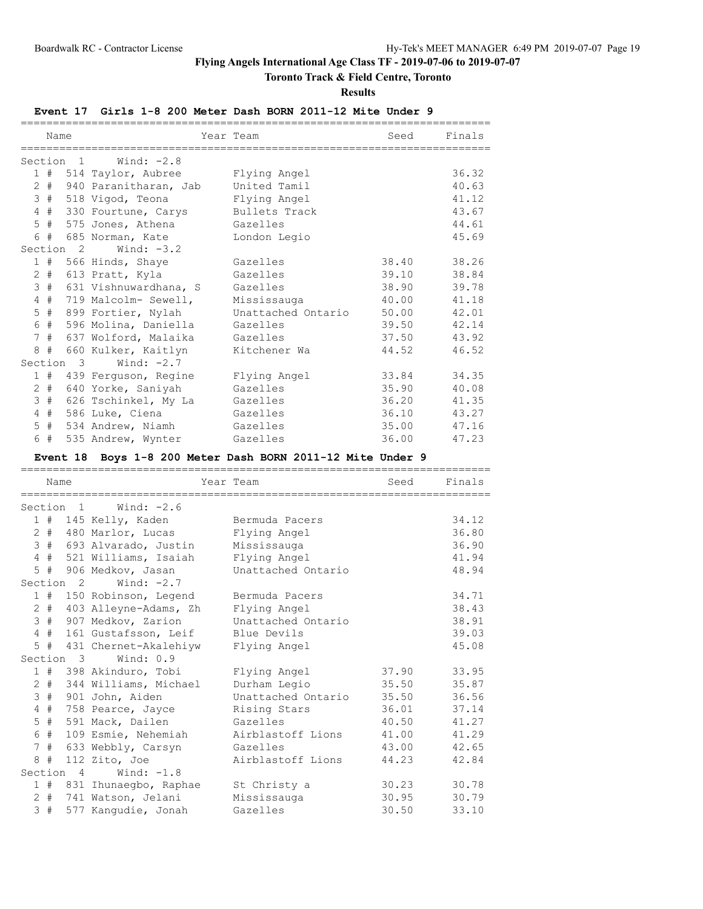# Flying Angels International Age Class TF - 2019-07-06 to 2019-07-07

## Toronto Track & Field Centre, Toronto

### Results

**Event 17 Girls 1-8 200 Meter Dash BORN 2011-12 Mite Under 9**

| Place | # | Comp | Name | Year | Team | Seed | Finals |
|---|---|---|---|---|---|---|---|
| Section 1 | | | Wind: -2.8 | | | | |
| 1 | # | 514 | Taylor, Aubree | | Flying Angel | | 36.32 |
| 2 | # | 940 | Paranitharan, Jab | | United Tamil | | 40.63 |
| 3 | # | 518 | Vigod, Teona | | Flying Angel | | 41.12 |
| 4 | # | 330 | Fourtune, Carys | | Bullets Track | | 43.67 |
| 5 | # | 575 | Jones, Athena | | Gazelles | | 44.61 |
| 6 | # | 685 | Norman, Kate | | London Legio | | 45.69 |
| Section 2 | | | Wind: -3.2 | | | | |
| 1 | # | 566 | Hinds, Shaye | | Gazelles | 38.40 | 38.26 |
| 2 | # | 613 | Pratt, Kyla | | Gazelles | 39.10 | 38.84 |
| 3 | # | 631 | Vishnuwardhana, S | | Gazelles | 38.90 | 39.78 |
| 4 | # | 719 | Malcolm- Sewell, | | Mississauga | 40.00 | 41.18 |
| 5 | # | 899 | Fortier, Nylah | | Unattached Ontario | 50.00 | 42.01 |
| 6 | # | 596 | Molina, Daniella | | Gazelles | 39.50 | 42.14 |
| 7 | # | 637 | Wolford, Malaika | | Gazelles | 37.50 | 43.92 |
| 8 | # | 660 | Kulker, Kaitlyn | | Kitchener Wa | 44.52 | 46.52 |
| Section 3 | | | Wind: -2.7 | | | | |
| 1 | # | 439 | Ferguson, Regine | | Flying Angel | 33.84 | 34.35 |
| 2 | # | 640 | Yorke, Saniyah | | Gazelles | 35.90 | 40.08 |
| 3 | # | 626 | Tschinkel, My La | | Gazelles | 36.20 | 41.35 |
| 4 | # | 586 | Luke, Ciena | | Gazelles | 36.10 | 43.27 |
| 5 | # | 534 | Andrew, Niamh | | Gazelles | 35.00 | 47.16 |
| 6 | # | 535 | Andrew, Wynter | | Gazelles | 36.00 | 47.23 |

**Event 18 Boys 1-8 200 Meter Dash BORN 2011-12 Mite Under 9**

| Place | # | Comp | Name | Year | Team | Seed | Finals |
|---|---|---|---|---|---|---|---|
| Section 1 | | | Wind: -2.6 | | | | |
| 1 | # | 145 | Kelly, Kaden | | Bermuda Pacers | | 34.12 |
| 2 | # | 480 | Marlor, Lucas | | Flying Angel | | 36.80 |
| 3 | # | 693 | Alvarado, Justin | | Mississauga | | 36.90 |
| 4 | # | 521 | Williams, Isaiah | | Flying Angel | | 41.94 |
| 5 | # | 906 | Medkov, Jasan | | Unattached Ontario | | 48.94 |
| Section 2 | | | Wind: -2.7 | | | | |
| 1 | # | 150 | Robinson, Legend | | Bermuda Pacers | | 34.71 |
| 2 | # | 403 | Alleyne-Adams, Zh | | Flying Angel | | 38.43 |
| 3 | # | 907 | Medkov, Zarion | | Unattached Ontario | | 38.91 |
| 4 | # | 161 | Gustafsson, Leif | | Blue Devils | | 39.03 |
| 5 | # | 431 | Chernet-Akalehiyw | | Flying Angel | | 45.08 |
| Section 3 | | | Wind: 0.9 | | | | |
| 1 | # | 398 | Akinduro, Tobi | | Flying Angel | 37.90 | 33.95 |
| 2 | # | 344 | Williams, Michael | | Durham Legio | 35.50 | 35.87 |
| 3 | # | 901 | John, Aiden | | Unattached Ontario | 35.50 | 36.56 |
| 4 | # | 758 | Pearce, Jayce | | Rising Stars | 36.01 | 37.14 |
| 5 | # | 591 | Mack, Dailen | | Gazelles | 40.50 | 41.27 |
| 6 | # | 109 | Esmie, Nehemiah | | Airblastoff Lions | 41.00 | 41.29 |
| 7 | # | 633 | Webbly, Carsyn | | Gazelles | 43.00 | 42.65 |
| 8 | # | 112 | Zito, Joe | | Airblastoff Lions | 44.23 | 42.84 |
| Section 4 | | | Wind: -1.8 | | | | |
| 1 | # | 831 | Ihunaegbo, Raphae | | St Christy a | 30.23 | 30.78 |
| 2 | # | 741 | Watson, Jelani | | Mississauga | 30.95 | 30.79 |
| 3 | # | 577 | Kangudie, Jonah | | Gazelles | 30.50 | 33.10 |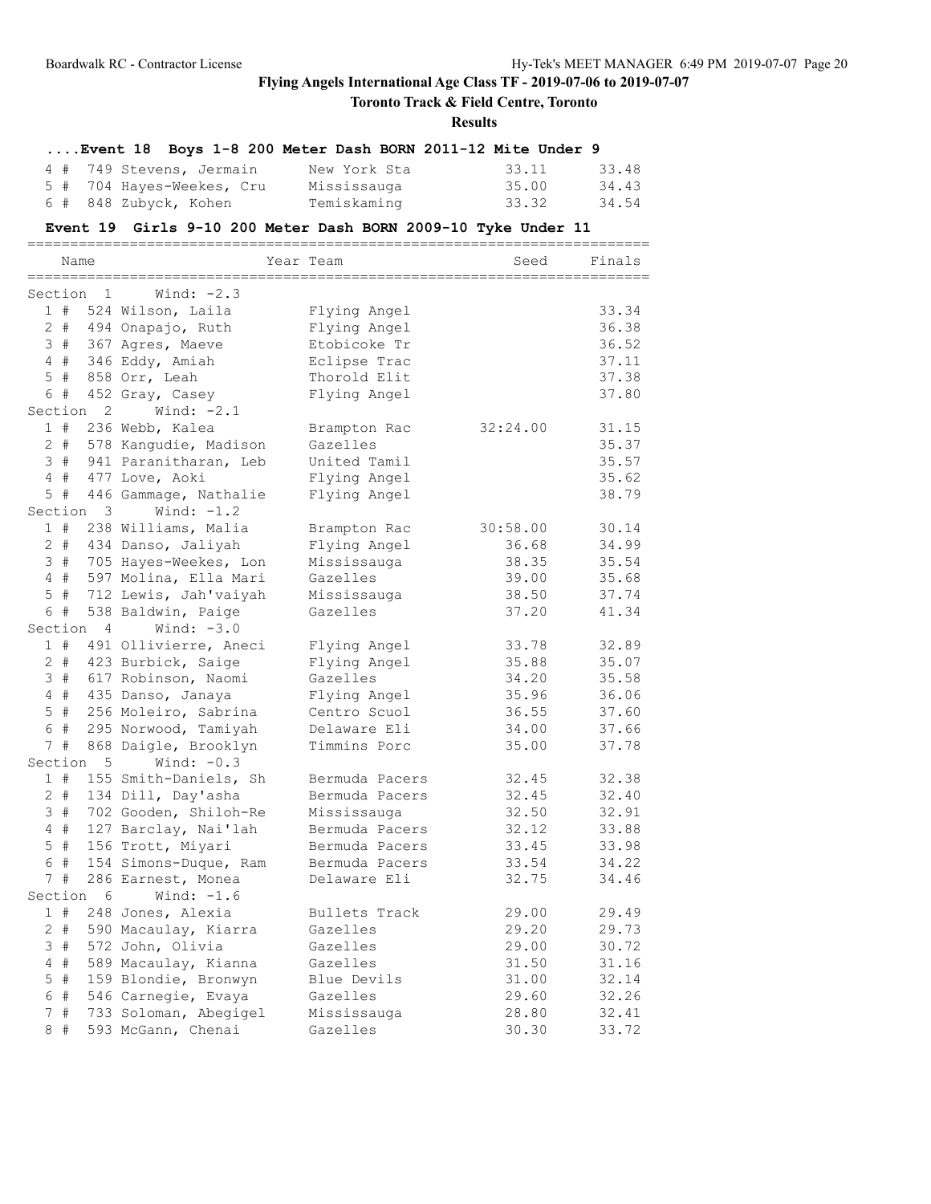# Flying Angels International Age Class TF - 2019-07-06 to 2019-07-07

## Toronto Track & Field Centre, Toronto

### Results

#### ....Event 18 Boys 1-8 200 Meter Dash BORN 2011-12 Mite Under 9

| Place | Comp# | Name | Year | Team | Seed | Finals |
|---|---|---|---|---|---|---|
| 4 # | 749 | Stevens, Jermain | | New York Sta | 33.11 | 33.48 |
| 5 # | 704 | Hayes-Weekes, Cru | | Mississauga | 35.00 | 34.43 |
| 6 # | 848 | Zubyck, Kohen | | Temiskaming | 33.32 | 34.54 |

#### Event 19 Girls 9-10 200 Meter Dash BORN 2009-10 Tyke Under 11

| Place | Comp# | Name | Year | Team | Seed | Finals |
|---|---|---|---|---|---|---|
| **Section 1 Wind: -2.3** | | | | | | |
| 1 # | 524 | Wilson, Laila | | Flying Angel | | 33.34 |
| 2 # | 494 | Onapajo, Ruth | | Flying Angel | | 36.38 |
| 3 # | 367 | Agres, Maeve | | Etobicoke Tr | | 36.52 |
| 4 # | 346 | Eddy, Amiah | | Eclipse Trac | | 37.11 |
| 5 # | 858 | Orr, Leah | | Thorold Elit | | 37.38 |
| 6 # | 452 | Gray, Casey | | Flying Angel | | 37.80 |
| **Section 2 Wind: -2.1** | | | | | | |
| 1 # | 236 | Webb, Kalea | | Brampton Rac | 32:24.00 | 31.15 |
| 2 # | 578 | Kangudie, Madison | | Gazelles | | 35.37 |
| 3 # | 941 | Paranitharan, Leb | | United Tamil | | 35.57 |
| 4 # | 477 | Love, Aoki | | Flying Angel | | 35.62 |
| 5 # | 446 | Gammage, Nathalie | | Flying Angel | | 38.79 |
| **Section 3 Wind: -1.2** | | | | | | |
| 1 # | 238 | Williams, Malia | | Brampton Rac | 30:58.00 | 30.14 |
| 2 # | 434 | Danso, Jaliyah | | Flying Angel | 36.68 | 34.99 |
| 3 # | 705 | Hayes-Weekes, Lon | | Mississauga | 38.35 | 35.54 |
| 4 # | 597 | Molina, Ella Mari | | Gazelles | 39.00 | 35.68 |
| 5 # | 712 | Lewis, Jah'vaiyah | | Mississauga | 38.50 | 37.74 |
| 6 # | 538 | Baldwin, Paige | | Gazelles | 37.20 | 41.34 |
| **Section 4 Wind: -3.0** | | | | | | |
| 1 # | 491 | Ollivierre, Aneci | | Flying Angel | 33.78 | 32.89 |
| 2 # | 423 | Burbick, Saige | | Flying Angel | 35.88 | 35.07 |
| 3 # | 617 | Robinson, Naomi | | Gazelles | 34.20 | 35.58 |
| 4 # | 435 | Danso, Janaya | | Flying Angel | 35.96 | 36.06 |
| 5 # | 256 | Moleiro, Sabrina | | Centro Scuol | 36.55 | 37.60 |
| 6 # | 295 | Norwood, Tamiyah | | Delaware Eli | 34.00 | 37.66 |
| 7 # | 868 | Daigle, Brooklyn | | Timmins Porc | 35.00 | 37.78 |
| **Section 5 Wind: -0.3** | | | | | | |
| 1 # | 155 | Smith-Daniels, Sh | | Bermuda Pacers | 32.45 | 32.38 |
| 2 # | 134 | Dill, Day'asha | | Bermuda Pacers | 32.45 | 32.40 |
| 3 # | 702 | Gooden, Shiloh-Re | | Mississauga | 32.50 | 32.91 |
| 4 # | 127 | Barclay, Nai'lah | | Bermuda Pacers | 32.12 | 33.88 |
| 5 # | 156 | Trott, Miyari | | Bermuda Pacers | 33.45 | 33.98 |
| 6 # | 154 | Simons-Duque, Ram | | Bermuda Pacers | 33.54 | 34.22 |
| 7 # | 286 | Earnest, Monea | | Delaware Eli | 32.75 | 34.46 |
| **Section 6 Wind: -1.6** | | | | | | |
| 1 # | 248 | Jones, Alexia | | Bullets Track | 29.00 | 29.49 |
| 2 # | 590 | Macaulay, Kiarra | | Gazelles | 29.20 | 29.73 |
| 3 # | 572 | John, Olivia | | Gazelles | 29.00 | 30.72 |
| 4 # | 589 | Macaulay, Kianna | | Gazelles | 31.50 | 31.16 |
| 5 # | 159 | Blondie, Bronwyn | | Blue Devils | 31.00 | 32.14 |
| 6 # | 546 | Carnegie, Evaya | | Gazelles | 29.60 | 32.26 |
| 7 # | 733 | Soloman, Abegigel | | Mississauga | 28.80 | 32.41 |
| 8 # | 593 | McGann, Chenai | | Gazelles | 30.30 | 33.72 |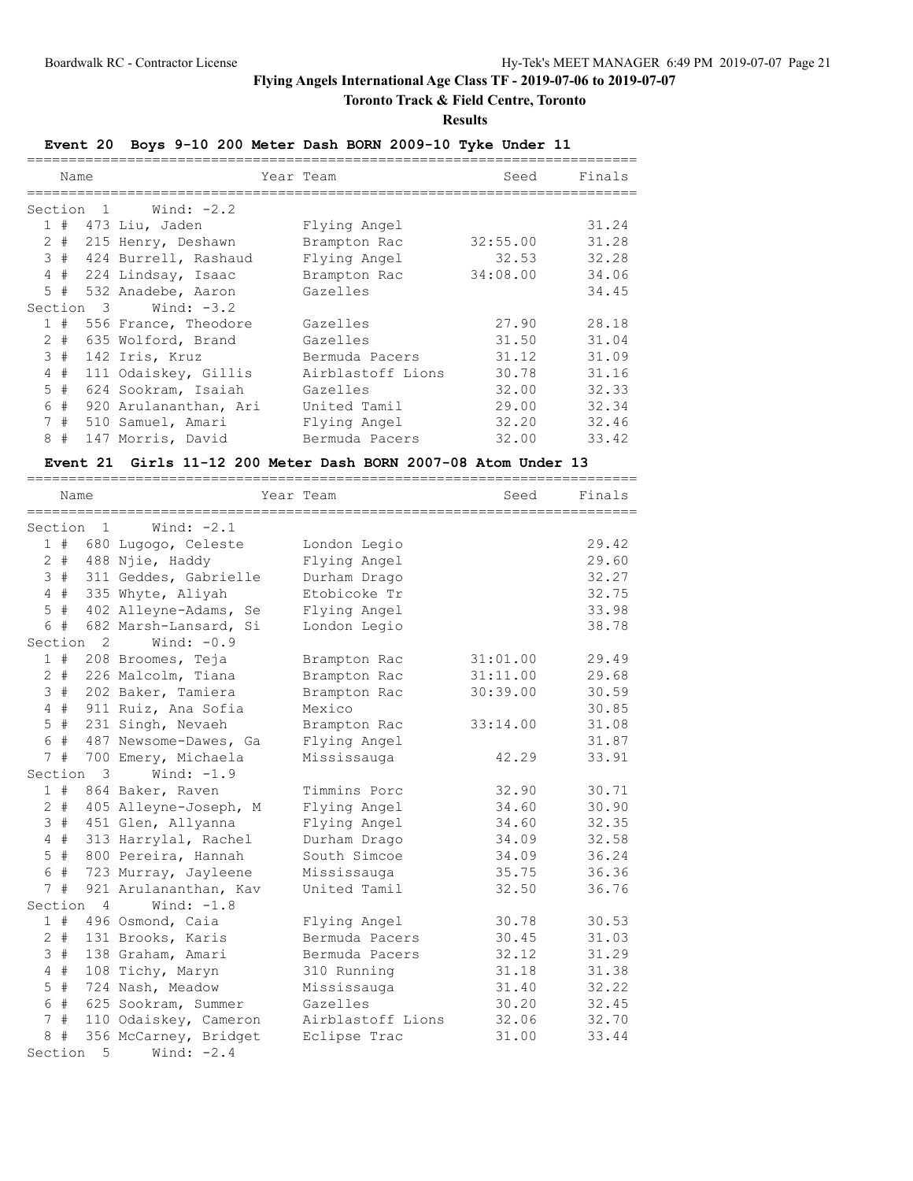# Flying Angels International Age Class TF - 2019-07-06 to 2019-07-07

## Toronto Track & Field Centre, Toronto

### Results

**Event 20 Boys 9-10 200 Meter Dash BORN 2009-10 Tyke Under 11**

| | Name | Year | Team | Seed | Finals |
|---|---|---|---|---|---|
| **Section 1** | **Wind: -2.2** | | | | |
| 1 # | 473 Liu, Jaden | | Flying Angel | | 31.24 |
| 2 # | 215 Henry, Deshawn | | Brampton Rac | 32:55.00 | 31.28 |
| 3 # | 424 Burrell, Rashaud | | Flying Angel | 32.53 | 32.28 |
| 4 # | 224 Lindsay, Isaac | | Brampton Rac | 34:08.00 | 34.06 |
| 5 # | 532 Anadebe, Aaron | | Gazelles | | 34.45 |
| **Section 3** | **Wind: -3.2** | | | | |
| 1 # | 556 France, Theodore | | Gazelles | 27.90 | 28.18 |
| 2 # | 635 Wolford, Brand | | Gazelles | 31.50 | 31.04 |
| 3 # | 142 Iris, Kruz | | Bermuda Pacers | 31.12 | 31.09 |
| 4 # | 111 Odaiskey, Gillis | | Airblastoff Lions | 30.78 | 31.16 |
| 5 # | 624 Sookram, Isaiah | | Gazelles | 32.00 | 32.33 |
| 6 # | 920 Arulananthan, Ari | | United Tamil | 29.00 | 32.34 |
| 7 # | 510 Samuel, Amari | | Flying Angel | 32.20 | 32.46 |
| 8 # | 147 Morris, David | | Bermuda Pacers | 32.00 | 33.42 |

**Event 21 Girls 11-12 200 Meter Dash BORN 2007-08 Atom Under 13**

| | Name | Year | Team | Seed | Finals |
|---|---|---|---|---|---|
| **Section 1** | **Wind: -2.1** | | | | |
| 1 # | 680 Lugogo, Celeste | | London Legio | | 29.42 |
| 2 # | 488 Njie, Haddy | | Flying Angel | | 29.60 |
| 3 # | 311 Geddes, Gabrielle | | Durham Drago | | 32.27 |
| 4 # | 335 Whyte, Aliyah | | Etobicoke Tr | | 32.75 |
| 5 # | 402 Alleyne-Adams, Se | | Flying Angel | | 33.98 |
| 6 # | 682 Marsh-Lansard, Si | | London Legio | | 38.78 |
| **Section 2** | **Wind: -0.9** | | | | |
| 1 # | 208 Broomes, Teja | | Brampton Rac | 31:01.00 | 29.49 |
| 2 # | 226 Malcolm, Tiana | | Brampton Rac | 31:11.00 | 29.68 |
| 3 # | 202 Baker, Tamiera | | Brampton Rac | 30:39.00 | 30.59 |
| 4 # | 911 Ruiz, Ana Sofia | | Mexico | | 30.85 |
| 5 # | 231 Singh, Nevaeh | | Brampton Rac | 33:14.00 | 31.08 |
| 6 # | 487 Newsome-Dawes, Ga | | Flying Angel | | 31.87 |
| 7 # | 700 Emery, Michaela | | Mississauga | 42.29 | 33.91 |
| **Section 3** | **Wind: -1.9** | | | | |
| 1 # | 864 Baker, Raven | | Timmins Porc | 32.90 | 30.71 |
| 2 # | 405 Alleyne-Joseph, M | | Flying Angel | 34.60 | 30.90 |
| 3 # | 451 Glen, Allyanna | | Flying Angel | 34.60 | 32.35 |
| 4 # | 313 Harrylal, Rachel | | Durham Drago | 34.09 | 32.58 |
| 5 # | 800 Pereira, Hannah | | South Simcoe | 34.09 | 36.24 |
| 6 # | 723 Murray, Jayleene | | Mississauga | 35.75 | 36.36 |
| 7 # | 921 Arulananthan, Kav | | United Tamil | 32.50 | 36.76 |
| **Section 4** | **Wind: -1.8** | | | | |
| 1 # | 496 Osmond, Caia | | Flying Angel | 30.78 | 30.53 |
| 2 # | 131 Brooks, Karis | | Bermuda Pacers | 30.45 | 31.03 |
| 3 # | 138 Graham, Amari | | Bermuda Pacers | 32.12 | 31.29 |
| 4 # | 108 Tichy, Maryn | | 310 Running | 31.18 | 31.38 |
| 5 # | 724 Nash, Meadow | | Mississauga | 31.40 | 32.22 |
| 6 # | 625 Sookram, Summer | | Gazelles | 30.20 | 32.45 |
| 7 # | 110 Odaiskey, Cameron | | Airblastoff Lions | 32.06 | 32.70 |
| 8 # | 356 McCarney, Bridget | | Eclipse Trac | 31.00 | 33.44 |
| **Section 5** | **Wind: -2.4** | | | | |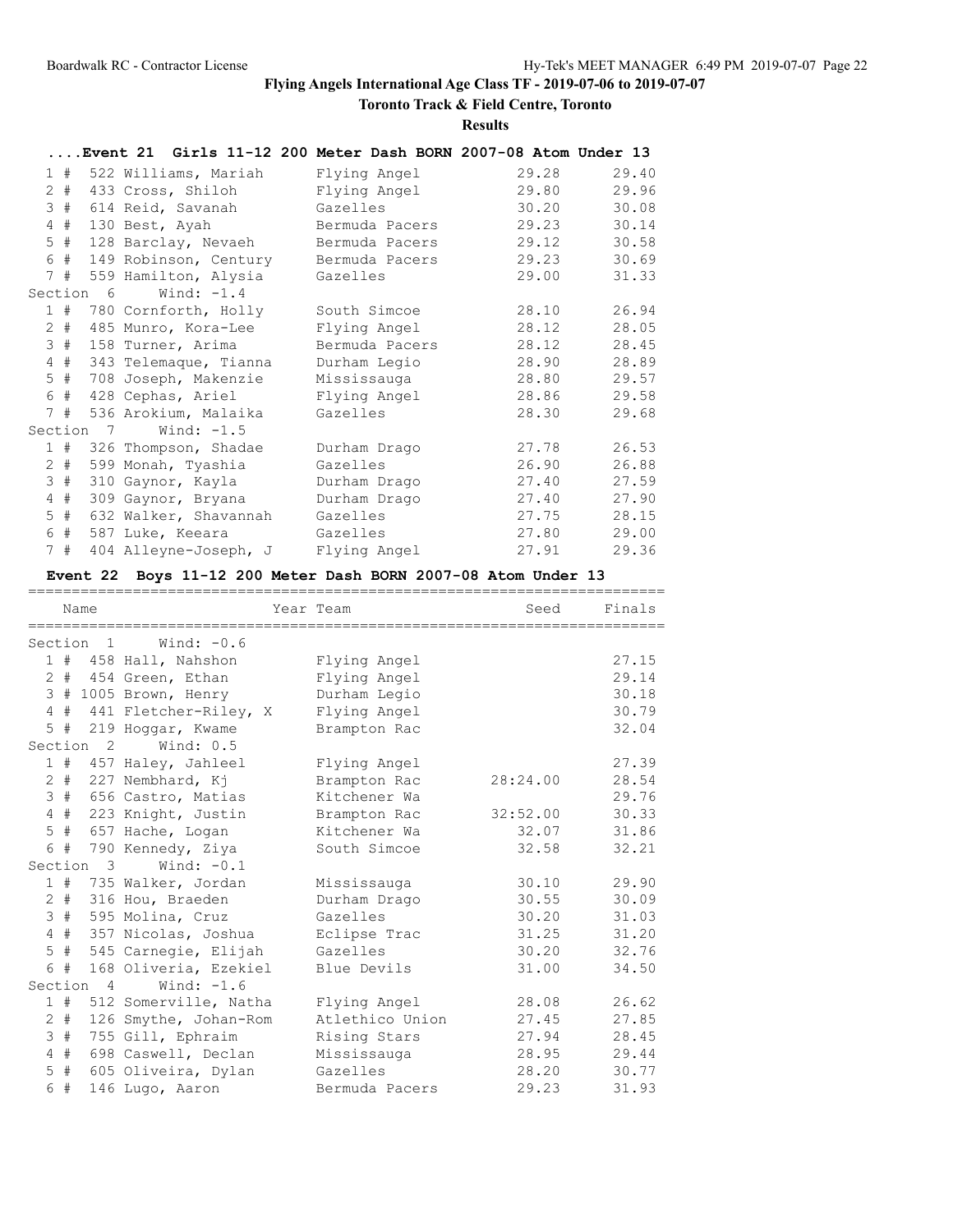# Flying Angels International Age Class TF - 2019-07-06 to 2019-07-07

**Toronto Track & Field Centre, Toronto**

**Results**

### ....Event 21 Girls 11-12 200 Meter Dash BORN 2007-08 Atom Under 13

| Place | Name | Year | Team | Seed | Finals |
|---|---|---|---|---|---|
| 1 # | 522 Williams, Mariah | | Flying Angel | 29.28 | 29.40 |
| 2 # | 433 Cross, Shiloh | | Flying Angel | 29.80 | 29.96 |
| 3 # | 614 Reid, Savanah | | Gazelles | 30.20 | 30.08 |
| 4 # | 130 Best, Ayah | | Bermuda Pacers | 29.23 | 30.14 |
| 5 # | 128 Barclay, Nevaeh | | Bermuda Pacers | 29.12 | 30.58 |
| 6 # | 149 Robinson, Century | | Bermuda Pacers | 29.23 | 30.69 |
| 7 # | 559 Hamilton, Alysia | | Gazelles | 29.00 | 31.33 |
| **Section 6 Wind: -1.4** | | | | | |
| 1 # | 780 Cornforth, Holly | | South Simcoe | 28.10 | 26.94 |
| 2 # | 485 Munro, Kora-Lee | | Flying Angel | 28.12 | 28.05 |
| 3 # | 158 Turner, Arima | | Bermuda Pacers | 28.12 | 28.45 |
| 4 # | 343 Telemaque, Tianna | | Durham Legio | 28.90 | 28.89 |
| 5 # | 708 Joseph, Makenzie | | Mississauga | 28.80 | 29.57 |
| 6 # | 428 Cephas, Ariel | | Flying Angel | 28.86 | 29.58 |
| 7 # | 536 Arokium, Malaika | | Gazelles | 28.30 | 29.68 |
| **Section 7 Wind: -1.5** | | | | | |
| 1 # | 326 Thompson, Shadae | | Durham Drago | 27.78 | 26.53 |
| 2 # | 599 Monah, Tyashia | | Gazelles | 26.90 | 26.88 |
| 3 # | 310 Gaynor, Kayla | | Durham Drago | 27.40 | 27.59 |
| 4 # | 309 Gaynor, Bryana | | Durham Drago | 27.40 | 27.90 |
| 5 # | 632 Walker, Shavannah | | Gazelles | 27.75 | 28.15 |
| 6 # | 587 Luke, Keeara | | Gazelles | 27.80 | 29.00 |
| 7 # | 404 Alleyne-Joseph, J | | Flying Angel | 27.91 | 29.36 |

### Event 22 Boys 11-12 200 Meter Dash BORN 2007-08 Atom Under 13

| Place | Name | Year | Team | Seed | Finals |
|---|---|---|---|---|---|
| **Section 1 Wind: -0.6** | | | | | |
| 1 # | 458 Hall, Nahshon | | Flying Angel | | 27.15 |
| 2 # | 454 Green, Ethan | | Flying Angel | | 29.14 |
| 3 # | 1005 Brown, Henry | | Durham Legio | | 30.18 |
| 4 # | 441 Fletcher-Riley, X | | Flying Angel | | 30.79 |
| 5 # | 219 Hoggar, Kwame | | Brampton Rac | | 32.04 |
| **Section 2 Wind: 0.5** | | | | | |
| 1 # | 457 Haley, Jahleel | | Flying Angel | | 27.39 |
| 2 # | 227 Nembhard, Kj | | Brampton Rac | 28:24.00 | 28.54 |
| 3 # | 656 Castro, Matias | | Kitchener Wa | | 29.76 |
| 4 # | 223 Knight, Justin | | Brampton Rac | 32:52.00 | 30.33 |
| 5 # | 657 Hache, Logan | | Kitchener Wa | 32.07 | 31.86 |
| 6 # | 790 Kennedy, Ziya | | South Simcoe | 32.58 | 32.21 |
| **Section 3 Wind: -0.1** | | | | | |
| 1 # | 735 Walker, Jordan | | Mississauga | 30.10 | 29.90 |
| 2 # | 316 Hou, Braeden | | Durham Drago | 30.55 | 30.09 |
| 3 # | 595 Molina, Cruz | | Gazelles | 30.20 | 31.03 |
| 4 # | 357 Nicolas, Joshua | | Eclipse Trac | 31.25 | 31.20 |
| 5 # | 545 Carnegie, Elijah | | Gazelles | 30.20 | 32.76 |
| 6 # | 168 Oliveria, Ezekiel | | Blue Devils | 31.00 | 34.50 |
| **Section 4 Wind: -1.6** | | | | | |
| 1 # | 512 Somerville, Natha | | Flying Angel | 28.08 | 26.62 |
| 2 # | 126 Smythe, Johan-Rom | | Atlethico Union | 27.45 | 27.85 |
| 3 # | 755 Gill, Ephraim | | Rising Stars | 27.94 | 28.45 |
| 4 # | 698 Caswell, Declan | | Mississauga | 28.95 | 29.44 |
| 5 # | 605 Oliveira, Dylan | | Gazelles | 28.20 | 30.77 |
| 6 # | 146 Lugo, Aaron | | Bermuda Pacers | 29.23 | 31.93 |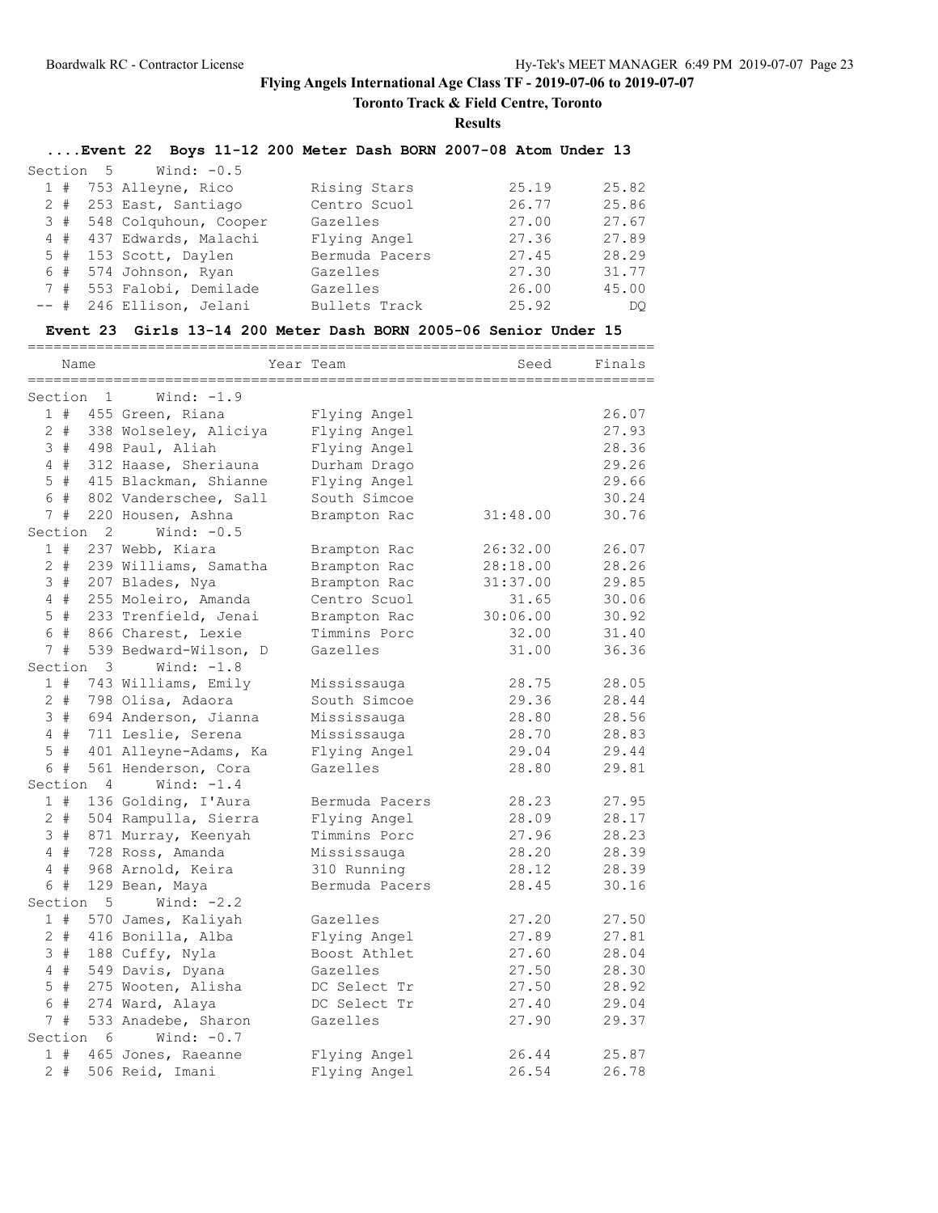# Flying Angels International Age Class TF - 2019-07-06 to 2019-07-07

**Toronto Track & Field Centre, Toronto**

**Results**

### ....Event 22 Boys 11-12 200 Meter Dash BORN 2007-08 Atom Under 13

Section 5 Wind: -0.5

| Place | # | Name | Team | Seed | Finals |
|---|---|---|---|---|---|
| 1 | # 753 | Alleyne, Rico | Rising Stars | 25.19 | 25.82 |
| 2 | # 253 | East, Santiago | Centro Scuol | 26.77 | 25.86 |
| 3 | # 548 | Colquhoun, Cooper | Gazelles | 27.00 | 27.67 |
| 4 | # 437 | Edwards, Malachi | Flying Angel | 27.36 | 27.89 |
| 5 | # 153 | Scott, Daylen | Bermuda Pacers | 27.45 | 28.29 |
| 6 | # 574 | Johnson, Ryan | Gazelles | 27.30 | 31.77 |
| 7 | # 553 | Falobi, Demilade | Gazelles | 26.00 | 45.00 |
| -- | # 246 | Ellison, Jelani | Bullets Track | 25.92 | DQ |

### Event 23 Girls 13-14 200 Meter Dash BORN 2005-06 Senior Under 15

| Place | # | Name | Year Team | Seed | Finals |
|---|---|---|---|---|---|
| **Section 1** | | **Wind: -1.9** | | | |
| 1 | # 455 | Green, Riana | Flying Angel | | 26.07 |
| 2 | # 338 | Wolseley, Aliciya | Flying Angel | | 27.93 |
| 3 | # 498 | Paul, Aliah | Flying Angel | | 28.36 |
| 4 | # 312 | Haase, Sheriauna | Durham Drago | | 29.26 |
| 5 | # 415 | Blackman, Shianne | Flying Angel | | 29.66 |
| 6 | # 802 | Vanderschee, Sall | South Simcoe | | 30.24 |
| 7 | # 220 | Housen, Ashna | Brampton Rac | 31:48.00 | 30.76 |
| **Section 2** | | **Wind: -0.5** | | | |
| 1 | # 237 | Webb, Kiara | Brampton Rac | 26:32.00 | 26.07 |
| 2 | # 239 | Williams, Samatha | Brampton Rac | 28:18.00 | 28.26 |
| 3 | # 207 | Blades, Nya | Brampton Rac | 31:37.00 | 29.85 |
| 4 | # 255 | Moleiro, Amanda | Centro Scuol | 31.65 | 30.06 |
| 5 | # 233 | Trenfield, Jenai | Brampton Rac | 30:06.00 | 30.92 |
| 6 | # 866 | Charest, Lexie | Timmins Porc | 32.00 | 31.40 |
| 7 | # 539 | Bedward-Wilson, D | Gazelles | 31.00 | 36.36 |
| **Section 3** | | **Wind: -1.8** | | | |
| 1 | # 743 | Williams, Emily | Mississauga | 28.75 | 28.05 |
| 2 | # 798 | Olisa, Adaora | South Simcoe | 29.36 | 28.44 |
| 3 | # 694 | Anderson, Jianna | Mississauga | 28.80 | 28.56 |
| 4 | # 711 | Leslie, Serena | Mississauga | 28.70 | 28.83 |
| 5 | # 401 | Alleyne-Adams, Ka | Flying Angel | 29.04 | 29.44 |
| 6 | # 561 | Henderson, Cora | Gazelles | 28.80 | 29.81 |
| **Section 4** | | **Wind: -1.4** | | | |
| 1 | # 136 | Golding, I'Aura | Bermuda Pacers | 28.23 | 27.95 |
| 2 | # 504 | Rampulla, Sierra | Flying Angel | 28.09 | 28.17 |
| 3 | # 871 | Murray, Keenyah | Timmins Porc | 27.96 | 28.23 |
| 4 | # 728 | Ross, Amanda | Mississauga | 28.20 | 28.39 |
| 4 | # 968 | Arnold, Keira | 310 Running | 28.12 | 28.39 |
| 6 | # 129 | Bean, Maya | Bermuda Pacers | 28.45 | 30.16 |
| **Section 5** | | **Wind: -2.2** | | | |
| 1 | # 570 | James, Kaliyah | Gazelles | 27.20 | 27.50 |
| 2 | # 416 | Bonilla, Alba | Flying Angel | 27.89 | 27.81 |
| 3 | # 188 | Cuffy, Nyla | Boost Athlet | 27.60 | 28.04 |
| 4 | # 549 | Davis, Dyana | Gazelles | 27.50 | 28.30 |
| 5 | # 275 | Wooten, Alisha | DC Select Tr | 27.50 | 28.92 |
| 6 | # 274 | Ward, Alaya | DC Select Tr | 27.40 | 29.04 |
| 7 | # 533 | Anadebe, Sharon | Gazelles | 27.90 | 29.37 |
| **Section 6** | | **Wind: -0.7** | | | |
| 1 | # 465 | Jones, Raeanne | Flying Angel | 26.44 | 25.87 |
| 2 | # 506 | Reid, Imani | Flying Angel | 26.54 | 26.78 |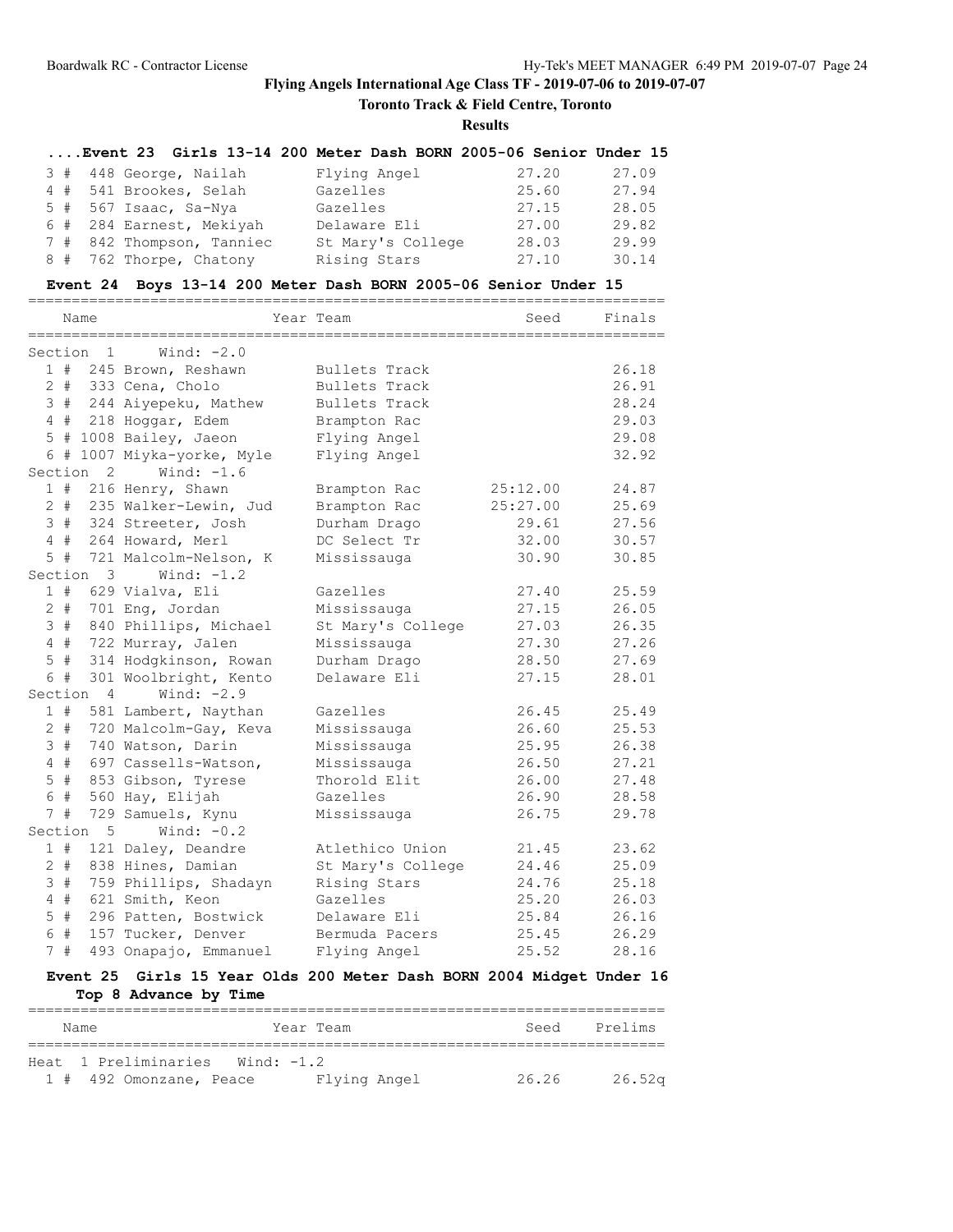# Flying Angels International Age Class TF - 2019-07-06 to 2019-07-07

## Toronto Track & Field Centre, Toronto

### Results

#### ....Event 23 Girls 13-14 200 Meter Dash BORN 2005-06 Senior Under 15

| Place | Name | Team | Seed | Finals |
|---|---|---|---|---|
| 3 # | 448 George, Nailah | Flying Angel | 27.20 | 27.09 |
| 4 # | 541 Brookes, Selah | Gazelles | 25.60 | 27.94 |
| 5 # | 567 Isaac, Sa-Nya | Gazelles | 27.15 | 28.05 |
| 6 # | 284 Earnest, Mekiyah | Delaware Eli | 27.00 | 29.82 |
| 7 # | 842 Thompson, Tanniec | St Mary's College | 28.03 | 29.99 |
| 8 # | 762 Thorpe, Chatony | Rising Stars | 27.10 | 30.14 |

#### Event 24 Boys 13-14 200 Meter Dash BORN 2005-06 Senior Under 15

| Place | Name | Year Team | Seed | Finals |
|---|---|---|---|---|
| **Section 1 Wind: -2.0** | | | | |
| 1 # | 245 Brown, Reshawn | Bullets Track | | 26.18 |
| 2 # | 333 Cena, Cholo | Bullets Track | | 26.91 |
| 3 # | 244 Aiyepeku, Mathew | Bullets Track | | 28.24 |
| 4 # | 218 Hoggar, Edem | Brampton Rac | | 29.03 |
| 5 # | 1008 Bailey, Jaeon | Flying Angel | | 29.08 |
| 6 # | 1007 Miyka-yorke, Myle | Flying Angel | | 32.92 |
| **Section 2 Wind: -1.6** | | | | |
| 1 # | 216 Henry, Shawn | Brampton Rac | 25:12.00 | 24.87 |
| 2 # | 235 Walker-Lewin, Jud | Brampton Rac | 25:27.00 | 25.69 |
| 3 # | 324 Streeter, Josh | Durham Drago | 29.61 | 27.56 |
| 4 # | 264 Howard, Merl | DC Select Tr | 32.00 | 30.57 |
| 5 # | 721 Malcolm-Nelson, K | Mississauga | 30.90 | 30.85 |
| **Section 3 Wind: -1.2** | | | | |
| 1 # | 629 Vialva, Eli | Gazelles | 27.40 | 25.59 |
| 2 # | 701 Eng, Jordan | Mississauga | 27.15 | 26.05 |
| 3 # | 840 Phillips, Michael | St Mary's College | 27.03 | 26.35 |
| 4 # | 722 Murray, Jalen | Mississauga | 27.30 | 27.26 |
| 5 # | 314 Hodgkinson, Rowan | Durham Drago | 28.50 | 27.69 |
| 6 # | 301 Woolbright, Kento | Delaware Eli | 27.15 | 28.01 |
| **Section 4 Wind: -2.9** | | | | |
| 1 # | 581 Lambert, Naythan | Gazelles | 26.45 | 25.49 |
| 2 # | 720 Malcolm-Gay, Keva | Mississauga | 26.60 | 25.53 |
| 3 # | 740 Watson, Darin | Mississauga | 25.95 | 26.38 |
| 4 # | 697 Cassells-Watson, | Mississauga | 26.50 | 27.21 |
| 5 # | 853 Gibson, Tyrese | Thorold Elit | 26.00 | 27.48 |
| 6 # | 560 Hay, Elijah | Gazelles | 26.90 | 28.58 |
| 7 # | 729 Samuels, Kynu | Mississauga | 26.75 | 29.78 |
| **Section 5 Wind: -0.2** | | | | |
| 1 # | 121 Daley, Deandre | Atlethico Union | 21.45 | 23.62 |
| 2 # | 838 Hines, Damian | St Mary's College | 24.46 | 25.09 |
| 3 # | 759 Phillips, Shadayn | Rising Stars | 24.76 | 25.18 |
| 4 # | 621 Smith, Keon | Gazelles | 25.20 | 26.03 |
| 5 # | 296 Patten, Bostwick | Delaware Eli | 25.84 | 26.16 |
| 6 # | 157 Tucker, Denver | Bermuda Pacers | 25.45 | 26.29 |
| 7 # | 493 Onapajo, Emmanuel | Flying Angel | 25.52 | 28.16 |

#### Event 25 Girls 15 Year Olds 200 Meter Dash BORN 2004 Midget Under 16

Top 8 Advance by Time

| Place | Name | Year Team | Seed | Prelims |
|---|---|---|---|---|
| **Heat 1 Preliminaries Wind: -1.2** | | | | |
| 1 # | 492 Omonzane, Peace | Flying Angel | 26.26 | 26.52q |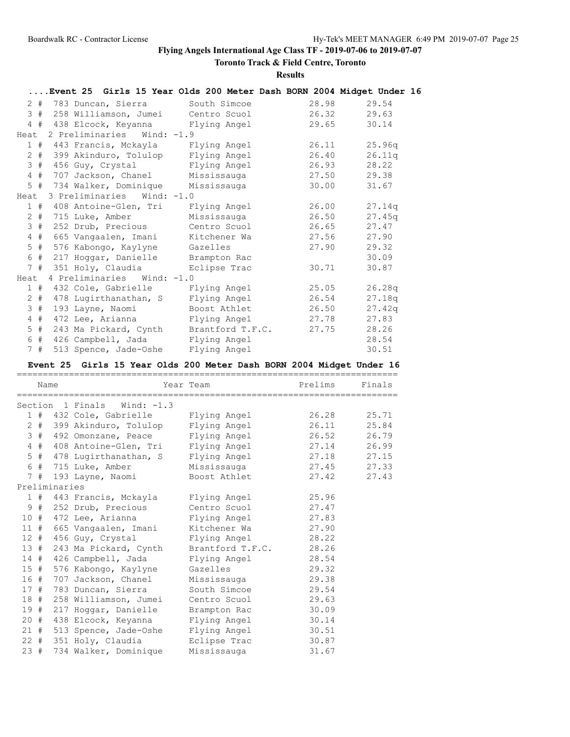# Flying Angels International Age Class TF - 2019-07-06 to 2019-07-07

## Toronto Track & Field Centre, Toronto

### Results

**....Event 25 Girls 15 Year Olds 200 Meter Dash BORN 2004 Midget Under 16**

| Place | Name | Team | Seed | Prelims |
|---|---|---|---|---|
| 2 # | 783 Duncan, Sierra | South Simcoe | 28.98 | 29.54 |
| 3 # | 258 Williamson, Jumei | Centro Scuol | 26.32 | 29.63 |
| 4 # | 438 Elcock, Keyanna | Flying Angel | 29.65 | 30.14 |
| **Heat 2 Preliminaries Wind: -1.9** | | | | |
| 1 # | 443 Francis, Mckayla | Flying Angel | 26.11 | 25.96q |
| 2 # | 399 Akinduro, Tolulop | Flying Angel | 26.40 | 26.11q |
| 3 # | 456 Guy, Crystal | Flying Angel | 26.93 | 28.22 |
| 4 # | 707 Jackson, Chanel | Mississauga | 27.50 | 29.38 |
| 5 # | 734 Walker, Dominique | Mississauga | 30.00 | 31.67 |
| **Heat 3 Preliminaries Wind: -1.0** | | | | |
| 1 # | 408 Antoine-Glen, Tri | Flying Angel | 26.00 | 27.14q |
| 2 # | 715 Luke, Amber | Mississauga | 26.50 | 27.45q |
| 3 # | 252 Drub, Precious | Centro Scuol | 26.65 | 27.47 |
| 4 # | 665 Vangaalen, Imani | Kitchener Wa | 27.56 | 27.90 |
| 5 # | 576 Kabongo, Kaylyne | Gazelles | 27.90 | 29.32 |
| 6 # | 217 Hoggar, Danielle | Brampton Rac | | 30.09 |
| 7 # | 351 Holy, Claudia | Eclipse Trac | 30.71 | 30.87 |
| **Heat 4 Preliminaries Wind: -1.0** | | | | |
| 1 # | 432 Cole, Gabrielle | Flying Angel | 25.05 | 26.28q |
| 2 # | 478 Lugirthanathan, S | Flying Angel | 26.54 | 27.18q |
| 3 # | 193 Layne, Naomi | Boost Athlet | 26.50 | 27.42q |
| 4 # | 472 Lee, Arianna | Flying Angel | 27.78 | 27.83 |
| 5 # | 243 Ma Pickard, Cynth | Brantford T.F.C. | 27.75 | 28.26 |
| 6 # | 426 Campbell, Jada | Flying Angel | | 28.54 |
| 7 # | 513 Spence, Jade-Oshe | Flying Angel | | 30.51 |

**Event 25 Girls 15 Year Olds 200 Meter Dash BORN 2004 Midget Under 16**

| Place | Name | Year | Team | Prelims | Finals |
|---|---|---|---|---|---|
| **Section 1 Finals Wind: -1.3** | | | | | |
| 1 # | 432 Cole, Gabrielle | | Flying Angel | 26.28 | 25.71 |
| 2 # | 399 Akinduro, Tolulop | | Flying Angel | 26.11 | 25.84 |
| 3 # | 492 Omonzane, Peace | | Flying Angel | 26.52 | 26.79 |
| 4 # | 408 Antoine-Glen, Tri | | Flying Angel | 27.14 | 26.99 |
| 5 # | 478 Lugirthanathan, S | | Flying Angel | 27.18 | 27.15 |
| 6 # | 715 Luke, Amber | | Mississauga | 27.45 | 27.33 |
| 7 # | 193 Layne, Naomi | | Boost Athlet | 27.42 | 27.43 |
| **Preliminaries** | | | | | |
| 1 # | 443 Francis, Mckayla | | Flying Angel | 25.96 | |
| 9 # | 252 Drub, Precious | | Centro Scuol | 27.47 | |
| 10 # | 472 Lee, Arianna | | Flying Angel | 27.83 | |
| 11 # | 665 Vangaalen, Imani | | Kitchener Wa | 27.90 | |
| 12 # | 456 Guy, Crystal | | Flying Angel | 28.22 | |
| 13 # | 243 Ma Pickard, Cynth | | Brantford T.F.C. | 28.26 | |
| 14 # | 426 Campbell, Jada | | Flying Angel | 28.54 | |
| 15 # | 576 Kabongo, Kaylyne | | Gazelles | 29.32 | |
| 16 # | 707 Jackson, Chanel | | Mississauga | 29.38 | |
| 17 # | 783 Duncan, Sierra | | South Simcoe | 29.54 | |
| 18 # | 258 Williamson, Jumei | | Centro Scuol | 29.63 | |
| 19 # | 217 Hoggar, Danielle | | Brampton Rac | 30.09 | |
| 20 # | 438 Elcock, Keyanna | | Flying Angel | 30.14 | |
| 21 # | 513 Spence, Jade-Oshe | | Flying Angel | 30.51 | |
| 22 # | 351 Holy, Claudia | | Eclipse Trac | 30.87 | |
| 23 # | 734 Walker, Dominique | | Mississauga | 31.67 | |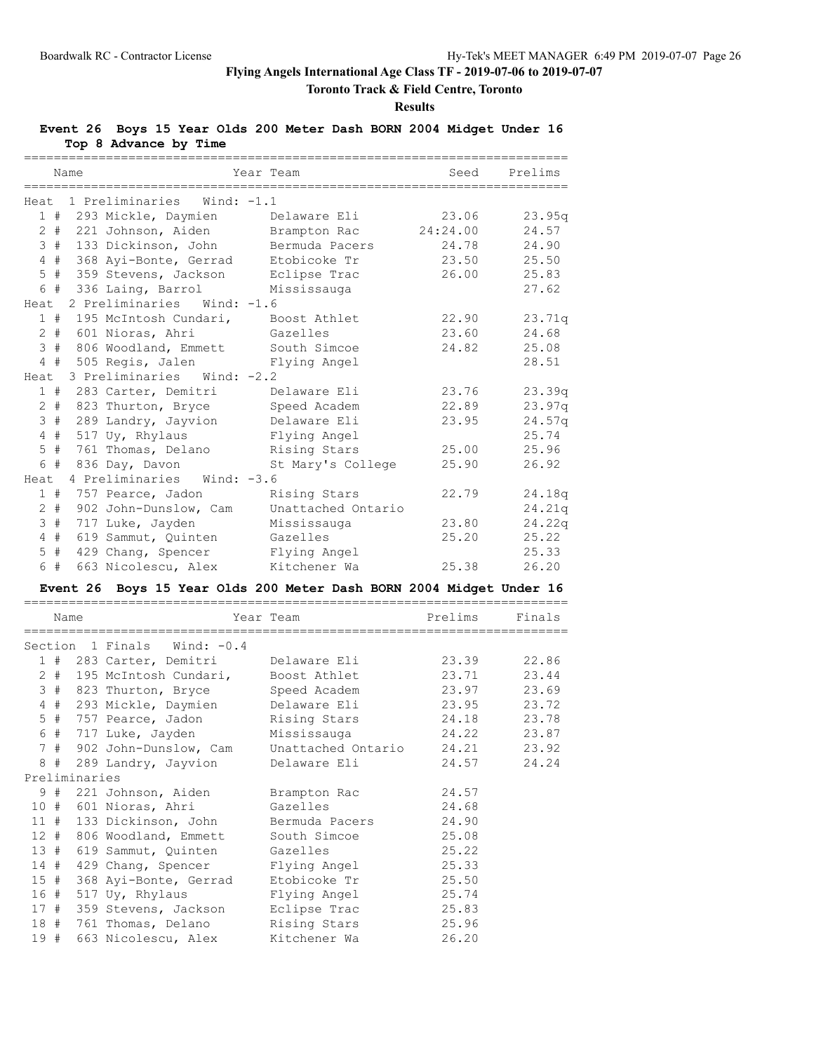# Flying Angels International Age Class TF - 2019-07-06 to 2019-07-07

## Toronto Track & Field Centre, Toronto

### Results

**Event 26 Boys 15 Year Olds 200 Meter Dash BORN 2004 Midget Under 16**
**Top 8 Advance by Time**

| | Name | Year Team | Seed | Prelims |
|---|---|---|---|---|
| **Heat 1 Preliminaries Wind: -1.1** | | | | |
| 1 # | 293 Mickle, Daymien | Delaware Eli | 23.06 | 23.95q |
| 2 # | 221 Johnson, Aiden | Brampton Rac | 24:24.00 | 24.57 |
| 3 # | 133 Dickinson, John | Bermuda Pacers | 24.78 | 24.90 |
| 4 # | 368 Ayi-Bonte, Gerrad | Etobicoke Tr | 23.50 | 25.50 |
| 5 # | 359 Stevens, Jackson | Eclipse Trac | 26.00 | 25.83 |
| 6 # | 336 Laing, Barrol | Mississauga | | 27.62 |
| **Heat 2 Preliminaries Wind: -1.6** | | | | |
| 1 # | 195 McIntosh Cundari, | Boost Athlet | 22.90 | 23.71q |
| 2 # | 601 Nioras, Ahri | Gazelles | 23.60 | 24.68 |
| 3 # | 806 Woodland, Emmett | South Simcoe | 24.82 | 25.08 |
| 4 # | 505 Regis, Jalen | Flying Angel | | 28.51 |
| **Heat 3 Preliminaries Wind: -2.2** | | | | |
| 1 # | 283 Carter, Demitri | Delaware Eli | 23.76 | 23.39q |
| 2 # | 823 Thurton, Bryce | Speed Academ | 22.89 | 23.97q |
| 3 # | 289 Landry, Jayvion | Delaware Eli | 23.95 | 24.57q |
| 4 # | 517 Uy, Rhylaus | Flying Angel | | 25.74 |
| 5 # | 761 Thomas, Delano | Rising Stars | 25.00 | 25.96 |
| 6 # | 836 Day, Davon | St Mary's College | 25.90 | 26.92 |
| **Heat 4 Preliminaries Wind: -3.6** | | | | |
| 1 # | 757 Pearce, Jadon | Rising Stars | 22.79 | 24.18q |
| 2 # | 902 John-Dunslow, Cam | Unattached Ontario | | 24.21q |
| 3 # | 717 Luke, Jayden | Mississauga | 23.80 | 24.22q |
| 4 # | 619 Sammut, Quinten | Gazelles | 25.20 | 25.22 |
| 5 # | 429 Chang, Spencer | Flying Angel | | 25.33 |
| 6 # | 663 Nicolescu, Alex | Kitchener Wa | 25.38 | 26.20 |

**Event 26 Boys 15 Year Olds 200 Meter Dash BORN 2004 Midget Under 16**

| | Name | Year Team | Prelims | Finals |
|---|---|---|---|---|
| **Section 1 Finals Wind: -0.4** | | | | |
| 1 # | 283 Carter, Demitri | Delaware Eli | 23.39 | 22.86 |
| 2 # | 195 McIntosh Cundari, | Boost Athlet | 23.71 | 23.44 |
| 3 # | 823 Thurton, Bryce | Speed Academ | 23.97 | 23.69 |
| 4 # | 293 Mickle, Daymien | Delaware Eli | 23.95 | 23.72 |
| 5 # | 757 Pearce, Jadon | Rising Stars | 24.18 | 23.78 |
| 6 # | 717 Luke, Jayden | Mississauga | 24.22 | 23.87 |
| 7 # | 902 John-Dunslow, Cam | Unattached Ontario | 24.21 | 23.92 |
| 8 # | 289 Landry, Jayvion | Delaware Eli | 24.57 | 24.24 |
| **Preliminaries** | | | | |
| 9 # | 221 Johnson, Aiden | Brampton Rac | 24.57 | |
| 10 # | 601 Nioras, Ahri | Gazelles | 24.68 | |
| 11 # | 133 Dickinson, John | Bermuda Pacers | 24.90 | |
| 12 # | 806 Woodland, Emmett | South Simcoe | 25.08 | |
| 13 # | 619 Sammut, Quinten | Gazelles | 25.22 | |
| 14 # | 429 Chang, Spencer | Flying Angel | 25.33 | |
| 15 # | 368 Ayi-Bonte, Gerrad | Etobicoke Tr | 25.50 | |
| 16 # | 517 Uy, Rhylaus | Flying Angel | 25.74 | |
| 17 # | 359 Stevens, Jackson | Eclipse Trac | 25.83 | |
| 18 # | 761 Thomas, Delano | Rising Stars | 25.96 | |
| 19 # | 663 Nicolescu, Alex | Kitchener Wa | 26.20 | |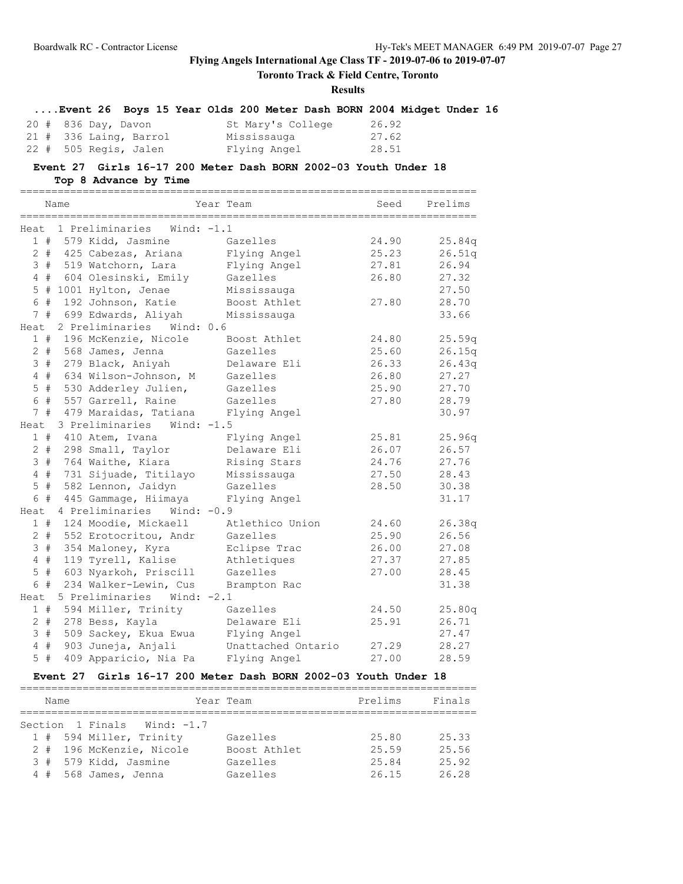# Flying Angels International Age Class TF - 2019-07-06 to 2019-07-07

**Toronto Track & Field Centre, Toronto**

**Results**

### ....Event 26 Boys 15 Year Olds 200 Meter Dash BORN 2004 Midget Under 16

| Place | Name | Team | Time |
|---|---|---|---|
| 20 # | 836 Day, Davon | St Mary's College | 26.92 |
| 21 # | 336 Laing, Barrol | Mississauga | 27.62 |
| 22 # | 505 Regis, Jalen | Flying Angel | 28.51 |

### Event 27 Girls 16-17 200 Meter Dash BORN 2002-03 Youth Under 18

**Top 8 Advance by Time**

| Place | Name | Year Team | Seed | Prelims |
|---|---|---|---|---|
| **Heat 1 Preliminaries Wind: -1.1** | | | | |
| 1 # | 579 Kidd, Jasmine | Gazelles | 24.90 | 25.84q |
| 2 # | 425 Cabezas, Ariana | Flying Angel | 25.23 | 26.51q |
| 3 # | 519 Watchorn, Lara | Flying Angel | 27.81 | 26.94 |
| 4 # | 604 Olesinski, Emily | Gazelles | 26.80 | 27.32 |
| 5 # | 1001 Hylton, Jenae | Mississauga | | 27.50 |
| 6 # | 192 Johnson, Katie | Boost Athlet | 27.80 | 28.70 |
| 7 # | 699 Edwards, Aliyah | Mississauga | | 33.66 |
| **Heat 2 Preliminaries Wind: 0.6** | | | | |
| 1 # | 196 McKenzie, Nicole | Boost Athlet | 24.80 | 25.59q |
| 2 # | 568 James, Jenna | Gazelles | 25.60 | 26.15q |
| 3 # | 279 Black, Aniyah | Delaware Eli | 26.33 | 26.43q |
| 4 # | 634 Wilson-Johnson, M | Gazelles | 26.80 | 27.27 |
| 5 # | 530 Adderley Julien, | Gazelles | 25.90 | 27.70 |
| 6 # | 557 Garrell, Raine | Gazelles | 27.80 | 28.79 |
| 7 # | 479 Maraidas, Tatiana | Flying Angel | | 30.97 |
| **Heat 3 Preliminaries Wind: -1.5** | | | | |
| 1 # | 410 Atem, Ivana | Flying Angel | 25.81 | 25.96q |
| 2 # | 298 Small, Taylor | Delaware Eli | 26.07 | 26.57 |
| 3 # | 764 Waithe, Kiara | Rising Stars | 24.76 | 27.76 |
| 4 # | 731 Sijuade, Titilayo | Mississauga | 27.50 | 28.43 |
| 5 # | 582 Lennon, Jaidyn | Gazelles | 28.50 | 30.38 |
| 6 # | 445 Gammage, Hiimaya | Flying Angel | | 31.17 |
| **Heat 4 Preliminaries Wind: -0.9** | | | | |
| 1 # | 124 Moodie, Mickaell | Atlethico Union | 24.60 | 26.38q |
| 2 # | 552 Erotocritou, Andr | Gazelles | 25.90 | 26.56 |
| 3 # | 354 Maloney, Kyra | Eclipse Trac | 26.00 | 27.08 |
| 4 # | 119 Tyrell, Kalise | Athletiques | 27.37 | 27.85 |
| 5 # | 603 Nyarkoh, Priscill | Gazelles | 27.00 | 28.45 |
| 6 # | 234 Walker-Lewin, Cus | Brampton Rac | | 31.38 |
| **Heat 5 Preliminaries Wind: -2.1** | | | | |
| 1 # | 594 Miller, Trinity | Gazelles | 24.50 | 25.80q |
| 2 # | 278 Bess, Kayla | Delaware Eli | 25.91 | 26.71 |
| 3 # | 509 Sackey, Ekua Ewua | Flying Angel | | 27.47 |
| 4 # | 903 Juneja, Anjali | Unattached Ontario | 27.29 | 28.27 |
| 5 # | 409 Apparicio, Nia Pa | Flying Angel | 27.00 | 28.59 |

### Event 27 Girls 16-17 200 Meter Dash BORN 2002-03 Youth Under 18

| Place | Name | Year Team | Prelims | Finals |
|---|---|---|---|---|
| **Section 1 Finals Wind: -1.7** | | | | |
| 1 # | 594 Miller, Trinity | Gazelles | 25.80 | 25.33 |
| 2 # | 196 McKenzie, Nicole | Boost Athlet | 25.59 | 25.56 |
| 3 # | 579 Kidd, Jasmine | Gazelles | 25.84 | 25.92 |
| 4 # | 568 James, Jenna | Gazelles | 26.15 | 26.28 |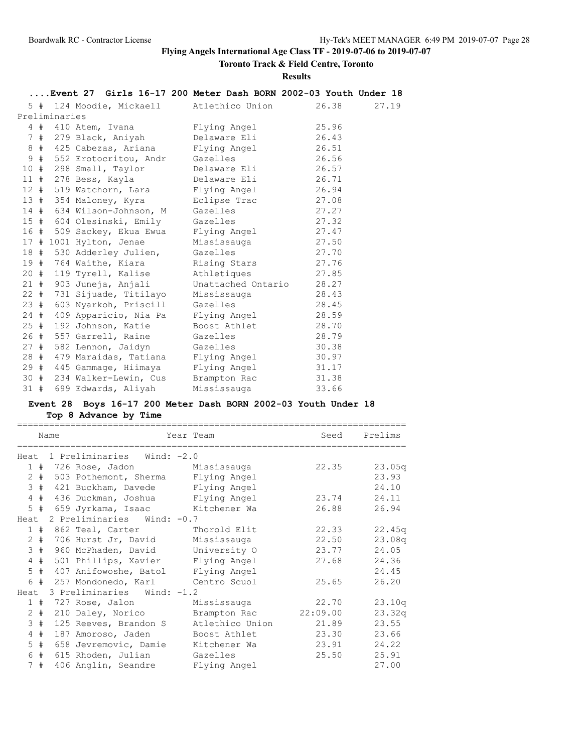# Flying Angels International Age Class TF - 2019-07-06 to 2019-07-07

**Toronto Track & Field Centre, Toronto**

**Results**

### ....Event 27 Girls 16-17 200 Meter Dash BORN 2002-03 Youth Under 18

| Place | # | Comp | Name | Team | Seed | Prelims |
|---|---|---|---|---|---|---|
| 5 | # | 124 | Moodie, Mickaell | Atlethico Union | 26.38 | 27.19 |

**Preliminaries**

| Place | # | Comp | Name | Team | Seed |
|---|---|---|---|---|---|
| 4 | # | 410 | Atem, Ivana | Flying Angel | 25.96 |
| 7 | # | 279 | Black, Aniyah | Delaware Eli | 26.43 |
| 8 | # | 425 | Cabezas, Ariana | Flying Angel | 26.51 |
| 9 | # | 552 | Erotocritou, Andr | Gazelles | 26.56 |
| 10 | # | 298 | Small, Taylor | Delaware Eli | 26.57 |
| 11 | # | 278 | Bess, Kayla | Delaware Eli | 26.71 |
| 12 | # | 519 | Watchorn, Lara | Flying Angel | 26.94 |
| 13 | # | 354 | Maloney, Kyra | Eclipse Trac | 27.08 |
| 14 | # | 634 | Wilson-Johnson, M | Gazelles | 27.27 |
| 15 | # | 604 | Olesinski, Emily | Gazelles | 27.32 |
| 16 | # | 509 | Sackey, Ekua Ewua | Flying Angel | 27.47 |
| 17 | # | 1001 | Hylton, Jenae | Mississauga | 27.50 |
| 18 | # | 530 | Adderley Julien, | Gazelles | 27.70 |
| 19 | # | 764 | Waithe, Kiara | Rising Stars | 27.76 |
| 20 | # | 119 | Tyrell, Kalise | Athletiques | 27.85 |
| 21 | # | 903 | Juneja, Anjali | Unattached Ontario | 28.27 |
| 22 | # | 731 | Sijuade, Titilayo | Mississauga | 28.43 |
| 23 | # | 603 | Nyarkoh, Priscill | Gazelles | 28.45 |
| 24 | # | 409 | Apparicio, Nia Pa | Flying Angel | 28.59 |
| 25 | # | 192 | Johnson, Katie | Boost Athlet | 28.70 |
| 26 | # | 557 | Garrell, Raine | Gazelles | 28.79 |
| 27 | # | 582 | Lennon, Jaidyn | Gazelles | 30.38 |
| 28 | # | 479 | Maraidas, Tatiana | Flying Angel | 30.97 |
| 29 | # | 445 | Gammage, Hiimaya | Flying Angel | 31.17 |
| 30 | # | 234 | Walker-Lewin, Cus | Brampton Rac | 31.38 |
| 31 | # | 699 | Edwards, Aliyah | Mississauga | 33.66 |

### Event 28 Boys 16-17 200 Meter Dash BORN 2002-03 Youth Under 18

**Top 8 Advance by Time**

| Place | # | Comp | Name | Year Team | Seed | Prelims |
|---|---|---|---|---|---|---|
| **Heat 1 Preliminaries Wind: -2.0** | | | | | | |
| 1 | # | 726 | Rose, Jadon | Mississauga | 22.35 | 23.05q |
| 2 | # | 503 | Pothemont, Sherma | Flying Angel | | 23.93 |
| 3 | # | 421 | Buckham, Davede | Flying Angel | | 24.10 |
| 4 | # | 436 | Duckman, Joshua | Flying Angel | 23.74 | 24.11 |
| 5 | # | 659 | Jyrkama, Isaac | Kitchener Wa | 26.88 | 26.94 |
| **Heat 2 Preliminaries Wind: -0.7** | | | | | | |
| 1 | # | 862 | Teal, Carter | Thorold Elit | 22.33 | 22.45q |
| 2 | # | 706 | Hurst Jr, David | Mississauga | 22.50 | 23.08q |
| 3 | # | 960 | McPhaden, David | University O | 23.77 | 24.05 |
| 4 | # | 501 | Phillips, Xavier | Flying Angel | 27.68 | 24.36 |
| 5 | # | 407 | Anifowoshe, Batol | Flying Angel | | 24.45 |
| 6 | # | 257 | Mondonedo, Karl | Centro Scuol | 25.65 | 26.20 |
| **Heat 3 Preliminaries Wind: -1.2** | | | | | | |
| 1 | # | 727 | Rose, Jalon | Mississauga | 22.70 | 23.10q |
| 2 | # | 210 | Daley, Norico | Brampton Rac | 22:09.00 | 23.32q |
| 3 | # | 125 | Reeves, Brandon S | Atlethico Union | 21.89 | 23.55 |
| 4 | # | 187 | Amoroso, Jaden | Boost Athlet | 23.30 | 23.66 |
| 5 | # | 658 | Jevremovic, Damie | Kitchener Wa | 23.91 | 24.22 |
| 6 | # | 615 | Rhoden, Julian | Gazelles | 25.50 | 25.91 |
| 7 | # | 406 | Anglin, Seandre | Flying Angel | | 27.00 |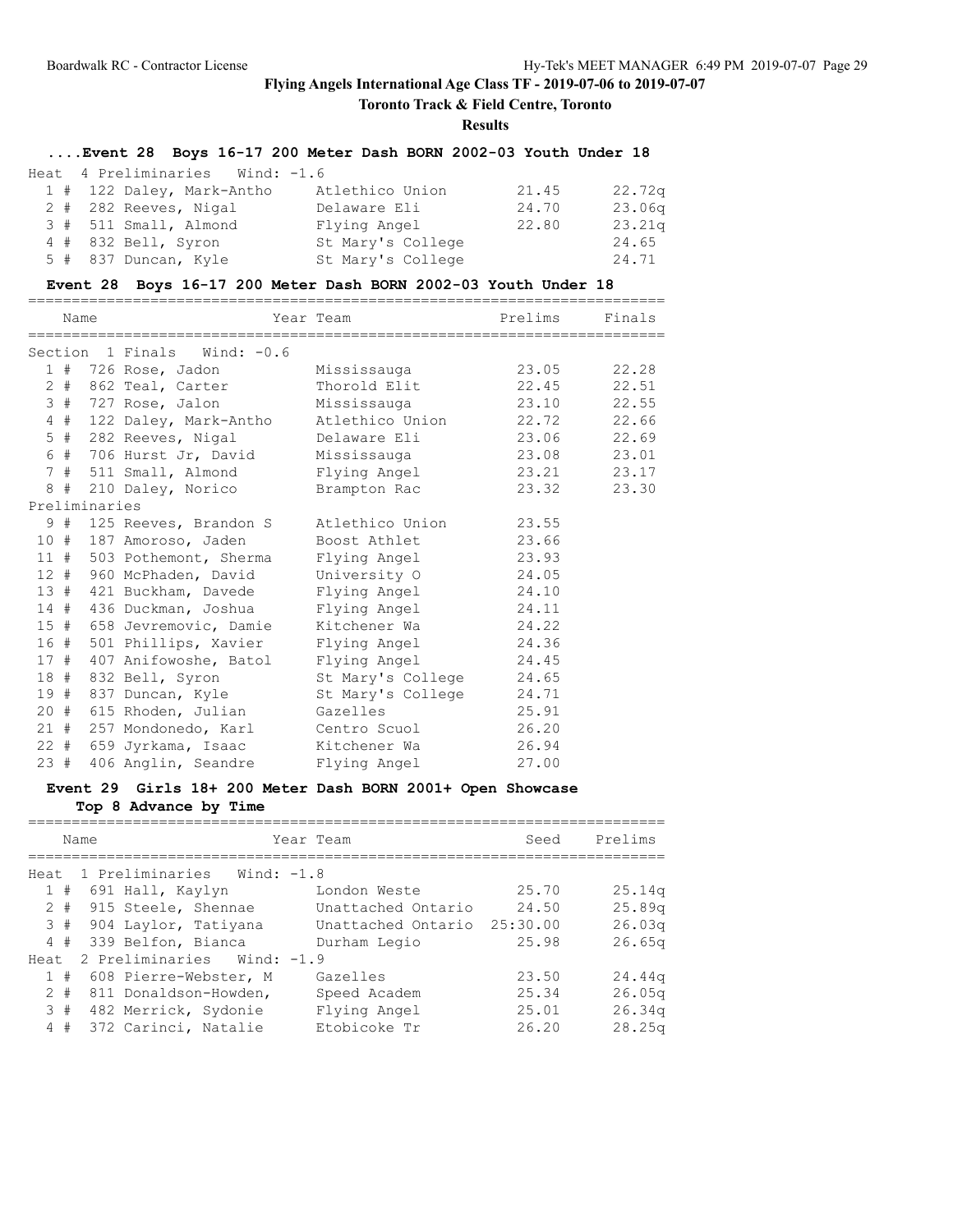## Flying Angels International Age Class TF - 2019-07-06 to 2019-07-07

**Toronto Track & Field Centre, Toronto**

**Results**

### ....Event 28 Boys 16-17 200 Meter Dash BORN 2002-03 Youth Under 18

Heat 4 Preliminaries Wind: -1.6

| Place | Name | Team | Seed | Prelims |
|---|---|---|---|---|
| 1 # | 122 Daley, Mark-Antho | Atlethico Union | 21.45 | 22.72q |
| 2 # | 282 Reeves, Nigal | Delaware Eli | 24.70 | 23.06q |
| 3 # | 511 Small, Almond | Flying Angel | 22.80 | 23.21q |
| 4 # | 832 Bell, Syron | St Mary's College | | 24.65 |
| 5 # | 837 Duncan, Kyle | St Mary's College | | 24.71 |

### Event 28 Boys 16-17 200 Meter Dash BORN 2002-03 Youth Under 18

| Place | Name | Year | Team | Prelims | Finals |
|---|---|---|---|---|---|
| Section 1 Finals Wind: -0.6 | | | | | |
| 1 # | 726 Rose, Jadon | | Mississauga | 23.05 | 22.28 |
| 2 # | 862 Teal, Carter | | Thorold Elit | 22.45 | 22.51 |
| 3 # | 727 Rose, Jalon | | Mississauga | 23.10 | 22.55 |
| 4 # | 122 Daley, Mark-Antho | | Atlethico Union | 22.72 | 22.66 |
| 5 # | 282 Reeves, Nigal | | Delaware Eli | 23.06 | 22.69 |
| 6 # | 706 Hurst Jr, David | | Mississauga | 23.08 | 23.01 |
| 7 # | 511 Small, Almond | | Flying Angel | 23.21 | 23.17 |
| 8 # | 210 Daley, Norico | | Brampton Rac | 23.32 | 23.30 |
| Preliminaries | | | | | |
| 9 # | 125 Reeves, Brandon S | | Atlethico Union | 23.55 | |
| 10 # | 187 Amoroso, Jaden | | Boost Athlet | 23.66 | |
| 11 # | 503 Pothemont, Sherma | | Flying Angel | 23.93 | |
| 12 # | 960 McPhaden, David | | University O | 24.05 | |
| 13 # | 421 Buckham, Davede | | Flying Angel | 24.10 | |
| 14 # | 436 Duckman, Joshua | | Flying Angel | 24.11 | |
| 15 # | 658 Jevremovic, Damie | | Kitchener Wa | 24.22 | |
| 16 # | 501 Phillips, Xavier | | Flying Angel | 24.36 | |
| 17 # | 407 Anifowoshe, Batol | | Flying Angel | 24.45 | |
| 18 # | 832 Bell, Syron | | St Mary's College | 24.65 | |
| 19 # | 837 Duncan, Kyle | | St Mary's College | 24.71 | |
| 20 # | 615 Rhoden, Julian | | Gazelles | 25.91 | |
| 21 # | 257 Mondonedo, Karl | | Centro Scuol | 26.20 | |
| 22 # | 659 Jyrkama, Isaac | | Kitchener Wa | 26.94 | |
| 23 # | 406 Anglin, Seandre | | Flying Angel | 27.00 | |

### Event 29 Girls 18+ 200 Meter Dash BORN 2001+ Open Showcase

**Top 8 Advance by Time**

| Place | Name | Year | Team | Seed | Prelims |
|---|---|---|---|---|---|
| Heat 1 Preliminaries Wind: -1.8 | | | | | |
| 1 # | 691 Hall, Kaylyn | | London Weste | 25.70 | 25.14q |
| 2 # | 915 Steele, Shennae | | Unattached Ontario | 24.50 | 25.89q |
| 3 # | 904 Laylor, Tatiyana | | Unattached Ontario | 25:30.00 | 26.03q |
| 4 # | 339 Belfon, Bianca | | Durham Legio | 25.98 | 26.65q |
| Heat 2 Preliminaries Wind: -1.9 | | | | | |
| 1 # | 608 Pierre-Webster, M | | Gazelles | 23.50 | 24.44q |
| 2 # | 811 Donaldson-Howden, | | Speed Academ | 25.34 | 26.05q |
| 3 # | 482 Merrick, Sydonie | | Flying Angel | 25.01 | 26.34q |
| 4 # | 372 Carinci, Natalie | | Etobicoke Tr | 26.20 | 28.25q |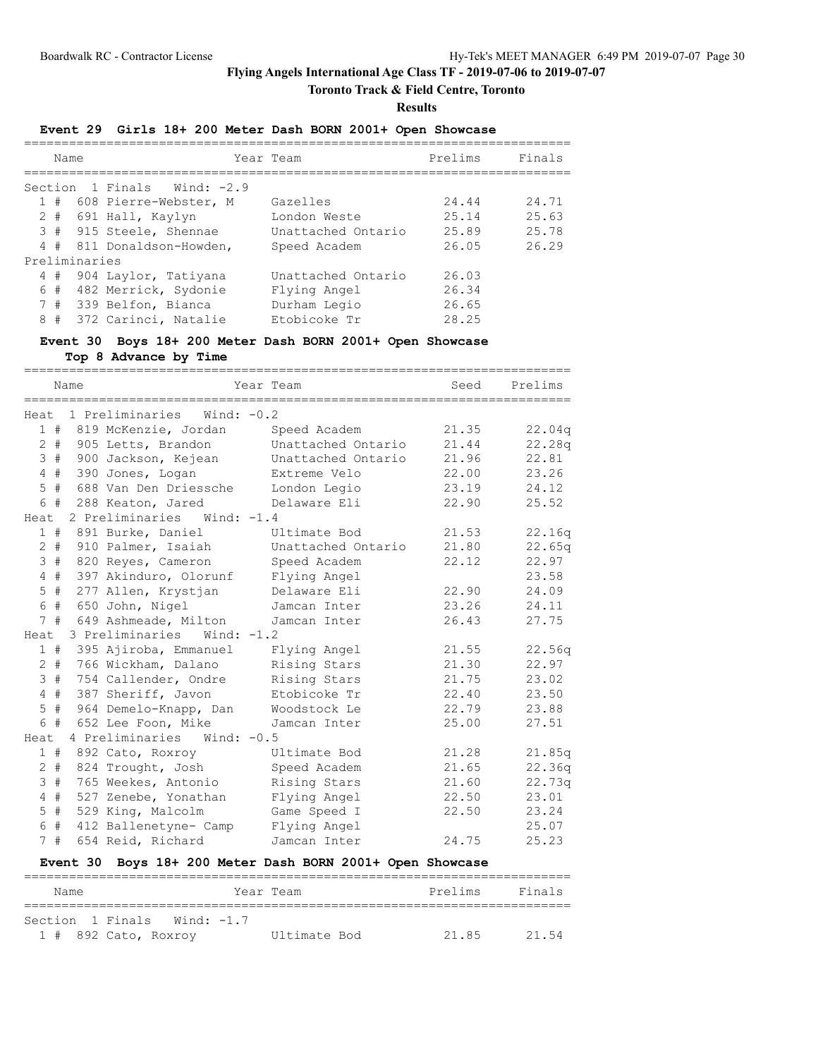# Flying Angels International Age Class TF - 2019-07-06 to 2019-07-07

## Toronto Track & Field Centre, Toronto

### Results

#### Event 29 Girls 18+ 200 Meter Dash BORN 2001+ Open Showcase

| Name | Year | Team | Prelims | Finals |
|---|---|---|---|---|
| **Section 1 Finals Wind: -2.9** | | | | |
| 1 # 608 Pierre-Webster, M | | Gazelles | 24.44 | 24.71 |
| 2 # 691 Hall, Kaylyn | | London Weste | 25.14 | 25.63 |
| 3 # 915 Steele, Shennae | | Unattached Ontario | 25.89 | 25.78 |
| 4 # 811 Donaldson-Howden, | | Speed Academ | 26.05 | 26.29 |
| **Preliminaries** | | | | |
| 4 # 904 Laylor, Tatiyana | | Unattached Ontario | 26.03 | |
| 6 # 482 Merrick, Sydonie | | Flying Angel | 26.34 | |
| 7 # 339 Belfon, Bianca | | Durham Legio | 26.65 | |
| 8 # 372 Carinci, Natalie | | Etobicoke Tr | 28.25 | |

#### Event 30 Boys 18+ 200 Meter Dash BORN 2001+ Open Showcase

**Top 8 Advance by Time**

| Name | Year | Team | Seed | Prelims |
|---|---|---|---|---|
| **Heat 1 Preliminaries Wind: -0.2** | | | | |
| 1 # 819 McKenzie, Jordan | | Speed Academ | 21.35 | 22.04q |
| 2 # 905 Letts, Brandon | | Unattached Ontario | 21.44 | 22.28q |
| 3 # 900 Jackson, Kejean | | Unattached Ontario | 21.96 | 22.81 |
| 4 # 390 Jones, Logan | | Extreme Velo | 22.00 | 23.26 |
| 5 # 688 Van Den Driessche | | London Legio | 23.19 | 24.12 |
| 6 # 288 Keaton, Jared | | Delaware Eli | 22.90 | 25.52 |
| **Heat 2 Preliminaries Wind: -1.4** | | | | |
| 1 # 891 Burke, Daniel | | Ultimate Bod | 21.53 | 22.16q |
| 2 # 910 Palmer, Isaiah | | Unattached Ontario | 21.80 | 22.65q |
| 3 # 820 Reyes, Cameron | | Speed Academ | 22.12 | 22.97 |
| 4 # 397 Akinduro, Olorunf | | Flying Angel | | 23.58 |
| 5 # 277 Allen, Krystjan | | Delaware Eli | 22.90 | 24.09 |
| 6 # 650 John, Nigel | | Jamcan Inter | 23.26 | 24.11 |
| 7 # 649 Ashmeade, Milton | | Jamcan Inter | 26.43 | 27.75 |
| **Heat 3 Preliminaries Wind: -1.2** | | | | |
| 1 # 395 Ajiroba, Emmanuel | | Flying Angel | 21.55 | 22.56q |
| 2 # 766 Wickham, Dalano | | Rising Stars | 21.30 | 22.97 |
| 3 # 754 Callender, Ondre | | Rising Stars | 21.75 | 23.02 |
| 4 # 387 Sheriff, Javon | | Etobicoke Tr | 22.40 | 23.50 |
| 5 # 964 Demelo-Knapp, Dan | | Woodstock Le | 22.79 | 23.88 |
| 6 # 652 Lee Foon, Mike | | Jamcan Inter | 25.00 | 27.51 |
| **Heat 4 Preliminaries Wind: -0.5** | | | | |
| 1 # 892 Cato, Roxroy | | Ultimate Bod | 21.28 | 21.85q |
| 2 # 824 Trought, Josh | | Speed Academ | 21.65 | 22.36q |
| 3 # 765 Weekes, Antonio | | Rising Stars | 21.60 | 22.73q |
| 4 # 527 Zenebe, Yonathan | | Flying Angel | 22.50 | 23.01 |
| 5 # 529 King, Malcolm | | Game Speed I | 22.50 | 23.24 |
| 6 # 412 Ballenetyne- Camp | | Flying Angel | | 25.07 |
| 7 # 654 Reid, Richard | | Jamcan Inter | 24.75 | 25.23 |

#### Event 30 Boys 18+ 200 Meter Dash BORN 2001+ Open Showcase

| Name | Year | Team | Prelims | Finals |
|---|---|---|---|---|
| **Section 1 Finals Wind: -1.7** | | | | |
| 1 # 892 Cato, Roxroy | | Ultimate Bod | 21.85 | 21.54 |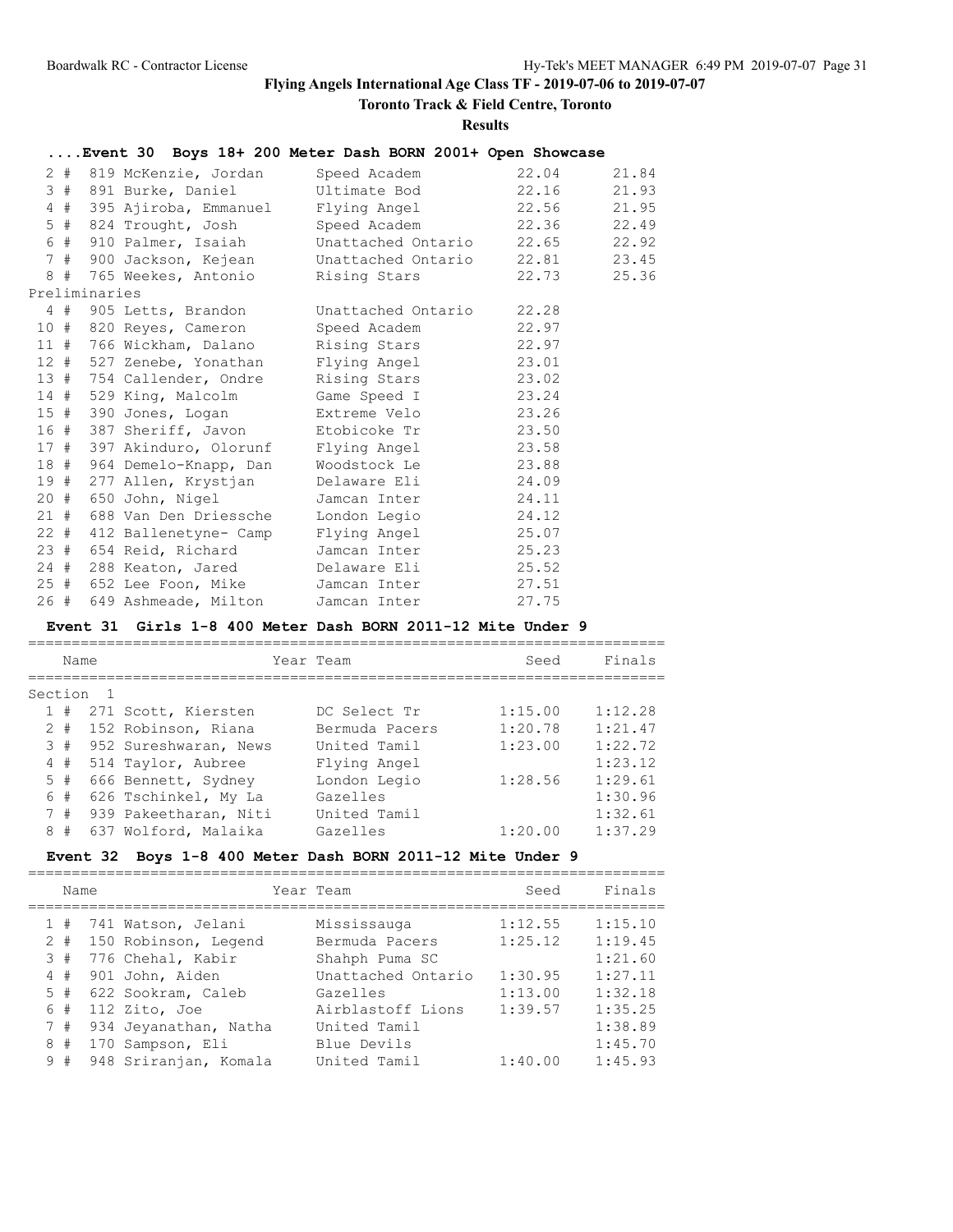## Flying Angels International Age Class TF - 2019-07-06 to 2019-07-07

### Toronto Track & Field Centre, Toronto

### Results

### ....Event 30 Boys 18+ 200 Meter Dash BORN 2001+ Open Showcase

| Place | Name | Team | Seed | Finals |
|---|---|---|---|---|
| 2 # | 819 McKenzie, Jordan | Speed Academ | 22.04 | 21.84 |
| 3 # | 891 Burke, Daniel | Ultimate Bod | 22.16 | 21.93 |
| 4 # | 395 Ajiroba, Emmanuel | Flying Angel | 22.56 | 21.95 |
| 5 # | 824 Trought, Josh | Speed Academ | 22.36 | 22.49 |
| 6 # | 910 Palmer, Isaiah | Unattached Ontario | 22.65 | 22.92 |
| 7 # | 900 Jackson, Kejean | Unattached Ontario | 22.81 | 23.45 |
| 8 # | 765 Weekes, Antonio | Rising Stars | 22.73 | 25.36 |

Preliminaries

| Place | Name | Team | Prelims |
|---|---|---|---|
| 4 # | 905 Letts, Brandon | Unattached Ontario | 22.28 |
| 10 # | 820 Reyes, Cameron | Speed Academ | 22.97 |
| 11 # | 766 Wickham, Dalano | Rising Stars | 22.97 |
| 12 # | 527 Zenebe, Yonathan | Flying Angel | 23.01 |
| 13 # | 754 Callender, Ondre | Rising Stars | 23.02 |
| 14 # | 529 King, Malcolm | Game Speed I | 23.24 |
| 15 # | 390 Jones, Logan | Extreme Velo | 23.26 |
| 16 # | 387 Sheriff, Javon | Etobicoke Tr | 23.50 |
| 17 # | 397 Akinduro, Olorunf | Flying Angel | 23.58 |
| 18 # | 964 Demelo-Knapp, Dan | Woodstock Le | 23.88 |
| 19 # | 277 Allen, Krystjan | Delaware Eli | 24.09 |
| 20 # | 650 John, Nigel | Jamcan Inter | 24.11 |
| 21 # | 688 Van Den Driessche | London Legio | 24.12 |
| 22 # | 412 Ballenetyne- Camp | Flying Angel | 25.07 |
| 23 # | 654 Reid, Richard | Jamcan Inter | 25.23 |
| 24 # | 288 Keaton, Jared | Delaware Eli | 25.52 |
| 25 # | 652 Lee Foon, Mike | Jamcan Inter | 27.51 |
| 26 # | 649 Ashmeade, Milton | Jamcan Inter | 27.75 |

### Event 31 Girls 1-8 400 Meter Dash BORN 2011-12 Mite Under 9

Section 1

| Place | Name | Year Team | Seed | Finals |
|---|---|---|---|---|
| 1 # | 271 Scott, Kiersten | DC Select Tr | 1:15.00 | 1:12.28 |
| 2 # | 152 Robinson, Riana | Bermuda Pacers | 1:20.78 | 1:21.47 |
| 3 # | 952 Sureshwaran, News | United Tamil | 1:23.00 | 1:22.72 |
| 4 # | 514 Taylor, Aubree | Flying Angel | | 1:23.12 |
| 5 # | 666 Bennett, Sydney | London Legio | 1:28.56 | 1:29.61 |
| 6 # | 626 Tschinkel, My La | Gazelles | | 1:30.96 |
| 7 # | 939 Pakeetharan, Niti | United Tamil | | 1:32.61 |
| 8 # | 637 Wolford, Malaika | Gazelles | 1:20.00 | 1:37.29 |

### Event 32 Boys 1-8 400 Meter Dash BORN 2011-12 Mite Under 9

| Place | Name | Year Team | Seed | Finals |
|---|---|---|---|---|
| 1 # | 741 Watson, Jelani | Mississauga | 1:12.55 | 1:15.10 |
| 2 # | 150 Robinson, Legend | Bermuda Pacers | 1:25.12 | 1:19.45 |
| 3 # | 776 Chehal, Kabir | Shahph Puma SC | | 1:21.60 |
| 4 # | 901 John, Aiden | Unattached Ontario | 1:30.95 | 1:27.11 |
| 5 # | 622 Sookram, Caleb | Gazelles | 1:13.00 | 1:32.18 |
| 6 # | 112 Zito, Joe | Airblastoff Lions | 1:39.57 | 1:35.25 |
| 7 # | 934 Jeyanathan, Natha | United Tamil | | 1:38.89 |
| 8 # | 170 Sampson, Eli | Blue Devils | | 1:45.70 |
| 9 # | 948 Sriranjan, Komala | United Tamil | 1:40.00 | 1:45.93 |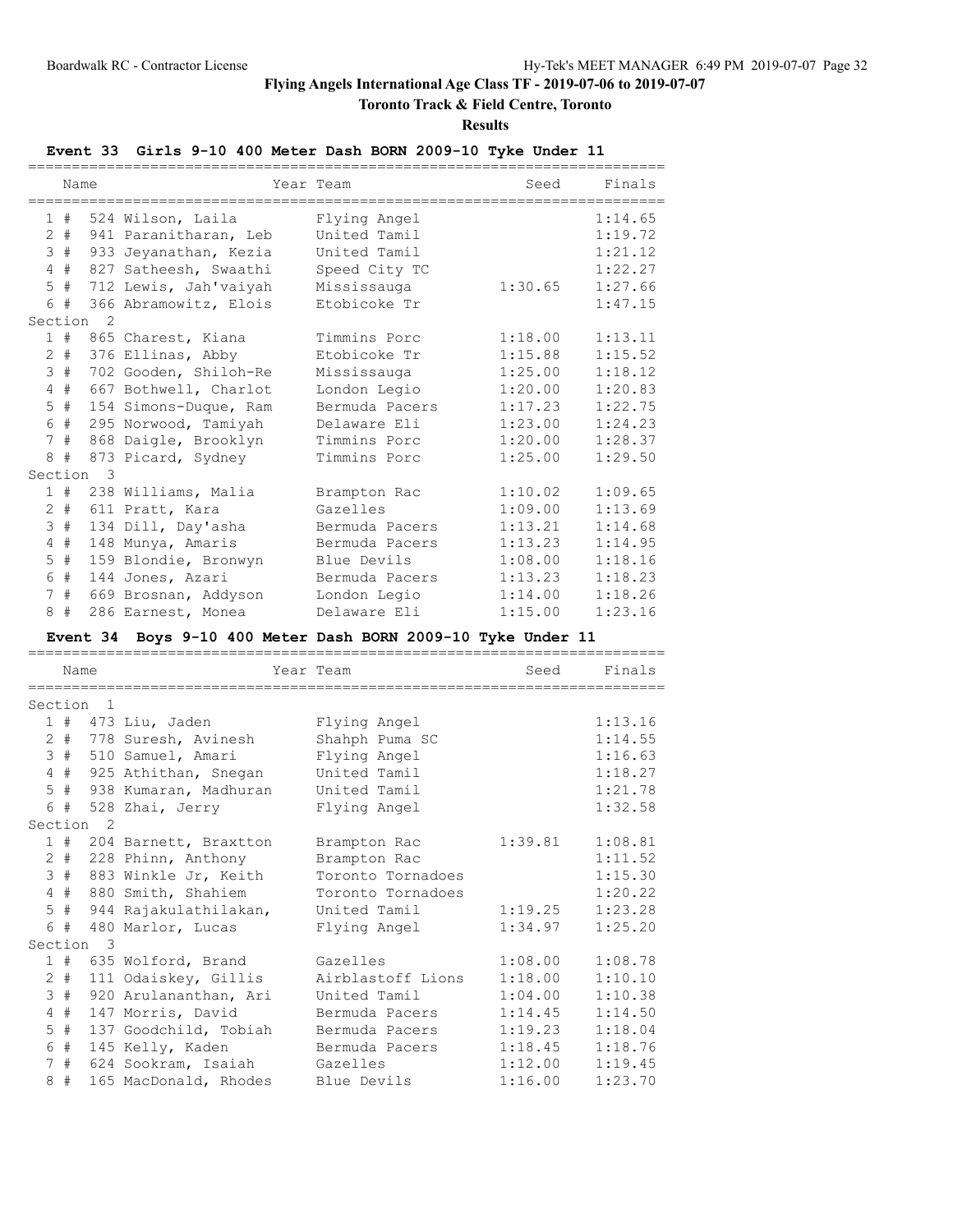# Flying Angels International Age Class TF - 2019-07-06 to 2019-07-07

## Toronto Track & Field Centre, Toronto

### Results

### Event 33 Girls 9-10 400 Meter Dash BORN 2009-10 Tyke Under 11

| | Name | Year | Team | Seed | Finals |
|---|---|---|---|---|---|
| 1 # | 524 Wilson, Laila | | Flying Angel | | 1:14.65 |
| 2 # | 941 Paranitharan, Leb | | United Tamil | | 1:19.72 |
| 3 # | 933 Jeyanathan, Kezia | | United Tamil | | 1:21.12 |
| 4 # | 827 Satheesh, Swaathi | | Speed City TC | | 1:22.27 |
| 5 # | 712 Lewis, Jah'vaiyah | | Mississauga | 1:30.65 | 1:27.66 |
| 6 # | 366 Abramowitz, Elois | | Etobicoke Tr | | 1:47.15 |
| Section 2 | | | | | |
| 1 # | 865 Charest, Kiana | | Timmins Porc | 1:18.00 | 1:13.11 |
| 2 # | 376 Ellinas, Abby | | Etobicoke Tr | 1:15.88 | 1:15.52 |
| 3 # | 702 Gooden, Shiloh-Re | | Mississauga | 1:25.00 | 1:18.12 |
| 4 # | 667 Bothwell, Charlot | | London Legio | 1:20.00 | 1:20.83 |
| 5 # | 154 Simons-Duque, Ram | | Bermuda Pacers | 1:17.23 | 1:22.75 |
| 6 # | 295 Norwood, Tamiyah | | Delaware Eli | 1:23.00 | 1:24.23 |
| 7 # | 868 Daigle, Brooklyn | | Timmins Porc | 1:20.00 | 1:28.37 |
| 8 # | 873 Picard, Sydney | | Timmins Porc | 1:25.00 | 1:29.50 |
| Section 3 | | | | | |
| 1 # | 238 Williams, Malia | | Brampton Rac | 1:10.02 | 1:09.65 |
| 2 # | 611 Pratt, Kara | | Gazelles | 1:09.00 | 1:13.69 |
| 3 # | 134 Dill, Day'asha | | Bermuda Pacers | 1:13.21 | 1:14.68 |
| 4 # | 148 Munya, Amaris | | Bermuda Pacers | 1:13.23 | 1:14.95 |
| 5 # | 159 Blondie, Bronwyn | | Blue Devils | 1:08.00 | 1:18.16 |
| 6 # | 144 Jones, Azari | | Bermuda Pacers | 1:13.23 | 1:18.23 |
| 7 # | 669 Brosnan, Addyson | | London Legio | 1:14.00 | 1:18.26 |
| 8 # | 286 Earnest, Monea | | Delaware Eli | 1:15.00 | 1:23.16 |

### Event 34 Boys 9-10 400 Meter Dash BORN 2009-10 Tyke Under 11

| | Name | Year | Team | Seed | Finals |
|---|---|---|---|---|---|
| Section 1 | | | | | |
| 1 # | 473 Liu, Jaden | | Flying Angel | | 1:13.16 |
| 2 # | 778 Suresh, Avinesh | | Shahph Puma SC | | 1:14.55 |
| 3 # | 510 Samuel, Amari | | Flying Angel | | 1:16.63 |
| 4 # | 925 Athithan, Snegan | | United Tamil | | 1:18.27 |
| 5 # | 938 Kumaran, Madhuran | | United Tamil | | 1:21.78 |
| 6 # | 528 Zhai, Jerry | | Flying Angel | | 1:32.58 |
| Section 2 | | | | | |
| 1 # | 204 Barnett, Braxtton | | Brampton Rac | 1:39.81 | 1:08.81 |
| 2 # | 228 Phinn, Anthony | | Brampton Rac | | 1:11.52 |
| 3 # | 883 Winkle Jr, Keith | | Toronto Tornadoes | | 1:15.30 |
| 4 # | 880 Smith, Shahiem | | Toronto Tornadoes | | 1:20.22 |
| 5 # | 944 Rajakulathilakan, | | United Tamil | 1:19.25 | 1:23.28 |
| 6 # | 480 Marlor, Lucas | | Flying Angel | 1:34.97 | 1:25.20 |
| Section 3 | | | | | |
| 1 # | 635 Wolford, Brand | | Gazelles | 1:08.00 | 1:08.78 |
| 2 # | 111 Odaiskey, Gillis | | Airblastoff Lions | 1:18.00 | 1:10.10 |
| 3 # | 920 Arulananthan, Ari | | United Tamil | 1:04.00 | 1:10.38 |
| 4 # | 147 Morris, David | | Bermuda Pacers | 1:14.45 | 1:14.50 |
| 5 # | 137 Goodchild, Tobiah | | Bermuda Pacers | 1:19.23 | 1:18.04 |
| 6 # | 145 Kelly, Kaden | | Bermuda Pacers | 1:18.45 | 1:18.76 |
| 7 # | 624 Sookram, Isaiah | | Gazelles | 1:12.00 | 1:19.45 |
| 8 # | 165 MacDonald, Rhodes | | Blue Devils | 1:16.00 | 1:23.70 |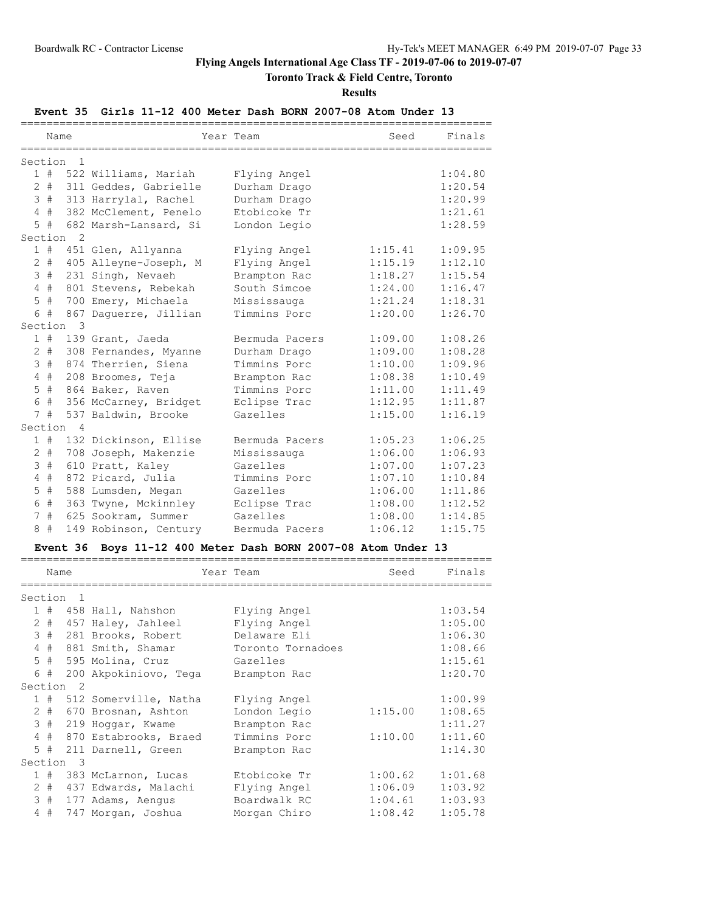# Flying Angels International Age Class TF - 2019-07-06 to 2019-07-07

## Toronto Track & Field Centre, Toronto

### Results

**Event 35 Girls 11-12 400 Meter Dash BORN 2007-08 Atom Under 13**

| Place | Name | Year | Team | Seed | Finals |
|---|---|---|---|---|---|
| **Section 1** | | | | | |
| 1 | # 522 Williams, Mariah | | Flying Angel | | 1:04.80 |
| 2 | # 311 Geddes, Gabrielle | | Durham Drago | | 1:20.54 |
| 3 | # 313 Harrylal, Rachel | | Durham Drago | | 1:20.99 |
| 4 | # 382 McClement, Penelo | | Etobicoke Tr | | 1:21.61 |
| 5 | # 682 Marsh-Lansard, Si | | London Legio | | 1:28.59 |
| **Section 2** | | | | | |
| 1 | # 451 Glen, Allyanna | | Flying Angel | 1:15.41 | 1:09.95 |
| 2 | # 405 Alleyne-Joseph, M | | Flying Angel | 1:15.19 | 1:12.10 |
| 3 | # 231 Singh, Nevaeh | | Brampton Rac | 1:18.27 | 1:15.54 |
| 4 | # 801 Stevens, Rebekah | | South Simcoe | 1:24.00 | 1:16.47 |
| 5 | # 700 Emery, Michaela | | Mississauga | 1:21.24 | 1:18.31 |
| 6 | # 867 Daguerre, Jillian | | Timmins Porc | 1:20.00 | 1:26.70 |
| **Section 3** | | | | | |
| 1 | # 139 Grant, Jaeda | | Bermuda Pacers | 1:09.00 | 1:08.26 |
| 2 | # 308 Fernandes, Myanne | | Durham Drago | 1:09.00 | 1:08.28 |
| 3 | # 874 Therrien, Siena | | Timmins Porc | 1:10.00 | 1:09.96 |
| 4 | # 208 Broomes, Teja | | Brampton Rac | 1:08.38 | 1:10.49 |
| 5 | # 864 Baker, Raven | | Timmins Porc | 1:11.00 | 1:11.49 |
| 6 | # 356 McCarney, Bridget | | Eclipse Trac | 1:12.95 | 1:11.87 |
| 7 | # 537 Baldwin, Brooke | | Gazelles | 1:15.00 | 1:16.19 |
| **Section 4** | | | | | |
| 1 | # 132 Dickinson, Ellise | | Bermuda Pacers | 1:05.23 | 1:06.25 |
| 2 | # 708 Joseph, Makenzie | | Mississauga | 1:06.00 | 1:06.93 |
| 3 | # 610 Pratt, Kaley | | Gazelles | 1:07.00 | 1:07.23 |
| 4 | # 872 Picard, Julia | | Timmins Porc | 1:07.10 | 1:10.84 |
| 5 | # 588 Lumsden, Megan | | Gazelles | 1:06.00 | 1:11.86 |
| 6 | # 363 Twyne, Mckinnley | | Eclipse Trac | 1:08.00 | 1:12.52 |
| 7 | # 625 Sookram, Summer | | Gazelles | 1:08.00 | 1:14.85 |
| 8 | # 149 Robinson, Century | | Bermuda Pacers | 1:06.12 | 1:15.75 |

**Event 36 Boys 11-12 400 Meter Dash BORN 2007-08 Atom Under 13**

| Place | Name | Year | Team | Seed | Finals |
|---|---|---|---|---|---|
| **Section 1** | | | | | |
| 1 | # 458 Hall, Nahshon | | Flying Angel | | 1:03.54 |
| 2 | # 457 Haley, Jahleel | | Flying Angel | | 1:05.00 |
| 3 | # 281 Brooks, Robert | | Delaware Eli | | 1:06.30 |
| 4 | # 881 Smith, Shamar | | Toronto Tornadoes | | 1:08.66 |
| 5 | # 595 Molina, Cruz | | Gazelles | | 1:15.61 |
| 6 | # 200 Akpokiniovo, Tega | | Brampton Rac | | 1:20.70 |
| **Section 2** | | | | | |
| 1 | # 512 Somerville, Natha | | Flying Angel | | 1:00.99 |
| 2 | # 670 Brosnan, Ashton | | London Legio | 1:15.00 | 1:08.65 |
| 3 | # 219 Hoggar, Kwame | | Brampton Rac | | 1:11.27 |
| 4 | # 870 Estabrooks, Braed | | Timmins Porc | 1:10.00 | 1:11.60 |
| 5 | # 211 Darnell, Green | | Brampton Rac | | 1:14.30 |
| **Section 3** | | | | | |
| 1 | # 383 McLarnon, Lucas | | Etobicoke Tr | 1:00.62 | 1:01.68 |
| 2 | # 437 Edwards, Malachi | | Flying Angel | 1:06.09 | 1:03.92 |
| 3 | # 177 Adams, Aengus | | Boardwalk RC | 1:04.61 | 1:03.93 |
| 4 | # 747 Morgan, Joshua | | Morgan Chiro | 1:08.42 | 1:05.78 |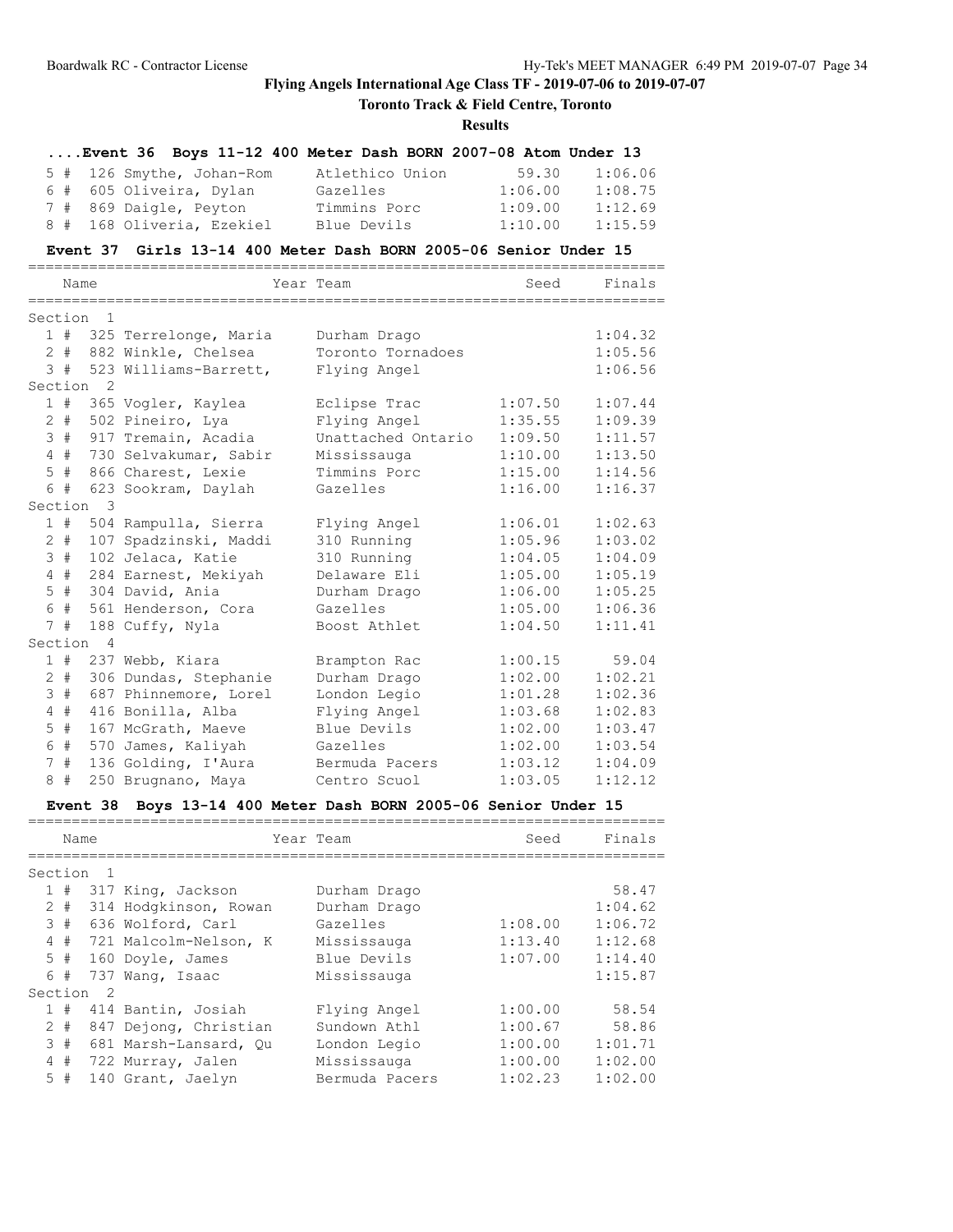# Flying Angels International Age Class TF - 2019-07-06 to 2019-07-07

## Toronto Track & Field Centre, Toronto

### Results

#### ....Event 36 Boys 11-12 400 Meter Dash BORN 2007-08 Atom Under 13

| Place | # | Name | Team | Seed | Finals |
|---|---|---|---|---|---|
| 5 | 126 | Smythe, Johan-Rom | Atlethico Union | 59.30 | 1:06.06 |
| 6 | 605 | Oliveira, Dylan | Gazelles | 1:06.00 | 1:08.75 |
| 7 | 869 | Daigle, Peyton | Timmins Porc | 1:09.00 | 1:12.69 |
| 8 | 168 | Oliveria, Ezekiel | Blue Devils | 1:10.00 | 1:15.59 |

#### Event 37 Girls 13-14 400 Meter Dash BORN 2005-06 Senior Under 15

| Place | # | Name | Year Team | Seed | Finals |
|---|---|---|---|---|---|
| **Section 1** | | | | | |
| 1 | 325 | Terrelonge, Maria | Durham Drago | | 1:04.32 |
| 2 | 882 | Winkle, Chelsea | Toronto Tornadoes | | 1:05.56 |
| 3 | 523 | Williams-Barrett, | Flying Angel | | 1:06.56 |
| **Section 2** | | | | | |
| 1 | 365 | Vogler, Kaylea | Eclipse Trac | 1:07.50 | 1:07.44 |
| 2 | 502 | Pineiro, Lya | Flying Angel | 1:35.55 | 1:09.39 |
| 3 | 917 | Tremain, Acadia | Unattached Ontario | 1:09.50 | 1:11.57 |
| 4 | 730 | Selvakumar, Sabir | Mississauga | 1:10.00 | 1:13.50 |
| 5 | 866 | Charest, Lexie | Timmins Porc | 1:15.00 | 1:14.56 |
| 6 | 623 | Sookram, Daylah | Gazelles | 1:16.00 | 1:16.37 |
| **Section 3** | | | | | |
| 1 | 504 | Rampulla, Sierra | Flying Angel | 1:06.01 | 1:02.63 |
| 2 | 107 | Spadzinski, Maddi | 310 Running | 1:05.96 | 1:03.02 |
| 3 | 102 | Jelaca, Katie | 310 Running | 1:04.05 | 1:04.09 |
| 4 | 284 | Earnest, Mekiyah | Delaware Eli | 1:05.00 | 1:05.19 |
| 5 | 304 | David, Ania | Durham Drago | 1:06.00 | 1:05.25 |
| 6 | 561 | Henderson, Cora | Gazelles | 1:05.00 | 1:06.36 |
| 7 | 188 | Cuffy, Nyla | Boost Athlet | 1:04.50 | 1:11.41 |
| **Section 4** | | | | | |
| 1 | 237 | Webb, Kiara | Brampton Rac | 1:00.15 | 59.04 |
| 2 | 306 | Dundas, Stephanie | Durham Drago | 1:02.00 | 1:02.21 |
| 3 | 687 | Phinnemore, Lorel | London Legio | 1:01.28 | 1:02.36 |
| 4 | 416 | Bonilla, Alba | Flying Angel | 1:03.68 | 1:02.83 |
| 5 | 167 | McGrath, Maeve | Blue Devils | 1:02.00 | 1:03.47 |
| 6 | 570 | James, Kaliyah | Gazelles | 1:02.00 | 1:03.54 |
| 7 | 136 | Golding, I'Aura | Bermuda Pacers | 1:03.12 | 1:04.09 |
| 8 | 250 | Brugnano, Maya | Centro Scuol | 1:03.05 | 1:12.12 |

#### Event 38 Boys 13-14 400 Meter Dash BORN 2005-06 Senior Under 15

| Place | # | Name | Year Team | Seed | Finals |
|---|---|---|---|---|---|
| **Section 1** | | | | | |
| 1 | 317 | King, Jackson | Durham Drago | | 58.47 |
| 2 | 314 | Hodgkinson, Rowan | Durham Drago | | 1:04.62 |
| 3 | 636 | Wolford, Carl | Gazelles | 1:08.00 | 1:06.72 |
| 4 | 721 | Malcolm-Nelson, K | Mississauga | 1:13.40 | 1:12.68 |
| 5 | 160 | Doyle, James | Blue Devils | 1:07.00 | 1:14.40 |
| 6 | 737 | Wang, Isaac | Mississauga | | 1:15.87 |
| **Section 2** | | | | | |
| 1 | 414 | Bantin, Josiah | Flying Angel | 1:00.00 | 58.54 |
| 2 | 847 | Dejong, Christian | Sundown Athl | 1:00.67 | 58.86 |
| 3 | 681 | Marsh-Lansard, Qu | London Legio | 1:00.00 | 1:01.71 |
| 4 | 722 | Murray, Jalen | Mississauga | 1:00.00 | 1:02.00 |
| 5 | 140 | Grant, Jaelyn | Bermuda Pacers | 1:02.23 | 1:02.00 |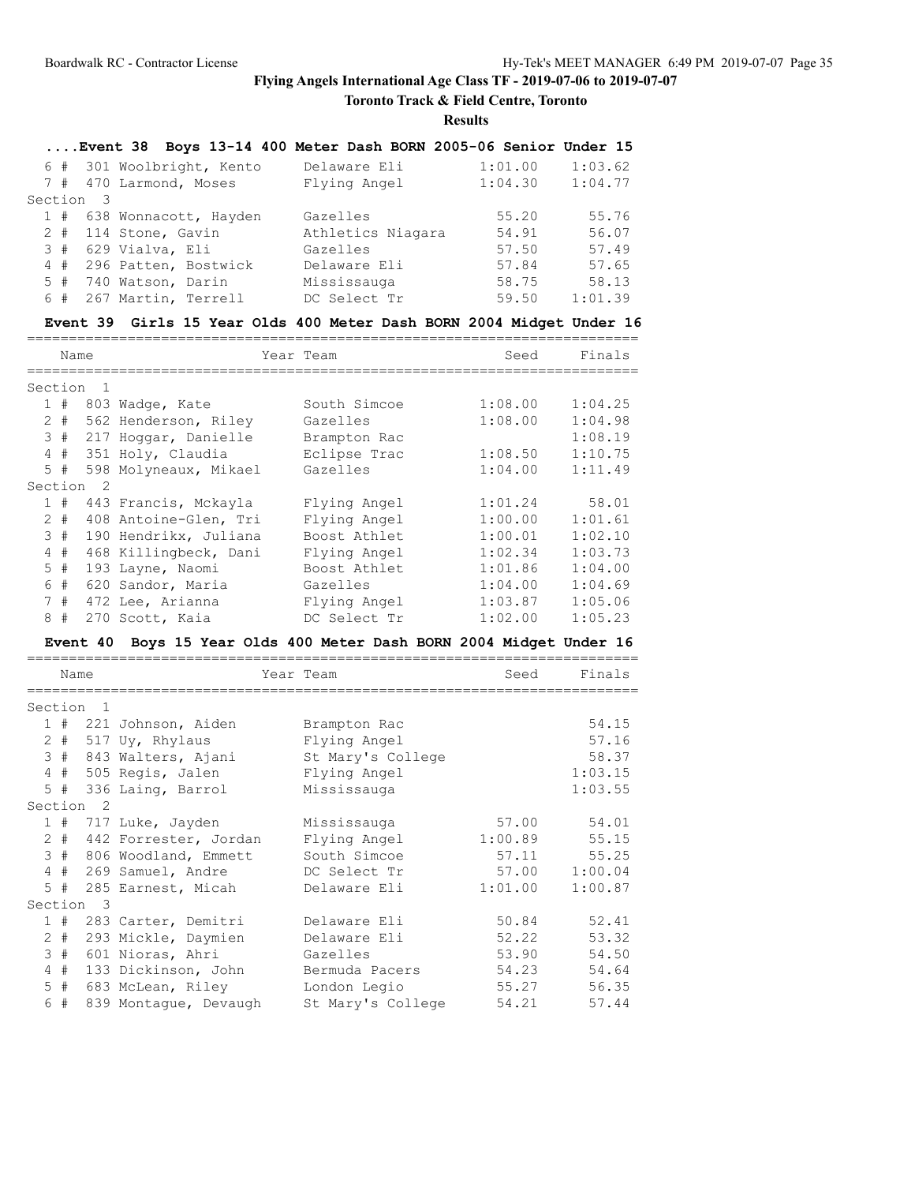# Flying Angels International Age Class TF - 2019-07-06 to 2019-07-07

**Toronto Track & Field Centre, Toronto**

**Results**

## ....Event 38 Boys 13-14 400 Meter Dash BORN 2005-06 Senior Under 15

| Place | Comp# | Name | Year | Team | Seed | Finals |
|---|---|---|---|---|---|---|
| 6 # | 301 | Woolbright, Kento | | Delaware Eli | 1:01.00 | 1:03.62 |
| 7 # | 470 | Larmond, Moses | | Flying Angel | 1:04.30 | 1:04.77 |
| **Section 3** | | | | | | |
| 1 # | 638 | Wonnacott, Hayden | | Gazelles | 55.20 | 55.76 |
| 2 # | 114 | Stone, Gavin | | Athletics Niagara | 54.91 | 56.07 |
| 3 # | 629 | Vialva, Eli | | Gazelles | 57.50 | 57.49 |
| 4 # | 296 | Patten, Bostwick | | Delaware Eli | 57.84 | 57.65 |
| 5 # | 740 | Watson, Darin | | Mississauga | 58.75 | 58.13 |
| 6 # | 267 | Martin, Terrell | | DC Select Tr | 59.50 | 1:01.39 |

## Event 39 Girls 15 Year Olds 400 Meter Dash BORN 2004 Midget Under 16

| Place | Comp# | Name | Year | Team | Seed | Finals |
|---|---|---|---|---|---|---|
| **Section 1** | | | | | | |
| 1 # | 803 | Wadge, Kate | | South Simcoe | 1:08.00 | 1:04.25 |
| 2 # | 562 | Henderson, Riley | | Gazelles | 1:08.00 | 1:04.98 |
| 3 # | 217 | Hoggar, Danielle | | Brampton Rac | | 1:08.19 |
| 4 # | 351 | Holy, Claudia | | Eclipse Trac | 1:08.50 | 1:10.75 |
| 5 # | 598 | Molyneaux, Mikael | | Gazelles | 1:04.00 | 1:11.49 |
| **Section 2** | | | | | | |
| 1 # | 443 | Francis, Mckayla | | Flying Angel | 1:01.24 | 58.01 |
| 2 # | 408 | Antoine-Glen, Tri | | Flying Angel | 1:00.00 | 1:01.61 |
| 3 # | 190 | Hendrikx, Juliana | | Boost Athlet | 1:00.01 | 1:02.10 |
| 4 # | 468 | Killingbeck, Dani | | Flying Angel | 1:02.34 | 1:03.73 |
| 5 # | 193 | Layne, Naomi | | Boost Athlet | 1:01.86 | 1:04.00 |
| 6 # | 620 | Sandor, Maria | | Gazelles | 1:04.00 | 1:04.69 |
| 7 # | 472 | Lee, Arianna | | Flying Angel | 1:03.87 | 1:05.06 |
| 8 # | 270 | Scott, Kaia | | DC Select Tr | 1:02.00 | 1:05.23 |

## Event 40 Boys 15 Year Olds 400 Meter Dash BORN 2004 Midget Under 16

| Place | Comp# | Name | Year | Team | Seed | Finals |
|---|---|---|---|---|---|---|
| **Section 1** | | | | | | |
| 1 # | 221 | Johnson, Aiden | | Brampton Rac | | 54.15 |
| 2 # | 517 | Uy, Rhylaus | | Flying Angel | | 57.16 |
| 3 # | 843 | Walters, Ajani | | St Mary's College | | 58.37 |
| 4 # | 505 | Regis, Jalen | | Flying Angel | | 1:03.15 |
| 5 # | 336 | Laing, Barrol | | Mississauga | | 1:03.55 |
| **Section 2** | | | | | | |
| 1 # | 717 | Luke, Jayden | | Mississauga | 57.00 | 54.01 |
| 2 # | 442 | Forrester, Jordan | | Flying Angel | 1:00.89 | 55.15 |
| 3 # | 806 | Woodland, Emmett | | South Simcoe | 57.11 | 55.25 |
| 4 # | 269 | Samuel, Andre | | DC Select Tr | 57.00 | 1:00.04 |
| 5 # | 285 | Earnest, Micah | | Delaware Eli | 1:01.00 | 1:00.87 |
| **Section 3** | | | | | | |
| 1 # | 283 | Carter, Demitri | | Delaware Eli | 50.84 | 52.41 |
| 2 # | 293 | Mickle, Daymien | | Delaware Eli | 52.22 | 53.32 |
| 3 # | 601 | Nioras, Ahri | | Gazelles | 53.90 | 54.50 |
| 4 # | 133 | Dickinson, John | | Bermuda Pacers | 54.23 | 54.64 |
| 5 # | 683 | McLean, Riley | | London Legio | 55.27 | 56.35 |
| 6 # | 839 | Montague, Devaugh | | St Mary's College | 54.21 | 57.44 |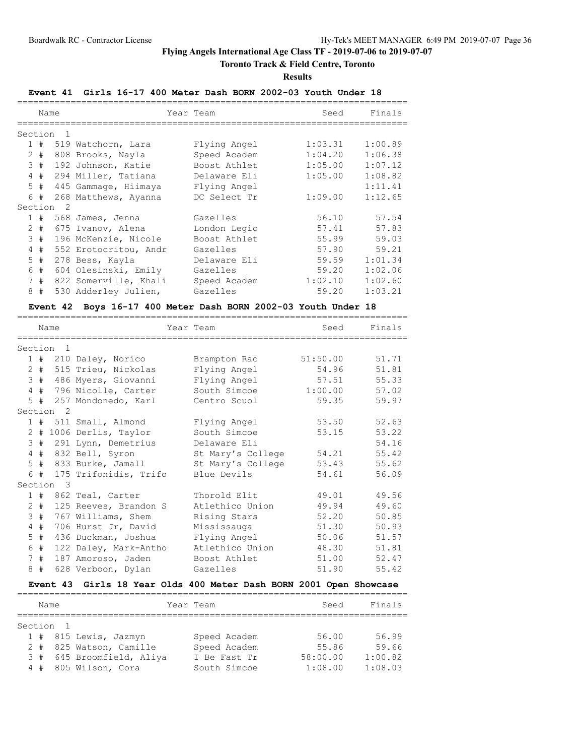# Flying Angels International Age Class TF - 2019-07-06 to 2019-07-07

## Toronto Track & Field Centre, Toronto

### Results

**Event 41 Girls 16-17 400 Meter Dash BORN 2002-03 Youth Under 18**

| | Name | Year | Team | Seed | Finals |
|---|---|---|---|---|---|
| **Section 1** | | | | | |
| 1 # | 519 Watchorn, Lara | | Flying Angel | 1:03.31 | 1:00.89 |
| 2 # | 808 Brooks, Nayla | | Speed Academ | 1:04.20 | 1:06.38 |
| 3 # | 192 Johnson, Katie | | Boost Athlet | 1:05.00 | 1:07.12 |
| 4 # | 294 Miller, Tatiana | | Delaware Eli | 1:05.00 | 1:08.82 |
| 5 # | 445 Gammage, Hiimaya | | Flying Angel | | 1:11.41 |
| 6 # | 268 Matthews, Ayanna | | DC Select Tr | 1:09.00 | 1:12.65 |
| **Section 2** | | | | | |
| 1 # | 568 James, Jenna | | Gazelles | 56.10 | 57.54 |
| 2 # | 675 Ivanov, Alena | | London Legio | 57.41 | 57.83 |
| 3 # | 196 McKenzie, Nicole | | Boost Athlet | 55.99 | 59.03 |
| 4 # | 552 Erotocritou, Andr | | Gazelles | 57.90 | 59.21 |
| 5 # | 278 Bess, Kayla | | Delaware Eli | 59.59 | 1:01.34 |
| 6 # | 604 Olesinski, Emily | | Gazelles | 59.20 | 1:02.06 |
| 7 # | 822 Somerville, Khali | | Speed Academ | 1:02.10 | 1:02.60 |
| 8 # | 530 Adderley Julien, | | Gazelles | 59.20 | 1:03.21 |

**Event 42 Boys 16-17 400 Meter Dash BORN 2002-03 Youth Under 18**

| | Name | Year | Team | Seed | Finals |
|---|---|---|---|---|---|
| **Section 1** | | | | | |
| 1 # | 210 Daley, Norico | | Brampton Rac | 51:50.00 | 51.71 |
| 2 # | 515 Trieu, Nickolas | | Flying Angel | 54.96 | 51.81 |
| 3 # | 486 Myers, Giovanni | | Flying Angel | 57.51 | 55.33 |
| 4 # | 796 Nicolle, Carter | | South Simcoe | 1:00.00 | 57.02 |
| 5 # | 257 Mondonedo, Karl | | Centro Scuol | 59.35 | 59.97 |
| **Section 2** | | | | | |
| 1 # | 511 Small, Almond | | Flying Angel | 53.50 | 52.63 |
| 2 # | 1006 Derlis, Taylor | | South Simcoe | 53.15 | 53.22 |
| 3 # | 291 Lynn, Demetrius | | Delaware Eli | | 54.16 |
| 4 # | 832 Bell, Syron | | St Mary's College | 54.21 | 55.42 |
| 5 # | 833 Burke, Jamall | | St Mary's College | 53.43 | 55.62 |
| 6 # | 175 Trifonidis, Trifo | | Blue Devils | 54.61 | 56.09 |
| **Section 3** | | | | | |
| 1 # | 862 Teal, Carter | | Thorold Elit | 49.01 | 49.56 |
| 2 # | 125 Reeves, Brandon S | | Atlethico Union | 49.94 | 49.60 |
| 3 # | 767 Williams, Shem | | Rising Stars | 52.20 | 50.85 |
| 4 # | 706 Hurst Jr, David | | Mississauga | 51.30 | 50.93 |
| 5 # | 436 Duckman, Joshua | | Flying Angel | 50.06 | 51.57 |
| 6 # | 122 Daley, Mark-Antho | | Atlethico Union | 48.30 | 51.81 |
| 7 # | 187 Amoroso, Jaden | | Boost Athlet | 51.00 | 52.47 |
| 8 # | 628 Verboon, Dylan | | Gazelles | 51.90 | 55.42 |

**Event 43 Girls 18 Year Olds 400 Meter Dash BORN 2001 Open Showcase**

| | Name | Year | Team | Seed | Finals |
|---|---|---|---|---|---|
| **Section 1** | | | | | |
| 1 # | 815 Lewis, Jazmyn | | Speed Academ | 56.00 | 56.99 |
| 2 # | 825 Watson, Camille | | Speed Academ | 55.86 | 59.66 |
| 3 # | 645 Broomfield, Aliya | | I Be Fast Tr | 58:00.00 | 1:00.82 |
| 4 # | 805 Wilson, Cora | | South Simcoe | 1:08.00 | 1:08.03 |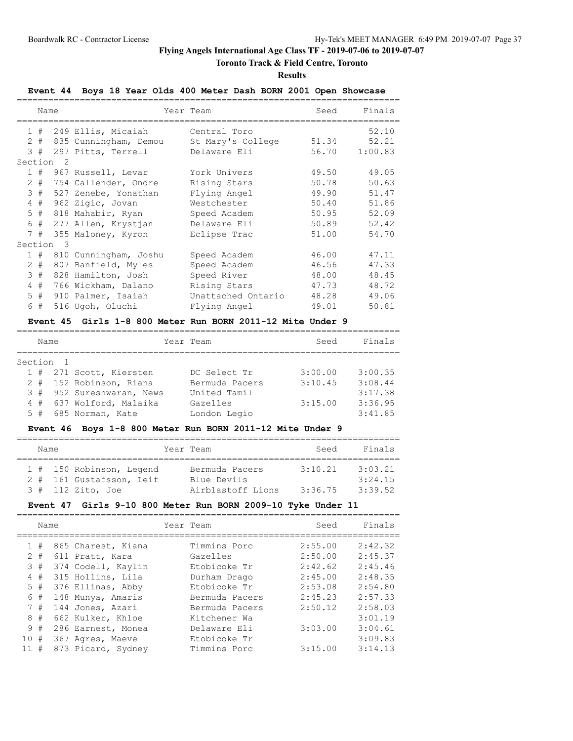# Flying Angels International Age Class TF - 2019-07-06 to 2019-07-07

## Toronto Track & Field Centre, Toronto

### Results

**Event 44 Boys 18 Year Olds 400 Meter Dash BORN 2001 Open Showcase**

| Name | Year | Team | Seed | Finals |
|---|---|---|---|---|
| 1 # 249 Ellis, Micaiah | | Central Toro | | 52.10 |
| 2 # 835 Cunningham, Demou | | St Mary's College | 51.34 | 52.21 |
| 3 # 297 Pitts, Terrell | | Delaware Eli | 56.70 | 1:00.83 |
| **Section 2** | | | | |
| 1 # 967 Russell, Levar | | York Univers | 49.50 | 49.05 |
| 2 # 754 Callender, Ondre | | Rising Stars | 50.78 | 50.63 |
| 3 # 527 Zenebe, Yonathan | | Flying Angel | 49.90 | 51.47 |
| 4 # 962 Zigic, Jovan | | Westchester | 50.40 | 51.86 |
| 5 # 818 Mahabir, Ryan | | Speed Academ | 50.95 | 52.09 |
| 6 # 277 Allen, Krystjan | | Delaware Eli | 50.89 | 52.42 |
| 7 # 355 Maloney, Kyron | | Eclipse Trac | 51.00 | 54.70 |
| **Section 3** | | | | |
| 1 # 810 Cunningham, Joshu | | Speed Academ | 46.00 | 47.11 |
| 2 # 807 Banfield, Myles | | Speed Academ | 46.56 | 47.33 |
| 3 # 828 Hamilton, Josh | | Speed River | 48.00 | 48.45 |
| 4 # 766 Wickham, Dalano | | Rising Stars | 47.73 | 48.72 |
| 5 # 910 Palmer, Isaiah | | Unattached Ontario | 48.28 | 49.06 |
| 6 # 516 Ugoh, Oluchi | | Flying Angel | 49.01 | 50.81 |

**Event 45 Girls 1-8 800 Meter Run BORN 2011-12 Mite Under 9**

| Name | Year | Team | Seed | Finals |
|---|---|---|---|---|
| **Section 1** | | | | |
| 1 # 271 Scott, Kiersten | | DC Select Tr | 3:00.00 | 3:00.35 |
| 2 # 152 Robinson, Riana | | Bermuda Pacers | 3:10.45 | 3:08.44 |
| 3 # 952 Sureshwaran, News | | United Tamil | | 3:17.38 |
| 4 # 637 Wolford, Malaika | | Gazelles | 3:15.00 | 3:36.95 |
| 5 # 685 Norman, Kate | | London Legio | | 3:41.85 |

**Event 46 Boys 1-8 800 Meter Run BORN 2011-12 Mite Under 9**

| Name | Year | Team | Seed | Finals |
|---|---|---|---|---|
| 1 # 150 Robinson, Legend | | Bermuda Pacers | 3:10.21 | 3:03.21 |
| 2 # 161 Gustafsson, Leif | | Blue Devils | | 3:24.15 |
| 3 # 112 Zito, Joe | | Airblastoff Lions | 3:36.75 | 3:39.52 |

**Event 47 Girls 9-10 800 Meter Run BORN 2009-10 Tyke Under 11**

| Name | Year | Team | Seed | Finals |
|---|---|---|---|---|
| 1 # 865 Charest, Kiana | | Timmins Porc | 2:55.00 | 2:42.32 |
| 2 # 611 Pratt, Kara | | Gazelles | 2:50.00 | 2:45.37 |
| 3 # 374 Codell, Kaylin | | Etobicoke Tr | 2:42.62 | 2:45.46 |
| 4 # 315 Hollins, Lila | | Durham Drago | 2:45.00 | 2:48.35 |
| 5 # 376 Ellinas, Abby | | Etobicoke Tr | 2:53.08 | 2:54.80 |
| 6 # 148 Munya, Amaris | | Bermuda Pacers | 2:45.23 | 2:57.33 |
| 7 # 144 Jones, Azari | | Bermuda Pacers | 2:50.12 | 2:58.03 |
| 8 # 662 Kulker, Khloe | | Kitchener Wa | | 3:01.19 |
| 9 # 286 Earnest, Monea | | Delaware Eli | 3:03.00 | 3:04.61 |
| 10 # 367 Agres, Maeve | | Etobicoke Tr | | 3:09.83 |
| 11 # 873 Picard, Sydney | | Timmins Porc | 3:15.00 | 3:14.13 |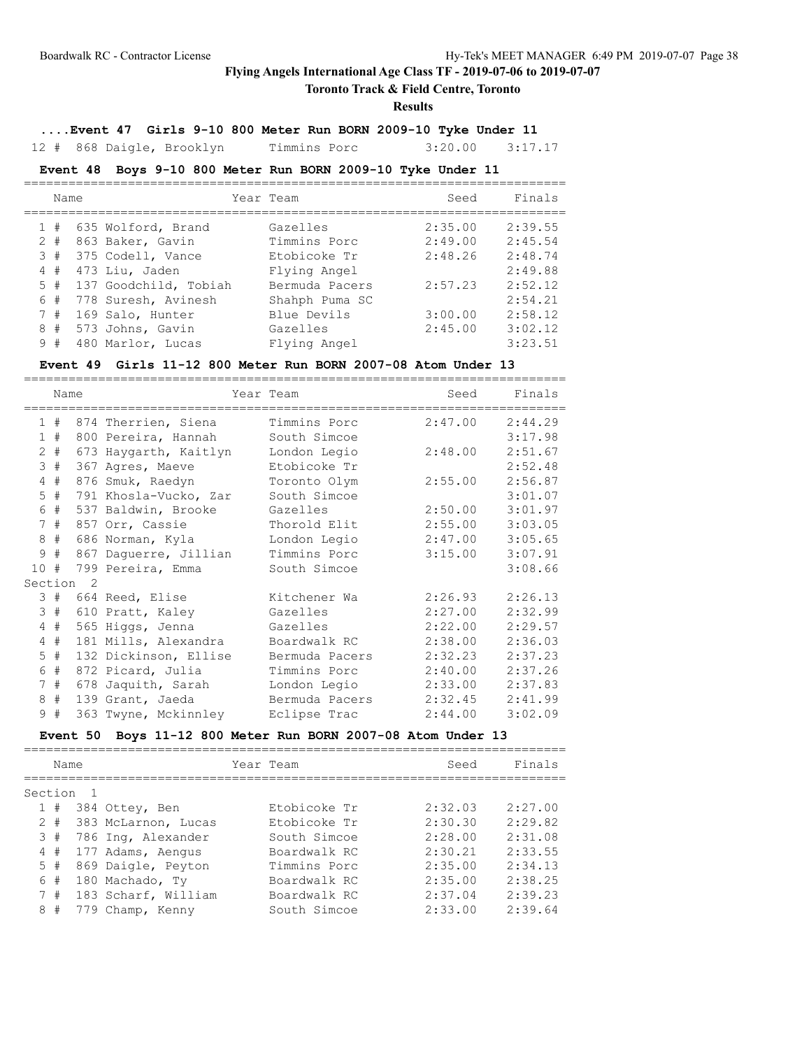# Flying Angels International Age Class TF - 2019-07-06 to 2019-07-07

## Toronto Track & Field Centre, Toronto

### Results

**....Event 47 Girls 9-10 800 Meter Run BORN 2009-10 Tyke Under 11**

| | Name | Year | Team | Seed | Finals |
|---|---|---|---|---|---|
| 12 # | 868 Daigle, Brooklyn | | Timmins Porc | 3:20.00 | 3:17.17 |

**Event 48 Boys 9-10 800 Meter Run BORN 2009-10 Tyke Under 11**

| | Name | Year | Team | Seed | Finals |
|---|---|---|---|---|---|
| 1 # | 635 Wolford, Brand | | Gazelles | 2:35.00 | 2:39.55 |
| 2 # | 863 Baker, Gavin | | Timmins Porc | 2:49.00 | 2:45.54 |
| 3 # | 375 Codell, Vance | | Etobicoke Tr | 2:48.26 | 2:48.74 |
| 4 # | 473 Liu, Jaden | | Flying Angel | | 2:49.88 |
| 5 # | 137 Goodchild, Tobiah | | Bermuda Pacers | 2:57.23 | 2:52.12 |
| 6 # | 778 Suresh, Avinesh | | Shahph Puma SC | | 2:54.21 |
| 7 # | 169 Salo, Hunter | | Blue Devils | 3:00.00 | 2:58.12 |
| 8 # | 573 Johns, Gavin | | Gazelles | 2:45.00 | 3:02.12 |
| 9 # | 480 Marlor, Lucas | | Flying Angel | | 3:23.51 |

**Event 49 Girls 11-12 800 Meter Run BORN 2007-08 Atom Under 13**

| | Name | Year | Team | Seed | Finals |
|---|---|---|---|---|---|
| 1 # | 874 Therrien, Siena | | Timmins Porc | 2:47.00 | 2:44.29 |
| 1 # | 800 Pereira, Hannah | | South Simcoe | | 3:17.98 |
| 2 # | 673 Haygarth, Kaitlyn | | London Legio | 2:48.00 | 2:51.67 |
| 3 # | 367 Agres, Maeve | | Etobicoke Tr | | 2:52.48 |
| 4 # | 876 Smuk, Raedyn | | Toronto Olym | 2:55.00 | 2:56.87 |
| 5 # | 791 Khosla-Vucko, Zar | | South Simcoe | | 3:01.07 |
| 6 # | 537 Baldwin, Brooke | | Gazelles | 2:50.00 | 3:01.97 |
| 7 # | 857 Orr, Cassie | | Thorold Elit | 2:55.00 | 3:03.05 |
| 8 # | 686 Norman, Kyla | | London Legio | 2:47.00 | 3:05.65 |
| 9 # | 867 Daguerre, Jillian | | Timmins Porc | 3:15.00 | 3:07.91 |
| 10 # | 799 Pereira, Emma | | South Simcoe | | 3:08.66 |
| Section 2 | | | | | |
| 3 # | 664 Reed, Elise | | Kitchener Wa | 2:26.93 | 2:26.13 |
| 3 # | 610 Pratt, Kaley | | Gazelles | 2:27.00 | 2:32.99 |
| 4 # | 565 Higgs, Jenna | | Gazelles | 2:22.00 | 2:29.57 |
| 4 # | 181 Mills, Alexandra | | Boardwalk RC | 2:38.00 | 2:36.03 |
| 5 # | 132 Dickinson, Ellise | | Bermuda Pacers | 2:32.23 | 2:37.23 |
| 6 # | 872 Picard, Julia | | Timmins Porc | 2:40.00 | 2:37.26 |
| 7 # | 678 Jaquith, Sarah | | London Legio | 2:33.00 | 2:37.83 |
| 8 # | 139 Grant, Jaeda | | Bermuda Pacers | 2:32.45 | 2:41.99 |
| 9 # | 363 Twyne, Mckinnley | | Eclipse Trac | 2:44.00 | 3:02.09 |

**Event 50 Boys 11-12 800 Meter Run BORN 2007-08 Atom Under 13**

| | Name | Year | Team | Seed | Finals |
|---|---|---|---|---|---|
| Section 1 | | | | | |
| 1 # | 384 Ottey, Ben | | Etobicoke Tr | 2:32.03 | 2:27.00 |
| 2 # | 383 McLarnon, Lucas | | Etobicoke Tr | 2:30.30 | 2:29.82 |
| 3 # | 786 Ing, Alexander | | South Simcoe | 2:28.00 | 2:31.08 |
| 4 # | 177 Adams, Aengus | | Boardwalk RC | 2:30.21 | 2:33.55 |
| 5 # | 869 Daigle, Peyton | | Timmins Porc | 2:35.00 | 2:34.13 |
| 6 # | 180 Machado, Ty | | Boardwalk RC | 2:35.00 | 2:38.25 |
| 7 # | 183 Scharf, William | | Boardwalk RC | 2:37.04 | 2:39.23 |
| 8 # | 779 Champ, Kenny | | South Simcoe | 2:33.00 | 2:39.64 |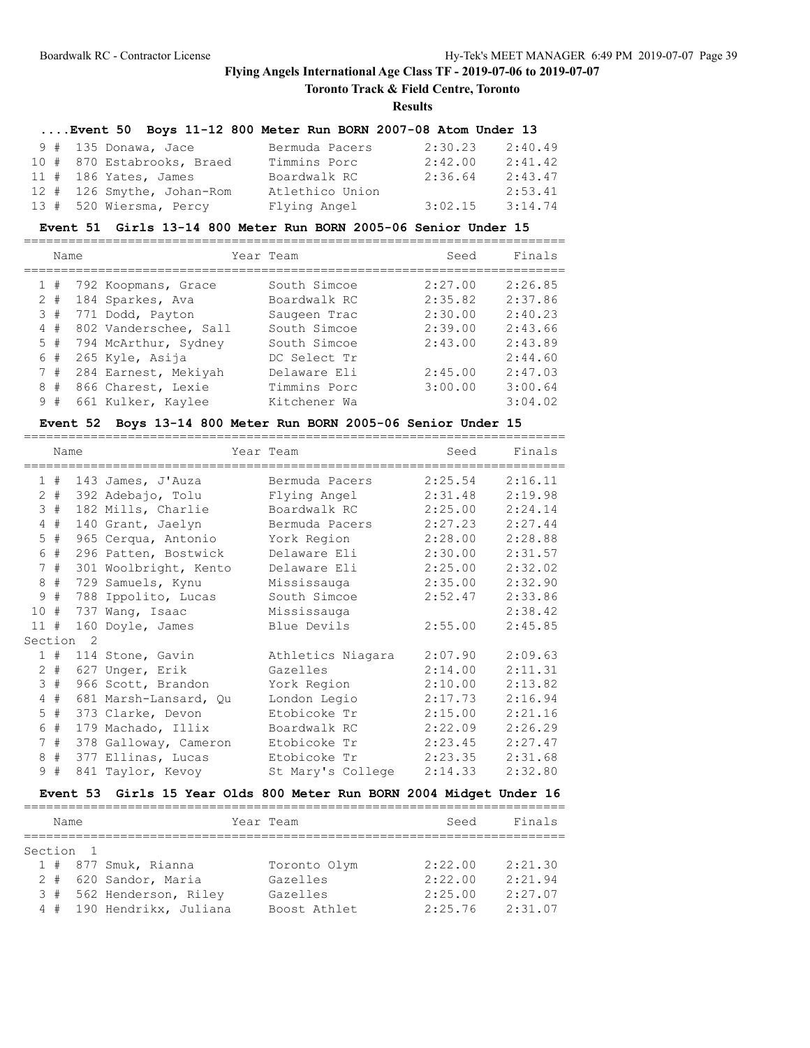# Flying Angels International Age Class TF - 2019-07-06 to 2019-07-07

## Toronto Track & Field Centre, Toronto

### Results

#### ....Event 50 Boys 11-12 800 Meter Run BORN 2007-08 Atom Under 13

| Place | Name | Year | Team | Seed | Finals |
|---|---|---|---|---|---|
| 9 # | 135 Donawa, Jace | | Bermuda Pacers | 2:30.23 | 2:40.49 |
| 10 # | 870 Estabrooks, Braed | | Timmins Porc | 2:42.00 | 2:41.42 |
| 11 # | 186 Yates, James | | Boardwalk RC | 2:36.64 | 2:43.47 |
| 12 # | 126 Smythe, Johan-Rom | | Atlethico Union | | 2:53.41 |
| 13 # | 520 Wiersma, Percy | | Flying Angel | 3:02.15 | 3:14.74 |

#### Event 51 Girls 13-14 800 Meter Run BORN 2005-06 Senior Under 15

| Place | Name | Year | Team | Seed | Finals |
|---|---|---|---|---|---|
| 1 # | 792 Koopmans, Grace | | South Simcoe | 2:27.00 | 2:26.85 |
| 2 # | 184 Sparkes, Ava | | Boardwalk RC | 2:35.82 | 2:37.86 |
| 3 # | 771 Dodd, Payton | | Saugeen Trac | 2:30.00 | 2:40.23 |
| 4 # | 802 Vanderschee, Sall | | South Simcoe | 2:39.00 | 2:43.66 |
| 5 # | 794 McArthur, Sydney | | South Simcoe | 2:43.00 | 2:43.89 |
| 6 # | 265 Kyle, Asija | | DC Select Tr | | 2:44.60 |
| 7 # | 284 Earnest, Mekiyah | | Delaware Eli | 2:45.00 | 2:47.03 |
| 8 # | 866 Charest, Lexie | | Timmins Porc | 3:00.00 | 3:00.64 |
| 9 # | 661 Kulker, Kaylee | | Kitchener Wa | | 3:04.02 |

#### Event 52 Boys 13-14 800 Meter Run BORN 2005-06 Senior Under 15

| Place | Name | Year | Team | Seed | Finals |
|---|---|---|---|---|---|
| 1 # | 143 James, J'Auza | | Bermuda Pacers | 2:25.54 | 2:16.11 |
| 2 # | 392 Adebajo, Tolu | | Flying Angel | 2:31.48 | 2:19.98 |
| 3 # | 182 Mills, Charlie | | Boardwalk RC | 2:25.00 | 2:24.14 |
| 4 # | 140 Grant, Jaelyn | | Bermuda Pacers | 2:27.23 | 2:27.44 |
| 5 # | 965 Cerqua, Antonio | | York Region | 2:28.00 | 2:28.88 |
| 6 # | 296 Patten, Bostwick | | Delaware Eli | 2:30.00 | 2:31.57 |
| 7 # | 301 Woolbright, Kento | | Delaware Eli | 2:25.00 | 2:32.02 |
| 8 # | 729 Samuels, Kynu | | Mississauga | 2:35.00 | 2:32.90 |
| 9 # | 788 Ippolito, Lucas | | South Simcoe | 2:52.47 | 2:33.86 |
| 10 # | 737 Wang, Isaac | | Mississauga | | 2:38.42 |
| 11 # | 160 Doyle, James | | Blue Devils | 2:55.00 | 2:45.85 |
| Section 2 | | | | | |
| 1 # | 114 Stone, Gavin | | Athletics Niagara | 2:07.90 | 2:09.63 |
| 2 # | 627 Unger, Erik | | Gazelles | 2:14.00 | 2:11.31 |
| 3 # | 966 Scott, Brandon | | York Region | 2:10.00 | 2:13.82 |
| 4 # | 681 Marsh-Lansard, Qu | | London Legio | 2:17.73 | 2:16.94 |
| 5 # | 373 Clarke, Devon | | Etobicoke Tr | 2:15.00 | 2:21.16 |
| 6 # | 179 Machado, Illix | | Boardwalk RC | 2:22.09 | 2:26.29 |
| 7 # | 378 Galloway, Cameron | | Etobicoke Tr | 2:23.45 | 2:27.47 |
| 8 # | 377 Ellinas, Lucas | | Etobicoke Tr | 2:23.35 | 2:31.68 |
| 9 # | 841 Taylor, Kevoy | | St Mary's College | 2:14.33 | 2:32.80 |

#### Event 53 Girls 15 Year Olds 800 Meter Run BORN 2004 Midget Under 16

| Place | Name | Year | Team | Seed | Finals |
|---|---|---|---|---|---|
| Section 1 | | | | | |
| 1 # | 877 Smuk, Rianna | | Toronto Olym | 2:22.00 | 2:21.30 |
| 2 # | 620 Sandor, Maria | | Gazelles | 2:22.00 | 2:21.94 |
| 3 # | 562 Henderson, Riley | | Gazelles | 2:25.00 | 2:27.07 |
| 4 # | 190 Hendrikx, Juliana | | Boost Athlet | 2:25.76 | 2:31.07 |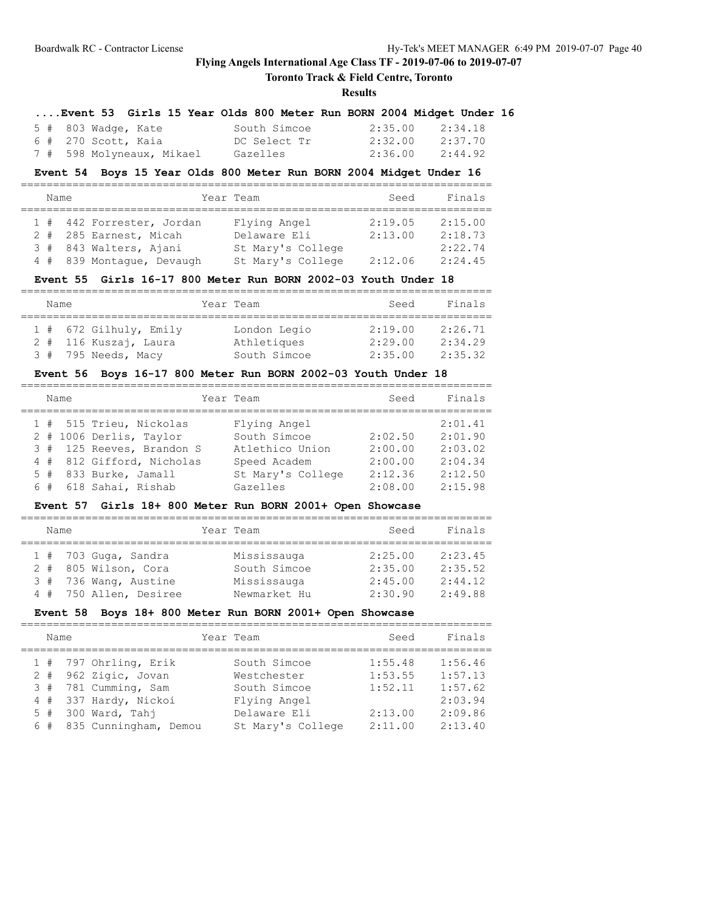# Flying Angels International Age Class TF - 2019-07-06 to 2019-07-07

## Toronto Track & Field Centre, Toronto

### Results

#### ....Event 53 Girls 15 Year Olds 800 Meter Run BORN 2004 Midget Under 16

| Name | Year | Team | Seed | Finals |
|---|---|---|---|---|
| 5 # 803 Wadge, Kate | | South Simcoe | 2:35.00 | 2:34.18 |
| 6 # 270 Scott, Kaia | | DC Select Tr | 2:32.00 | 2:37.70 |
| 7 # 598 Molyneaux, Mikael | | Gazelles | 2:36.00 | 2:44.92 |

#### Event 54 Boys 15 Year Olds 800 Meter Run BORN 2004 Midget Under 16

| Name | Year | Team | Seed | Finals |
|---|---|---|---|---|
| 1 # 442 Forrester, Jordan | | Flying Angel | 2:19.05 | 2:15.00 |
| 2 # 285 Earnest, Micah | | Delaware Eli | 2:13.00 | 2:18.73 |
| 3 # 843 Walters, Ajani | | St Mary's College | | 2:22.74 |
| 4 # 839 Montague, Devaugh | | St Mary's College | 2:12.06 | 2:24.45 |

#### Event 55 Girls 16-17 800 Meter Run BORN 2002-03 Youth Under 18

| Name | Year | Team | Seed | Finals |
|---|---|---|---|---|
| 1 # 672 Gilhuly, Emily | | London Legio | 2:19.00 | 2:26.71 |
| 2 # 116 Kuszaj, Laura | | Athletiques | 2:29.00 | 2:34.29 |
| 3 # 795 Needs, Macy | | South Simcoe | 2:35.00 | 2:35.32 |

#### Event 56 Boys 16-17 800 Meter Run BORN 2002-03 Youth Under 18

| Name | Year | Team | Seed | Finals |
|---|---|---|---|---|
| 1 # 515 Trieu, Nickolas | | Flying Angel | | 2:01.41 |
| 2 # 1006 Derlis, Taylor | | South Simcoe | 2:02.50 | 2:01.90 |
| 3 # 125 Reeves, Brandon S | | Atlethico Union | 2:00.00 | 2:03.02 |
| 4 # 812 Gifford, Nicholas | | Speed Academ | 2:00.00 | 2:04.34 |
| 5 # 833 Burke, Jamall | | St Mary's College | 2:12.36 | 2:12.50 |
| 6 # 618 Sahai, Rishab | | Gazelles | 2:08.00 | 2:15.98 |

#### Event 57 Girls 18+ 800 Meter Run BORN 2001+ Open Showcase

| Name | Year | Team | Seed | Finals |
|---|---|---|---|---|
| 1 # 703 Guga, Sandra | | Mississauga | 2:25.00 | 2:23.45 |
| 2 # 805 Wilson, Cora | | South Simcoe | 2:35.00 | 2:35.52 |
| 3 # 736 Wang, Austine | | Mississauga | 2:45.00 | 2:44.12 |
| 4 # 750 Allen, Desiree | | Newmarket Hu | 2:30.90 | 2:49.88 |

#### Event 58 Boys 18+ 800 Meter Run BORN 2001+ Open Showcase

| Name | Year | Team | Seed | Finals |
|---|---|---|---|---|
| 1 # 797 Ohrling, Erik | | South Simcoe | 1:55.48 | 1:56.46 |
| 2 # 962 Zigic, Jovan | | Westchester | 1:53.55 | 1:57.13 |
| 3 # 781 Cumming, Sam | | South Simcoe | 1:52.11 | 1:57.62 |
| 4 # 337 Hardy, Nickoi | | Flying Angel | | 2:03.94 |
| 5 # 300 Ward, Tahj | | Delaware Eli | 2:13.00 | 2:09.86 |
| 6 # 835 Cunningham, Demou | | St Mary's College | 2:11.00 | 2:13.40 |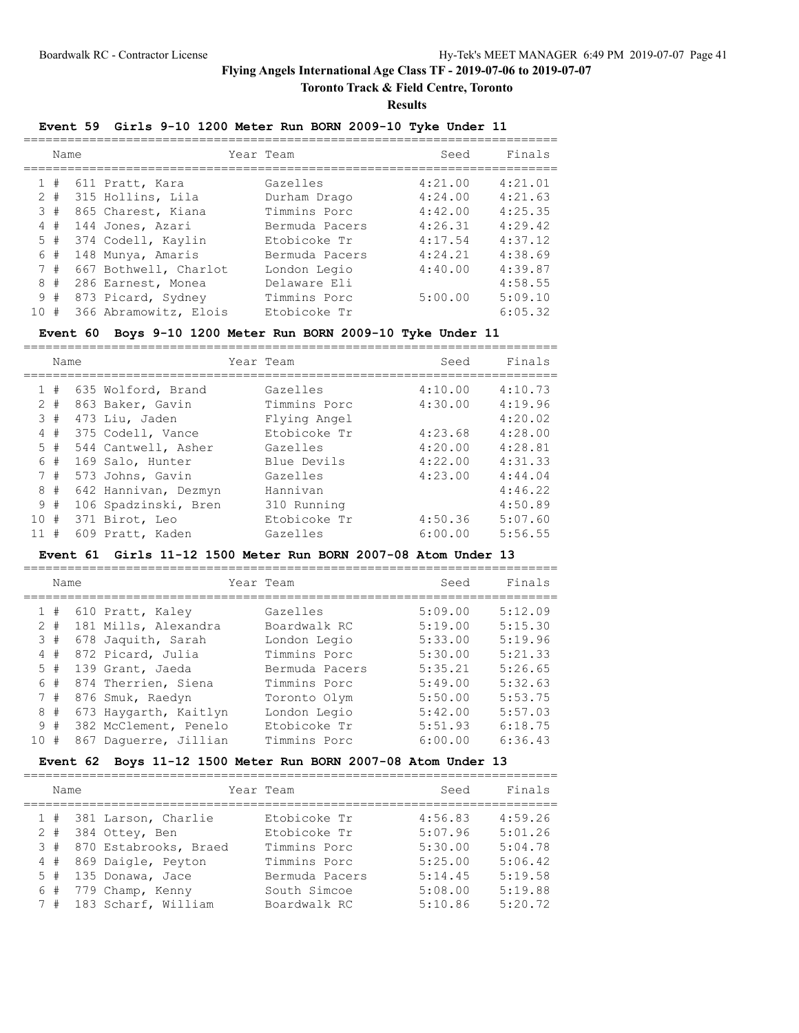# Flying Angels International Age Class TF - 2019-07-06 to 2019-07-07

**Toronto Track & Field Centre, Toronto**

**Results**

### Event 59 Girls 9-10 1200 Meter Run BORN 2009-10 Tyke Under 11

| | Name | Year | Team | Seed | Finals |
|---|---|---|---|---|---|
| 1 # | 611 Pratt, Kara | | Gazelles | 4:21.00 | 4:21.01 |
| 2 # | 315 Hollins, Lila | | Durham Drago | 4:24.00 | 4:21.63 |
| 3 # | 865 Charest, Kiana | | Timmins Porc | 4:42.00 | 4:25.35 |
| 4 # | 144 Jones, Azari | | Bermuda Pacers | 4:26.31 | 4:29.42 |
| 5 # | 374 Codell, Kaylin | | Etobicoke Tr | 4:17.54 | 4:37.12 |
| 6 # | 148 Munya, Amaris | | Bermuda Pacers | 4:24.21 | 4:38.69 |
| 7 # | 667 Bothwell, Charlot | | London Legio | 4:40.00 | 4:39.87 |
| 8 # | 286 Earnest, Monea | | Delaware Eli | | 4:58.55 |
| 9 # | 873 Picard, Sydney | | Timmins Porc | 5:00.00 | 5:09.10 |
| 10 # | 366 Abramowitz, Elois | | Etobicoke Tr | | 6:05.32 |

### Event 60 Boys 9-10 1200 Meter Run BORN 2009-10 Tyke Under 11

| | Name | Year | Team | Seed | Finals |
|---|---|---|---|---|---|
| 1 # | 635 Wolford, Brand | | Gazelles | 4:10.00 | 4:10.73 |
| 2 # | 863 Baker, Gavin | | Timmins Porc | 4:30.00 | 4:19.96 |
| 3 # | 473 Liu, Jaden | | Flying Angel | | 4:20.02 |
| 4 # | 375 Codell, Vance | | Etobicoke Tr | 4:23.68 | 4:28.00 |
| 5 # | 544 Cantwell, Asher | | Gazelles | 4:20.00 | 4:28.81 |
| 6 # | 169 Salo, Hunter | | Blue Devils | 4:22.00 | 4:31.33 |
| 7 # | 573 Johns, Gavin | | Gazelles | 4:23.00 | 4:44.04 |
| 8 # | 642 Hannivan, Dezmyn | | Hannivan | | 4:46.22 |
| 9 # | 106 Spadzinski, Bren | | 310 Running | | 4:50.89 |
| 10 # | 371 Birot, Leo | | Etobicoke Tr | 4:50.36 | 5:07.60 |
| 11 # | 609 Pratt, Kaden | | Gazelles | 6:00.00 | 5:56.55 |

### Event 61 Girls 11-12 1500 Meter Run BORN 2007-08 Atom Under 13

| | Name | Year | Team | Seed | Finals |
|---|---|---|---|---|---|
| 1 # | 610 Pratt, Kaley | | Gazelles | 5:09.00 | 5:12.09 |
| 2 # | 181 Mills, Alexandra | | Boardwalk RC | 5:19.00 | 5:15.30 |
| 3 # | 678 Jaquith, Sarah | | London Legio | 5:33.00 | 5:19.96 |
| 4 # | 872 Picard, Julia | | Timmins Porc | 5:30.00 | 5:21.33 |
| 5 # | 139 Grant, Jaeda | | Bermuda Pacers | 5:35.21 | 5:26.65 |
| 6 # | 874 Therrien, Siena | | Timmins Porc | 5:49.00 | 5:32.63 |
| 7 # | 876 Smuk, Raedyn | | Toronto Olym | 5:50.00 | 5:53.75 |
| 8 # | 673 Haygarth, Kaitlyn | | London Legio | 5:42.00 | 5:57.03 |
| 9 # | 382 McClement, Penelo | | Etobicoke Tr | 5:51.93 | 6:18.75 |
| 10 # | 867 Daguerre, Jillian | | Timmins Porc | 6:00.00 | 6:36.43 |

### Event 62 Boys 11-12 1500 Meter Run BORN 2007-08 Atom Under 13

| | Name | Year | Team | Seed | Finals |
|---|---|---|---|---|---|
| 1 # | 381 Larson, Charlie | | Etobicoke Tr | 4:56.83 | 4:59.26 |
| 2 # | 384 Ottey, Ben | | Etobicoke Tr | 5:07.96 | 5:01.26 |
| 3 # | 870 Estabrooks, Braed | | Timmins Porc | 5:30.00 | 5:04.78 |
| 4 # | 869 Daigle, Peyton | | Timmins Porc | 5:25.00 | 5:06.42 |
| 5 # | 135 Donawa, Jace | | Bermuda Pacers | 5:14.45 | 5:19.58 |
| 6 # | 779 Champ, Kenny | | South Simcoe | 5:08.00 | 5:19.88 |
| 7 # | 183 Scharf, William | | Boardwalk RC | 5:10.86 | 5:20.72 |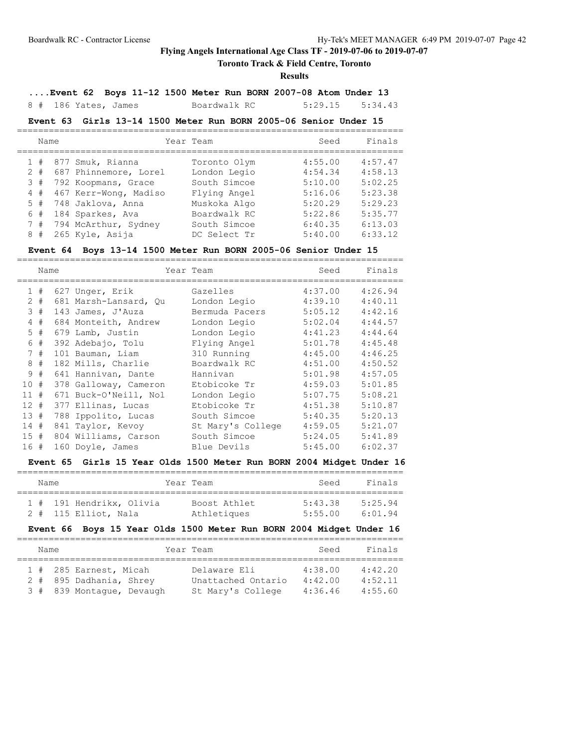**Flying Angels International Age Class TF - 2019-07-06 to 2019-07-07**

**Toronto Track & Field Centre, Toronto**

**Results**

### ....Event 62 Boys 11-12 1500 Meter Run BORN 2007-08 Atom Under 13

| Place | Name | Year | Team | Seed | Finals |
|---|---|---|---|---|---|
| 8 # | 186 Yates, James | | Boardwalk RC | 5:29.15 | 5:34.43 |

### Event 63 Girls 13-14 1500 Meter Run BORN 2005-06 Senior Under 15

| Place | Name | Year | Team | Seed | Finals |
|---|---|---|---|---|---|
| 1 # | 877 Smuk, Rianna | | Toronto Olym | 4:55.00 | 4:57.47 |
| 2 # | 687 Phinnemore, Lorel | | London Legio | 4:54.34 | 4:58.13 |
| 3 # | 792 Koopmans, Grace | | South Simcoe | 5:10.00 | 5:02.25 |
| 4 # | 467 Kerr-Wong, Madiso | | Flying Angel | 5:16.06 | 5:23.38 |
| 5 # | 748 Jaklova, Anna | | Muskoka Algo | 5:20.29 | 5:29.23 |
| 6 # | 184 Sparkes, Ava | | Boardwalk RC | 5:22.86 | 5:35.77 |
| 7 # | 794 McArthur, Sydney | | South Simcoe | 6:40.35 | 6:13.03 |
| 8 # | 265 Kyle, Asija | | DC Select Tr | 5:40.00 | 6:33.12 |

### Event 64 Boys 13-14 1500 Meter Run BORN 2005-06 Senior Under 15

| Place | Name | Year | Team | Seed | Finals |
|---|---|---|---|---|---|
| 1 # | 627 Unger, Erik | | Gazelles | 4:37.00 | 4:26.94 |
| 2 # | 681 Marsh-Lansard, Qu | | London Legio | 4:39.10 | 4:40.11 |
| 3 # | 143 James, J'Auza | | Bermuda Pacers | 5:05.12 | 4:42.16 |
| 4 # | 684 Monteith, Andrew | | London Legio | 5:02.04 | 4:44.57 |
| 5 # | 679 Lamb, Justin | | London Legio | 4:41.23 | 4:44.64 |
| 6 # | 392 Adebajo, Tolu | | Flying Angel | 5:01.78 | 4:45.48 |
| 7 # | 101 Bauman, Liam | | 310 Running | 4:45.00 | 4:46.25 |
| 8 # | 182 Mills, Charlie | | Boardwalk RC | 4:51.00 | 4:50.52 |
| 9 # | 641 Hannivan, Dante | | Hannivan | 5:01.98 | 4:57.05 |
| 10 # | 378 Galloway, Cameron | | Etobicoke Tr | 4:59.03 | 5:01.85 |
| 11 # | 671 Buck-O'Neill, Nol | | London Legio | 5:07.75 | 5:08.21 |
| 12 # | 377 Ellinas, Lucas | | Etobicoke Tr | 4:51.38 | 5:10.87 |
| 13 # | 788 Ippolito, Lucas | | South Simcoe | 5:40.35 | 5:20.13 |
| 14 # | 841 Taylor, Kevoy | | St Mary's College | 4:59.05 | 5:21.07 |
| 15 # | 804 Williams, Carson | | South Simcoe | 5:24.05 | 5:41.89 |
| 16 # | 160 Doyle, James | | Blue Devils | 5:45.00 | 6:02.37 |

### Event 65 Girls 15 Year Olds 1500 Meter Run BORN 2004 Midget Under 16

| Place | Name | Year | Team | Seed | Finals |
|---|---|---|---|---|---|
| 1 # | 191 Hendrikx, Olivia | | Boost Athlet | 5:43.38 | 5:25.94 |
| 2 # | 115 Elliot, Nala | | Athletiques | 5:55.00 | 6:01.94 |

### Event 66 Boys 15 Year Olds 1500 Meter Run BORN 2004 Midget Under 16

| Place | Name | Year | Team | Seed | Finals |
|---|---|---|---|---|---|
| 1 # | 285 Earnest, Micah | | Delaware Eli | 4:38.00 | 4:42.20 |
| 2 # | 895 Dadhania, Shrey | | Unattached Ontario | 4:42.00 | 4:52.11 |
| 3 # | 839 Montague, Devaugh | | St Mary's College | 4:36.46 | 4:55.60 |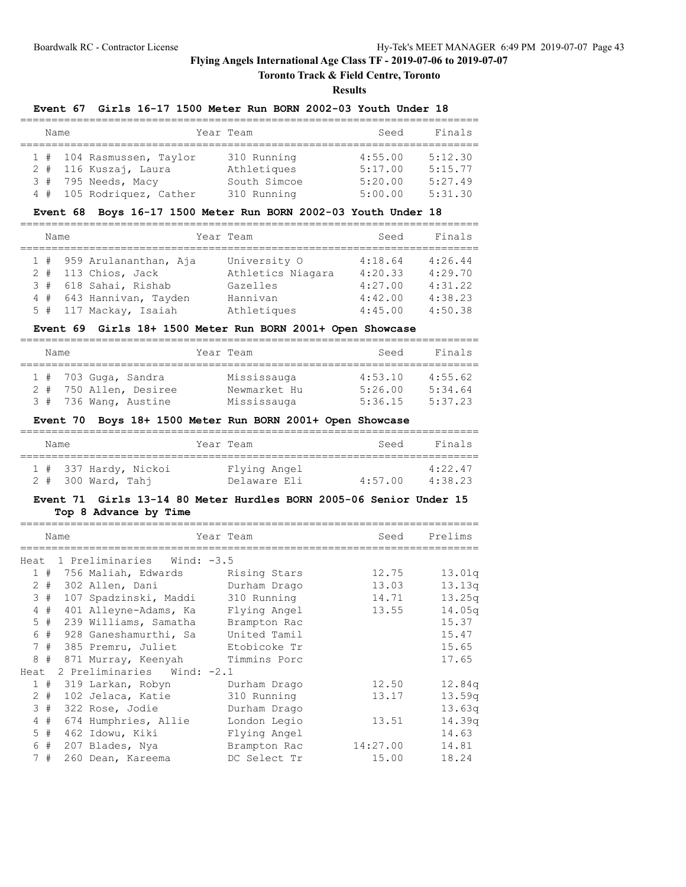# Flying Angels International Age Class TF - 2019-07-06 to 2019-07-07

## Toronto Track & Field Centre, Toronto

### Results

#### Event 67 Girls 16-17 1500 Meter Run BORN 2002-03 Youth Under 18

| | Name | Year | Team | Seed | Finals |
|---|---|---|---|---|---|
| 1 # | 104 Rasmussen, Taylor | | 310 Running | 4:55.00 | 5:12.30 |
| 2 # | 116 Kuszaj, Laura | | Athletiques | 5:17.00 | 5:15.77 |
| 3 # | 795 Needs, Macy | | South Simcoe | 5:20.00 | 5:27.49 |
| 4 # | 105 Rodriquez, Cather | | 310 Running | 5:00.00 | 5:31.30 |

#### Event 68 Boys 16-17 1500 Meter Run BORN 2002-03 Youth Under 18

| | Name | Year | Team | Seed | Finals |
|---|---|---|---|---|---|
| 1 # | 959 Arulananthan, Aja | | University O | 4:18.64 | 4:26.44 |
| 2 # | 113 Chios, Jack | | Athletics Niagara | 4:20.33 | 4:29.70 |
| 3 # | 618 Sahai, Rishab | | Gazelles | 4:27.00 | 4:31.22 |
| 4 # | 643 Hannivan, Tayden | | Hannivan | 4:42.00 | 4:38.23 |
| 5 # | 117 Mackay, Isaiah | | Athletiques | 4:45.00 | 4:50.38 |

#### Event 69 Girls 18+ 1500 Meter Run BORN 2001+ Open Showcase

| | Name | Year | Team | Seed | Finals |
|---|---|---|---|---|---|
| 1 # | 703 Guga, Sandra | | Mississauga | 4:53.10 | 4:55.62 |
| 2 # | 750 Allen, Desiree | | Newmarket Hu | 5:26.00 | 5:34.64 |
| 3 # | 736 Wang, Austine | | Mississauga | 5:36.15 | 5:37.23 |

#### Event 70 Boys 18+ 1500 Meter Run BORN 2001+ Open Showcase

| | Name | Year | Team | Seed | Finals |
|---|---|---|---|---|---|
| 1 # | 337 Hardy, Nickoi | | Flying Angel | | 4:22.47 |
| 2 # | 300 Ward, Tahj | | Delaware Eli | 4:57.00 | 4:38.23 |

#### Event 71 Girls 13-14 80 Meter Hurdles BORN 2005-06 Senior Under 15

Top 8 Advance by Time

| | Name | Year | Team | Seed | Prelims |
|---|---|---|---|---|---|
| **Heat 1 Preliminaries Wind: -3.5** | | | | | |
| 1 # | 756 Maliah, Edwards | | Rising Stars | 12.75 | 13.01q |
| 2 # | 302 Allen, Dani | | Durham Drago | 13.03 | 13.13q |
| 3 # | 107 Spadzinski, Maddi | | 310 Running | 14.71 | 13.25q |
| 4 # | 401 Alleyne-Adams, Ka | | Flying Angel | 13.55 | 14.05q |
| 5 # | 239 Williams, Samatha | | Brampton Rac | | 15.37 |
| 6 # | 928 Ganeshamurthi, Sa | | United Tamil | | 15.47 |
| 7 # | 385 Premru, Juliet | | Etobicoke Tr | | 15.65 |
| 8 # | 871 Murray, Keenyah | | Timmins Porc | | 17.65 |
| **Heat 2 Preliminaries Wind: -2.1** | | | | | |
| 1 # | 319 Larkan, Robyn | | Durham Drago | 12.50 | 12.84q |
| 2 # | 102 Jelaca, Katie | | 310 Running | 13.17 | 13.59q |
| 3 # | 322 Rose, Jodie | | Durham Drago | | 13.63q |
| 4 # | 674 Humphries, Allie | | London Legio | 13.51 | 14.39q |
| 5 # | 462 Idowu, Kiki | | Flying Angel | | 14.63 |
| 6 # | 207 Blades, Nya | | Brampton Rac | 14:27.00 | 14.81 |
| 7 # | 260 Dean, Kareema | | DC Select Tr | 15.00 | 18.24 |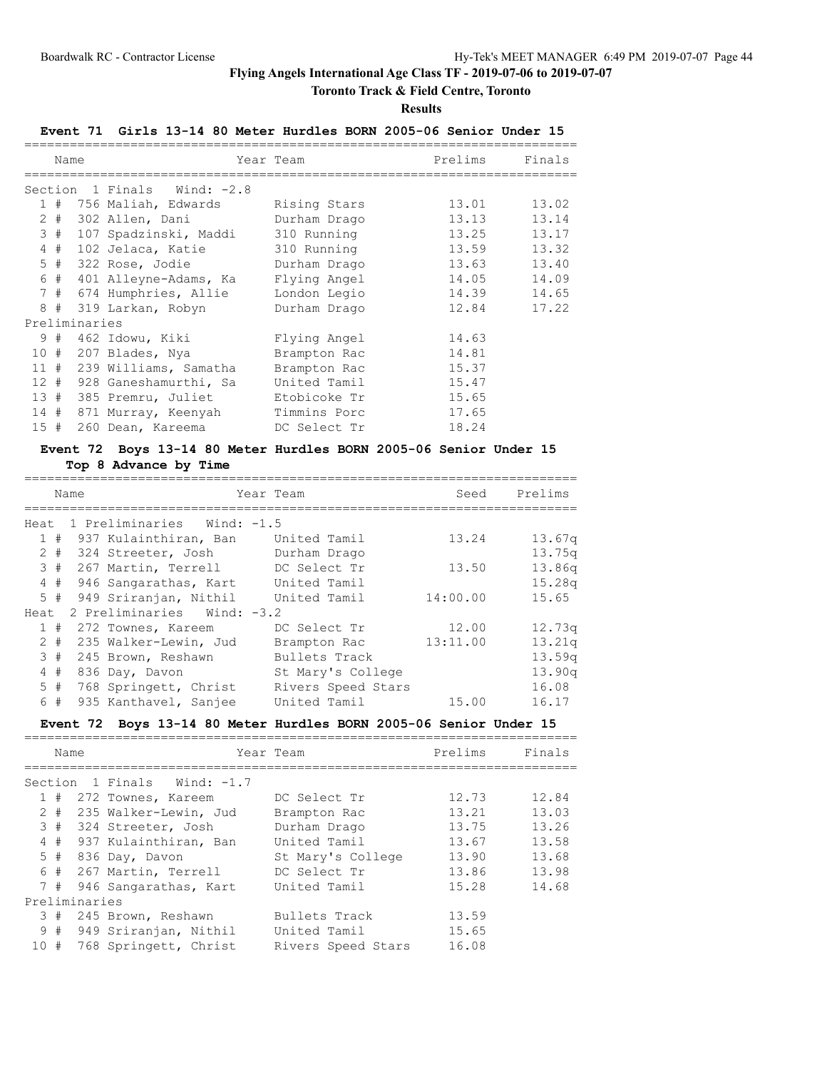# Flying Angels International Age Class TF - 2019-07-06 to 2019-07-07

## Toronto Track & Field Centre, Toronto

### Results

**Event 71 Girls 13-14 80 Meter Hurdles BORN 2005-06 Senior Under 15**

| | Name | Year | Team | Prelims | Finals |
|---|---|---|---|---|---|
| **Section 1 Finals Wind: -2.8** | | | | | |
| 1 # | 756 Maliah, Edwards | | Rising Stars | 13.01 | 13.02 |
| 2 # | 302 Allen, Dani | | Durham Drago | 13.13 | 13.14 |
| 3 # | 107 Spadzinski, Maddi | | 310 Running | 13.25 | 13.17 |
| 4 # | 102 Jelaca, Katie | | 310 Running | 13.59 | 13.32 |
| 5 # | 322 Rose, Jodie | | Durham Drago | 13.63 | 13.40 |
| 6 # | 401 Alleyne-Adams, Ka | | Flying Angel | 14.05 | 14.09 |
| 7 # | 674 Humphries, Allie | | London Legio | 14.39 | 14.65 |
| 8 # | 319 Larkan, Robyn | | Durham Drago | 12.84 | 17.22 |
| **Preliminaries** | | | | | |
| 9 # | 462 Idowu, Kiki | | Flying Angel | 14.63 | |
| 10 # | 207 Blades, Nya | | Brampton Rac | 14.81 | |
| 11 # | 239 Williams, Samatha | | Brampton Rac | 15.37 | |
| 12 # | 928 Ganeshamurthi, Sa | | United Tamil | 15.47 | |
| 13 # | 385 Premru, Juliet | | Etobicoke Tr | 15.65 | |
| 14 # | 871 Murray, Keenyah | | Timmins Porc | 17.65 | |
| 15 # | 260 Dean, Kareema | | DC Select Tr | 18.24 | |

**Event 72 Boys 13-14 80 Meter Hurdles BORN 2005-06 Senior Under 15**
**Top 8 Advance by Time**

| | Name | Year | Team | Seed | Prelims |
|---|---|---|---|---|---|
| **Heat 1 Preliminaries Wind: -1.5** | | | | | |
| 1 # | 937 Kulainthiran, Ban | | United Tamil | 13.24 | 13.67q |
| 2 # | 324 Streeter, Josh | | Durham Drago | | 13.75q |
| 3 # | 267 Martin, Terrell | | DC Select Tr | 13.50 | 13.86q |
| 4 # | 946 Sangarathas, Kart | | United Tamil | | 15.28q |
| 5 # | 949 Sriranjan, Nithil | | United Tamil | 14:00.00 | 15.65 |
| **Heat 2 Preliminaries Wind: -3.2** | | | | | |
| 1 # | 272 Townes, Kareem | | DC Select Tr | 12.00 | 12.73q |
| 2 # | 235 Walker-Lewin, Jud | | Brampton Rac | 13:11.00 | 13.21q |
| 3 # | 245 Brown, Reshawn | | Bullets Track | | 13.59q |
| 4 # | 836 Day, Davon | | St Mary's College | | 13.90q |
| 5 # | 768 Springett, Christ | | Rivers Speed Stars | | 16.08 |
| 6 # | 935 Kanthavel, Sanjee | | United Tamil | 15.00 | 16.17 |

**Event 72 Boys 13-14 80 Meter Hurdles BORN 2005-06 Senior Under 15**

| | Name | Year | Team | Prelims | Finals |
|---|---|---|---|---|---|
| **Section 1 Finals Wind: -1.7** | | | | | |
| 1 # | 272 Townes, Kareem | | DC Select Tr | 12.73 | 12.84 |
| 2 # | 235 Walker-Lewin, Jud | | Brampton Rac | 13.21 | 13.03 |
| 3 # | 324 Streeter, Josh | | Durham Drago | 13.75 | 13.26 |
| 4 # | 937 Kulainthiran, Ban | | United Tamil | 13.67 | 13.58 |
| 5 # | 836 Day, Davon | | St Mary's College | 13.90 | 13.68 |
| 6 # | 267 Martin, Terrell | | DC Select Tr | 13.86 | 13.98 |
| 7 # | 946 Sangarathas, Kart | | United Tamil | 15.28 | 14.68 |
| **Preliminaries** | | | | | |
| 3 # | 245 Brown, Reshawn | | Bullets Track | 13.59 | |
| 9 # | 949 Sriranjan, Nithil | | United Tamil | 15.65 | |
| 10 # | 768 Springett, Christ | | Rivers Speed Stars | 16.08 | |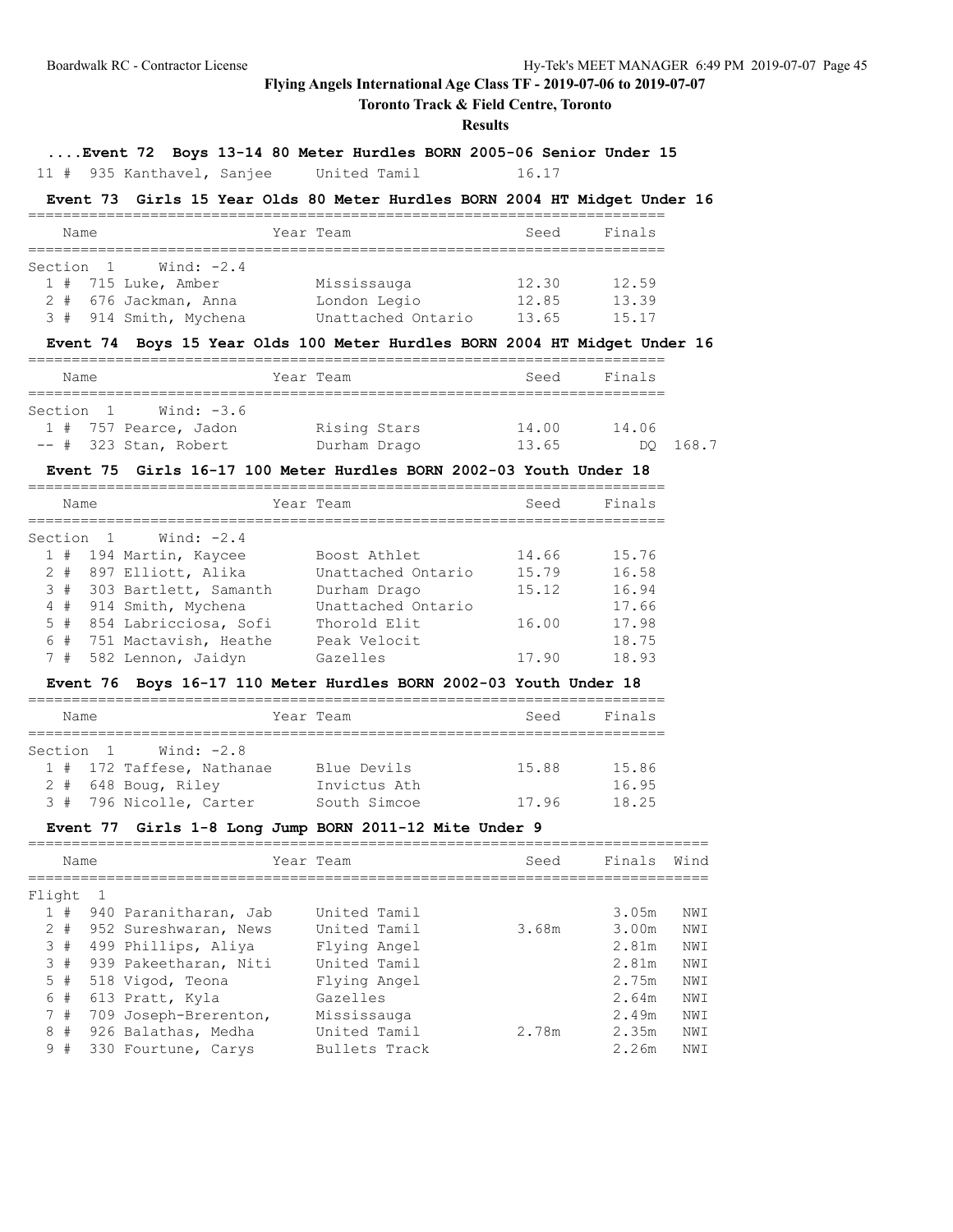**Flying Angels International Age Class TF - 2019-07-06 to 2019-07-07**

**Toronto Track & Field Centre, Toronto**

**Results**

### ....Event 72 Boys 13-14 80 Meter Hurdles BORN 2005-06 Senior Under 15

| Place | # | Name | Year | Team | Seed | Finals |
|---|---|---|---|---|---|---|
| 11 | # 935 | Kanthavel, Sanjee | | United Tamil | 16.17 | |

### Event 73 Girls 15 Year Olds 80 Meter Hurdles BORN 2004 HT Midget Under 16

Section 1 Wind: -2.4

| Place | # | Name | Year | Team | Seed | Finals |
|---|---|---|---|---|---|---|
| 1 | # 715 | Luke, Amber | | Mississauga | 12.30 | 12.59 |
| 2 | # 676 | Jackman, Anna | | London Legio | 12.85 | 13.39 |
| 3 | # 914 | Smith, Mychena | | Unattached Ontario | 13.65 | 15.17 |

### Event 74 Boys 15 Year Olds 100 Meter Hurdles BORN 2004 HT Midget Under 16

Section 1 Wind: -3.6

| Place | # | Name | Year | Team | Seed | Finals | |
|---|---|---|---|---|---|---|---|
| 1 | # 757 | Pearce, Jadon | | Rising Stars | 14.00 | 14.06 | |
| -- | # 323 | Stan, Robert | | Durham Drago | 13.65 | DQ | 168.7 |

### Event 75 Girls 16-17 100 Meter Hurdles BORN 2002-03 Youth Under 18

Section 1 Wind: -2.4

| Place | # | Name | Year | Team | Seed | Finals |
|---|---|---|---|---|---|---|
| 1 | # 194 | Martin, Kaycee | | Boost Athlet | 14.66 | 15.76 |
| 2 | # 897 | Elliott, Alika | | Unattached Ontario | 15.79 | 16.58 |
| 3 | # 303 | Bartlett, Samanth | | Durham Drago | 15.12 | 16.94 |
| 4 | # 914 | Smith, Mychena | | Unattached Ontario | | 17.66 |
| 5 | # 854 | Labricciosa, Sofi | | Thorold Elit | 16.00 | 17.98 |
| 6 | # 751 | Mactavish, Heathe | | Peak Velocit | | 18.75 |
| 7 | # 582 | Lennon, Jaidyn | | Gazelles | 17.90 | 18.93 |

### Event 76 Boys 16-17 110 Meter Hurdles BORN 2002-03 Youth Under 18

Section 1 Wind: -2.8

| Place | # | Name | Year | Team | Seed | Finals |
|---|---|---|---|---|---|---|
| 1 | # 172 | Taffese, Nathanae | | Blue Devils | 15.88 | 15.86 |
| 2 | # 648 | Boug, Riley | | Invictus Ath | | 16.95 |
| 3 | # 796 | Nicolle, Carter | | South Simcoe | 17.96 | 18.25 |

### Event 77 Girls 1-8 Long Jump BORN 2011-12 Mite Under 9

Flight 1

| Place | # | Name | Year | Team | Seed | Finals | Wind |
|---|---|---|---|---|---|---|---|
| 1 | # 940 | Paranitharan, Jab | | United Tamil | | 3.05m | NWI |
| 2 | # 952 | Sureshwaran, News | | United Tamil | 3.68m | 3.00m | NWI |
| 3 | # 499 | Phillips, Aliya | | Flying Angel | | 2.81m | NWI |
| 3 | # 939 | Pakeetharan, Niti | | United Tamil | | 2.81m | NWI |
| 5 | # 518 | Vigod, Teona | | Flying Angel | | 2.75m | NWI |
| 6 | # 613 | Pratt, Kyla | | Gazelles | | 2.64m | NWI |
| 7 | # 709 | Joseph-Brerenton, | | Mississauga | | 2.49m | NWI |
| 8 | # 926 | Balathas, Medha | | United Tamil | 2.78m | 2.35m | NWI |
| 9 | # 330 | Fourtune, Carys | | Bullets Track | | 2.26m | NWI |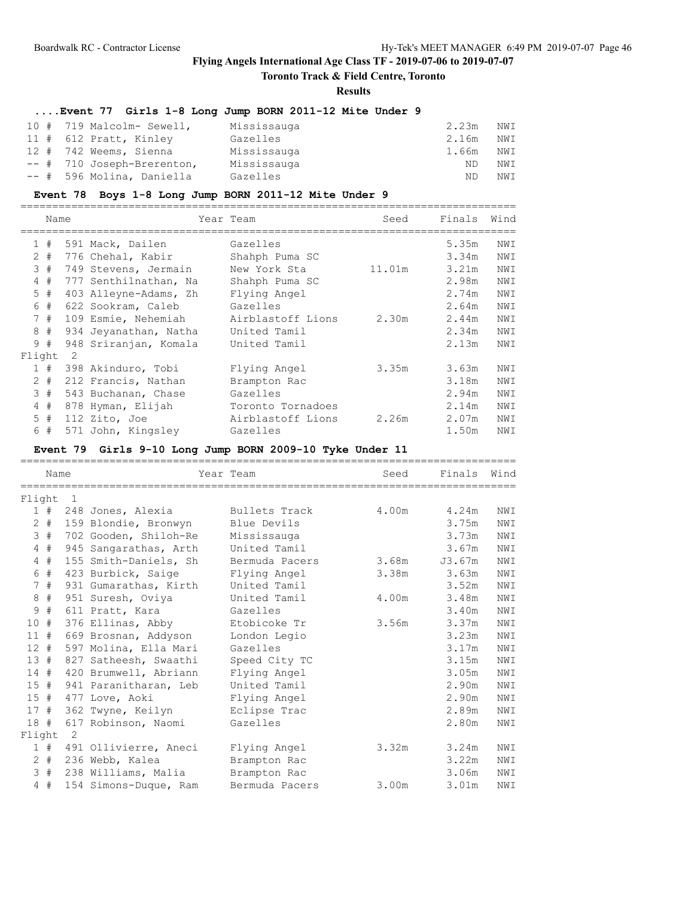**Flying Angels International Age Class TF - 2019-07-06 to 2019-07-07**

**Toronto Track & Field Centre, Toronto**

**Results**

### ....Event 77 Girls 1-8 Long Jump BORN 2011-12 Mite Under 9

| Place | # | Comp | Name | Team | Finals | Wind |
|---|---|---|---|---|---|---|
| 10 | # | 719 | Malcolm- Sewell, | Mississauga | 2.23m | NWI |
| 11 | # | 612 | Pratt, Kinley | Gazelles | 2.16m | NWI |
| 12 | # | 742 | Weems, Sienna | Mississauga | 1.66m | NWI |
| -- | # | 710 | Joseph-Brerenton, | Mississauga | ND | NWI |
| -- | # | 596 | Molina, Daniella | Gazelles | ND | NWI |

### Event 78 Boys 1-8 Long Jump BORN 2011-12 Mite Under 9

| Place | # | Comp | Name | Year Team | Seed | Finals | Wind |
|---|---|---|---|---|---|---|---|
| 1 | # | 591 | Mack, Dailen | Gazelles | | 5.35m | NWI |
| 2 | # | 776 | Chehal, Kabir | Shahph Puma SC | | 3.34m | NWI |
| 3 | # | 749 | Stevens, Jermain | New York Sta | 11.01m | 3.21m | NWI |
| 4 | # | 777 | Senthilnathan, Na | Shahph Puma SC | | 2.98m | NWI |
| 5 | # | 403 | Alleyne-Adams, Zh | Flying Angel | | 2.74m | NWI |
| 6 | # | 622 | Sookram, Caleb | Gazelles | | 2.64m | NWI |
| 7 | # | 109 | Esmie, Nehemiah | Airblastoff Lions | 2.30m | 2.44m | NWI |
| 8 | # | 934 | Jeyanathan, Natha | United Tamil | | 2.34m | NWI |
| 9 | # | 948 | Sriranjan, Komala | United Tamil | | 2.13m | NWI |
| Flight 2 | | | | | | | |
| 1 | # | 398 | Akinduro, Tobi | Flying Angel | 3.35m | 3.63m | NWI |
| 2 | # | 212 | Francis, Nathan | Brampton Rac | | 3.18m | NWI |
| 3 | # | 543 | Buchanan, Chase | Gazelles | | 2.94m | NWI |
| 4 | # | 878 | Hyman, Elijah | Toronto Tornadoes | | 2.14m | NWI |
| 5 | # | 112 | Zito, Joe | Airblastoff Lions | 2.26m | 2.07m | NWI |
| 6 | # | 571 | John, Kingsley | Gazelles | | 1.50m | NWI |

### Event 79 Girls 9-10 Long Jump BORN 2009-10 Tyke Under 11

| Place | # | Comp | Name | Year Team | Seed | Finals | Wind |
|---|---|---|---|---|---|---|---|
| Flight 1 | | | | | | | |
| 1 | # | 248 | Jones, Alexia | Bullets Track | 4.00m | 4.24m | NWI |
| 2 | # | 159 | Blondie, Bronwyn | Blue Devils | | 3.75m | NWI |
| 3 | # | 702 | Gooden, Shiloh-Re | Mississauga | | 3.73m | NWI |
| 4 | # | 945 | Sangarathas, Arth | United Tamil | | 3.67m | NWI |
| 4 | # | 155 | Smith-Daniels, Sh | Bermuda Pacers | 3.68m | J3.67m | NWI |
| 6 | # | 423 | Burbick, Saige | Flying Angel | 3.38m | 3.63m | NWI |
| 7 | # | 931 | Gumarathas, Kirth | United Tamil | | 3.52m | NWI |
| 8 | # | 951 | Suresh, Oviya | United Tamil | 4.00m | 3.48m | NWI |
| 9 | # | 611 | Pratt, Kara | Gazelles | | 3.40m | NWI |
| 10 | # | 376 | Ellinas, Abby | Etobicoke Tr | 3.56m | 3.37m | NWI |
| 11 | # | 669 | Brosnan, Addyson | London Legio | | 3.23m | NWI |
| 12 | # | 597 | Molina, Ella Mari | Gazelles | | 3.17m | NWI |
| 13 | # | 827 | Satheesh, Swaathi | Speed City TC | | 3.15m | NWI |
| 14 | # | 420 | Brumwell, Abriann | Flying Angel | | 3.05m | NWI |
| 15 | # | 941 | Paranitharan, Leb | United Tamil | | 2.90m | NWI |
| 15 | # | 477 | Love, Aoki | Flying Angel | | 2.90m | NWI |
| 17 | # | 362 | Twyne, Keilyn | Eclipse Trac | | 2.89m | NWI |
| 18 | # | 617 | Robinson, Naomi | Gazelles | | 2.80m | NWI |
| Flight 2 | | | | | | | |
| 1 | # | 491 | Ollivierre, Aneci | Flying Angel | 3.32m | 3.24m | NWI |
| 2 | # | 236 | Webb, Kalea | Brampton Rac | | 3.22m | NWI |
| 3 | # | 238 | Williams, Malia | Brampton Rac | | 3.06m | NWI |
| 4 | # | 154 | Simons-Duque, Ram | Bermuda Pacers | 3.00m | 3.01m | NWI |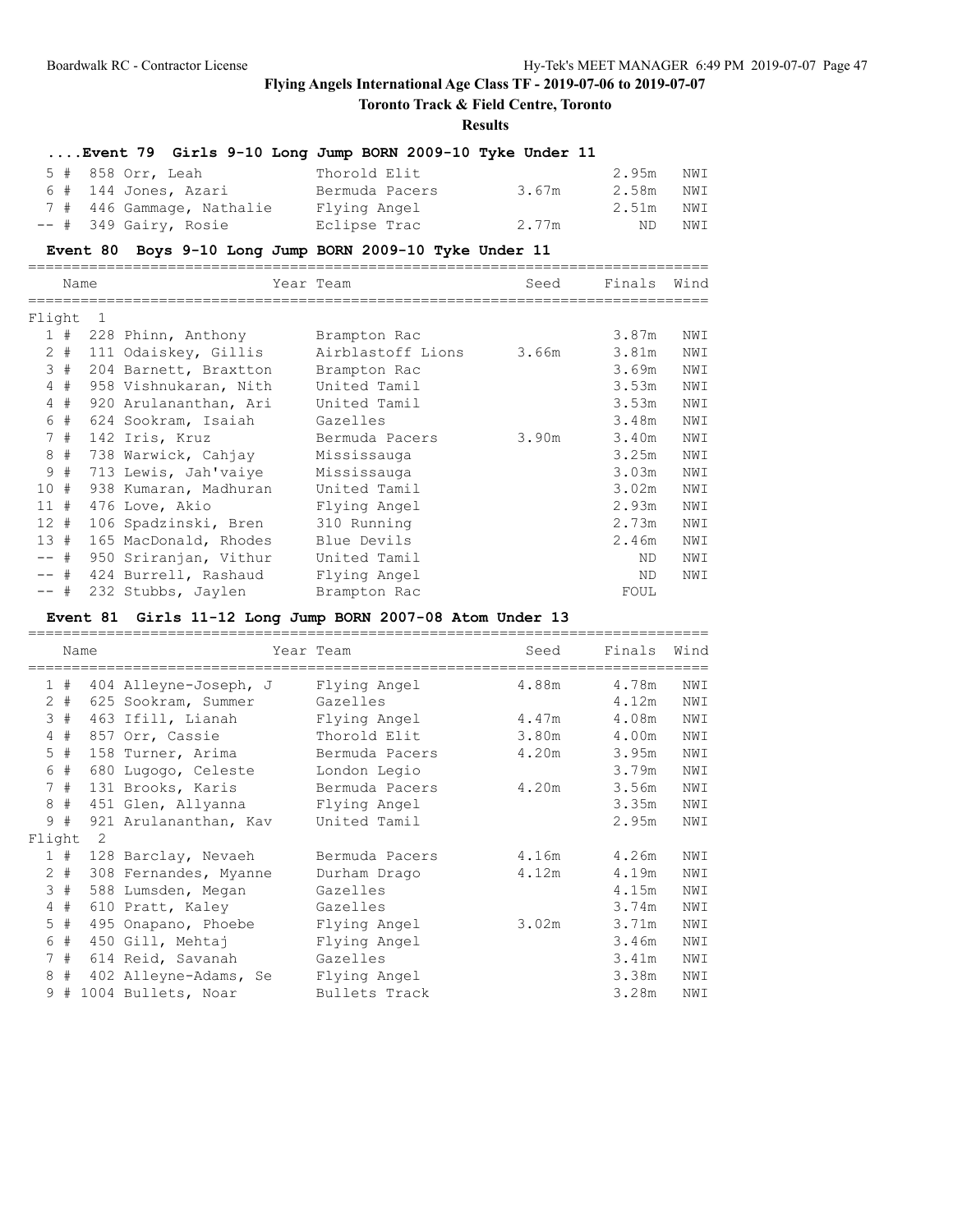# Flying Angels International Age Class TF - 2019-07-06 to 2019-07-07

**Toronto Track & Field Centre, Toronto**

**Results**

### ....Event 79 Girls 9-10 Long Jump BORN 2009-10 Tyke Under 11

| Place | Name | Year | Team | Seed | Finals | Wind |
|---|---|---|---|---|---|---|
| 5 # | 858 Orr, Leah | | Thorold Elit | | 2.95m | NWI |
| 6 # | 144 Jones, Azari | | Bermuda Pacers | 3.67m | 2.58m | NWI |
| 7 # | 446 Gammage, Nathalie | | Flying Angel | | 2.51m | NWI |
| -- # | 349 Gairy, Rosie | | Eclipse Trac | 2.77m | ND | NWI |

### Event 80 Boys 9-10 Long Jump BORN 2009-10 Tyke Under 11

| Place | Name | Year | Team | Seed | Finals | Wind |
|---|---|---|---|---|---|---|
| Flight 1 | | | | | | |
| 1 # | 228 Phinn, Anthony | | Brampton Rac | | 3.87m | NWI |
| 2 # | 111 Odaiskey, Gillis | | Airblastoff Lions | 3.66m | 3.81m | NWI |
| 3 # | 204 Barnett, Braxtton | | Brampton Rac | | 3.69m | NWI |
| 4 # | 958 Vishnukaran, Nith | | United Tamil | | 3.53m | NWI |
| 4 # | 920 Arulananthan, Ari | | United Tamil | | 3.53m | NWI |
| 6 # | 624 Sookram, Isaiah | | Gazelles | | 3.48m | NWI |
| 7 # | 142 Iris, Kruz | | Bermuda Pacers | 3.90m | 3.40m | NWI |
| 8 # | 738 Warwick, Cahjay | | Mississauga | | 3.25m | NWI |
| 9 # | 713 Lewis, Jah'vaiye | | Mississauga | | 3.03m | NWI |
| 10 # | 938 Kumaran, Madhuran | | United Tamil | | 3.02m | NWI |
| 11 # | 476 Love, Akio | | Flying Angel | | 2.93m | NWI |
| 12 # | 106 Spadzinski, Bren | | 310 Running | | 2.73m | NWI |
| 13 # | 165 MacDonald, Rhodes | | Blue Devils | | 2.46m | NWI |
| -- # | 950 Sriranjan, Vithur | | United Tamil | | ND | NWI |
| -- # | 424 Burrell, Rashaud | | Flying Angel | | ND | NWI |
| -- # | 232 Stubbs, Jaylen | | Brampton Rac | | FOUL | |

### Event 81 Girls 11-12 Long Jump BORN 2007-08 Atom Under 13

| Place | Name | Year | Team | Seed | Finals | Wind |
|---|---|---|---|---|---|---|
| 1 # | 404 Alleyne-Joseph, J | | Flying Angel | 4.88m | 4.78m | NWI |
| 2 # | 625 Sookram, Summer | | Gazelles | | 4.12m | NWI |
| 3 # | 463 Ifill, Lianah | | Flying Angel | 4.47m | 4.08m | NWI |
| 4 # | 857 Orr, Cassie | | Thorold Elit | 3.80m | 4.00m | NWI |
| 5 # | 158 Turner, Arima | | Bermuda Pacers | 4.20m | 3.95m | NWI |
| 6 # | 680 Lugogo, Celeste | | London Legio | | 3.79m | NWI |
| 7 # | 131 Brooks, Karis | | Bermuda Pacers | 4.20m | 3.56m | NWI |
| 8 # | 451 Glen, Allyanna | | Flying Angel | | 3.35m | NWI |
| 9 # | 921 Arulananthan, Kav | | United Tamil | | 2.95m | NWI |
| Flight 2 | | | | | | |
| 1 # | 128 Barclay, Nevaeh | | Bermuda Pacers | 4.16m | 4.26m | NWI |
| 2 # | 308 Fernandes, Myanne | | Durham Drago | 4.12m | 4.19m | NWI |
| 3 # | 588 Lumsden, Megan | | Gazelles | | 4.15m | NWI |
| 4 # | 610 Pratt, Kaley | | Gazelles | | 3.74m | NWI |
| 5 # | 495 Onapano, Phoebe | | Flying Angel | 3.02m | 3.71m | NWI |
| 6 # | 450 Gill, Mehtaj | | Flying Angel | | 3.46m | NWI |
| 7 # | 614 Reid, Savanah | | Gazelles | | 3.41m | NWI |
| 8 # | 402 Alleyne-Adams, Se | | Flying Angel | | 3.38m | NWI |
| 9 # | 1004 Bullets, Noar | | Bullets Track | | 3.28m | NWI |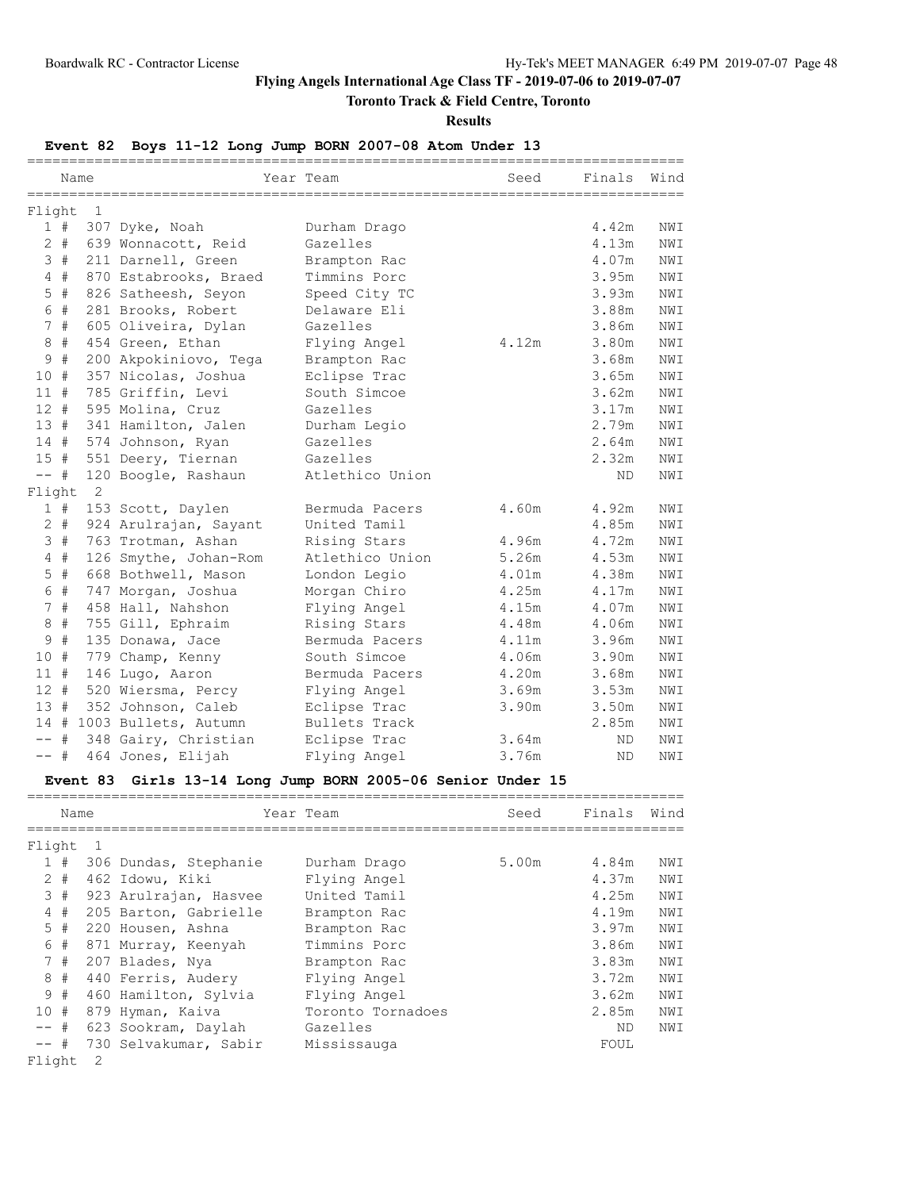# Flying Angels International Age Class TF - 2019-07-06 to 2019-07-07

## Toronto Track & Field Centre, Toronto

### Results

**Event 82 Boys 11-12 Long Jump BORN 2007-08 Atom Under 13**

| Place | Name | Year | Team | Seed | Finals | Wind |
|---|---|---|---|---|---|---|
| **Flight 1** | | | | | | |
| 1 # | 307 Dyke, Noah | | Durham Drago | | 4.42m | NWI |
| 2 # | 639 Wonnacott, Reid | | Gazelles | | 4.13m | NWI |
| 3 # | 211 Darnell, Green | | Brampton Rac | | 4.07m | NWI |
| 4 # | 870 Estabrooks, Braed | | Timmins Porc | | 3.95m | NWI |
| 5 # | 826 Satheesh, Seyon | | Speed City TC | | 3.93m | NWI |
| 6 # | 281 Brooks, Robert | | Delaware Eli | | 3.88m | NWI |
| 7 # | 605 Oliveira, Dylan | | Gazelles | | 3.86m | NWI |
| 8 # | 454 Green, Ethan | | Flying Angel | 4.12m | 3.80m | NWI |
| 9 # | 200 Akpokiniovo, Tega | | Brampton Rac | | 3.68m | NWI |
| 10 # | 357 Nicolas, Joshua | | Eclipse Trac | | 3.65m | NWI |
| 11 # | 785 Griffin, Levi | | South Simcoe | | 3.62m | NWI |
| 12 # | 595 Molina, Cruz | | Gazelles | | 3.17m | NWI |
| 13 # | 341 Hamilton, Jalen | | Durham Legio | | 2.79m | NWI |
| 14 # | 574 Johnson, Ryan | | Gazelles | | 2.64m | NWI |
| 15 # | 551 Deery, Tiernan | | Gazelles | | 2.32m | NWI |
| -- # | 120 Boogle, Rashaun | | Atlethico Union | | ND | NWI |
| **Flight 2** | | | | | | |
| 1 # | 153 Scott, Daylen | | Bermuda Pacers | 4.60m | 4.92m | NWI |
| 2 # | 924 Arulrajan, Sayant | | United Tamil | | 4.85m | NWI |
| 3 # | 763 Trotman, Ashan | | Rising Stars | 4.96m | 4.72m | NWI |
| 4 # | 126 Smythe, Johan-Rom | | Atlethico Union | 5.26m | 4.53m | NWI |
| 5 # | 668 Bothwell, Mason | | London Legio | 4.01m | 4.38m | NWI |
| 6 # | 747 Morgan, Joshua | | Morgan Chiro | 4.25m | 4.17m | NWI |
| 7 # | 458 Hall, Nahshon | | Flying Angel | 4.15m | 4.07m | NWI |
| 8 # | 755 Gill, Ephraim | | Rising Stars | 4.48m | 4.06m | NWI |
| 9 # | 135 Donawa, Jace | | Bermuda Pacers | 4.11m | 3.96m | NWI |
| 10 # | 779 Champ, Kenny | | South Simcoe | 4.06m | 3.90m | NWI |
| 11 # | 146 Lugo, Aaron | | Bermuda Pacers | 4.20m | 3.68m | NWI |
| 12 # | 520 Wiersma, Percy | | Flying Angel | 3.69m | 3.53m | NWI |
| 13 # | 352 Johnson, Caleb | | Eclipse Trac | 3.90m | 3.50m | NWI |
| 14 # | 1003 Bullets, Autumn | | Bullets Track | | 2.85m | NWI |
| -- # | 348 Gairy, Christian | | Eclipse Trac | 3.64m | ND | NWI |
| -- # | 464 Jones, Elijah | | Flying Angel | 3.76m | ND | NWI |

**Event 83 Girls 13-14 Long Jump BORN 2005-06 Senior Under 15**

| Place | Name | Year | Team | Seed | Finals | Wind |
|---|---|---|---|---|---|---|
| **Flight 1** | | | | | | |
| 1 # | 306 Dundas, Stephanie | | Durham Drago | 5.00m | 4.84m | NWI |
| 2 # | 462 Idowu, Kiki | | Flying Angel | | 4.37m | NWI |
| 3 # | 923 Arulrajan, Hasvee | | United Tamil | | 4.25m | NWI |
| 4 # | 205 Barton, Gabrielle | | Brampton Rac | | 4.19m | NWI |
| 5 # | 220 Housen, Ashna | | Brampton Rac | | 3.97m | NWI |
| 6 # | 871 Murray, Keenyah | | Timmins Porc | | 3.86m | NWI |
| 7 # | 207 Blades, Nya | | Brampton Rac | | 3.83m | NWI |
| 8 # | 440 Ferris, Audery | | Flying Angel | | 3.72m | NWI |
| 9 # | 460 Hamilton, Sylvia | | Flying Angel | | 3.62m | NWI |
| 10 # | 879 Hyman, Kaiva | | Toronto Tornadoes | | 2.85m | NWI |
| -- # | 623 Sookram, Daylah | | Gazelles | | ND | NWI |
| -- # | 730 Selvakumar, Sabir | | Mississauga | | FOUL | |
| **Flight 2** | | | | | | |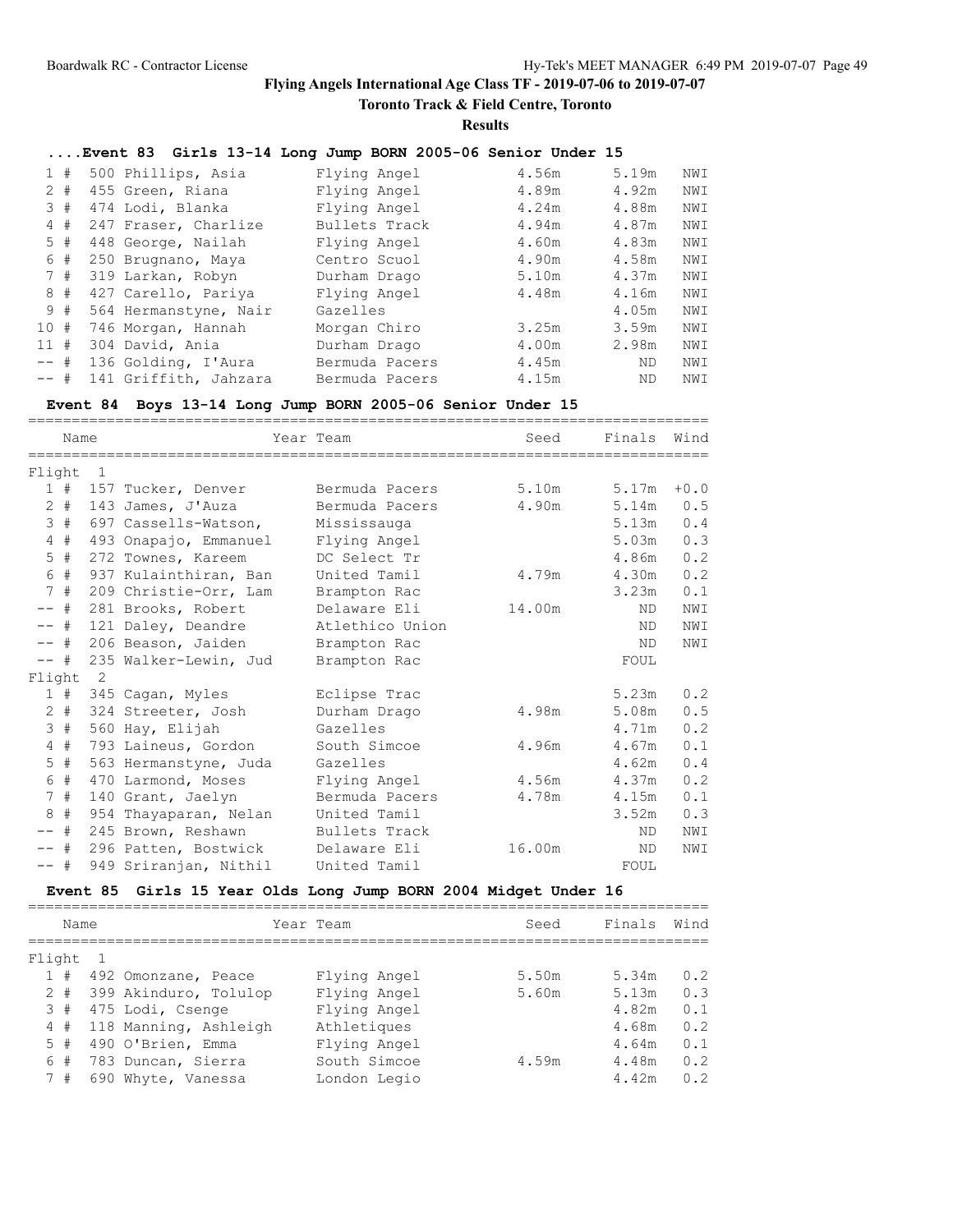**Flying Angels International Age Class TF - 2019-07-06 to 2019-07-07**

**Toronto Track & Field Centre, Toronto**

**Results**

### ....Event 83 Girls 13-14 Long Jump BORN 2005-06 Senior Under 15

| Place | # | Name | Team | Seed | Finals | Wind |
|---|---|---|---|---|---|---|
| 1 | # 500 | Phillips, Asia | Flying Angel | 4.56m | 5.19m | NWI |
| 2 | # 455 | Green, Riana | Flying Angel | 4.89m | 4.92m | NWI |
| 3 | # 474 | Lodi, Blanka | Flying Angel | 4.24m | 4.88m | NWI |
| 4 | # 247 | Fraser, Charlize | Bullets Track | 4.94m | 4.87m | NWI |
| 5 | # 448 | George, Nailah | Flying Angel | 4.60m | 4.83m | NWI |
| 6 | # 250 | Brugnano, Maya | Centro Scuol | 4.90m | 4.58m | NWI |
| 7 | # 319 | Larkan, Robyn | Durham Drago | 5.10m | 4.37m | NWI |
| 8 | # 427 | Carello, Pariya | Flying Angel | 4.48m | 4.16m | NWI |
| 9 | # 564 | Hermanstyne, Nair | Gazelles | | 4.05m | NWI |
| 10 | # 746 | Morgan, Hannah | Morgan Chiro | 3.25m | 3.59m | NWI |
| 11 | # 304 | David, Ania | Durham Drago | 4.00m | 2.98m | NWI |
| -- | # 136 | Golding, I'Aura | Bermuda Pacers | 4.45m | ND | NWI |
| -- | # 141 | Griffith, Jahzara | Bermuda Pacers | 4.15m | ND | NWI |

### Event 84 Boys 13-14 Long Jump BORN 2005-06 Senior Under 15

| Place | # | Name | Year Team | Seed | Finals | Wind |
|---|---|---|---|---|---|---|
| Flight 1 | | | | | | |
| 1 | # 157 | Tucker, Denver | Bermuda Pacers | 5.10m | 5.17m | +0.0 |
| 2 | # 143 | James, J'Auza | Bermuda Pacers | 4.90m | 5.14m | 0.5 |
| 3 | # 697 | Cassells-Watson, | Mississauga | | 5.13m | 0.4 |
| 4 | # 493 | Onapajo, Emmanuel | Flying Angel | | 5.03m | 0.3 |
| 5 | # 272 | Townes, Kareem | DC Select Tr | | 4.86m | 0.2 |
| 6 | # 937 | Kulainthiran, Ban | United Tamil | 4.79m | 4.30m | 0.2 |
| 7 | # 209 | Christie-Orr, Lam | Brampton Rac | | 3.23m | 0.1 |
| -- | # 281 | Brooks, Robert | Delaware Eli | 14.00m | ND | NWI |
| -- | # 121 | Daley, Deandre | Atlethico Union | | ND | NWI |
| -- | # 206 | Beason, Jaiden | Brampton Rac | | ND | NWI |
| -- | # 235 | Walker-Lewin, Jud | Brampton Rac | | FOUL | |
| Flight 2 | | | | | | |
| 1 | # 345 | Cagan, Myles | Eclipse Trac | | 5.23m | 0.2 |
| 2 | # 324 | Streeter, Josh | Durham Drago | 4.98m | 5.08m | 0.5 |
| 3 | # 560 | Hay, Elijah | Gazelles | | 4.71m | 0.2 |
| 4 | # 793 | Laineus, Gordon | South Simcoe | 4.96m | 4.67m | 0.1 |
| 5 | # 563 | Hermanstyne, Juda | Gazelles | | 4.62m | 0.4 |
| 6 | # 470 | Larmond, Moses | Flying Angel | 4.56m | 4.37m | 0.2 |
| 7 | # 140 | Grant, Jaelyn | Bermuda Pacers | 4.78m | 4.15m | 0.1 |
| 8 | # 954 | Thayaparan, Nelan | United Tamil | | 3.52m | 0.3 |
| -- | # 245 | Brown, Reshawn | Bullets Track | | ND | NWI |
| -- | # 296 | Patten, Bostwick | Delaware Eli | 16.00m | ND | NWI |
| -- | # 949 | Sriranjan, Nithil | United Tamil | | FOUL | |

### Event 85 Girls 15 Year Olds Long Jump BORN 2004 Midget Under 16

| Place | # | Name | Year Team | Seed | Finals | Wind |
|---|---|---|---|---|---|---|
| Flight 1 | | | | | | |
| 1 | # 492 | Omonzane, Peace | Flying Angel | 5.50m | 5.34m | 0.2 |
| 2 | # 399 | Akinduro, Tolulop | Flying Angel | 5.60m | 5.13m | 0.3 |
| 3 | # 475 | Lodi, Csenge | Flying Angel | | 4.82m | 0.1 |
| 4 | # 118 | Manning, Ashleigh | Athletiques | | 4.68m | 0.2 |
| 5 | # 490 | O'Brien, Emma | Flying Angel | | 4.64m | 0.1 |
| 6 | # 783 | Duncan, Sierra | South Simcoe | 4.59m | 4.48m | 0.2 |
| 7 | # 690 | Whyte, Vanessa | London Legio | | 4.42m | 0.2 |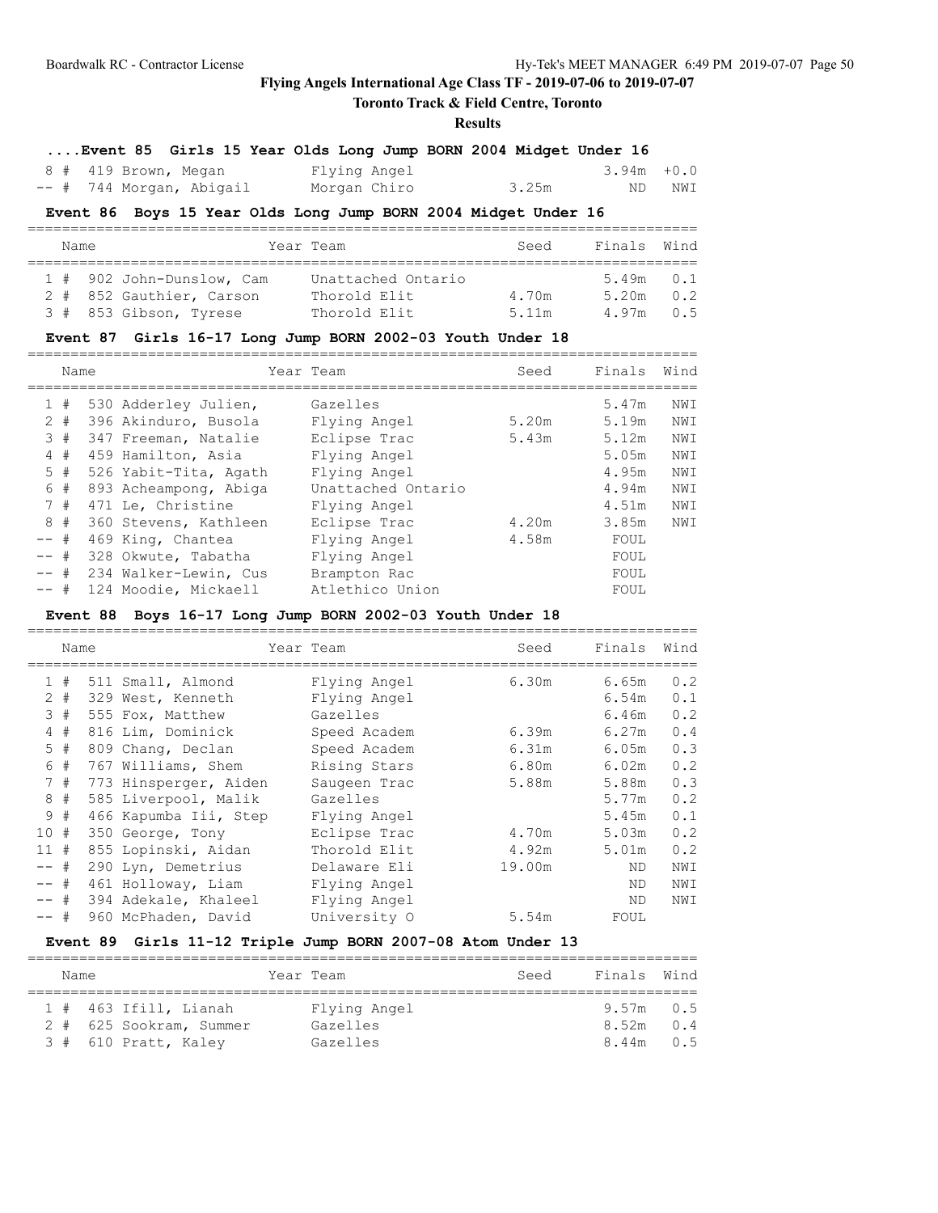# Flying Angels International Age Class TF - 2019-07-06 to 2019-07-07

## Toronto Track & Field Centre, Toronto

### Results

#### ....Event 85 Girls 15 Year Olds Long Jump BORN 2004 Midget Under 16

| Place | Name | Year | Team | Seed | Finals | Wind |
|---|---|---|---|---|---|---|
| 8 # | 419 Brown, Megan | | Flying Angel | | 3.94m | +0.0 |
| -- # | 744 Morgan, Abigail | | Morgan Chiro | 3.25m | ND | NWI |

#### Event 86 Boys 15 Year Olds Long Jump BORN 2004 Midget Under 16

| Place | Name | Year | Team | Seed | Finals | Wind |
|---|---|---|---|---|---|---|
| 1 # | 902 John-Dunslow, Cam | | Unattached Ontario | | 5.49m | 0.1 |
| 2 # | 852 Gauthier, Carson | | Thorold Elit | 4.70m | 5.20m | 0.2 |
| 3 # | 853 Gibson, Tyrese | | Thorold Elit | 5.11m | 4.97m | 0.5 |

#### Event 87 Girls 16-17 Long Jump BORN 2002-03 Youth Under 18

| Place | Name | Year | Team | Seed | Finals | Wind |
|---|---|---|---|---|---|---|
| 1 # | 530 Adderley Julien, | | Gazelles | | 5.47m | NWI |
| 2 # | 396 Akinduro, Busola | | Flying Angel | 5.20m | 5.19m | NWI |
| 3 # | 347 Freeman, Natalie | | Eclipse Trac | 5.43m | 5.12m | NWI |
| 4 # | 459 Hamilton, Asia | | Flying Angel | | 5.05m | NWI |
| 5 # | 526 Yabit-Tita, Agath | | Flying Angel | | 4.95m | NWI |
| 6 # | 893 Acheampong, Abiga | | Unattached Ontario | | 4.94m | NWI |
| 7 # | 471 Le, Christine | | Flying Angel | | 4.51m | NWI |
| 8 # | 360 Stevens, Kathleen | | Eclipse Trac | 4.20m | 3.85m | NWI |
| -- # | 469 King, Chantea | | Flying Angel | 4.58m | FOUL | |
| -- # | 328 Okwute, Tabatha | | Flying Angel | | FOUL | |
| -- # | 234 Walker-Lewin, Cus | | Brampton Rac | | FOUL | |
| -- # | 124 Moodie, Mickaell | | Atlethico Union | | FOUL | |

#### Event 88 Boys 16-17 Long Jump BORN 2002-03 Youth Under 18

| Place | Name | Year | Team | Seed | Finals | Wind |
|---|---|---|---|---|---|---|
| 1 # | 511 Small, Almond | | Flying Angel | 6.30m | 6.65m | 0.2 |
| 2 # | 329 West, Kenneth | | Flying Angel | | 6.54m | 0.1 |
| 3 # | 555 Fox, Matthew | | Gazelles | | 6.46m | 0.2 |
| 4 # | 816 Lim, Dominick | | Speed Academ | 6.39m | 6.27m | 0.4 |
| 5 # | 809 Chang, Declan | | Speed Academ | 6.31m | 6.05m | 0.3 |
| 6 # | 767 Williams, Shem | | Rising Stars | 6.80m | 6.02m | 0.2 |
| 7 # | 773 Hinsperger, Aiden | | Saugeen Trac | 5.88m | 5.88m | 0.3 |
| 8 # | 585 Liverpool, Malik | | Gazelles | | 5.77m | 0.2 |
| 9 # | 466 Kapumba Iii, Step | | Flying Angel | | 5.45m | 0.1 |
| 10 # | 350 George, Tony | | Eclipse Trac | 4.70m | 5.03m | 0.2 |
| 11 # | 855 Lopinski, Aidan | | Thorold Elit | 4.92m | 5.01m | 0.2 |
| -- # | 290 Lyn, Demetrius | | Delaware Eli | 19.00m | ND | NWI |
| -- # | 461 Holloway, Liam | | Flying Angel | | ND | NWI |
| -- # | 394 Adekale, Khaleel | | Flying Angel | | ND | NWI |
| -- # | 960 McPhaden, David | | University O | 5.54m | FOUL | |

#### Event 89 Girls 11-12 Triple Jump BORN 2007-08 Atom Under 13

| Place | Name | Year | Team | Seed | Finals | Wind |
|---|---|---|---|---|---|---|
| 1 # | 463 Ifill, Lianah | | Flying Angel | | 9.57m | 0.5 |
| 2 # | 625 Sookram, Summer | | Gazelles | | 8.52m | 0.4 |
| 3 # | 610 Pratt, Kaley | | Gazelles | | 8.44m | 0.5 |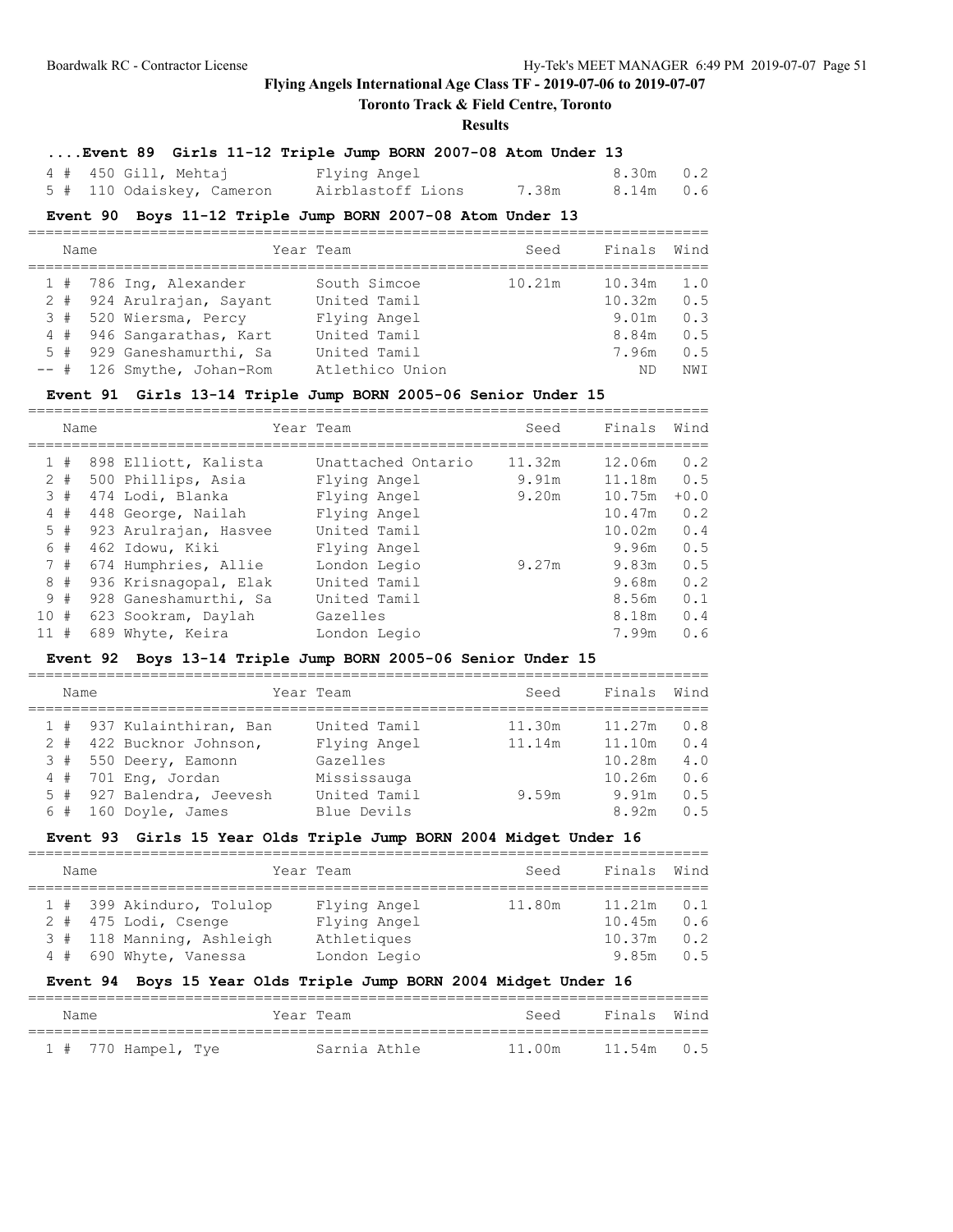# Flying Angels International Age Class TF - 2019-07-06 to 2019-07-07

## Toronto Track & Field Centre, Toronto

### Results

### ....Event 89 Girls 11-12 Triple Jump BORN 2007-08 Atom Under 13

| | Name | Year | Team | Seed | Finals | Wind |
|---|---|---|---|---|---|---|
| 4 # | 450 Gill, Mehtaj | | Flying Angel | | 8.30m | 0.2 |
| 5 # | 110 Odaiskey, Cameron | | Airblastoff Lions | 7.38m | 8.14m | 0.6 |

### Event 90 Boys 11-12 Triple Jump BORN 2007-08 Atom Under 13

| | Name | Year | Team | Seed | Finals | Wind |
|---|---|---|---|---|---|---|
| 1 # | 786 Ing, Alexander | | South Simcoe | 10.21m | 10.34m | 1.0 |
| 2 # | 924 Arulrajan, Sayant | | United Tamil | | 10.32m | 0.5 |
| 3 # | 520 Wiersma, Percy | | Flying Angel | | 9.01m | 0.3 |
| 4 # | 946 Sangarathas, Kart | | United Tamil | | 8.84m | 0.5 |
| 5 # | 929 Ganeshamurthi, Sa | | United Tamil | | 7.96m | 0.5 |
| -- # | 126 Smythe, Johan-Rom | | Atlethico Union | | ND | NWI |

### Event 91 Girls 13-14 Triple Jump BORN 2005-06 Senior Under 15

| | Name | Year | Team | Seed | Finals | Wind |
|---|---|---|---|---|---|---|
| 1 # | 898 Elliott, Kalista | | Unattached Ontario | 11.32m | 12.06m | 0.2 |
| 2 # | 500 Phillips, Asia | | Flying Angel | 9.91m | 11.18m | 0.5 |
| 3 # | 474 Lodi, Blanka | | Flying Angel | 9.20m | 10.75m | +0.0 |
| 4 # | 448 George, Nailah | | Flying Angel | | 10.47m | 0.2 |
| 5 # | 923 Arulrajan, Hasvee | | United Tamil | | 10.02m | 0.4 |
| 6 # | 462 Idowu, Kiki | | Flying Angel | | 9.96m | 0.5 |
| 7 # | 674 Humphries, Allie | | London Legio | 9.27m | 9.83m | 0.5 |
| 8 # | 936 Krisnagopal, Elak | | United Tamil | | 9.68m | 0.2 |
| 9 # | 928 Ganeshamurthi, Sa | | United Tamil | | 8.56m | 0.1 |
| 10 # | 623 Sookram, Daylah | | Gazelles | | 8.18m | 0.4 |
| 11 # | 689 Whyte, Keira | | London Legio | | 7.99m | 0.6 |

### Event 92 Boys 13-14 Triple Jump BORN 2005-06 Senior Under 15

| | Name | Year | Team | Seed | Finals | Wind |
|---|---|---|---|---|---|---|
| 1 # | 937 Kulainthiran, Ban | | United Tamil | 11.30m | 11.27m | 0.8 |
| 2 # | 422 Bucknor Johnson, | | Flying Angel | 11.14m | 11.10m | 0.4 |
| 3 # | 550 Deery, Eamonn | | Gazelles | | 10.28m | 4.0 |
| 4 # | 701 Eng, Jordan | | Mississauga | | 10.26m | 0.6 |
| 5 # | 927 Balendra, Jeevesh | | United Tamil | 9.59m | 9.91m | 0.5 |
| 6 # | 160 Doyle, James | | Blue Devils | | 8.92m | 0.5 |

### Event 93 Girls 15 Year Olds Triple Jump BORN 2004 Midget Under 16

| | Name | Year | Team | Seed | Finals | Wind |
|---|---|---|---|---|---|---|
| 1 # | 399 Akinduro, Tolulop | | Flying Angel | 11.80m | 11.21m | 0.1 |
| 2 # | 475 Lodi, Csenge | | Flying Angel | | 10.45m | 0.6 |
| 3 # | 118 Manning, Ashleigh | | Athletiques | | 10.37m | 0.2 |
| 4 # | 690 Whyte, Vanessa | | London Legio | | 9.85m | 0.5 |

### Event 94 Boys 15 Year Olds Triple Jump BORN 2004 Midget Under 16

| | Name | Year | Team | Seed | Finals | Wind |
|---|---|---|---|---|---|---|
| 1 # | 770 Hampel, Tye | | Sarnia Athle | 11.00m | 11.54m | 0.5 |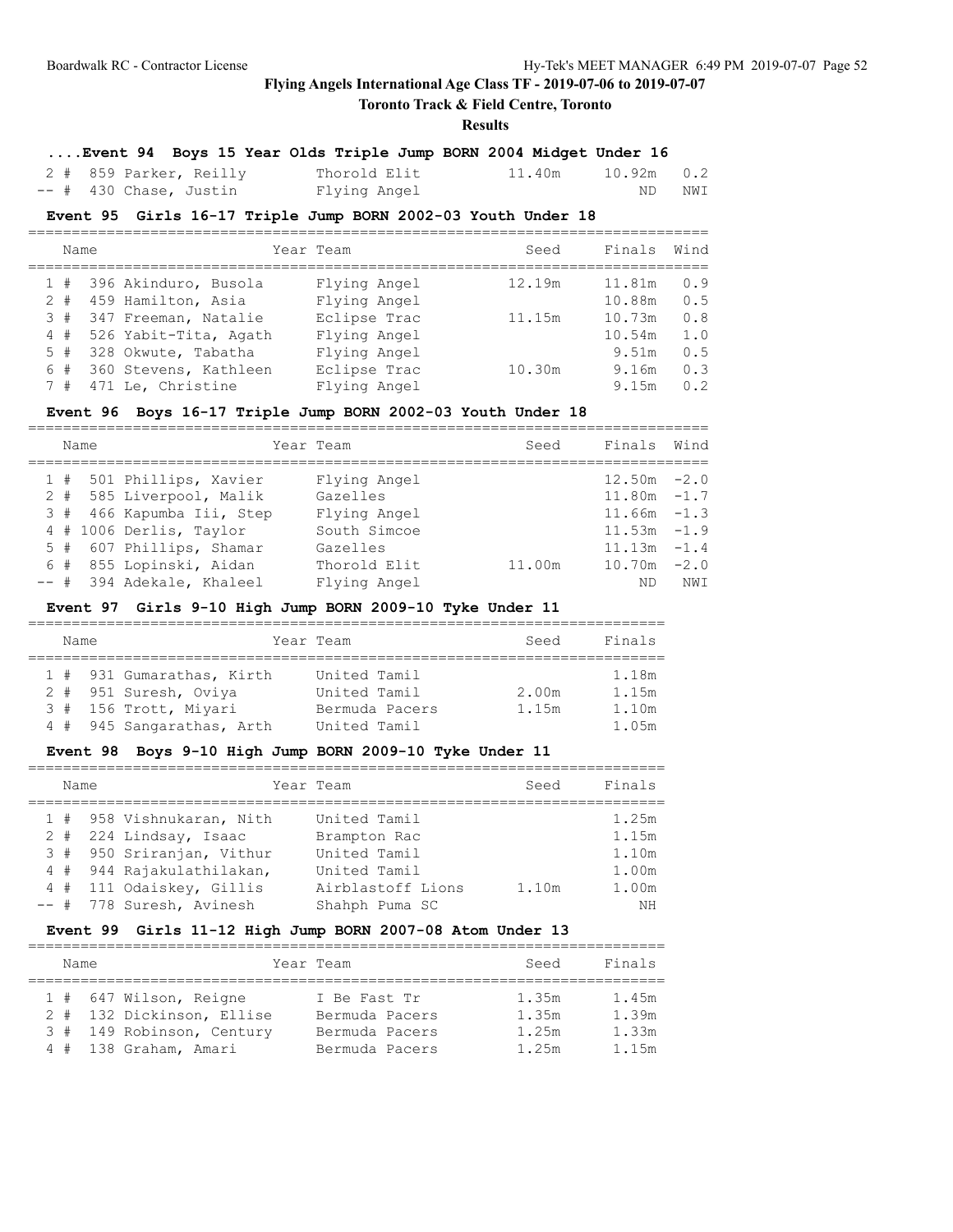# Flying Angels International Age Class TF - 2019-07-06 to 2019-07-07

## Toronto Track & Field Centre, Toronto

### Results

#### ....Event 94 Boys 15 Year Olds Triple Jump BORN 2004 Midget Under 16

| Place | # | Name | Team | Seed | Finals | Wind |
|---|---|---|---|---|---|---|
| 2 # | 859 | Parker, Reilly | Thorold Elit | 11.40m | 10.92m | 0.2 |
| -- # | 430 | Chase, Justin | Flying Angel | | ND | NWI |

#### Event 95 Girls 16-17 Triple Jump BORN 2002-03 Youth Under 18

| Place | # | Name | Year Team | Seed | Finals | Wind |
|---|---|---|---|---|---|---|
| 1 # | 396 | Akinduro, Busola | Flying Angel | 12.19m | 11.81m | 0.9 |
| 2 # | 459 | Hamilton, Asia | Flying Angel | | 10.88m | 0.5 |
| 3 # | 347 | Freeman, Natalie | Eclipse Trac | 11.15m | 10.73m | 0.8 |
| 4 # | 526 | Yabit-Tita, Agath | Flying Angel | | 10.54m | 1.0 |
| 5 # | 328 | Okwute, Tabatha | Flying Angel | | 9.51m | 0.5 |
| 6 # | 360 | Stevens, Kathleen | Eclipse Trac | 10.30m | 9.16m | 0.3 |
| 7 # | 471 | Le, Christine | Flying Angel | | 9.15m | 0.2 |

#### Event 96 Boys 16-17 Triple Jump BORN 2002-03 Youth Under 18

| Place | # | Name | Year Team | Seed | Finals | Wind |
|---|---|---|---|---|---|---|
| 1 # | 501 | Phillips, Xavier | Flying Angel | | 12.50m | -2.0 |
| 2 # | 585 | Liverpool, Malik | Gazelles | | 11.80m | -1.7 |
| 3 # | 466 | Kapumba Iii, Step | Flying Angel | | 11.66m | -1.3 |
| 4 # | 1006 | Derlis, Taylor | South Simcoe | | 11.53m | -1.9 |
| 5 # | 607 | Phillips, Shamar | Gazelles | | 11.13m | -1.4 |
| 6 # | 855 | Lopinski, Aidan | Thorold Elit | 11.00m | 10.70m | -2.0 |
| -- # | 394 | Adekale, Khaleel | Flying Angel | | ND | NWI |

#### Event 97 Girls 9-10 High Jump BORN 2009-10 Tyke Under 11

| Place | # | Name | Year Team | Seed | Finals |
|---|---|---|---|---|---|
| 1 # | 931 | Gumarathas, Kirth | United Tamil | | 1.18m |
| 2 # | 951 | Suresh, Oviya | United Tamil | 2.00m | 1.15m |
| 3 # | 156 | Trott, Miyari | Bermuda Pacers | 1.15m | 1.10m |
| 4 # | 945 | Sangarathas, Arth | United Tamil | | 1.05m |

#### Event 98 Boys 9-10 High Jump BORN 2009-10 Tyke Under 11

| Place | # | Name | Year Team | Seed | Finals |
|---|---|---|---|---|---|
| 1 # | 958 | Vishnukaran, Nith | United Tamil | | 1.25m |
| 2 # | 224 | Lindsay, Isaac | Brampton Rac | | 1.15m |
| 3 # | 950 | Sriranjan, Vithur | United Tamil | | 1.10m |
| 4 # | 944 | Rajakulathilakan, | United Tamil | | 1.00m |
| 4 # | 111 | Odaiskey, Gillis | Airblastoff Lions | 1.10m | 1.00m |
| -- # | 778 | Suresh, Avinesh | Shahph Puma SC | | NH |

#### Event 99 Girls 11-12 High Jump BORN 2007-08 Atom Under 13

| Place | # | Name | Year Team | Seed | Finals |
|---|---|---|---|---|---|
| 1 # | 647 | Wilson, Reigne | I Be Fast Tr | 1.35m | 1.45m |
| 2 # | 132 | Dickinson, Ellise | Bermuda Pacers | 1.35m | 1.39m |
| 3 # | 149 | Robinson, Century | Bermuda Pacers | 1.25m | 1.33m |
| 4 # | 138 | Graham, Amari | Bermuda Pacers | 1.25m | 1.15m |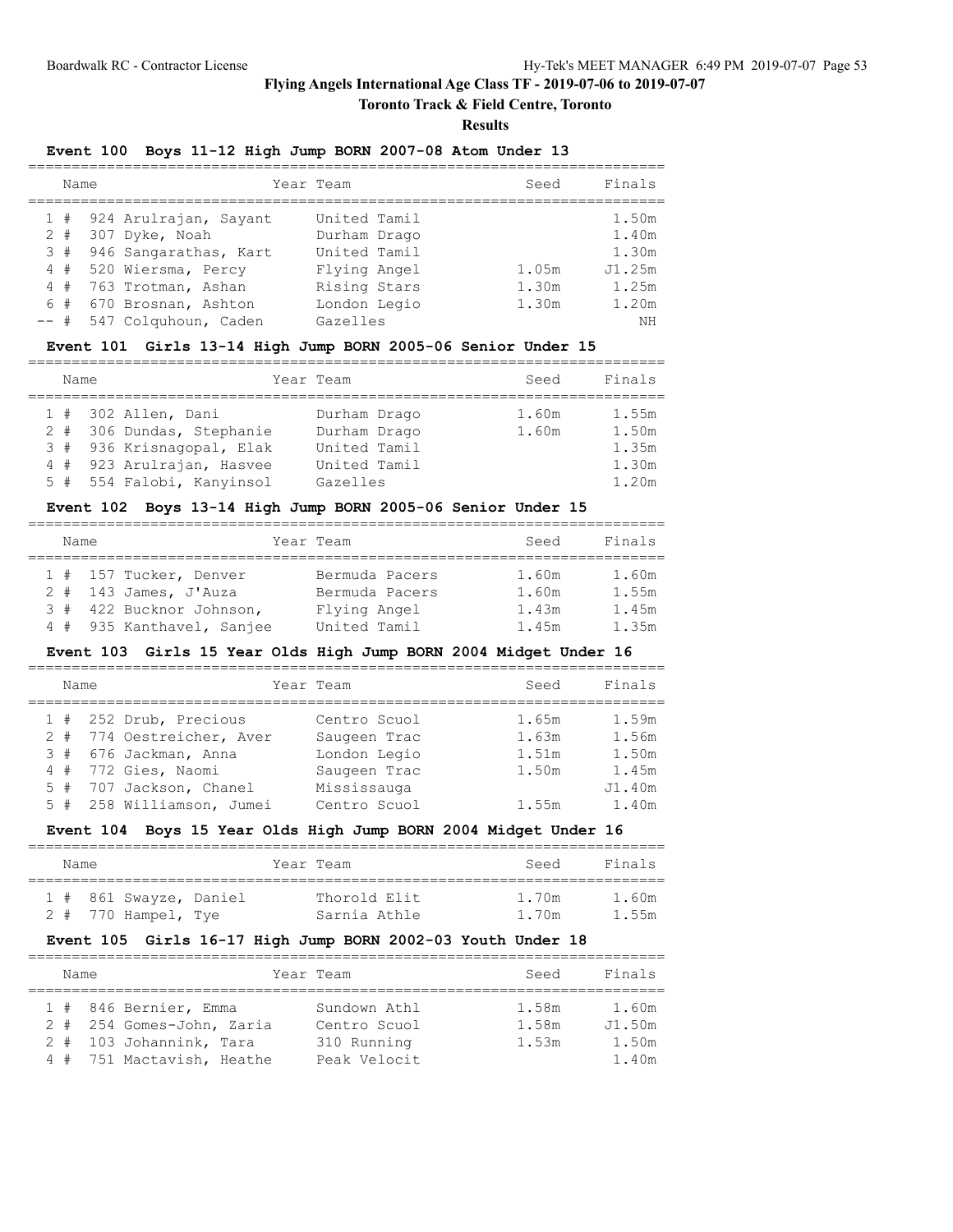# Flying Angels International Age Class TF - 2019-07-06 to 2019-07-07

## Toronto Track & Field Centre, Toronto

### Results

**Event 100 Boys 11-12 High Jump BORN 2007-08 Atom Under 13**

| | Name | Year | Team | Seed | Finals |
|---|---|---|---|---|---|
| 1 # | 924 Arulrajan, Sayant | | United Tamil | | 1.50m |
| 2 # | 307 Dyke, Noah | | Durham Drago | | 1.40m |
| 3 # | 946 Sangarathas, Kart | | United Tamil | | 1.30m |
| 4 # | 520 Wiersma, Percy | | Flying Angel | 1.05m | J1.25m |
| 4 # | 763 Trotman, Ashan | | Rising Stars | 1.30m | 1.25m |
| 6 # | 670 Brosnan, Ashton | | London Legio | 1.30m | 1.20m |
| -- # | 547 Colquhoun, Caden | | Gazelles | | NH |

**Event 101 Girls 13-14 High Jump BORN 2005-06 Senior Under 15**

| | Name | Year | Team | Seed | Finals |
|---|---|---|---|---|---|
| 1 # | 302 Allen, Dani | | Durham Drago | 1.60m | 1.55m |
| 2 # | 306 Dundas, Stephanie | | Durham Drago | 1.60m | 1.50m |
| 3 # | 936 Krisnagopal, Elak | | United Tamil | | 1.35m |
| 4 # | 923 Arulrajan, Hasvee | | United Tamil | | 1.30m |
| 5 # | 554 Falobi, Kanyinsol | | Gazelles | | 1.20m |

**Event 102 Boys 13-14 High Jump BORN 2005-06 Senior Under 15**

| | Name | Year | Team | Seed | Finals |
|---|---|---|---|---|---|
| 1 # | 157 Tucker, Denver | | Bermuda Pacers | 1.60m | 1.60m |
| 2 # | 143 James, J'Auza | | Bermuda Pacers | 1.60m | 1.55m |
| 3 # | 422 Bucknor Johnson, | | Flying Angel | 1.43m | 1.45m |
| 4 # | 935 Kanthavel, Sanjee | | United Tamil | 1.45m | 1.35m |

**Event 103 Girls 15 Year Olds High Jump BORN 2004 Midget Under 16**

| | Name | Year | Team | Seed | Finals |
|---|---|---|---|---|---|
| 1 # | 252 Drub, Precious | | Centro Scuol | 1.65m | 1.59m |
| 2 # | 774 Oestreicher, Aver | | Saugeen Trac | 1.63m | 1.56m |
| 3 # | 676 Jackman, Anna | | London Legio | 1.51m | 1.50m |
| 4 # | 772 Gies, Naomi | | Saugeen Trac | 1.50m | 1.45m |
| 5 # | 707 Jackson, Chanel | | Mississauga | | J1.40m |
| 5 # | 258 Williamson, Jumei | | Centro Scuol | 1.55m | 1.40m |

**Event 104 Boys 15 Year Olds High Jump BORN 2004 Midget Under 16**

| | Name | Year | Team | Seed | Finals |
|---|---|---|---|---|---|
| 1 # | 861 Swayze, Daniel | | Thorold Elit | 1.70m | 1.60m |
| 2 # | 770 Hampel, Tye | | Sarnia Athle | 1.70m | 1.55m |

**Event 105 Girls 16-17 High Jump BORN 2002-03 Youth Under 18**

| | Name | Year | Team | Seed | Finals |
|---|---|---|---|---|---|
| 1 # | 846 Bernier, Emma | | Sundown Athl | 1.58m | 1.60m |
| 2 # | 254 Gomes-John, Zaria | | Centro Scuol | 1.58m | J1.50m |
| 2 # | 103 Johannink, Tara | | 310 Running | 1.53m | 1.50m |
| 4 # | 751 Mactavish, Heathe | | Peak Velocit | | 1.40m |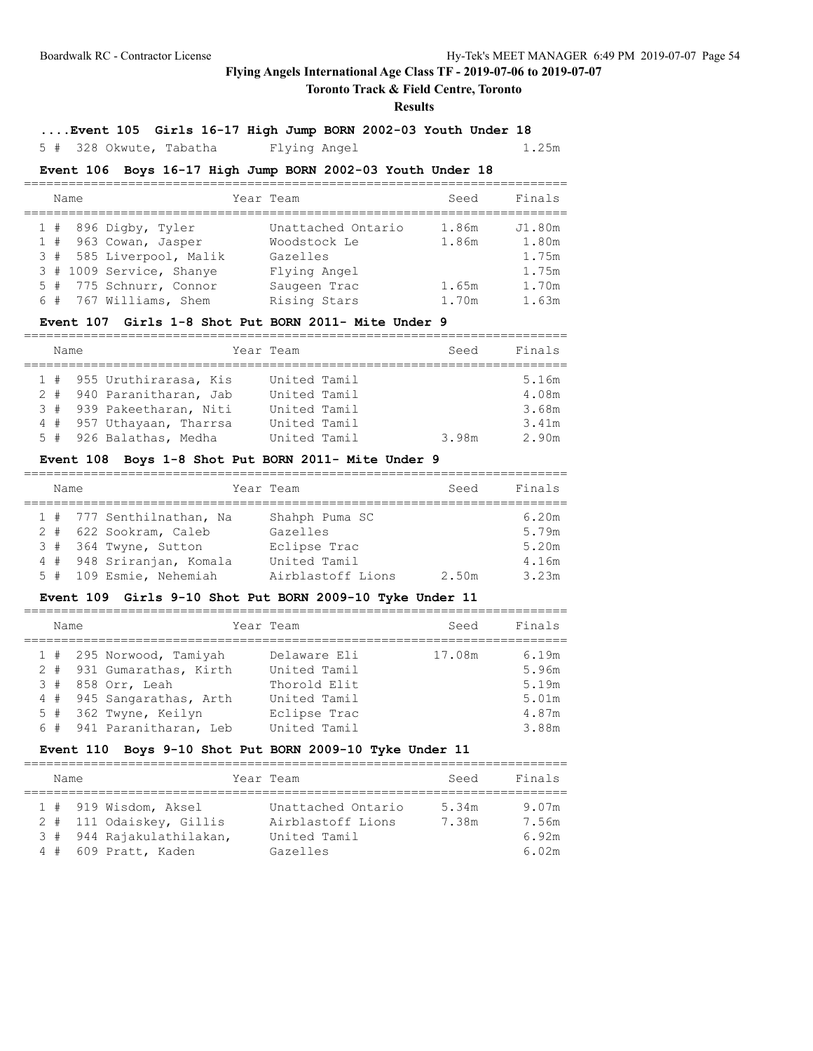# Flying Angels International Age Class TF - 2019-07-06 to 2019-07-07

## Toronto Track & Field Centre, Toronto

### Results

**....Event 105 Girls 16-17 High Jump BORN 2002-03 Youth Under 18**

| | | Name | Year | Team | Seed | Finals |
|---|---|---|---|---|---|---|
| 5 # | 328 | Okwute, Tabatha | | Flying Angel | | 1.25m |

**Event 106 Boys 16-17 High Jump BORN 2002-03 Youth Under 18**

| | | Name | Year | Team | Seed | Finals |
|---|---|---|---|---|---|---|
| 1 # | 896 | Digby, Tyler | | Unattached Ontario | 1.86m | J1.80m |
| 1 # | 963 | Cowan, Jasper | | Woodstock Le | 1.86m | 1.80m |
| 3 # | 585 | Liverpool, Malik | | Gazelles | | 1.75m |
| 3 # | 1009 | Service, Shanye | | Flying Angel | | 1.75m |
| 5 # | 775 | Schnurr, Connor | | Saugeen Trac | 1.65m | 1.70m |
| 6 # | 767 | Williams, Shem | | Rising Stars | 1.70m | 1.63m |

**Event 107 Girls 1-8 Shot Put BORN 2011- Mite Under 9**

| | | Name | Year | Team | Seed | Finals |
|---|---|---|---|---|---|---|
| 1 # | 955 | Uruthirarasa, Kis | | United Tamil | | 5.16m |
| 2 # | 940 | Paranitharan, Jab | | United Tamil | | 4.08m |
| 3 # | 939 | Pakeetharan, Niti | | United Tamil | | 3.68m |
| 4 # | 957 | Uthayaan, Tharrsa | | United Tamil | | 3.41m |
| 5 # | 926 | Balathas, Medha | | United Tamil | 3.98m | 2.90m |

**Event 108 Boys 1-8 Shot Put BORN 2011- Mite Under 9**

| | | Name | Year | Team | Seed | Finals |
|---|---|---|---|---|---|---|
| 1 # | 777 | Senthilnathan, Na | | Shahph Puma SC | | 6.20m |
| 2 # | 622 | Sookram, Caleb | | Gazelles | | 5.79m |
| 3 # | 364 | Twyne, Sutton | | Eclipse Trac | | 5.20m |
| 4 # | 948 | Sriranjan, Komala | | United Tamil | | 4.16m |
| 5 # | 109 | Esmie, Nehemiah | | Airblastoff Lions | 2.50m | 3.23m |

**Event 109 Girls 9-10 Shot Put BORN 2009-10 Tyke Under 11**

| | | Name | Year | Team | Seed | Finals |
|---|---|---|---|---|---|---|
| 1 # | 295 | Norwood, Tamiyah | | Delaware Eli | 17.08m | 6.19m |
| 2 # | 931 | Gumarathas, Kirth | | United Tamil | | 5.96m |
| 3 # | 858 | Orr, Leah | | Thorold Elit | | 5.19m |
| 4 # | 945 | Sangarathas, Arth | | United Tamil | | 5.01m |
| 5 # | 362 | Twyne, Keilyn | | Eclipse Trac | | 4.87m |
| 6 # | 941 | Paranitharan, Leb | | United Tamil | | 3.88m |

**Event 110 Boys 9-10 Shot Put BORN 2009-10 Tyke Under 11**

| | | Name | Year | Team | Seed | Finals |
|---|---|---|---|---|---|---|
| 1 # | 919 | Wisdom, Aksel | | Unattached Ontario | 5.34m | 9.07m |
| 2 # | 111 | Odaiskey, Gillis | | Airblastoff Lions | 7.38m | 7.56m |
| 3 # | 944 | Rajakulathilakan, | | United Tamil | | 6.92m |
| 4 # | 609 | Pratt, Kaden | | Gazelles | | 6.02m |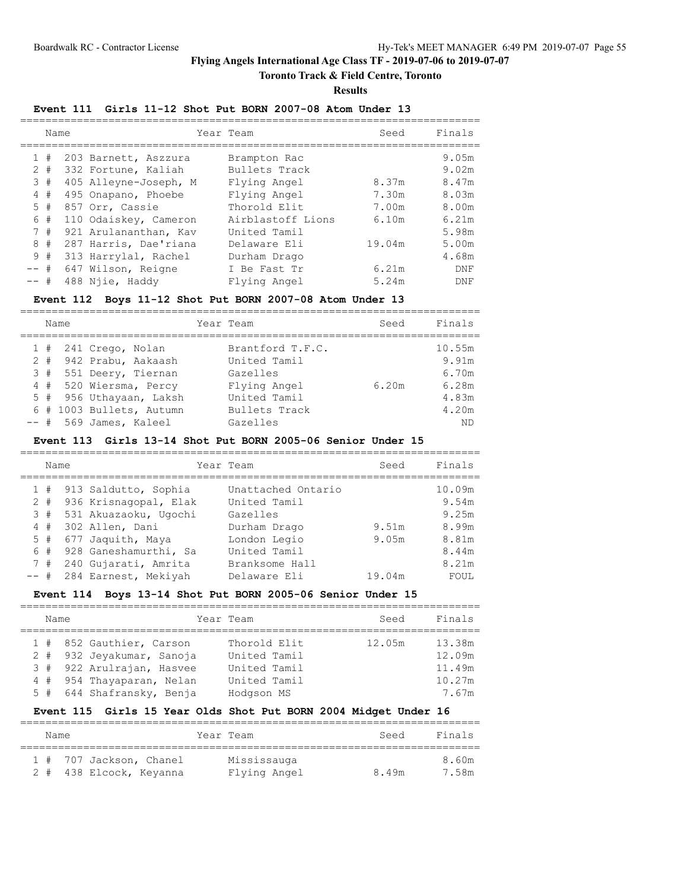# Flying Angels International Age Class TF - 2019-07-06 to 2019-07-07

## Toronto Track & Field Centre, Toronto

### Results

#### Event 111 Girls 11-12 Shot Put BORN 2007-08 Atom Under 13

| Place | # | Name | Year | Team | Seed | Finals |
|---|---|---|---|---|---|---|
| 1 | # | 203 Barnett, Aszzura | | Brampton Rac | | 9.05m |
| 2 | # | 332 Fortune, Kaliah | | Bullets Track | | 9.02m |
| 3 | # | 405 Alleyne-Joseph, M | | Flying Angel | 8.37m | 8.47m |
| 4 | # | 495 Onapano, Phoebe | | Flying Angel | 7.30m | 8.03m |
| 5 | # | 857 Orr, Cassie | | Thorold Elit | 7.00m | 8.00m |
| 6 | # | 110 Odaiskey, Cameron | | Airblastoff Lions | 6.10m | 6.21m |
| 7 | # | 921 Arulananthan, Kav | | United Tamil | | 5.98m |
| 8 | # | 287 Harris, Dae'riana | | Delaware Eli | 19.04m | 5.00m |
| 9 | # | 313 Harrylal, Rachel | | Durham Drago | | 4.68m |
| -- | # | 647 Wilson, Reigne | | I Be Fast Tr | 6.21m | DNF |
| -- | # | 488 Njie, Haddy | | Flying Angel | 5.24m | DNF |

#### Event 112 Boys 11-12 Shot Put BORN 2007-08 Atom Under 13

| Place | # | Name | Year | Team | Seed | Finals |
|---|---|---|---|---|---|---|
| 1 | # | 241 Crego, Nolan | | Brantford T.F.C. | | 10.55m |
| 2 | # | 942 Prabu, Aakaash | | United Tamil | | 9.91m |
| 3 | # | 551 Deery, Tiernan | | Gazelles | | 6.70m |
| 4 | # | 520 Wiersma, Percy | | Flying Angel | 6.20m | 6.28m |
| 5 | # | 956 Uthayaan, Laksh | | United Tamil | | 4.83m |
| 6 | # | 1003 Bullets, Autumn | | Bullets Track | | 4.20m |
| -- | # | 569 James, Kaleel | | Gazelles | | ND |

#### Event 113 Girls 13-14 Shot Put BORN 2005-06 Senior Under 15

| Place | # | Name | Year | Team | Seed | Finals |
|---|---|---|---|---|---|---|
| 1 | # | 913 Saldutto, Sophia | | Unattached Ontario | | 10.09m |
| 2 | # | 936 Krisnagopal, Elak | | United Tamil | | 9.54m |
| 3 | # | 531 Akuazaoku, Ugochi | | Gazelles | | 9.25m |
| 4 | # | 302 Allen, Dani | | Durham Drago | 9.51m | 8.99m |
| 5 | # | 677 Jaquith, Maya | | London Legio | 9.05m | 8.81m |
| 6 | # | 928 Ganeshamurthi, Sa | | United Tamil | | 8.44m |
| 7 | # | 240 Gujarati, Amrita | | Branksome Hall | | 8.21m |
| -- | # | 284 Earnest, Mekiyah | | Delaware Eli | 19.04m | FOUL |

#### Event 114 Boys 13-14 Shot Put BORN 2005-06 Senior Under 15

| Place | # | Name | Year | Team | Seed | Finals |
|---|---|---|---|---|---|---|
| 1 | # | 852 Gauthier, Carson | | Thorold Elit | 12.05m | 13.38m |
| 2 | # | 932 Jeyakumar, Sanoja | | United Tamil | | 12.09m |
| 3 | # | 922 Arulrajan, Hasvee | | United Tamil | | 11.49m |
| 4 | # | 954 Thayaparan, Nelan | | United Tamil | | 10.27m |
| 5 | # | 644 Shafransky, Benja | | Hodgson MS | | 7.67m |

#### Event 115 Girls 15 Year Olds Shot Put BORN 2004 Midget Under 16

| Place | # | Name | Year | Team | Seed | Finals |
|---|---|---|---|---|---|---|
| 1 | # | 707 Jackson, Chanel | | Mississauga | | 8.60m |
| 2 | # | 438 Elcock, Keyanna | | Flying Angel | 8.49m | 7.58m |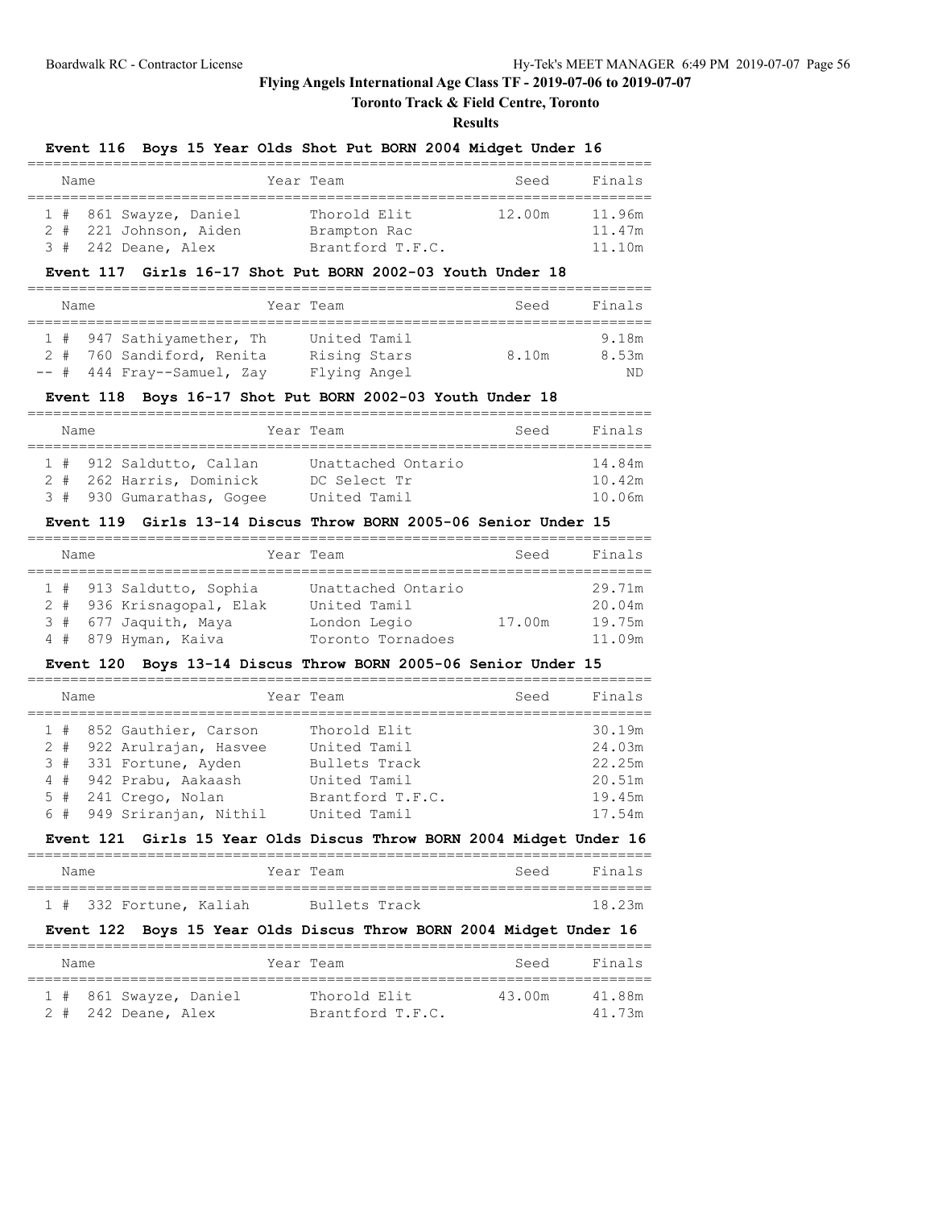# Flying Angels International Age Class TF - 2019-07-06 to 2019-07-07

## Toronto Track & Field Centre, Toronto

### Results

#### Event 116 Boys 15 Year Olds Shot Put BORN 2004 Midget Under 16

| | Name | Year | Team | Seed | Finals |
|---|---|---|---|---|---|
| 1 # | 861 Swayze, Daniel | | Thorold Elit | 12.00m | 11.96m |
| 2 # | 221 Johnson, Aiden | | Brampton Rac | | 11.47m |
| 3 # | 242 Deane, Alex | | Brantford T.F.C. | | 11.10m |

#### Event 117 Girls 16-17 Shot Put BORN 2002-03 Youth Under 18

| | Name | Year | Team | Seed | Finals |
|---|---|---|---|---|---|
| 1 # | 947 Sathiyamether, Th | | United Tamil | | 9.18m |
| 2 # | 760 Sandiford, Renita | | Rising Stars | 8.10m | 8.53m |
| -- # | 444 Fray--Samuel, Zay | | Flying Angel | | ND |

#### Event 118 Boys 16-17 Shot Put BORN 2002-03 Youth Under 18

| | Name | Year | Team | Seed | Finals |
|---|---|---|---|---|---|
| 1 # | 912 Saldutto, Callan | | Unattached Ontario | | 14.84m |
| 2 # | 262 Harris, Dominick | | DC Select Tr | | 10.42m |
| 3 # | 930 Gumarathas, Gogee | | United Tamil | | 10.06m |

#### Event 119 Girls 13-14 Discus Throw BORN 2005-06 Senior Under 15

| | Name | Year | Team | Seed | Finals |
|---|---|---|---|---|---|
| 1 # | 913 Saldutto, Sophia | | Unattached Ontario | | 29.71m |
| 2 # | 936 Krisnagopal, Elak | | United Tamil | | 20.04m |
| 3 # | 677 Jaquith, Maya | | London Legio | 17.00m | 19.75m |
| 4 # | 879 Hyman, Kaiva | | Toronto Tornadoes | | 11.09m |

#### Event 120 Boys 13-14 Discus Throw BORN 2005-06 Senior Under 15

| | Name | Year | Team | Seed | Finals |
|---|---|---|---|---|---|
| 1 # | 852 Gauthier, Carson | | Thorold Elit | | 30.19m |
| 2 # | 922 Arulrajan, Hasvee | | United Tamil | | 24.03m |
| 3 # | 331 Fortune, Ayden | | Bullets Track | | 22.25m |
| 4 # | 942 Prabu, Aakaash | | United Tamil | | 20.51m |
| 5 # | 241 Crego, Nolan | | Brantford T.F.C. | | 19.45m |
| 6 # | 949 Sriranjan, Nithil | | United Tamil | | 17.54m |

#### Event 121 Girls 15 Year Olds Discus Throw BORN 2004 Midget Under 16

| | Name | Year | Team | Seed | Finals |
|---|---|---|---|---|---|
| 1 # | 332 Fortune, Kaliah | | Bullets Track | | 18.23m |

#### Event 122 Boys 15 Year Olds Discus Throw BORN 2004 Midget Under 16

| | Name | Year | Team | Seed | Finals |
|---|---|---|---|---|---|
| 1 # | 861 Swayze, Daniel | | Thorold Elit | 43.00m | 41.88m |
| 2 # | 242 Deane, Alex | | Brantford T.F.C. | | 41.73m |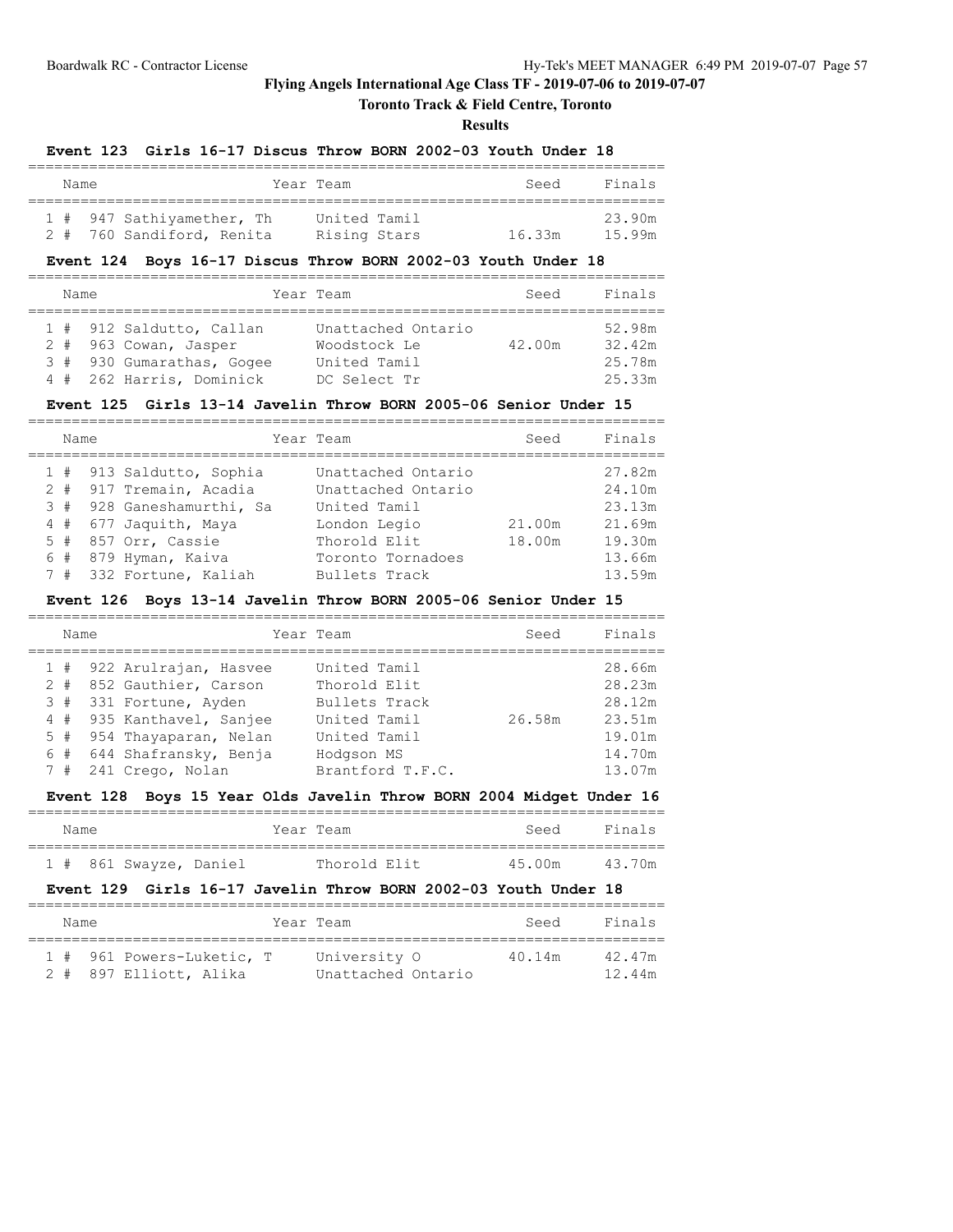# Flying Angels International Age Class TF - 2019-07-06 to 2019-07-07

## Toronto Track & Field Centre, Toronto

### Results

**Event 123 Girls 16-17 Discus Throw BORN 2002-03 Youth Under 18**

| | Name | Year | Team | Seed | Finals |
|---|---|---|---|---|---|
| 1 # | 947 Sathiyamether, Th | | United Tamil | | 23.90m |
| 2 # | 760 Sandiford, Renita | | Rising Stars | 16.33m | 15.99m |

**Event 124 Boys 16-17 Discus Throw BORN 2002-03 Youth Under 18**

| | Name | Year | Team | Seed | Finals |
|---|---|---|---|---|---|
| 1 # | 912 Saldutto, Callan | | Unattached Ontario | | 52.98m |
| 2 # | 963 Cowan, Jasper | | Woodstock Le | 42.00m | 32.42m |
| 3 # | 930 Gumarathas, Gogee | | United Tamil | | 25.78m |
| 4 # | 262 Harris, Dominick | | DC Select Tr | | 25.33m |

**Event 125 Girls 13-14 Javelin Throw BORN 2005-06 Senior Under 15**

| | Name | Year | Team | Seed | Finals |
|---|---|---|---|---|---|
| 1 # | 913 Saldutto, Sophia | | Unattached Ontario | | 27.82m |
| 2 # | 917 Tremain, Acadia | | Unattached Ontario | | 24.10m |
| 3 # | 928 Ganeshamurthi, Sa | | United Tamil | | 23.13m |
| 4 # | 677 Jaquith, Maya | | London Legio | 21.00m | 21.69m |
| 5 # | 857 Orr, Cassie | | Thorold Elit | 18.00m | 19.30m |
| 6 # | 879 Hyman, Kaiva | | Toronto Tornadoes | | 13.66m |
| 7 # | 332 Fortune, Kaliah | | Bullets Track | | 13.59m |

**Event 126 Boys 13-14 Javelin Throw BORN 2005-06 Senior Under 15**

| | Name | Year | Team | Seed | Finals |
|---|---|---|---|---|---|
| 1 # | 922 Arulrajan, Hasvee | | United Tamil | | 28.66m |
| 2 # | 852 Gauthier, Carson | | Thorold Elit | | 28.23m |
| 3 # | 331 Fortune, Ayden | | Bullets Track | | 28.12m |
| 4 # | 935 Kanthavel, Sanjee | | United Tamil | 26.58m | 23.51m |
| 5 # | 954 Thayaparan, Nelan | | United Tamil | | 19.01m |
| 6 # | 644 Shafransky, Benja | | Hodgson MS | | 14.70m |
| 7 # | 241 Crego, Nolan | | Brantford T.F.C. | | 13.07m |

**Event 128 Boys 15 Year Olds Javelin Throw BORN 2004 Midget Under 16**

| | Name | Year | Team | Seed | Finals |
|---|---|---|---|---|---|
| 1 # | 861 Swayze, Daniel | | Thorold Elit | 45.00m | 43.70m |

**Event 129 Girls 16-17 Javelin Throw BORN 2002-03 Youth Under 18**

| | Name | Year | Team | Seed | Finals |
|---|---|---|---|---|---|
| 1 # | 961 Powers-Luketic, T | | University O | 40.14m | 42.47m |
| 2 # | 897 Elliott, Alika | | Unattached Ontario | | 12.44m |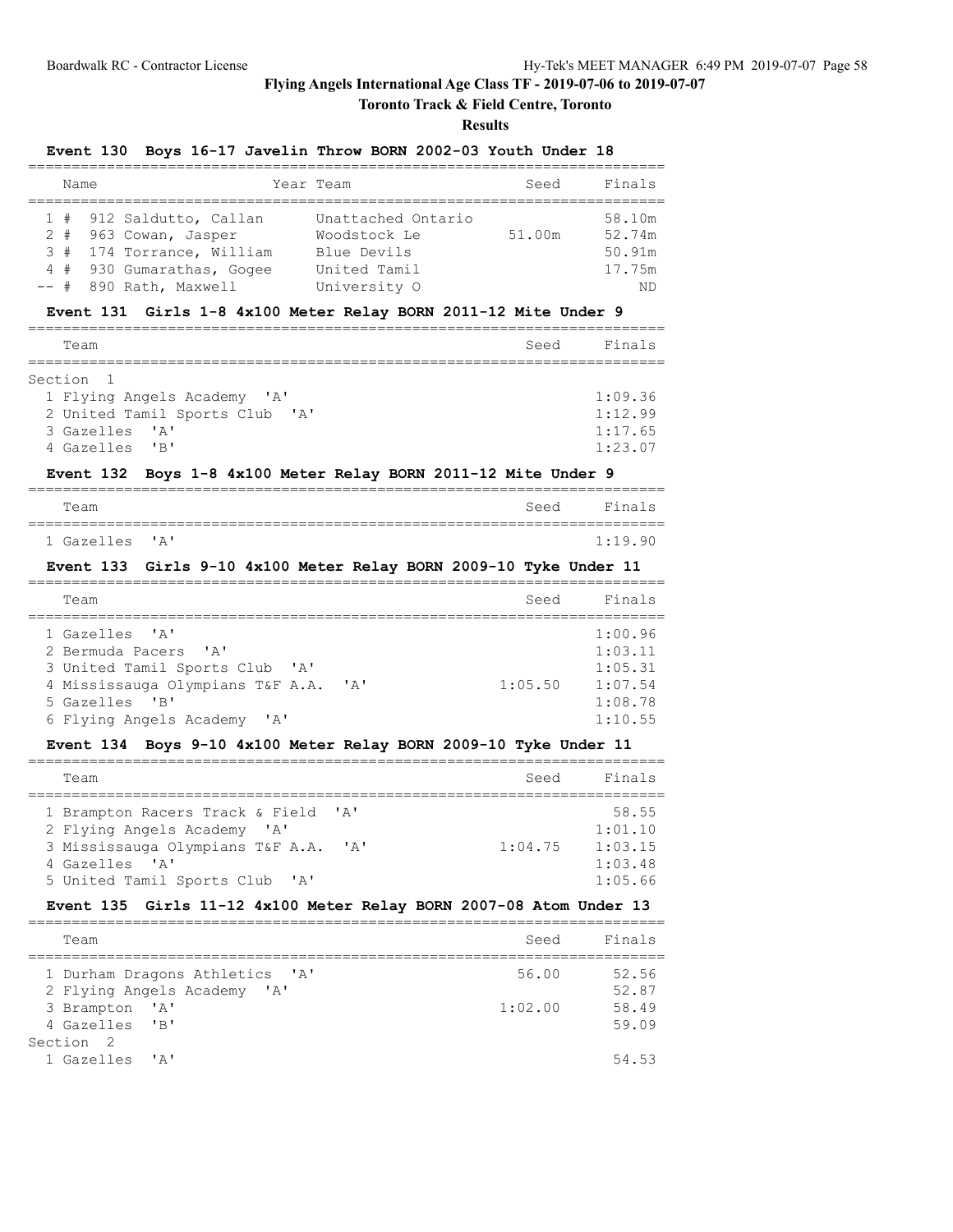# Flying Angels International Age Class TF - 2019-07-06 to 2019-07-07

## Toronto Track & Field Centre, Toronto

### Results

**Event 130 Boys 16-17 Javelin Throw BORN 2002-03 Youth Under 18**

| | Name | Year | Team | Seed | Finals |
|---|---|---|---|---|---|
| 1 # | 912 Saldutto, Callan | | Unattached Ontario | | 58.10m |
| 2 # | 963 Cowan, Jasper | | Woodstock Le | 51.00m | 52.74m |
| 3 # | 174 Torrance, William | | Blue Devils | | 50.91m |
| 4 # | 930 Gumarathas, Gogee | | United Tamil | | 17.75m |
| -- # | 890 Rath, Maxwell | | University O | | ND |

**Event 131 Girls 1-8 4x100 Meter Relay BORN 2011-12 Mite Under 9**

| | Team | Seed | Finals |
|---|---|---|---|
| Section 1 | | | |
| 1 | Flying Angels Academy 'A' | | 1:09.36 |
| 2 | United Tamil Sports Club 'A' | | 1:12.99 |
| 3 | Gazelles 'A' | | 1:17.65 |
| 4 | Gazelles 'B' | | 1:23.07 |

**Event 132 Boys 1-8 4x100 Meter Relay BORN 2011-12 Mite Under 9**

| | Team | Seed | Finals |
|---|---|---|---|
| 1 | Gazelles 'A' | | 1:19.90 |

**Event 133 Girls 9-10 4x100 Meter Relay BORN 2009-10 Tyke Under 11**

| | Team | Seed | Finals |
|---|---|---|---|
| 1 | Gazelles 'A' | | 1:00.96 |
| 2 | Bermuda Pacers 'A' | | 1:03.11 |
| 3 | United Tamil Sports Club 'A' | | 1:05.31 |
| 4 | Mississauga Olympians T&F A.A. 'A' | 1:05.50 | 1:07.54 |
| 5 | Gazelles 'B' | | 1:08.78 |
| 6 | Flying Angels Academy 'A' | | 1:10.55 |

**Event 134 Boys 9-10 4x100 Meter Relay BORN 2009-10 Tyke Under 11**

| | Team | Seed | Finals |
|---|---|---|---|
| 1 | Brampton Racers Track & Field 'A' | | 58.55 |
| 2 | Flying Angels Academy 'A' | | 1:01.10 |
| 3 | Mississauga Olympians T&F A.A. 'A' | 1:04.75 | 1:03.15 |
| 4 | Gazelles 'A' | | 1:03.48 |
| 5 | United Tamil Sports Club 'A' | | 1:05.66 |

**Event 135 Girls 11-12 4x100 Meter Relay BORN 2007-08 Atom Under 13**

| | Team | Seed | Finals |
|---|---|---|---|
| 1 | Durham Dragons Athletics 'A' | 56.00 | 52.56 |
| 2 | Flying Angels Academy 'A' | | 52.87 |
| 3 | Brampton 'A' | 1:02.00 | 58.49 |
| 4 | Gazelles 'B' | | 59.09 |
| Section 2 | | | |
| 1 | Gazelles 'A' | | 54.53 |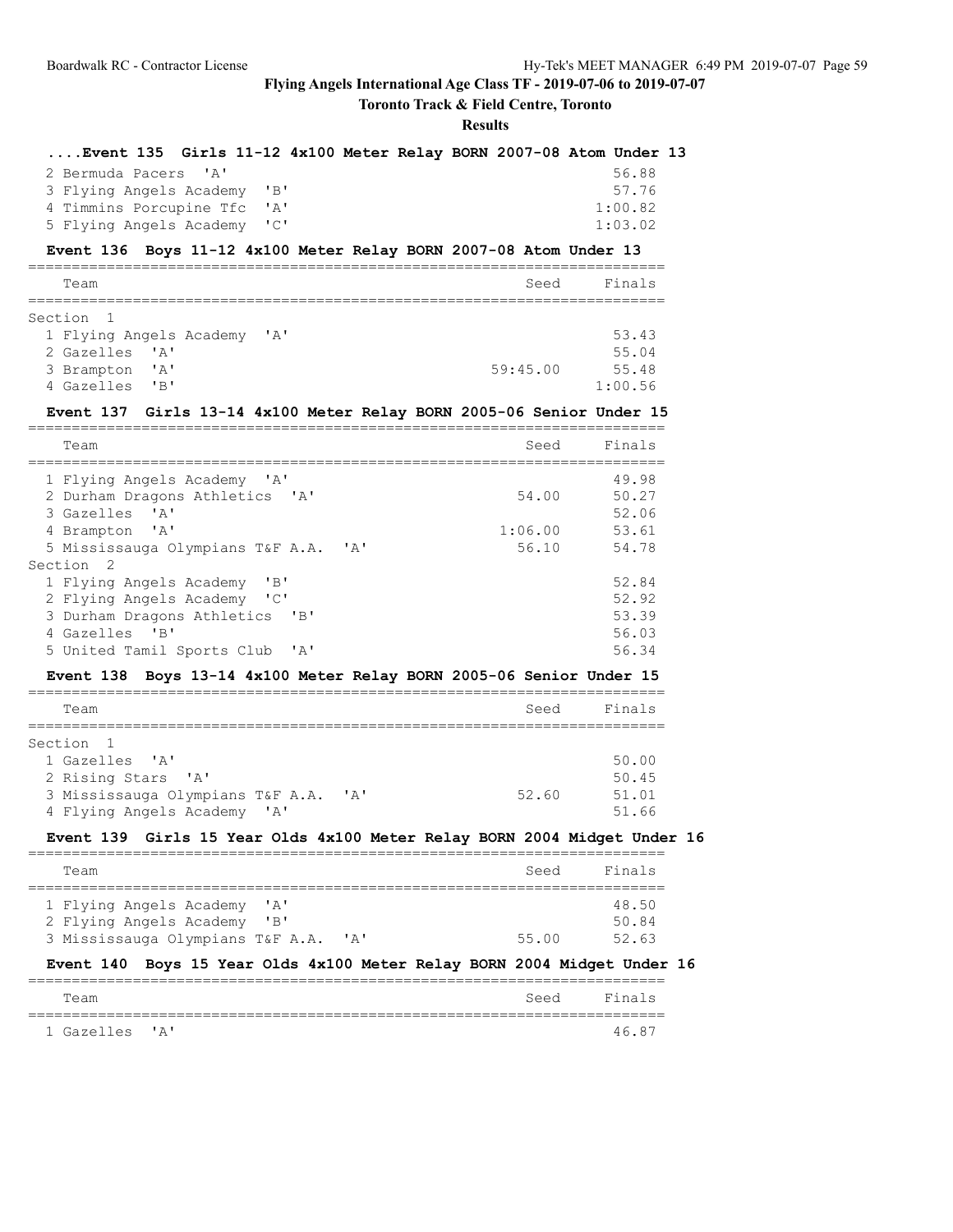### ....Event 135 Girls 11-12 4x100 Meter Relay BORN 2007-08 Atom Under 13

| Team | Seed | Finals |
|---|---|---|
| 2 Bermuda Pacers 'A' | | 56.88 |
| 3 Flying Angels Academy 'B' | | 57.76 |
| 4 Timmins Porcupine Tfc 'A' | | 1:00.82 |
| 5 Flying Angels Academy 'C' | | 1:03.02 |

### Event 136 Boys 11-12 4x100 Meter Relay BORN 2007-08 Atom Under 13

| Team | Seed | Finals |
|---|---|---|
| **Section 1** | | |
| 1 Flying Angels Academy 'A' | | 53.43 |
| 2 Gazelles 'A' | | 55.04 |
| 3 Brampton 'A' | 59:45.00 | 55.48 |
| 4 Gazelles 'B' | | 1:00.56 |

### Event 137 Girls 13-14 4x100 Meter Relay BORN 2005-06 Senior Under 15

| Team | Seed | Finals |
|---|---|---|
| 1 Flying Angels Academy 'A' | | 49.98 |
| 2 Durham Dragons Athletics 'A' | 54.00 | 50.27 |
| 3 Gazelles 'A' | | 52.06 |
| 4 Brampton 'A' | 1:06.00 | 53.61 |
| 5 Mississauga Olympians T&F A.A. 'A' | 56.10 | 54.78 |
| **Section 2** | | |
| 1 Flying Angels Academy 'B' | | 52.84 |
| 2 Flying Angels Academy 'C' | | 52.92 |
| 3 Durham Dragons Athletics 'B' | | 53.39 |
| 4 Gazelles 'B' | | 56.03 |
| 5 United Tamil Sports Club 'A' | | 56.34 |

### Event 138 Boys 13-14 4x100 Meter Relay BORN 2005-06 Senior Under 15

| Team | Seed | Finals |
|---|---|---|
| **Section 1** | | |
| 1 Gazelles 'A' | | 50.00 |
| 2 Rising Stars 'A' | | 50.45 |
| 3 Mississauga Olympians T&F A.A. 'A' | 52.60 | 51.01 |
| 4 Flying Angels Academy 'A' | | 51.66 |

### Event 139 Girls 15 Year Olds 4x100 Meter Relay BORN 2004 Midget Under 16

| Team | Seed | Finals |
|---|---|---|
| 1 Flying Angels Academy 'A' | | 48.50 |
| 2 Flying Angels Academy 'B' | | 50.84 |
| 3 Mississauga Olympians T&F A.A. 'A' | 55.00 | 52.63 |

### Event 140 Boys 15 Year Olds 4x100 Meter Relay BORN 2004 Midget Under 16

| Team | Seed | Finals |
|---|---|---|
| 1 Gazelles 'A' | | 46.87 |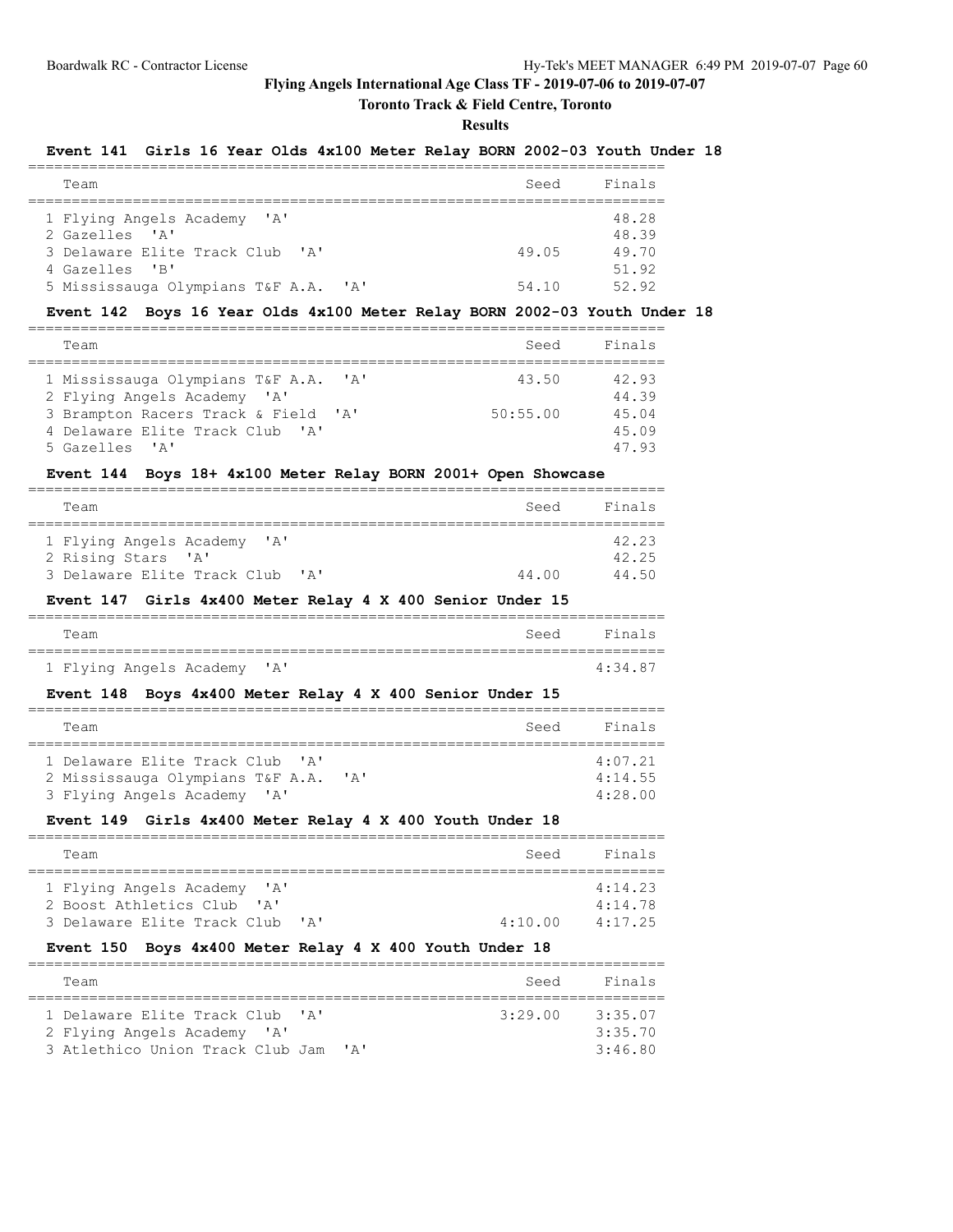**Flying Angels International Age Class TF - 2019-07-06 to 2019-07-07**

**Toronto Track & Field Centre, Toronto**

**Results**

### Event 141 Girls 16 Year Olds 4x100 Meter Relay BORN 2002-03 Youth Under 18

| Team | Seed | Finals |
|---|---|---|
| 1 Flying Angels Academy 'A' | | 48.28 |
| 2 Gazelles 'A' | | 48.39 |
| 3 Delaware Elite Track Club 'A' | 49.05 | 49.70 |
| 4 Gazelles 'B' | | 51.92 |
| 5 Mississauga Olympians T&F A.A. 'A' | 54.10 | 52.92 |

### Event 142 Boys 16 Year Olds 4x100 Meter Relay BORN 2002-03 Youth Under 18

| Team | Seed | Finals |
|---|---|---|
| 1 Mississauga Olympians T&F A.A. 'A' | 43.50 | 42.93 |
| 2 Flying Angels Academy 'A' | | 44.39 |
| 3 Brampton Racers Track & Field 'A' | 50:55.00 | 45.04 |
| 4 Delaware Elite Track Club 'A' | | 45.09 |
| 5 Gazelles 'A' | | 47.93 |

### Event 144 Boys 18+ 4x100 Meter Relay BORN 2001+ Open Showcase

| Team | Seed | Finals |
|---|---|---|
| 1 Flying Angels Academy 'A' | | 42.23 |
| 2 Rising Stars 'A' | | 42.25 |
| 3 Delaware Elite Track Club 'A' | 44.00 | 44.50 |

### Event 147 Girls 4x400 Meter Relay 4 X 400 Senior Under 15

| Team | Seed | Finals |
|---|---|---|
| 1 Flying Angels Academy 'A' | | 4:34.87 |

### Event 148 Boys 4x400 Meter Relay 4 X 400 Senior Under 15

| Team | Seed | Finals |
|---|---|---|
| 1 Delaware Elite Track Club 'A' | | 4:07.21 |
| 2 Mississauga Olympians T&F A.A. 'A' | | 4:14.55 |
| 3 Flying Angels Academy 'A' | | 4:28.00 |

### Event 149 Girls 4x400 Meter Relay 4 X 400 Youth Under 18

| Team | Seed | Finals |
|---|---|---|
| 1 Flying Angels Academy 'A' | | 4:14.23 |
| 2 Boost Athletics Club 'A' | | 4:14.78 |
| 3 Delaware Elite Track Club 'A' | 4:10.00 | 4:17.25 |

### Event 150 Boys 4x400 Meter Relay 4 X 400 Youth Under 18

| Team | Seed | Finals |
|---|---|---|
| 1 Delaware Elite Track Club 'A' | 3:29.00 | 3:35.07 |
| 2 Flying Angels Academy 'A' | | 3:35.70 |
| 3 Atlethico Union Track Club Jam 'A' | | 3:46.80 |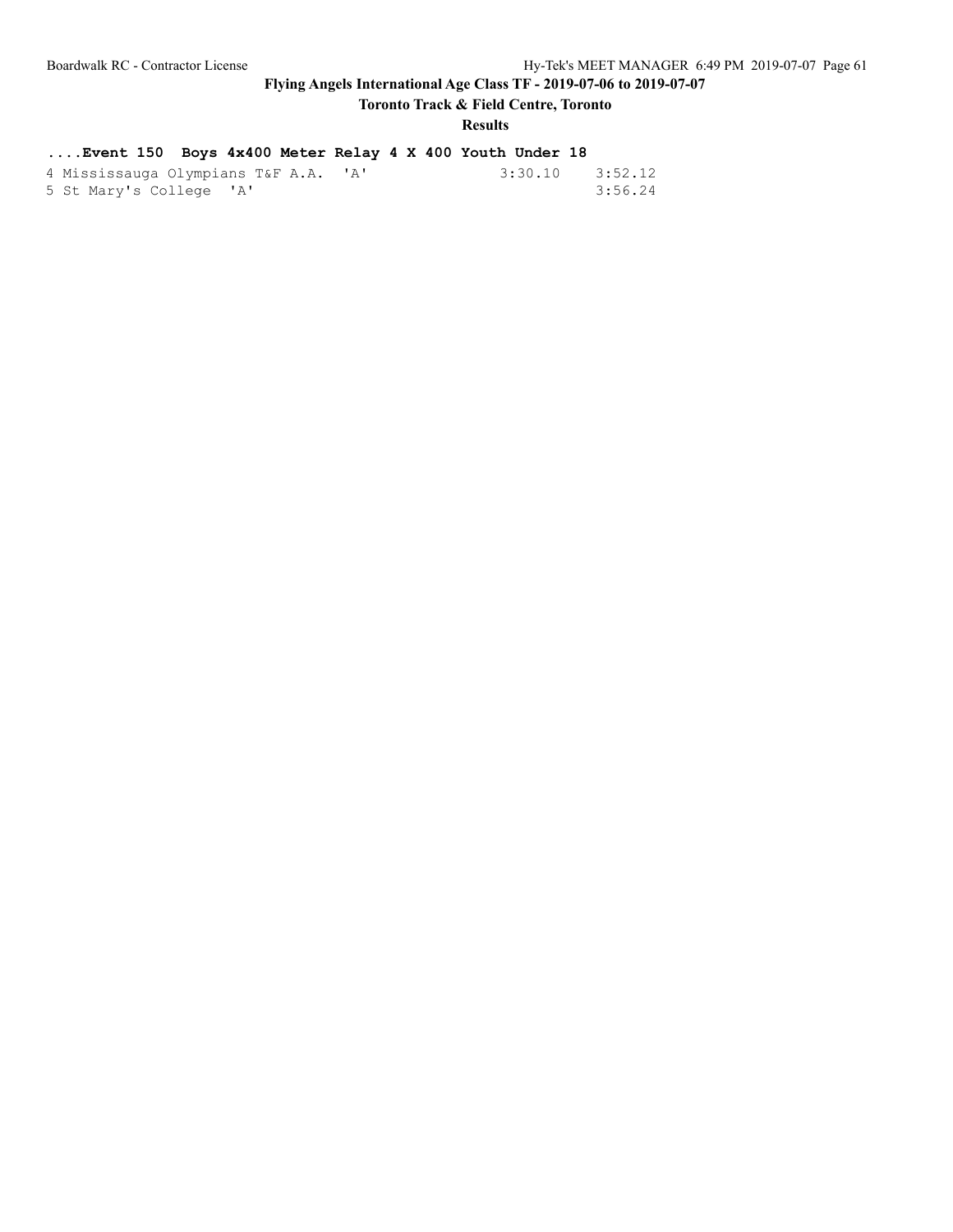### ....Event 150  Boys 4x400 Meter Relay 4 X 400 Youth Under 18

| | | | |
|---|---|---|---|
| 4 | Mississauga Olympians T&F A.A.  'A' | 3:30.10 | 3:52.12 |
| 5 | St Mary's College  'A' | | 3:56.24 |